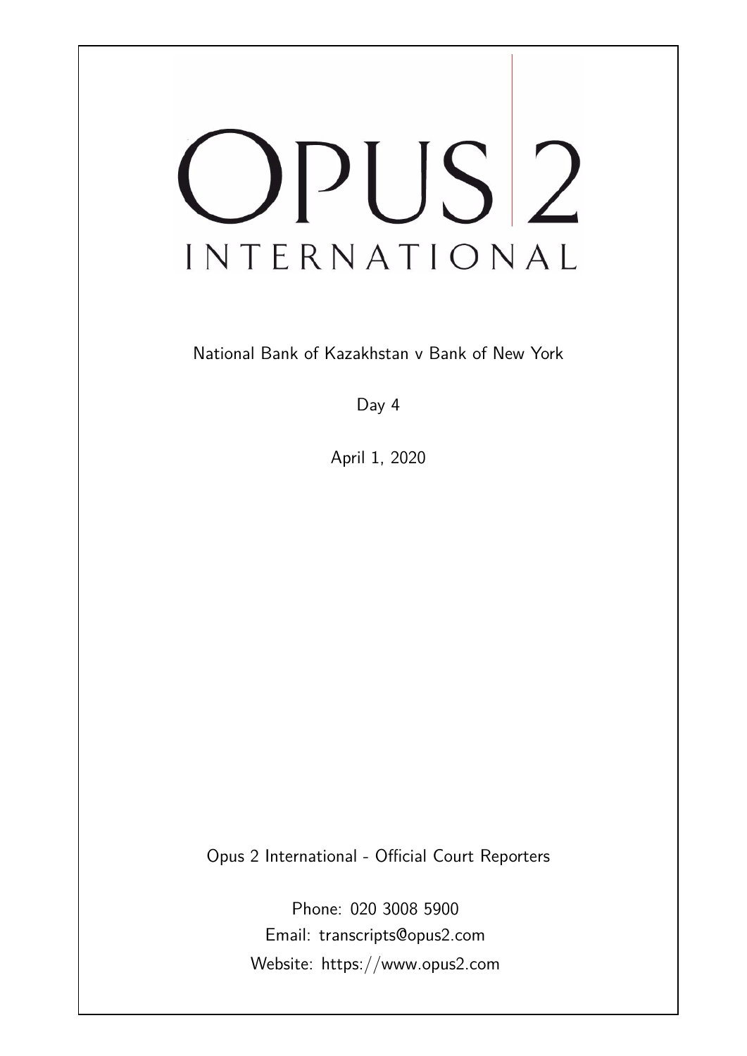# OPUS 2 INTERNATIONAL

National Bank of Kazakhstan v Bank of New York

Day 4

April 1, 2020

Opus 2 International - Official Court Reporters

Phone: 020 3008 5900
Email: transcripts@opus2.com
Website: https://www.opus2.com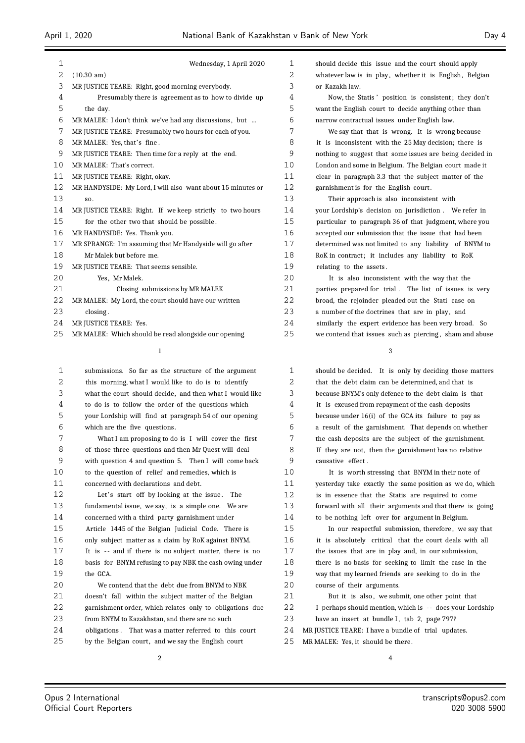Wednesday, 1 April 2020

(10.30 am)

MR JUSTICE TEARE: Right, good morning everybody.

Presumably there is agreement as to how to divide up the day.

MR MALEK: I don't think we've had any discussions, but ...

MR JUSTICE TEARE: Presumably two hours for each of you.

MR MALEK: Yes, that's fine.

MR JUSTICE TEARE: Then time for a reply at the end.

MR MALEK: That's correct.

MR JUSTICE TEARE: Right, okay.

MR HANDYSIDE: My Lord, I will also want about 15 minutes or so.

MR JUSTICE TEARE: Right. If we keep strictly to two hours for the other two that should be possible.

MR HANDYSIDE: Yes. Thank you.

MR SPRANGE: I'm assuming that Mr Handyside will go after Mr Malek but before me.

MR JUSTICE TEARE: That seems sensible.

Yes, Mr Malek.

## Closing submissions by MR MALEK

MR MALEK: My Lord, the court should have our written closing.

MR JUSTICE TEARE: Yes.

MR MALEK: Which should be read alongside our opening submissions. So far as the structure of the argument this morning, what I would like to do is to identify what the court should decide, and then what I would like to do is to follow the order of the questions which your Lordship will find at paragraph 54 of our opening which are the five questions.

What I am proposing to do is I will cover the first of those three questions and then Mr Quest will deal with question 4 and question 5. Then I will come back to the question of relief and remedies, which is concerned with declarations and debt.

Let's start off by looking at the issue. The fundamental issue, we say, is a simple one. We are concerned with a third party garnishment under Article 1445 of the Belgian Judicial Code. There is only subject matter as a claim by RoK against BNYM. It is -- and if there is no subject matter, there is no basis for BNYM refusing to pay NBK the cash owing under the GCA.

We contend that the debt due from BNYM to NBK doesn't fall within the subject matter of the Belgian garnishment order, which relates only to obligations due from BNYM to Kazakhstan, and there are no such obligations. That was a matter referred to this court by the Belgian court, and we say the English court should decide this issue and the court should apply whatever law is in play, whether it is English, Belgian or Kazakh law.

Now, the Statis' position is consistent; they don't want the English court to decide anything other than narrow contractual issues under English law.

We say that that is wrong. It is wrong because it is inconsistent with the 25 May decision; there is nothing to suggest that some issues are being decided in London and some in Belgium. The Belgian court made it clear in paragraph 3.3 that the subject matter of the garnishment is for the English court.

Their approach is also inconsistent with your Lordship's decision on jurisdiction. We refer in particular to paragraph 36 of that judgment, where you accepted our submission that the issue that had been determined was not limited to any liability of BNYM to RoK in contract; it includes any liability to RoK relating to the assets.

It is also inconsistent with the way that the parties prepared for trial. The list of issues is very broad, the rejoinder pleaded out the Stati case on a number of the doctrines that are in play, and similarly the expert evidence has been very broad. So we contend that issues such as piercing, sham and abuse should be decided. It is only by deciding those matters that the debt claim can be determined, and that is because BNYM's only defence to the debt claim is that it is excused from repayment of the cash deposits because under 16(i) of the GCA its failure to pay as a result of the garnishment. That depends on whether the cash deposits are the subject of the garnishment. If they are not, then the garnishment has no relative causative effect.

It is worth stressing that BNYM in their note of yesterday take exactly the same position as we do, which is in essence that the Statis are required to come forward with all their arguments and that there is going to be nothing left over for argument in Belgium.

In our respectful submission, therefore, we say that it is absolutely critical that the court deals with all the issues that are in play and, in our submission, there is no basis for seeking to limit the case in the way that my learned friends are seeking to do in the course of their arguments.

But it is also, we submit, one other point that I perhaps should mention, which is -- does your Lordship have an insert at bundle I, tab 2, page 797?

MR JUSTICE TEARE: I have a bundle of trial updates.

MR MALEK: Yes, it should be there.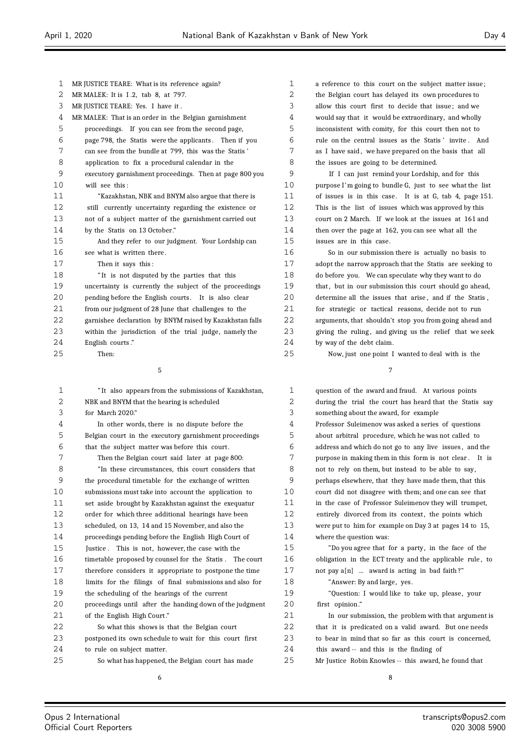MR JUSTICE TEARE: What is its reference again?

MR MALEK: It is I.2, tab 8, at 797.

MR JUSTICE TEARE: Yes. I have it.

MR MALEK: That is an order in the Belgian garnishment proceedings. If you can see from the second page, page 798, the Statis were the applicants. Then if you can see from the bundle at 799, this was the Statis' application to fix a procedural calendar in the executory garnishment proceedings. Then at page 800 you will see this:

"Kazakhstan, NBK and BNYM also argue that there is still currently uncertainty regarding the existence or not of a subject matter of the garnishment carried out by the Statis on 13 October."

And they refer to our judgment. Your Lordship can see what is written there.

Then it says this:

"It is not disputed by the parties that this uncertainty is currently the subject of the proceedings pending before the English courts. It is also clear from our judgment of 28 June that challenges to the garnishee declaration by BNYM raised by Kazakhstan falls within the jurisdiction of the trial judge, namely the English courts."

Then:

"It also appears from the submissions of Kazakhstan, NBK and BNYM that the hearing is scheduled for March 2020."

In other words, there is no dispute before the Belgian court in the executory garnishment proceedings that the subject matter was before this court.

Then the Belgian court said later at page 800:

"In these circumstances, this court considers that the procedural timetable for the exchange of written submissions must take into account the application to set aside brought by Kazakhstan against the exequatur order for which three additional hearings have been scheduled, on 13, 14 and 15 November, and also the proceedings pending before the English High Court of Justice. This is not, however, the case with the timetable proposed by counsel for the Statis. The court therefore considers it appropriate to postpone the time limits for the filings of final submissions and also for the scheduling of the hearings of the current proceedings until after the handing down of the judgment of the English High Court."

So what this shows is that the Belgian court postponed its own schedule to wait for this court first to rule on subject matter.

So what has happened, the Belgian court has made a reference to this court on the subject matter issue; the Belgian court has delayed its own procedures to allow this court first to decide that issue; and we would say that it would be extraordinary, and wholly inconsistent with comity, for this court then not to rule on the central issues as the Statis' invite. And as I have said, we have prepared on the basis that all the issues are going to be determined.

If I can just remind your Lordship, and for this purpose I'm going to bundle G, just to see what the list of issues is in this case. It is at G, tab 4, page 151. This is the list of issues which was approved by this court on 2 March. If we look at the issues at 161 and then over the page at 162, you can see what all the issues are in this case.

So in our submission there is actually no basis to adopt the narrow approach that the Statis are seeking to do before you. We can speculate why they want to do that, but in our submission this court should go ahead, determine all the issues that arise, and if the Statis, for strategic or tactical reasons, decide not to run arguments, that shouldn't stop you from going ahead and giving the ruling, and giving us the relief that we seek by way of the debt claim.

Now, just one point I wanted to deal with is the question of the award and fraud. At various points during the trial the court has heard that the Statis say something about the award, for example Professor Suleimenov was asked a series of questions about arbitral procedure, which he was not called to address and which do not go to any live issues, and the purpose in making them in this form is not clear. It is not to rely on them, but instead to be able to say, perhaps elsewhere, that they have made them, that this court did not disagree with them; and one can see that in the case of Professor Suleimenov they will trumpet, entirely divorced from its context, the points which were put to him for example on Day 3 at pages 14 to 15, where the question was:

"Do you agree that for a party, in the face of the obligation in the ECT treaty and the applicable rule, to not pay a[n] ... award is acting in bad faith?"

"Answer: By and large, yes.

"Question: I would like to take up, please, your first opinion."

In our submission, the problem with that argument is that it is predicated on a valid award. But one needs to bear in mind that so far as this court is concerned, this award -- and this is the finding of Mr Justice Robin Knowles -- this award, he found that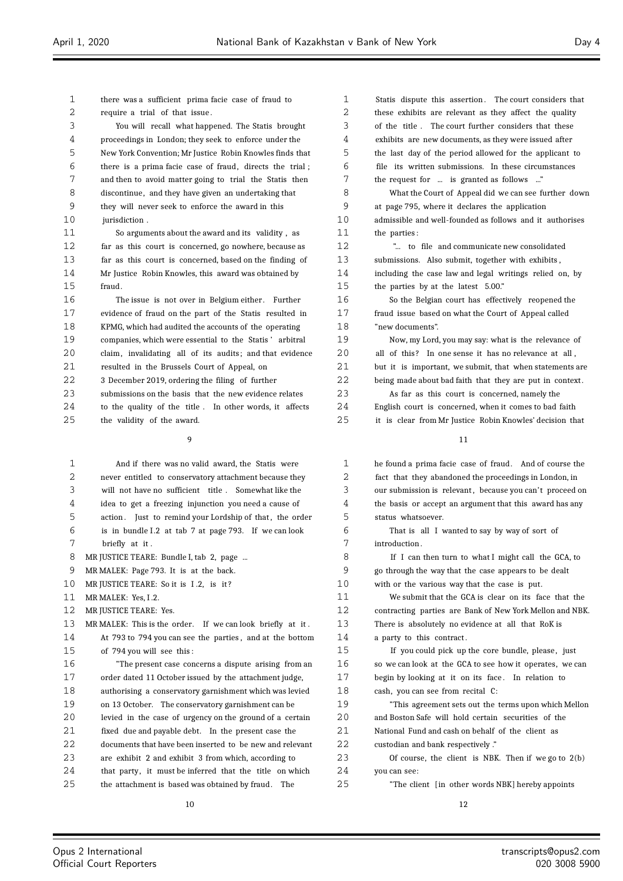there was a sufficient prima facie case of fraud to require a trial of that issue.

You will recall what happened. The Statis brought proceedings in London; they seek to enforce under the New York Convention; Mr Justice Robin Knowles finds that there is a prima facie case of fraud, directs the trial; and then to avoid matter going to trial the Statis then discontinue, and they have given an undertaking that they will never seek to enforce the award in this jurisdiction.

So arguments about the award and its validity, as far as this court is concerned, go nowhere, because as far as this court is concerned, based on the finding of Mr Justice Robin Knowles, this award was obtained by fraud.

The issue is not over in Belgium either. Further evidence of fraud on the part of the Statis resulted in KPMG, which had audited the accounts of the operating companies, which were essential to the Statis' arbitral claim, invalidating all of its audits; and that evidence resulted in the Brussels Court of Appeal, on 3 December 2019, ordering the filing of further submissions on the basis that the new evidence relates to the quality of the title. In other words, it affects the validity of the award.

And if there was no valid award, the Statis were never entitled to conservatory attachment because they will not have no sufficient title. Somewhat like the idea to get a freezing injunction you need a cause of action. Just to remind your Lordship of that, the order is in bundle I.2 at tab 7 at page 793. If we can look briefly at it.

MR JUSTICE TEARE: Bundle I, tab 2, page ...

MR MALEK: Page 793. It is at the back.

MR JUSTICE TEARE: So it is I.2, is it?

MR MALEK: Yes, I.2.

MR JUSTICE TEARE: Yes.

MR MALEK: This is the order. If we can look briefly at it. At 793 to 794 you can see the parties, and at the bottom of 794 you will see this:

"The present case concerns a dispute arising from an order dated 11 October issued by the attachment judge, authorising a conservatory garnishment which was levied on 13 October. The conservatory garnishment can be levied in the case of urgency on the ground of a certain fixed due and payable debt. In the present case the documents that have been inserted to be new and relevant are exhibit 2 and exhibit 3 from which, according to that party, it must be inferred that the title on which the attachment is based was obtained by fraud. The Statis dispute this assertion. The court considers that these exhibits are relevant as they affect the quality of the title. The court further considers that these exhibits are new documents, as they were issued after the last day of the period allowed for the applicant to file its written submissions. In these circumstances the request for ... is granted as follows ..."

What the Court of Appeal did we can see further down at page 795, where it declares the application admissible and well-founded as follows and it authorises the parties:

"... to file and communicate new consolidated submissions. Also submit, together with exhibits, including the case law and legal writings relied on, by the parties by at the latest 5.00."

So the Belgian court has effectively reopened the fraud issue based on what the Court of Appeal called "new documents".

Now, my Lord, you may say: what is the relevance of all of this? In one sense it has no relevance at all, but it is important, we submit, that when statements are being made about bad faith that they are put in context.

As far as this court is concerned, namely the English court is concerned, when it comes to bad faith it is clear from Mr Justice Robin Knowles' decision that he found a prima facie case of fraud. And of course the fact that they abandoned the proceedings in London, in our submission is relevant, because you can't proceed on the basis or accept an argument that this award has any status whatsoever.

That is all I wanted to say by way of sort of introduction.

If I can then turn to what I might call the GCA, to go through the way that the case appears to be dealt with or the various way that the case is put.

We submit that the GCA is clear on its face that the contracting parties are Bank of New York Mellon and NBK. There is absolutely no evidence at all that RoK is a party to this contract.

If you could pick up the core bundle, please, just so we can look at the GCA to see how it operates, we can begin by looking at it on its face. In relation to cash, you can see from recital C:

"This agreement sets out the terms upon which Mellon and Boston Safe will hold certain securities of the National Fund and cash on behalf of the client as custodian and bank respectively."

Of course, the client is NBK. Then if we go to 2(b) you can see:

"The client [in other words NBK] hereby appoints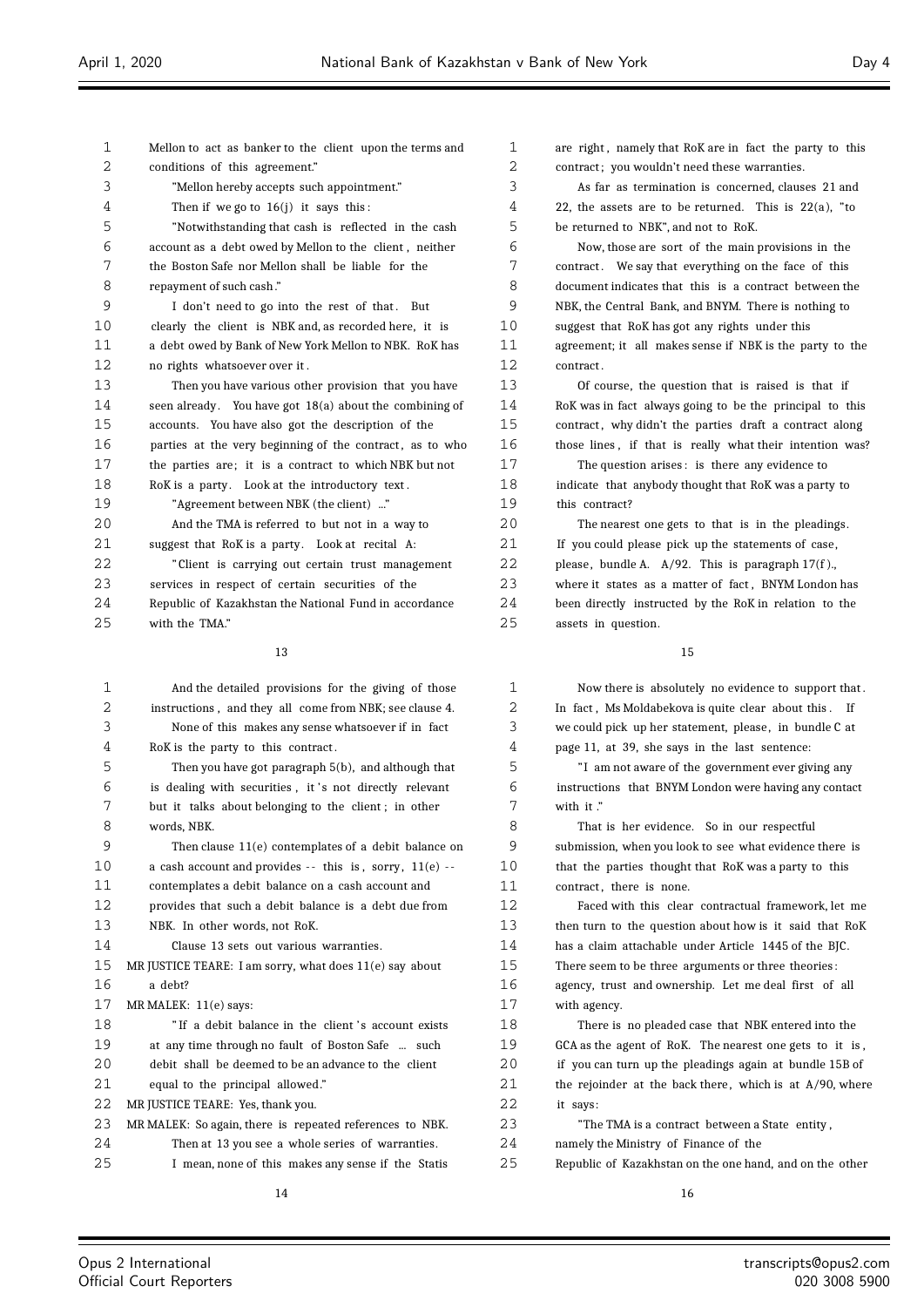Mellon to act as banker to the client upon the terms and conditions of this agreement."

"Mellon hereby accepts such appointment."

Then if we go to 16(j) it says this:

"Notwithstanding that cash is reflected in the cash account as a debt owed by Mellon to the client, neither the Boston Safe nor Mellon shall be liable for the repayment of such cash."

I don't need to go into the rest of that. But clearly the client is NBK and, as recorded here, it is a debt owed by Bank of New York Mellon to NBK. RoK has no rights whatsoever over it.

Then you have various other provision that you have seen already. You have got 18(a) about the combining of accounts. You have also got the description of the parties at the very beginning of the contract, as to who the parties are; it is a contract to which NBK but not RoK is a party. Look at the introductory text.

"Agreement between NBK (the client) ..."

And the TMA is referred to but not in a way to suggest that RoK is a party. Look at recital A:

"Client is carrying out certain trust management services in respect of certain securities of the Republic of Kazakhstan the National Fund in accordance with the TMA."

And the detailed provisions for the giving of those instructions, and they all come from NBK; see clause 4.

None of this makes any sense whatsoever if in fact RoK is the party to this contract.

Then you have got paragraph 5(b), and although that is dealing with securities, it's not directly relevant but it talks about belonging to the client; in other words, NBK.

Then clause 11(e) contemplates of a debit balance on a cash account and provides -- this is, sorry, 11(e) -- contemplates a debit balance on a cash account and provides that such a debit balance is a debt due from NBK. In other words, not RoK.

Clause 13 sets out various warranties.

MR JUSTICE TEARE: I am sorry, what does 11(e) say about a debt?

MR MALEK: 11(e) says:

"If a debit balance in the client's account exists at any time through no fault of Boston Safe ... such debit shall be deemed to be an advance to the client equal to the principal allowed."

MR JUSTICE TEARE: Yes, thank you.

MR MALEK: So again, there is repeated references to NBK.

Then at 13 you see a whole series of warranties.

I mean, none of this makes any sense if the Statis are right, namely that RoK are in fact the party to this contract; you wouldn't need these warranties.

As far as termination is concerned, clauses 21 and 22, the assets are to be returned. This is 22(a), "to be returned to NBK", and not to RoK.

Now, those are sort of the main provisions in the contract. We say that everything on the face of this document indicates that this is a contract between the NBK, the Central Bank, and BNYM. There is nothing to suggest that RoK has got any rights under this agreement; it all makes sense if NBK is the party to the contract.

Of course, the question that is raised is that if RoK was in fact always going to be the principal to this contract, why didn't the parties draft a contract along those lines, if that is really what their intention was?

The question arises: is there any evidence to indicate that anybody thought that RoK was a party to this contract?

The nearest one gets to that is in the pleadings. If you could please pick up the statements of case, please, bundle A. A/92. This is paragraph 17(f)., where it states as a matter of fact, BNYM London has been directly instructed by the RoK in relation to the assets in question.

Now there is absolutely no evidence to support that. In fact, Ms Moldabekova is quite clear about this. If we could pick up her statement, please, in bundle C at page 11, at 39, she says in the last sentence:

"I am not aware of the government ever giving any instructions that BNYM London were having any contact with it."

That is her evidence. So in our respectful submission, when you look to see what evidence there is that the parties thought that RoK was a party to this contract, there is none.

Faced with this clear contractual framework, let me then turn to the question about how is it said that RoK has a claim attachable under Article 1445 of the BJC. There seem to be three arguments or three theories: agency, trust and ownership. Let me deal first of all with agency.

There is no pleaded case that NBK entered into the GCA as the agent of RoK. The nearest one gets to it is, if you can turn up the pleadings again at bundle 15B of the rejoinder at the back there, which is at A/90, where it says:

"The TMA is a contract between a State entity, namely the Ministry of Finance of the Republic of Kazakhstan on the one hand, and on the other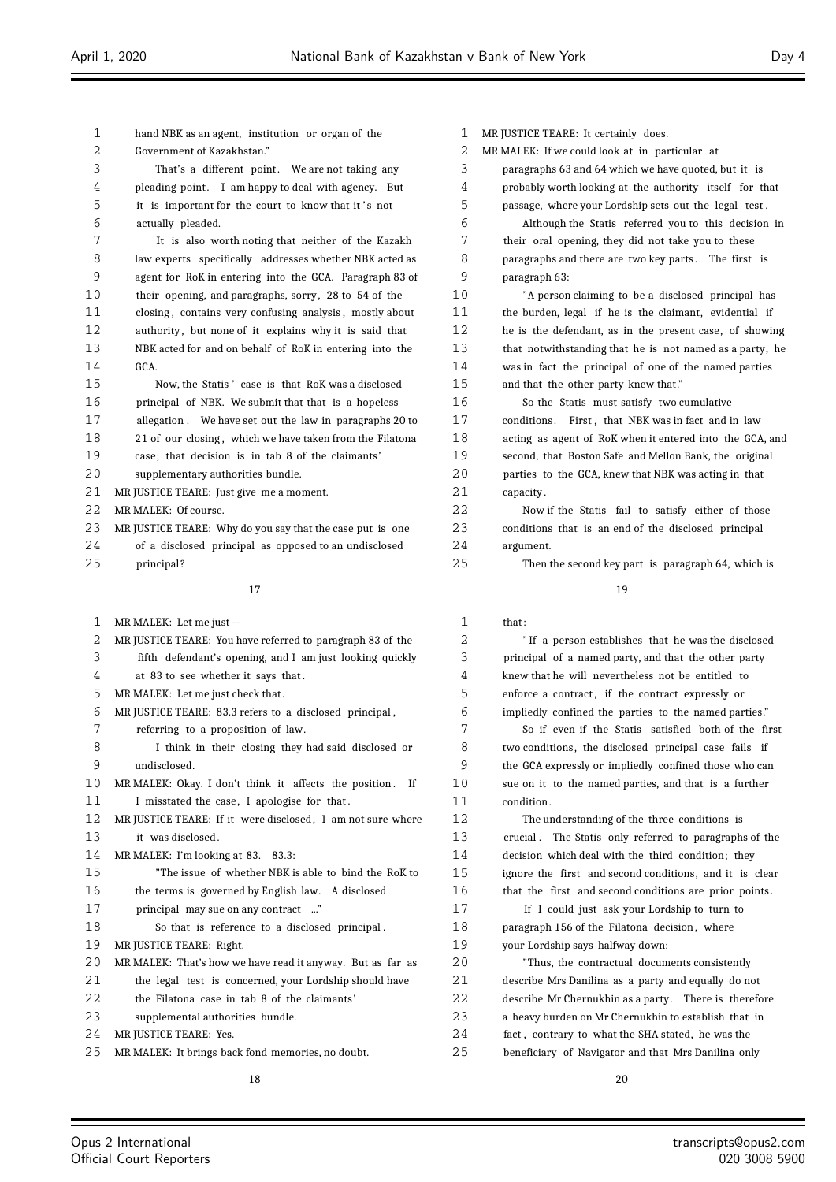hand NBK as an agent, institution or organ of the Government of Kazakhstan."

That's a different point. We are not taking any pleading point. I am happy to deal with agency. But it is important for the court to know that it's not actually pleaded.

It is also worth noting that neither of the Kazakh law experts specifically addresses whether NBK acted as agent for RoK in entering into the GCA. Paragraph 83 of their opening, and paragraphs, sorry, 28 to 54 of the closing, contains very confusing analysis, mostly about authority, but none of it explains why it is said that NBK acted for and on behalf of RoK in entering into the GCA.

Now, the Statis' case is that RoK was a disclosed principal of NBK. We submit that that is a hopeless allegation. We have set out the law in paragraphs 20 to 21 of our closing, which we have taken from the Filatona case; that decision is in tab 8 of the claimants' supplementary authorities bundle.

MR JUSTICE TEARE: Just give me a moment.

MR MALEK: Of course.

MR JUSTICE TEARE: Why do you say that the case put is one of a disclosed principal as opposed to an undisclosed principal?

MR MALEK: Let me just --

MR JUSTICE TEARE: You have referred to paragraph 83 of the fifth defendant's opening, and I am just looking quickly at 83 to see whether it says that.

MR MALEK: Let me just check that.

MR JUSTICE TEARE: 83.3 refers to a disclosed principal, referring to a proposition of law.

I think in their closing they had said disclosed or undisclosed.

MR MALEK: Okay. I don't think it affects the position. If I misstated the case, I apologise for that.

MR JUSTICE TEARE: If it were disclosed, I am not sure where it was disclosed.

MR MALEK: I'm looking at 83. 83.3:

"The issue of whether NBK is able to bind the RoK to the terms is governed by English law. A disclosed principal may sue on any contract ..."

So that is reference to a disclosed principal.

MR JUSTICE TEARE: Right.

MR MALEK: That's how we have read it anyway. But as far as the legal test is concerned, your Lordship should have the Filatona case in tab 8 of the claimants' supplemental authorities bundle.

MR JUSTICE TEARE: Yes.

MR MALEK: It brings back fond memories, no doubt.

MR JUSTICE TEARE: It certainly does.

MR MALEK: If we could look at in particular at paragraphs 63 and 64 which we have quoted, but it is probably worth looking at the authority itself for that passage, where your Lordship sets out the legal test.

Although the Statis referred you to this decision in their oral opening, they did not take you to these paragraphs and there are two key parts. The first is paragraph 63:

"A person claiming to be a disclosed principal has the burden, legal if he is the claimant, evidential if he is the defendant, as in the present case, of showing that notwithstanding that he is not named as a party, he was in fact the principal of one of the named parties and that the other party knew that."

So the Statis must satisfy two cumulative conditions. First, that NBK was in fact and in law acting as agent of RoK when it entered into the GCA, and second, that Boston Safe and Mellon Bank, the original parties to the GCA, knew that NBK was acting in that capacity.

Now if the Statis fail to satisfy either of those conditions that is an end of the disclosed principal argument.

Then the second key part is paragraph 64, which is that:

"If a person establishes that he was the disclosed principal of a named party, and that the other party knew that he will nevertheless not be entitled to enforce a contract, if the contract expressly or impliedly confined the parties to the named parties."

So if even if the Statis satisfied both of the first two conditions, the disclosed principal case fails if the GCA expressly or impliedly confined those who can sue on it to the named parties, and that is a further condition.

The understanding of the three conditions is crucial. The Statis only referred to paragraphs of the decision which deal with the third condition; they ignore the first and second conditions, and it is clear that the first and second conditions are prior points.

If I could just ask your Lordship to turn to paragraph 156 of the Filatona decision, where your Lordship says halfway down:

"Thus, the contractual documents consistently describe Mrs Danilina as a party and equally do not describe Mr Chernukhin as a party. There is therefore a heavy burden on Mr Chernukhin to establish that in fact, contrary to what the SHA stated, he was the beneficiary of Navigator and that Mrs Danilina only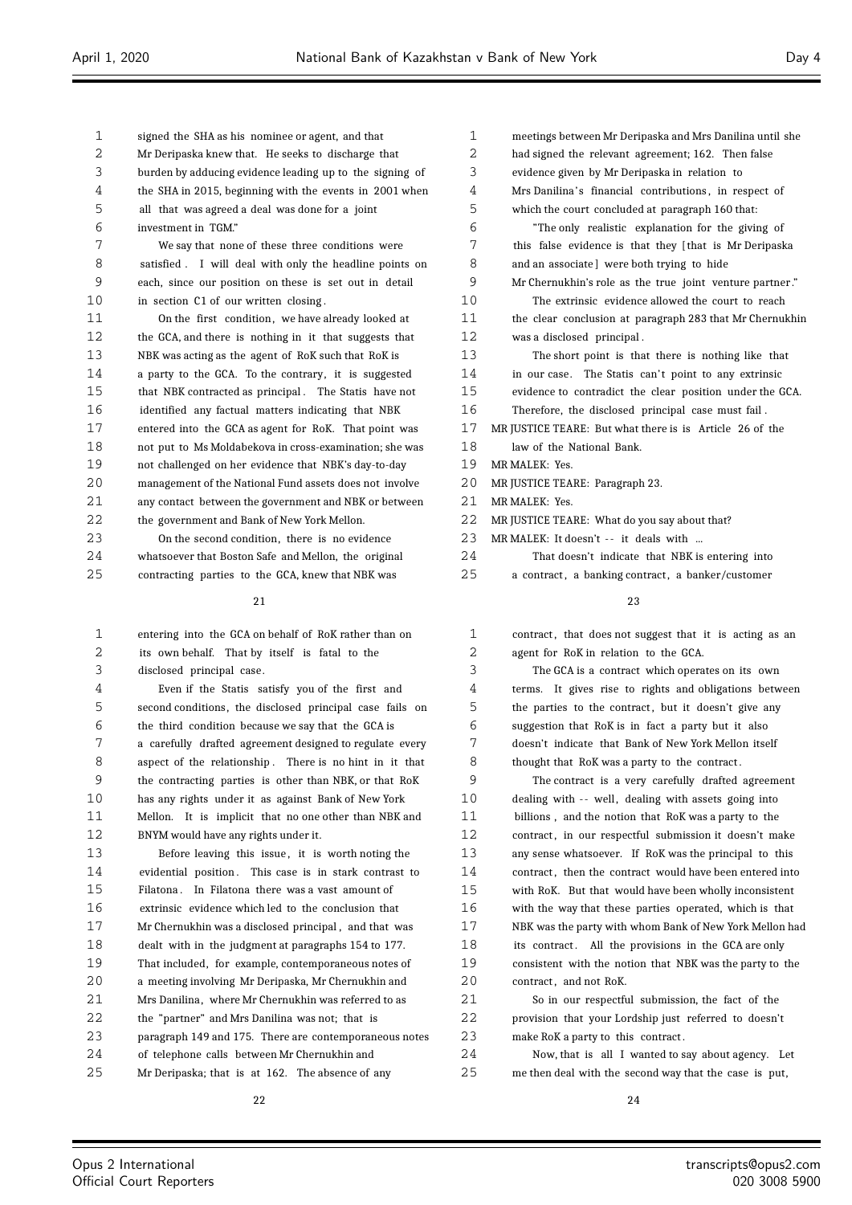signed the SHA as his nominee or agent, and that Mr Deripaska knew that. He seeks to discharge that burden by adducing evidence leading up to the signing of the SHA in 2015, beginning with the events in 2001 when all that was agreed a deal was done for a joint investment in TGM."

We say that none of these three conditions were satisfied. I will deal with only the headline points on each, since our position on these is set out in detail in section C1 of our written closing.

On the first condition, we have already looked at the GCA, and there is nothing in it that suggests that NBK was acting as the agent of RoK such that RoK is a party to the GCA. To the contrary, it is suggested that NBK contracted as principal. The Statis have not identified any factual matters indicating that NBK entered into the GCA as agent for RoK. That point was not put to Ms Moldabekova in cross-examination; she was not challenged on her evidence that NBK's day-to-day management of the National Fund assets does not involve any contact between the government and NBK or between the government and Bank of New York Mellon.

On the second condition, there is no evidence whatsoever that Boston Safe and Mellon, the original contracting parties to the GCA, knew that NBK was entering into the GCA on behalf of RoK rather than on its own behalf. That by itself is fatal to the disclosed principal case.

Even if the Statis satisfy you of the first and second conditions, the disclosed principal case fails on the third condition because we say that the GCA is a carefully drafted agreement designed to regulate every aspect of the relationship. There is no hint in it that the contracting parties is other than NBK, or that RoK has any rights under it as against Bank of New York Mellon. It is implicit that no one other than NBK and BNYM would have any rights under it.

Before leaving this issue, it is worth noting the evidential position. This case is in stark contrast to Filatona. In Filatona there was a vast amount of extrinsic evidence which led to the conclusion that Mr Chernukhin was a disclosed principal, and that was dealt with in the judgment at paragraphs 154 to 177. That included, for example, contemporaneous notes of a meeting involving Mr Deripaska, Mr Chernukhin and Mrs Danilina, where Mr Chernukhin was referred to as the "partner" and Mrs Danilina was not; that is paragraph 149 and 175. There are contemporaneous notes of telephone calls between Mr Chernukhin and Mr Deripaska; that is at 162. The absence of any meetings between Mr Deripaska and Mrs Danilina until she had signed the relevant agreement; 162. Then false evidence given by Mr Deripaska in relation to Mrs Danilina's financial contributions, in respect of which the court concluded at paragraph 160 that:

"The only realistic explanation for the giving of this false evidence is that they [that is Mr Deripaska and an associate] were both trying to hide Mr Chernukhin's role as the true joint venture partner."

The extrinsic evidence allowed the court to reach the clear conclusion at paragraph 283 that Mr Chernukhin was a disclosed principal.

The short point is that there is nothing like that in our case. The Statis can't point to any extrinsic evidence to contradict the clear position under the GCA. Therefore, the disclosed principal case must fail.

MR JUSTICE TEARE: But what there is is Article 26 of the law of the National Bank.

MR MALEK: Yes.

MR JUSTICE TEARE: Paragraph 23.

MR MALEK: Yes.

MR JUSTICE TEARE: What do you say about that?

MR MALEK: It doesn't -- it deals with ...

That doesn't indicate that NBK is entering into a contract, a banking contract, a banker/customer contract, that does not suggest that it is acting as an agent for RoK in relation to the GCA.

The GCA is a contract which operates on its own terms. It gives rise to rights and obligations between the parties to the contract, but it doesn't give any suggestion that RoK is in fact a party but it also doesn't indicate that Bank of New York Mellon itself thought that RoK was a party to the contract.

The contract is a very carefully drafted agreement dealing with -- well, dealing with assets going into billions, and the notion that RoK was a party to the contract, in our respectful submission it doesn't make any sense whatsoever. If RoK was the principal to this contract, then the contract would have been entered into with RoK. But that would have been wholly inconsistent with the way that these parties operated, which is that NBK was the party with whom Bank of New York Mellon had its contract. All the provisions in the GCA are only consistent with the notion that NBK was the party to the contract, and not RoK.

So in our respectful submission, the fact of the provision that your Lordship just referred to doesn't make RoK a party to this contract.

Now, that is all I wanted to say about agency. Let me then deal with the second way that the case is put,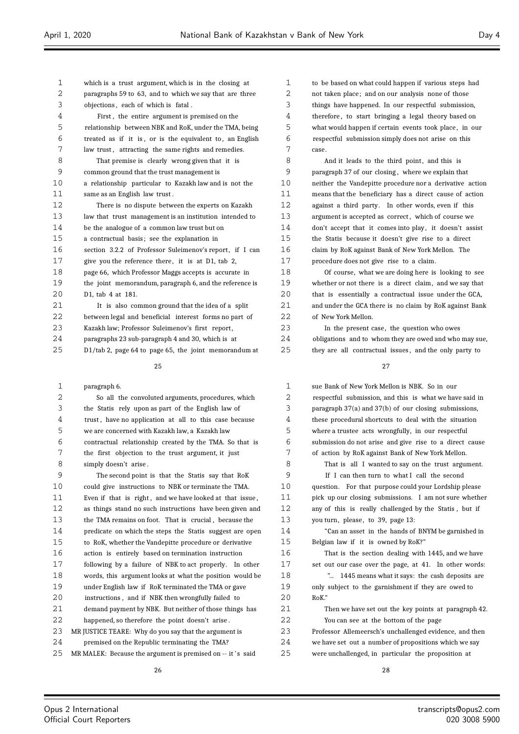which is a trust argument, which is in the closing at paragraphs 59 to 63, and to which we say that are three objections, each of which is fatal.

First, the entire argument is premised on the relationship between NBK and RoK, under the TMA, being treated as if it is, or is the equivalent to, an English law trust, attracting the same rights and remedies.

That premise is clearly wrong given that it is common ground that the trust management is a relationship particular to Kazakh law and is not the same as an English law trust.

There is no dispute between the experts on Kazakh law that trust management is an institution intended to be the analogue of a common law trust but on a contractual basis; see the explanation in section 3.2.2 of Professor Suleimenov's report, if I can give you the reference there, it is at D1, tab 2, page 66, which Professor Maggs accepts is accurate in the joint memorandum, paragraph 6, and the reference is D1, tab 4 at 181.

It is also common ground that the idea of a split between legal and beneficial interest forms no part of Kazakh law; Professor Suleimenov's first report, paragraphs 23 sub-paragraph 4 and 30, which is at D1/tab 2, page 64 to page 65, the joint memorandum at paragraph 6.

So all the convoluted arguments, procedures, which the Statis rely upon as part of the English law of trust, have no application at all to this case because we are concerned with Kazakh law, a Kazakh law contractual relationship created by the TMA. So that is the first objection to the trust argument, it just simply doesn't arise.

The second point is that the Statis say that RoK could give instructions to NBK or terminate the TMA. Even if that is right, and we have looked at that issue, as things stand no such instructions have been given and the TMA remains on foot. That is crucial, because the predicate on which the steps the Statis suggest are open to RoK, whether the Vandepitte procedure or derivative action is entirely based on termination instruction following by a failure of NBK to act properly. In other words, this argument looks at what the position would be under English law if RoK terminated the TMA or gave instructions, and if NBK then wrongfully failed to demand payment by NBK. But neither of those things has happened, so therefore the point doesn't arise.

MR JUSTICE TEARE: Why do you say that the argument is premised on the Republic terminating the TMA?

MR MALEK: Because the argument is premised on -- it's said to be based on what could happen if various steps had not taken place; and on our analysis none of those things have happened. In our respectful submission, therefore, to start bringing a legal theory based on what would happen if certain events took place, in our respectful submission simply does not arise on this case.

And it leads to the third point, and this is paragraph 37 of our closing, where we explain that neither the Vandepitte procedure nor a derivative action means that the beneficiary has a direct cause of action against a third party. In other words, even if this argument is accepted as correct, which of course we don't accept that it comes into play, it doesn't assist the Statis because it doesn't give rise to a direct claim by RoK against Bank of New York Mellon. The procedure does not give rise to a claim.

Of course, what we are doing here is looking to see whether or not there is a direct claim, and we say that that is essentially a contractual issue under the GCA, and under the GCA there is no claim by RoK against Bank of New York Mellon.

In the present case, the question who owes obligations and to whom they are owed and who may sue, they are all contractual issues, and the only party to sue Bank of New York Mellon is NBK. So in our respectful submission, and this is what we have said in paragraph 37(a) and 37(b) of our closing submissions, these procedural shortcuts to deal with the situation where a trustee acts wrongfully, in our respectful submission do not arise and give rise to a direct cause of action by RoK against Bank of New York Mellon.

That is all I wanted to say on the trust argument.

If I can then turn to what I call the second question. For that purpose could your Lordship please pick up our closing submissions. I am not sure whether any of this is really challenged by the Statis, but if you turn, please, to 39, page 13:

"Can an asset in the hands of BNYM be garnished in Belgian law if it is owned by RoK?"

That is the section dealing with 1445, and we have set out our case over the page, at 41. In other words:

"... 1445 means what it says: the cash deposits are only subject to the garnishment if they are owed to RoK."

Then we have set out the key points at paragraph 42. You can see at the bottom of the page Professor Allemeersch's unchallenged evidence, and then we have set out a number of propositions which we say were unchallenged, in particular the proposition at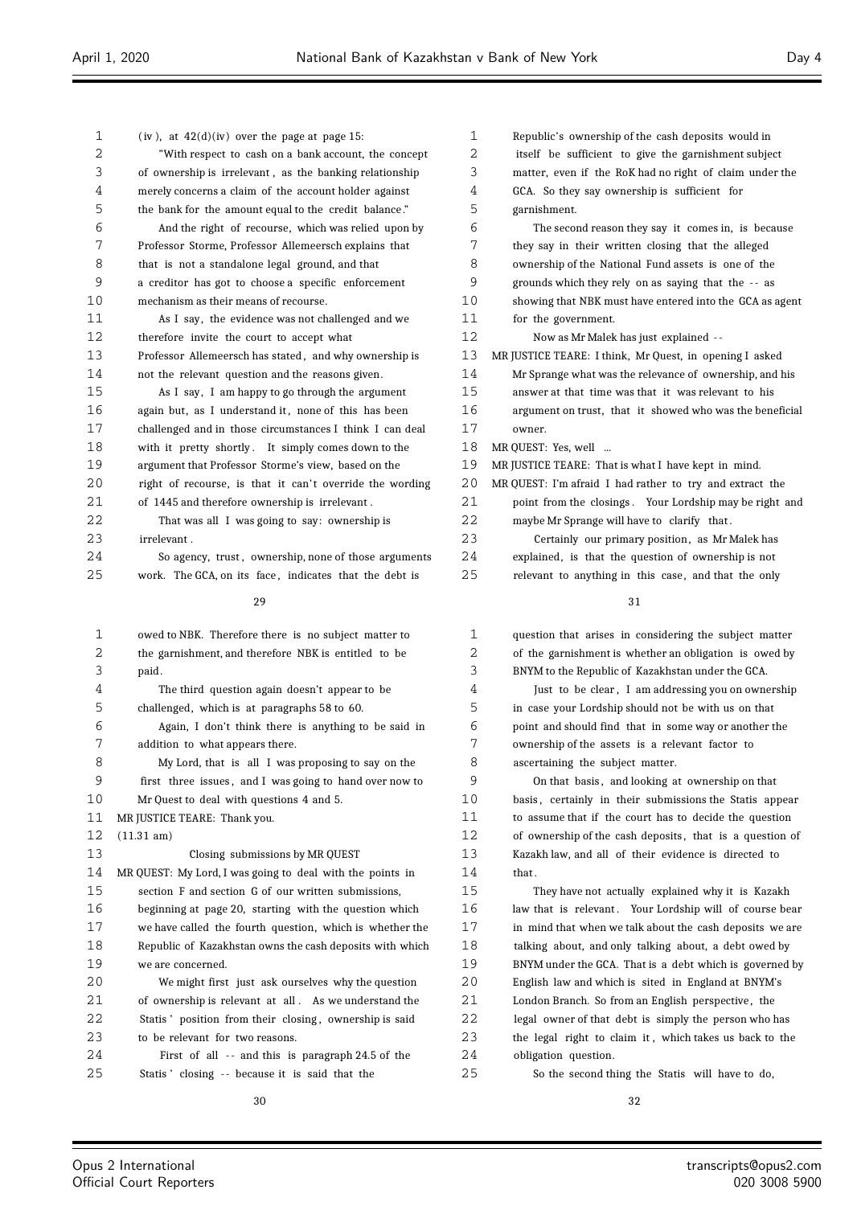(iv), at 42(d)(iv) over the page at page 15:

"With respect to cash on a bank account, the concept of ownership is irrelevant, as the banking relationship merely concerns a claim of the account holder against the bank for the amount equal to the credit balance."

And the right of recourse, which was relied upon by Professor Storme, Professor Allemeersch explains that that is not a standalone legal ground, and that a creditor has got to choose a specific enforcement mechanism as their means of recourse.

As I say, the evidence was not challenged and we therefore invite the court to accept what Professor Allemeersch has stated, and why ownership is not the relevant question and the reasons given.

As I say, I am happy to go through the argument again but, as I understand it, none of this has been challenged and in those circumstances I think I can deal with it pretty shortly. It simply comes down to the argument that Professor Storme's view, based on the right of recourse, is that it can't override the wording of 1445 and therefore ownership is irrelevant.

That was all I was going to say: ownership is irrelevant.

So agency, trust, ownership, none of those arguments work. The GCA, on its face, indicates that the debt is owed to NBK. Therefore there is no subject matter to the garnishment, and therefore NBK is entitled to be paid.

The third question again doesn't appear to be challenged, which is at paragraphs 58 to 60.

Again, I don't think there is anything to be said in addition to what appears there.

My Lord, that is all I was proposing to say on the first three issues, and I was going to hand over now to Mr Quest to deal with questions 4 and 5.

MR JUSTICE TEARE: Thank you.

(11.31 am)

## Closing submissions by MR QUEST

MR QUEST: My Lord, I was going to deal with the points in section F and section G of our written submissions, beginning at page 20, starting with the question which we have called the fourth question, which is whether the Republic of Kazakhstan owns the cash deposits with which we are concerned.

We might first just ask ourselves why the question of ownership is relevant at all. As we understand the Statis' position from their closing, ownership is said to be relevant for two reasons.

First of all -- and this is paragraph 24.5 of the Statis' closing -- because it is said that the Republic's ownership of the cash deposits would in itself be sufficient to give the garnishment subject matter, even if the RoK had no right of claim under the GCA. So they say ownership is sufficient for garnishment.

The second reason they say it comes in, is because they say in their written closing that the alleged ownership of the National Fund assets is one of the grounds which they rely on as saying that the -- as showing that NBK must have entered into the GCA as agent for the government.

Now as Mr Malek has just explained --

MR JUSTICE TEARE: I think, Mr Quest, in opening I asked Mr Sprange what was the relevance of ownership, and his answer at that time was that it was relevant to his argument on trust, that it showed who was the beneficial owner.

MR QUEST: Yes, well ...

MR JUSTICE TEARE: That is what I have kept in mind.

MR QUEST: I'm afraid I had rather to try and extract the point from the closings. Your Lordship may be right and maybe Mr Sprange will have to clarify that.

Certainly our primary position, as Mr Malek has explained, is that the question of ownership is not relevant to anything in this case, and that the only question that arises in considering the subject matter of the garnishment is whether an obligation is owed by BNYM to the Republic of Kazakhstan under the GCA.

Just to be clear, I am addressing you on ownership in case your Lordship should not be with us on that point and should find that in some way or another the ownership of the assets is a relevant factor to ascertaining the subject matter.

On that basis, and looking at ownership on that basis, certainly in their submissions the Statis appear to assume that if the court has to decide the question of ownership of the cash deposits, that is a question of Kazakh law, and all of their evidence is directed to that.

They have not actually explained why it is Kazakh law that is relevant. Your Lordship will of course bear in mind that when we talk about the cash deposits we are talking about, and only talking about, a debt owed by BNYM under the GCA. That is a debt which is governed by English law and which is sited in England at BNYM's London Branch. So from an English perspective, the legal owner of that debt is simply the person who has the legal right to claim it, which takes us back to the obligation question.

So the second thing the Statis will have to do,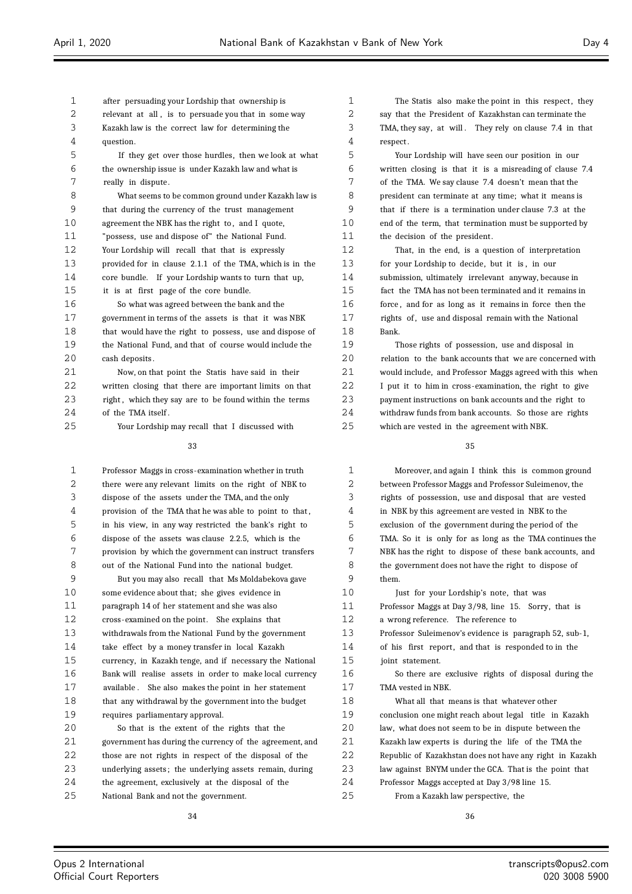after persuading your Lordship that ownership is relevant at all, is to persuade you that in some way Kazakh law is the correct law for determining the question.

If they get over those hurdles, then we look at what the ownership issue is under Kazakh law and what is really in dispute.

What seems to be common ground under Kazakh law is that during the currency of the trust management agreement the NBK has the right to, and I quote, "possess, use and dispose of" the National Fund. Your Lordship will recall that that is expressly provided for in clause 2.1.1 of the TMA, which is in the core bundle. If your Lordship wants to turn that up, it is at first page of the core bundle.

So what was agreed between the bank and the government in terms of the assets is that it was NBK that would have the right to possess, use and dispose of the National Fund, and that of course would include the cash deposits.

Now, on that point the Statis have said in their written closing that there are important limits on that right, which they say are to be found within the terms of the TMA itself.

Your Lordship may recall that I discussed with Professor Maggs in cross-examination whether in truth there were any relevant limits on the right of NBK to dispose of the assets under the TMA, and the only provision of the TMA that he was able to point to that, in his view, in any way restricted the bank's right to dispose of the assets was clause 2.2.5, which is the provision by which the government can instruct transfers out of the National Fund into the national budget.

But you may also recall that Ms Moldabekova gave some evidence about that; she gives evidence in paragraph 14 of her statement and she was also cross-examined on the point. She explains that withdrawals from the National Fund by the government take effect by a money transfer in local Kazakh currency, in Kazakh tenge, and if necessary the National Bank will realise assets in order to make local currency available. She also makes the point in her statement that any withdrawal by the government into the budget requires parliamentary approval.

So that is the extent of the rights that the government has during the currency of the agreement, and those are not rights in respect of the disposal of the underlying assets; the underlying assets remain, during the agreement, exclusively at the disposal of the National Bank and not the government.

The Statis also make the point in this respect, they say that the President of Kazakhstan can terminate the TMA, they say, at will. They rely on clause 7.4 in that respect.

Your Lordship will have seen our position in our written closing is that it is a misreading of clause 7.4 of the TMA. We say clause 7.4 doesn't mean that the president can terminate at any time; what it means is that if there is a termination under clause 7.3 at the end of the term, that termination must be supported by the decision of the president.

That, in the end, is a question of interpretation for your Lordship to decide, but it is, in our submission, ultimately irrelevant anyway, because in fact the TMA has not been terminated and it remains in force, and for as long as it remains in force then the rights of, use and disposal remain with the National Bank.

Those rights of possession, use and disposal in relation to the bank accounts that we are concerned with would include, and Professor Maggs agreed with this when I put it to him in cross-examination, the right to give payment instructions on bank accounts and the right to withdraw funds from bank accounts. So those are rights which are vested in the agreement with NBK.

Moreover, and again I think this is common ground between Professor Maggs and Professor Suleimenov, the rights of possession, use and disposal that are vested in NBK by this agreement are vested in NBK to the exclusion of the government during the period of the TMA. So it is only for as long as the TMA continues the NBK has the right to dispose of these bank accounts, and the government does not have the right to dispose of them.

Just for your Lordship's note, that was Professor Maggs at Day 3/98, line 15. Sorry, that is a wrong reference. The reference to Professor Suleimenov's evidence is paragraph 52, sub-1, of his first report, and that is responded to in the joint statement.

So there are exclusive rights of disposal during the TMA vested in NBK.

What all that means is that whatever other conclusion one might reach about legal title in Kazakh law, what does not seem to be in dispute between the Kazakh law experts is during the life of the TMA the Republic of Kazakhstan does not have any right in Kazakh law against BNYM under the GCA. That is the point that Professor Maggs accepted at Day 3/98 line 15.

From a Kazakh law perspective, the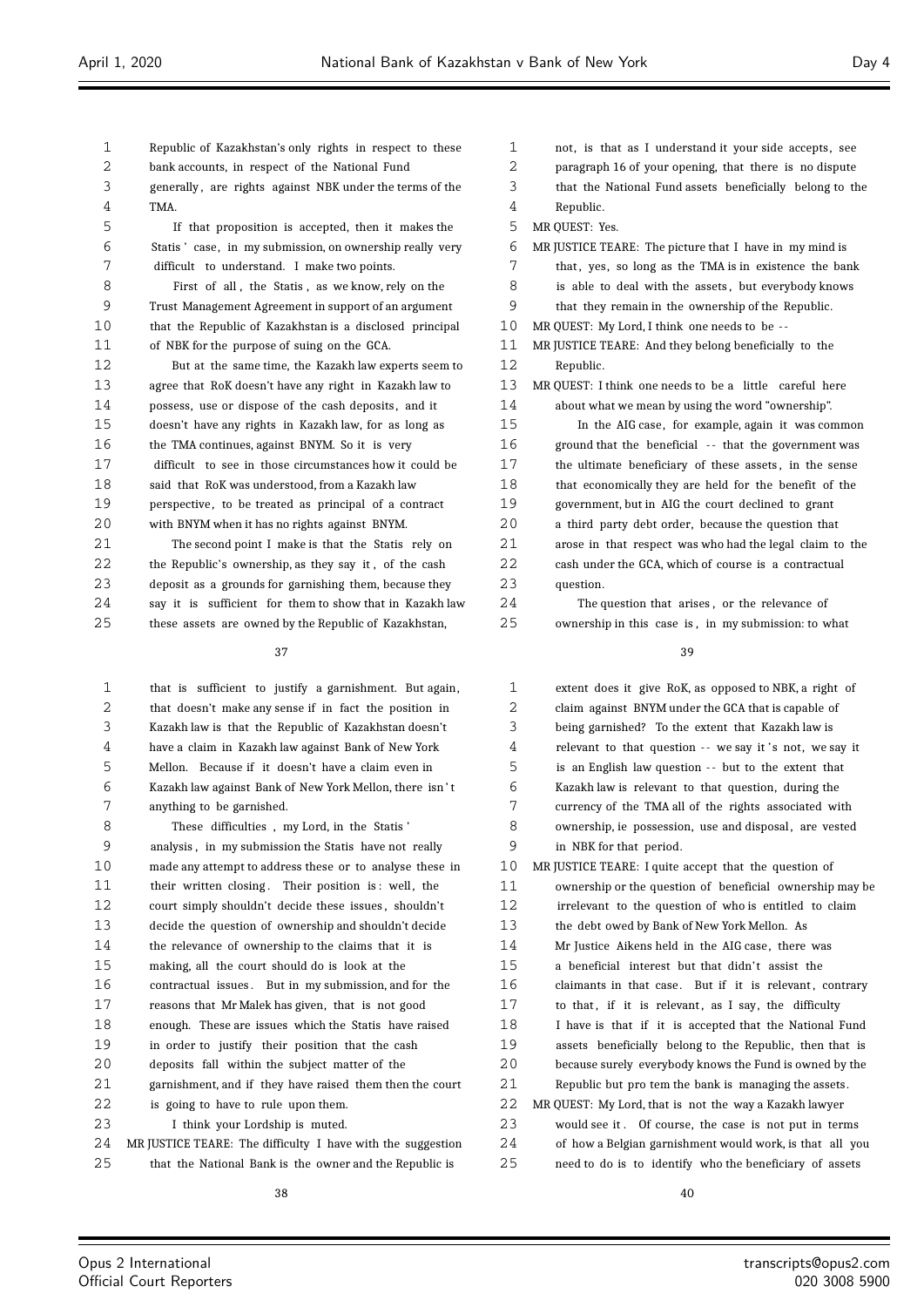Republic of Kazakhstan's only rights in respect to these bank accounts, in respect of the National Fund generally, are rights against NBK under the terms of the TMA.

If that proposition is accepted, then it makes the Statis' case, in my submission, on ownership really very difficult to understand. I make two points.

First of all, the Statis, as we know, rely on the Trust Management Agreement in support of an argument that the Republic of Kazakhstan is a disclosed principal of NBK for the purpose of suing on the GCA.

But at the same time, the Kazakh law experts seem to agree that RoK doesn't have any right in Kazakh law to possess, use or dispose of the cash deposits, and it doesn't have any rights in Kazakh law, for as long as the TMA continues, against BNYM. So it is very difficult to see in those circumstances how it could be said that RoK was understood, from a Kazakh law perspective, to be treated as principal of a contract with BNYM when it has no rights against BNYM.

The second point I make is that the Statis rely on the Republic's ownership, as they say it, of the cash deposit as a grounds for garnishing them, because they say it is sufficient for them to show that in Kazakh law these assets are owned by the Republic of Kazakhstan, that is sufficient to justify a garnishment. But again, that doesn't make any sense if in fact the position in Kazakh law is that the Republic of Kazakhstan doesn't have a claim in Kazakh law against Bank of New York Mellon. Because if it doesn't have a claim even in Kazakh law against Bank of New York Mellon, there isn't anything to be garnished.

These difficulties, my Lord, in the Statis' analysis, in my submission the Statis have not really made any attempt to address these or to analyse these in their written closing. Their position is: well, the court simply shouldn't decide these issues, shouldn't decide the question of ownership and shouldn't decide the relevance of ownership to the claims that it is making, all the court should do is look at the contractual issues. But in my submission, and for the reasons that Mr Malek has given, that is not good enough. These are issues which the Statis have raised in order to justify their position that the cash deposits fall within the subject matter of the garnishment, and if they have raised them then the court is going to have to rule upon them.

I think your Lordship is muted.

MR JUSTICE TEARE: The difficulty I have with the suggestion that the National Bank is the owner and the Republic is not, is that as I understand it your side accepts, see paragraph 16 of your opening, that there is no dispute that the National Fund assets beneficially belong to the Republic.

MR QUEST: Yes.

MR JUSTICE TEARE: The picture that I have in my mind is that, yes, so long as the TMA is in existence the bank is able to deal with the assets, but everybody knows that they remain in the ownership of the Republic.

MR QUEST: My Lord, I think one needs to be --

MR JUSTICE TEARE: And they belong beneficially to the Republic.

MR QUEST: I think one needs to be a little careful here about what we mean by using the word "ownership".

In the AIG case, for example, again it was common ground that the beneficial -- that the government was the ultimate beneficiary of these assets, in the sense that economically they are held for the benefit of the government, but in AIG the court declined to grant a third party debt order, because the question that arose in that respect was who had the legal claim to the cash under the GCA, which of course is a contractual question.

The question that arises, or the relevance of ownership in this case is, in my submission: to what extent does it give RoK, as opposed to NBK, a right of claim against BNYM under the GCA that is capable of being garnished? To the extent that Kazakh law is relevant to that question -- we say it's not, we say it is an English law question -- but to the extent that Kazakh law is relevant to that question, during the currency of the TMA all of the rights associated with ownership, ie possession, use and disposal, are vested in NBK for that period.

MR JUSTICE TEARE: I quite accept that the question of ownership or the question of beneficial ownership may be irrelevant to the question of who is entitled to claim the debt owed by Bank of New York Mellon. As Mr Justice Aikens held in the AIG case, there was a beneficial interest but that didn't assist the claimants in that case. But if it is relevant, contrary to that, if it is relevant, as I say, the difficulty I have is that if it is accepted that the National Fund assets beneficially belong to the Republic, then that is because surely everybody knows the Fund is owned by the Republic but pro tem the bank is managing the assets.

MR QUEST: My Lord, that is not the way a Kazakh lawyer would see it. Of course, the case is not put in terms of how a Belgian garnishment would work, is that all you need to do is to identify who the beneficiary of assets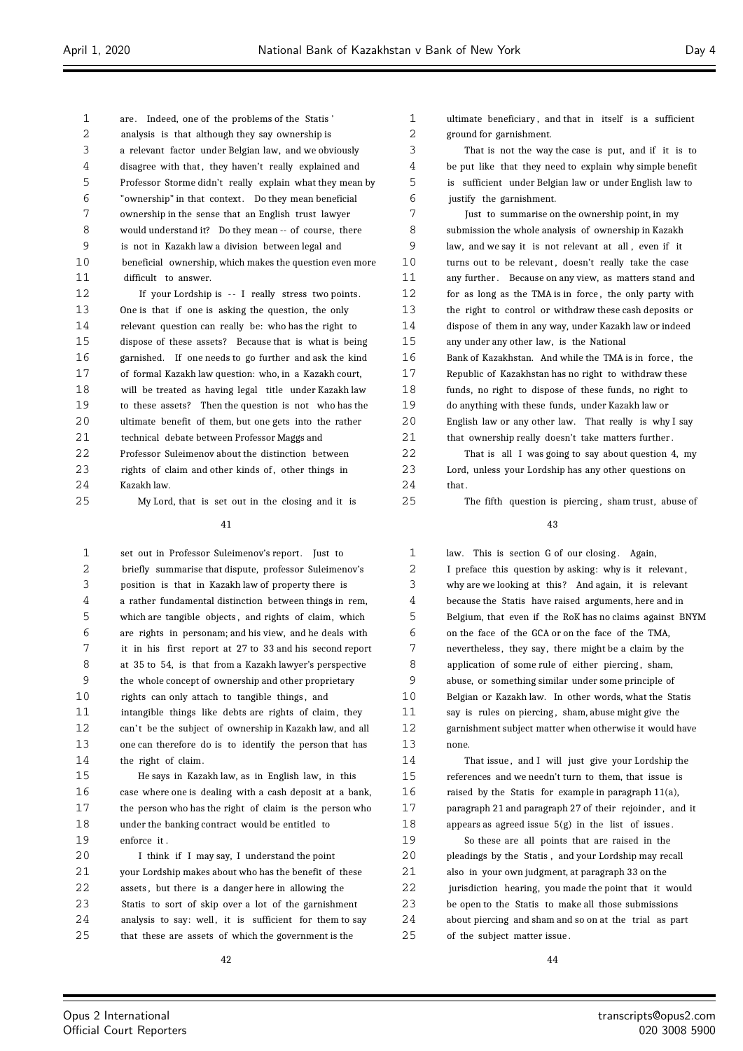are. Indeed, one of the problems of the Statis' analysis is that although they say ownership is a relevant factor under Belgian law, and we obviously disagree with that, they haven't really explained and Professor Storme didn't really explain what they mean by "ownership" in that context. Do they mean beneficial ownership in the sense that an English trust lawyer would understand it? Do they mean -- of course, there is not in Kazakh law a division between legal and beneficial ownership, which makes the question even more difficult to answer.

If your Lordship is -- I really stress two points. One is that if one is asking the question, the only relevant question can really be: who has the right to dispose of these assets? Because that is what is being garnished. If one needs to go further and ask the kind of formal Kazakh law question: who, in a Kazakh court, will be treated as having legal title under Kazakh law to these assets? Then the question is not who has the ultimate benefit of them, but one gets into the rather technical debate between Professor Maggs and Professor Suleimenov about the distinction between rights of claim and other kinds of, other things in Kazakh law.

My Lord, that is set out in the closing and it is set out in Professor Suleimenov's report. Just to briefly summarise that dispute, professor Suleimenov's position is that in Kazakh law of property there is a rather fundamental distinction between things in rem, which are tangible objects, and rights of claim, which are rights in personam; and his view, and he deals with it in his first report at 27 to 33 and his second report at 35 to 54, is that from a Kazakh lawyer's perspective the whole concept of ownership and other proprietary rights can only attach to tangible things, and intangible things like debts are rights of claim, they can't be the subject of ownership in Kazakh law, and all one can therefore do is to identify the person that has the right of claim.

He says in Kazakh law, as in English law, in this case where one is dealing with a cash deposit at a bank, the person who has the right of claim is the person who under the banking contract would be entitled to enforce it.

I think if I may say, I understand the point your Lordship makes about who has the benefit of these assets, but there is a danger here in allowing the Statis to sort of skip over a lot of the garnishment analysis to say: well, it is sufficient for them to say that these are assets of which the government is the ultimate beneficiary, and that in itself is a sufficient ground for garnishment.

That is not the way the case is put, and if it is to be put like that they need to explain why simple benefit is sufficient under Belgian law or under English law to justify the garnishment.

Just to summarise on the ownership point, in my submission the whole analysis of ownership in Kazakh law, and we say it is not relevant at all, even if it turns out to be relevant, doesn't really take the case any further. Because on any view, as matters stand and for as long as the TMA is in force, the only party with the right to control or withdraw these cash deposits or dispose of them in any way, under Kazakh law or indeed any under any other law, is the National Bank of Kazakhstan. And while the TMA is in force, the Republic of Kazakhstan has no right to withdraw these funds, no right to dispose of these funds, no right to do anything with these funds, under Kazakh law or English law or any other law. That really is why I say that ownership really doesn't take matters further.

That is all I was going to say about question 4, my Lord, unless your Lordship has any other questions on that.

The fifth question is piercing, sham trust, abuse of law. This is section G of our closing. Again, I preface this question by asking: why is it relevant, why are we looking at this? And again, it is relevant because the Statis have raised arguments, here and in Belgium, that even if the RoK has no claims against BNYM on the face of the GCA or on the face of the TMA, nevertheless, they say, there might be a claim by the application of some rule of either piercing, sham, abuse, or something similar under some principle of Belgian or Kazakh law. In other words, what the Statis say is rules on piercing, sham, abuse might give the garnishment subject matter when otherwise it would have none.

That issue, and I will just give your Lordship the references and we needn't turn to them, that issue is raised by the Statis for example in paragraph 11(a), paragraph 21 and paragraph 27 of their rejoinder, and it appears as agreed issue 5(g) in the list of issues.

So these are all points that are raised in the pleadings by the Statis, and your Lordship may recall also in your own judgment, at paragraph 33 on the jurisdiction hearing, you made the point that it would be open to the Statis to make all those submissions about piercing and sham and so on at the trial as part of the subject matter issue.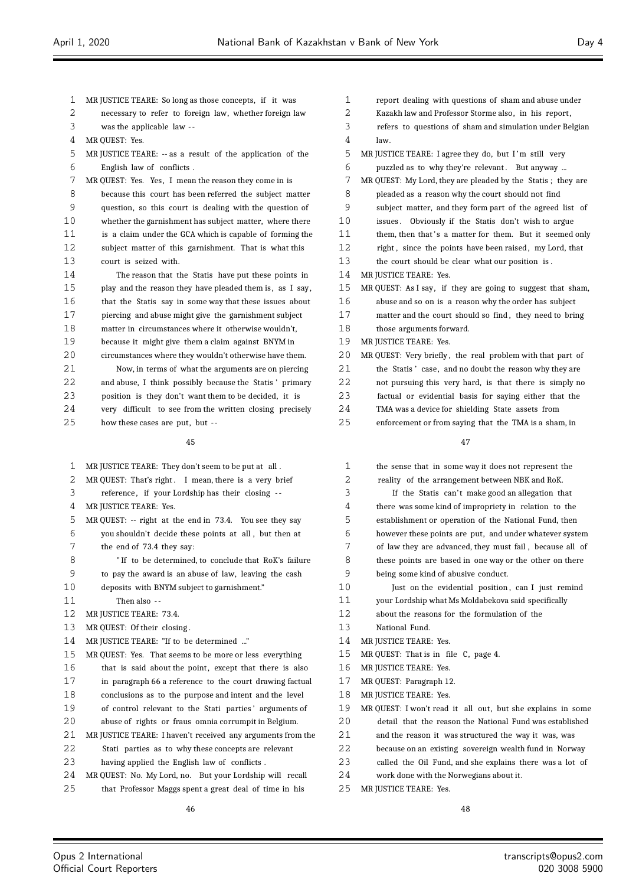MR JUSTICE TEARE: So long as those concepts, if it was necessary to refer to foreign law, whether foreign law was the applicable law --

MR QUEST: Yes.

MR JUSTICE TEARE: -- as a result of the application of the English law of conflicts.

MR QUEST: Yes. Yes, I mean the reason they come in is because this court has been referred the subject matter question, so this court is dealing with the question of whether the garnishment has subject matter, where there is a claim under the GCA which is capable of forming the subject matter of this garnishment. That is what this court is seized with.

The reason that the Statis have put these points in play and the reason they have pleaded them is, as I say, that the Statis say in some way that these issues about piercing and abuse might give the garnishment subject matter in circumstances where it otherwise wouldn't, because it might give them a claim against BNYM in circumstances where they wouldn't otherwise have them.

Now, in terms of what the arguments are on piercing and abuse, I think possibly because the Statis' primary position is they don't want them to be decided, it is very difficult to see from the written closing precisely how these cases are put, but --

MR JUSTICE TEARE: They don't seem to be put at all.

MR QUEST: That's right. I mean, there is a very brief reference, if your Lordship has their closing --

MR JUSTICE TEARE: Yes.

MR QUEST: -- right at the end in 73.4. You see they say you shouldn't decide these points at all, but then at the end of 73.4 they say:

"If to be determined, to conclude that RoK's failure to pay the award is an abuse of law, leaving the cash deposits with BNYM subject to garnishment."

Then also --

MR JUSTICE TEARE: 73.4.

MR QUEST: Of their closing.

MR JUSTICE TEARE: "If to be determined ..."

MR QUEST: Yes. That seems to be more or less everything that is said about the point, except that there is also in paragraph 66 a reference to the court drawing factual conclusions as to the purpose and intent and the level of control relevant to the Stati parties' arguments of abuse of rights or fraus omnia corrumpit in Belgium.

MR JUSTICE TEARE: I haven't received any arguments from the Stati parties as to why these concepts are relevant having applied the English law of conflicts.

MR QUEST: No. My Lord, no. But your Lordship will recall that Professor Maggs spent a great deal of time in his report dealing with questions of sham and abuse under Kazakh law and Professor Storme also, in his report, refers to questions of sham and simulation under Belgian law.

MR JUSTICE TEARE: I agree they do, but I'm still very puzzled as to why they're relevant. But anyway ...

MR QUEST: My Lord, they are pleaded by the Statis; they are pleaded as a reason why the court should not find subject matter, and they form part of the agreed list of issues. Obviously if the Statis don't wish to argue them, then that's a matter for them. But it seemed only right, since the points have been raised, my Lord, that the court should be clear what our position is.

MR JUSTICE TEARE: Yes.

MR QUEST: As I say, if they are going to suggest that sham, abuse and so on is a reason why the order has subject matter and the court should so find, they need to bring those arguments forward.

MR JUSTICE TEARE: Yes.

MR QUEST: Very briefly, the real problem with that part of the Statis' case, and no doubt the reason why they are not pursuing this very hard, is that there is simply no factual or evidential basis for saying either that the TMA was a device for shielding State assets from enforcement or from saying that the TMA is a sham, in the sense that in some way it does not represent the reality of the arrangement between NBK and RoK.

If the Statis can't make good an allegation that there was some kind of impropriety in relation to the establishment or operation of the National Fund, then however these points are put, and under whatever system of law they are advanced, they must fail, because all of these points are based in one way or the other on there being some kind of abusive conduct.

Just on the evidential position, can I just remind your Lordship what Ms Moldabekova said specifically about the reasons for the formulation of the National Fund.

MR JUSTICE TEARE: Yes.

MR QUEST: That is in file C, page 4.

MR JUSTICE TEARE: Yes.

MR QUEST: Paragraph 12.

MR JUSTICE TEARE: Yes.

MR QUEST: I won't read it all out, but she explains in some detail that the reason the National Fund was established and the reason it was structured the way it was, was because on an existing sovereign wealth fund in Norway called the Oil Fund, and she explains there was a lot of work done with the Norwegians about it.

MR JUSTICE TEARE: Yes.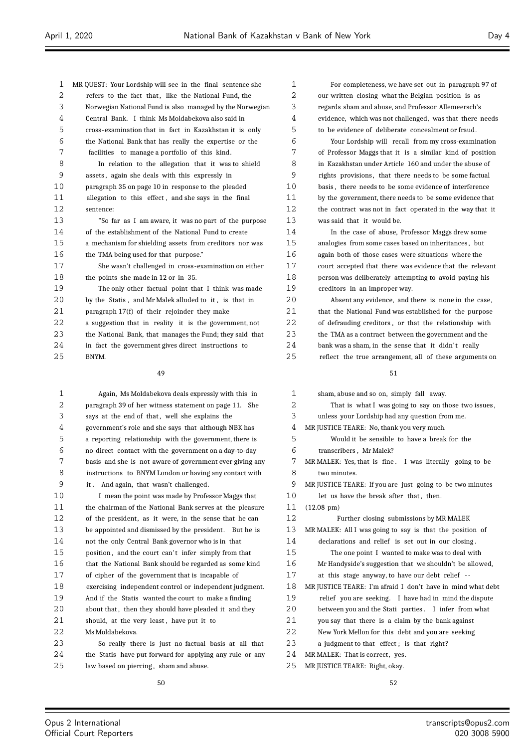MR QUEST: Your Lordship will see in the final sentence she refers to the fact that, like the National Fund, the Norwegian National Fund is also managed by the Norwegian Central Bank. I think Ms Moldabekova also said in cross-examination that in fact in Kazakhstan it is only the National Bank that has really the expertise or the facilities to manage a portfolio of this kind.

In relation to the allegation that it was to shield assets, again she deals with this expressly in paragraph 35 on page 10 in response to the pleaded allegation to this effect, and she says in the final sentence:

"So far as I am aware, it was no part of the purpose of the establishment of the National Fund to create a mechanism for shielding assets from creditors nor was the TMA being used for that purpose."

She wasn't challenged in cross-examination on either the points she made in 12 or in 35.

The only other factual point that I think was made by the Statis, and Mr Malek alluded to it, is that in paragraph 17(f) of their rejoinder they make a suggestion that in reality it is the government, not the National Bank, that manages the Fund; they said that in fact the government gives direct instructions to BNYM.

Again, Ms Moldabekova deals expressly with this in paragraph 39 of her witness statement on page 11. She says at the end of that, well she explains the government's role and she says that although NBK has a reporting relationship with the government, there is no direct contact with the government on a day-to-day basis and she is not aware of government ever giving any instructions to BNYM London or having any contact with it. And again, that wasn't challenged.

I mean the point was made by Professor Maggs that the chairman of the National Bank serves at the pleasure of the president, as it were, in the sense that he can be appointed and dismissed by the president. But he is not the only Central Bank governor who is in that position, and the court can't infer simply from that that the National Bank should be regarded as some kind of cipher of the government that is incapable of exercising independent control or independent judgment. And if the Statis wanted the court to make a finding about that, then they should have pleaded it and they should, at the very least, have put it to Ms Moldabekova.

So really there is just no factual basis at all that the Statis have put forward for applying any rule or any law based on piercing, sham and abuse.

For completeness, we have set out in paragraph 97 of our written closing what the Belgian position is as regards sham and abuse, and Professor Allemeersch's evidence, which was not challenged, was that there needs to be evidence of deliberate concealment or fraud.

Your Lordship will recall from my cross-examination of Professor Maggs that it is a similar kind of position in Kazakhstan under Article 160 and under the abuse of rights provisions, that there needs to be some factual basis, there needs to be some evidence of interference by the government, there needs to be some evidence that the contract was not in fact operated in the way that it was said that it would be.

In the case of abuse, Professor Maggs drew some analogies from some cases based on inheritances, but again both of those cases were situations where the court accepted that there was evidence that the relevant person was deliberately attempting to avoid paying his creditors in an improper way.

Absent any evidence, and there is none in the case, that the National Fund was established for the purpose of defrauding creditors, or that the relationship with the TMA as a contract between the government and the bank was a sham, in the sense that it didn't really reflect the true arrangement, all of these arguments on sham, abuse and so on, simply fall away.

That is what I was going to say on those two issues, unless your Lordship had any question from me.

MR JUSTICE TEARE: No, thank you very much.

Would it be sensible to have a break for the transcribers, Mr Malek?

MR MALEK: Yes, that is fine. I was literally going to be two minutes.

MR JUSTICE TEARE: If you are just going to be two minutes let us have the break after that, then.

(12.08 pm)

## Further closing submissions by MR MALEK

MR MALEK: All I was going to say is that the position of declarations and relief is set out in our closing.

The one point I wanted to make was to deal with Mr Handyside's suggestion that we shouldn't be allowed, at this stage anyway, to have our debt relief --

MR JUSTICE TEARE: I'm afraid I don't have in mind what debt relief you are seeking. I have had in mind the dispute between you and the Stati parties. I infer from what you say that there is a claim by the bank against New York Mellon for this debt and you are seeking a judgment to that effect; is that right?

MR MALEK: That is correct, yes.

MR JUSTICE TEARE: Right, okay.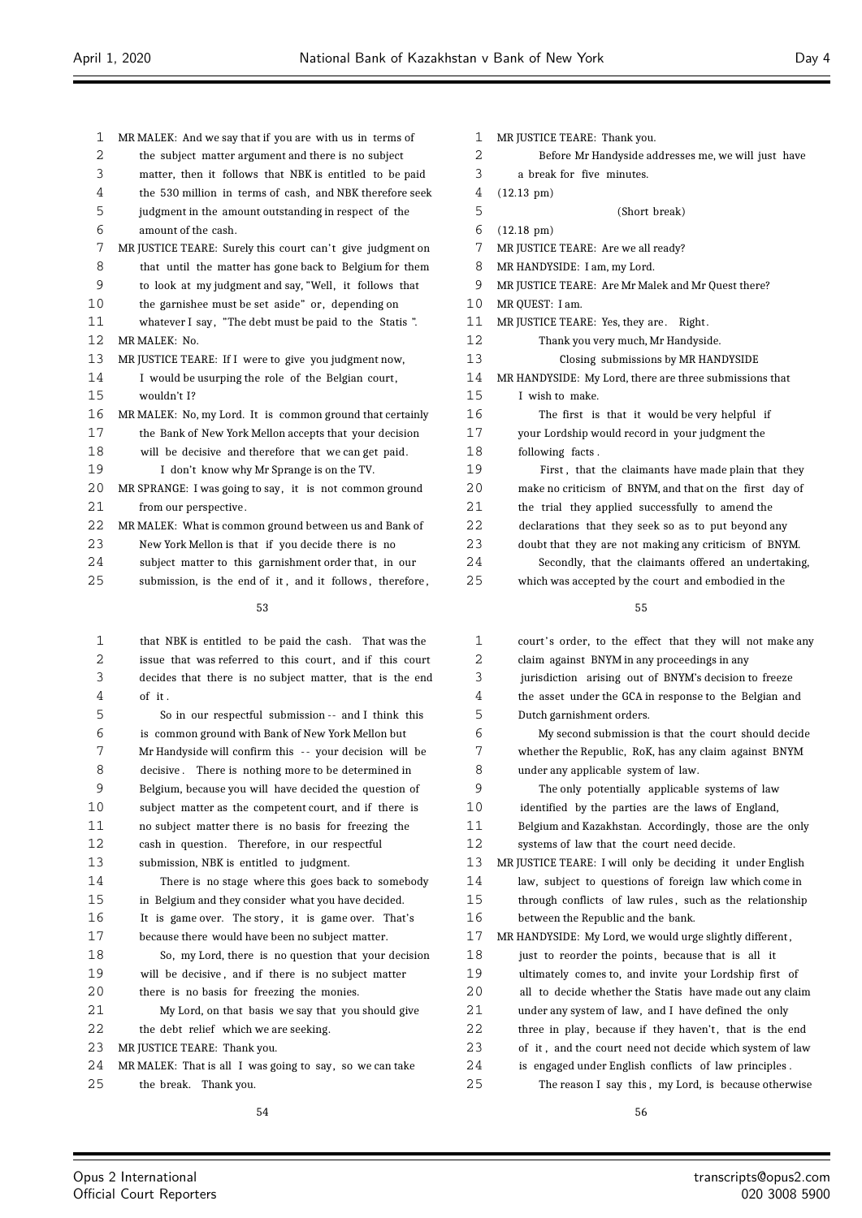MR MALEK: And we say that if you are with us in terms of the subject matter argument and there is no subject matter, then it follows that NBK is entitled to be paid the 530 million in terms of cash, and NBK therefore seek judgment in the amount outstanding in respect of the amount of the cash.

MR JUSTICE TEARE: Surely this court can't give judgment on that until the matter has gone back to Belgium for them to look at my judgment and say, "Well, it follows that the garnishee must be set aside" or, depending on whatever I say, "The debt must be paid to the Statis".

MR MALEK: No.

MR JUSTICE TEARE: If I were to give you judgment now, I would be usurping the role of the Belgian court, wouldn't I?

MR MALEK: No, my Lord. It is common ground that certainly the Bank of New York Mellon accepts that your decision will be decisive and therefore that we can get paid. I don't know why Mr Sprange is on the TV.

MR SPRANGE: I was going to say, it is not common ground from our perspective.

MR MALEK: What is common ground between us and Bank of New York Mellon is that if you decide there is no subject matter to this garnishment order that, in our submission, is the end of it, and it follows, therefore, that NBK is entitled to be paid the cash. That was the issue that was referred to this court, and if this court decides that there is no subject matter, that is the end of it.

So in our respectful submission -- and I think this is common ground with Bank of New York Mellon but Mr Handyside will confirm this -- your decision will be decisive. There is nothing more to be determined in Belgium, because you will have decided the question of subject matter as the competent court, and if there is no subject matter there is no basis for freezing the cash in question. Therefore, in our respectful submission, NBK is entitled to judgment.

There is no stage where this goes back to somebody in Belgium and they consider what you have decided. It is game over. The story, it is game over. That's because there would have been no subject matter.

So, my Lord, there is no question that your decision will be decisive, and if there is no subject matter there is no basis for freezing the monies.

My Lord, on that basis we say that you should give the debt relief which we are seeking.

MR JUSTICE TEARE: Thank you.

MR MALEK: That is all I was going to say, so we can take the break. Thank you.

MR JUSTICE TEARE: Thank you.

Before Mr Handyside addresses me, we will just have a break for five minutes.

(12.13 pm)

(Short break)

(12.18 pm)

MR JUSTICE TEARE: Are we all ready?

MR HANDYSIDE: I am, my Lord.

MR JUSTICE TEARE: Are Mr Malek and Mr Quest there?

MR QUEST: I am.

MR JUSTICE TEARE: Yes, they are. Right.

Thank you very much, Mr Handyside.

## Closing submissions by MR HANDYSIDE

MR HANDYSIDE: My Lord, there are three submissions that I wish to make.

The first is that it would be very helpful if your Lordship would record in your judgment the following facts.

First, that the claimants have made plain that they make no criticism of BNYM, and that on the first day of the trial they applied successfully to amend the declarations that they seek so as to put beyond any doubt that they are not making any criticism of BNYM.

Secondly, that the claimants offered an undertaking, which was accepted by the court and embodied in the court's order, to the effect that they will not make any claim against BNYM in any proceedings in any jurisdiction arising out of BNYM's decision to freeze the asset under the GCA in response to the Belgian and Dutch garnishment orders.

My second submission is that the court should decide whether the Republic, RoK, has any claim against BNYM under any applicable system of law.

The only potentially applicable systems of law identified by the parties are the laws of England, Belgium and Kazakhstan. Accordingly, those are the only systems of law that the court need decide.

MR JUSTICE TEARE: I will only be deciding it under English law, subject to questions of foreign law which come in through conflicts of law rules, such as the relationship between the Republic and the bank.

MR HANDYSIDE: My Lord, we would urge slightly different, just to reorder the points, because that is all it ultimately comes to, and invite your Lordship first of all to decide whether the Statis have made out any claim under any system of law, and I have defined the only three in play, because if they haven't, that is the end of it, and the court need not decide which system of law is engaged under English conflicts of law principles.

The reason I say this, my Lord, is because otherwise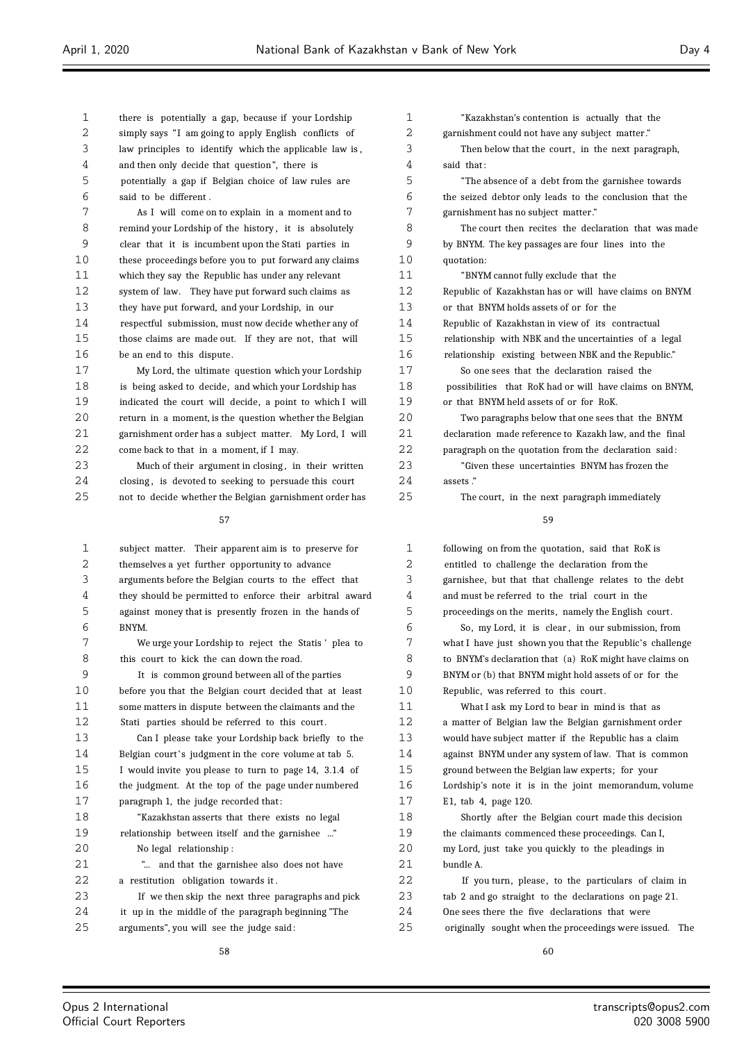there is potentially a gap, because if your Lordship simply says "I am going to apply English conflicts of law principles to identify which the applicable law is, and then only decide that question", there is potentially a gap if Belgian choice of law rules are said to be different.

As I will come on to explain in a moment and to remind your Lordship of the history, it is absolutely clear that it is incumbent upon the Stati parties in these proceedings before you to put forward any claims which they say the Republic has under any relevant system of law. They have put forward such claims as they have put forward, and your Lordship, in our respectful submission, must now decide whether any of those claims are made out. If they are not, that will be an end to this dispute.

My Lord, the ultimate question which your Lordship is being asked to decide, and which your Lordship has indicated the court will decide, a point to which I will return in a moment, is the question whether the Belgian garnishment order has a subject matter. My Lord, I will come back to that in a moment, if I may.

Much of their argument in closing, in their written closing, is devoted to seeking to persuade this court not to decide whether the Belgian garnishment order has subject matter. Their apparent aim is to preserve for themselves a yet further opportunity to advance arguments before the Belgian courts to the effect that they should be permitted to enforce their arbitral award against money that is presently frozen in the hands of BNYM.

We urge your Lordship to reject the Statis' plea to this court to kick the can down the road.

It is common ground between all of the parties before you that the Belgian court decided that at least some matters in dispute between the claimants and the Stati parties should be referred to this court.

Can I please take your Lordship back briefly to the Belgian court's judgment in the core volume at tab 5. I would invite you please to turn to page 14, 3.1.4 of the judgment. At the top of the page under numbered paragraph 1, the judge recorded that:

"Kazakhstan asserts that there exists no legal relationship between itself and the garnishee ..."

No legal relationship:

"... and that the garnishee also does not have a restitution obligation towards it."

If we then skip the next three paragraphs and pick it up in the middle of the paragraph beginning "The arguments", you will see the judge said:

"Kazakhstan's contention is actually that the garnishment could not have any subject matter."

Then below that the court, in the next paragraph, said that:

"The absence of a debt from the garnishee towards the seized debtor only leads to the conclusion that the garnishment has no subject matter."

The court then recites the declaration that was made by BNYM. The key passages are four lines into the quotation:

"BNYM cannot fully exclude that the Republic of Kazakhstan has or will have claims on BNYM or that BNYM holds assets of or for the Republic of Kazakhstan in view of its contractual relationship with NBK and the uncertainties of a legal relationship existing between NBK and the Republic."

So one sees that the declaration raised the possibilities that RoK had or will have claims on BNYM, or that BNYM held assets of or for RoK.

Two paragraphs below that one sees that the BNYM declaration made reference to Kazakh law, and the final paragraph on the quotation from the declaration said:

"Given these uncertainties BNYM has frozen the assets."

The court, in the next paragraph immediately following on from the quotation, said that RoK is entitled to challenge the declaration from the garnishee, but that that challenge relates to the debt and must be referred to the trial court in the proceedings on the merits, namely the English court.

So, my Lord, it is clear, in our submission, from what I have just shown you that the Republic's challenge to BNYM's declaration that (a) RoK might have claims on BNYM or (b) that BNYM might hold assets of or for the Republic, was referred to this court.

What I ask my Lord to bear in mind is that as a matter of Belgian law the Belgian garnishment order would have subject matter if the Republic has a claim against BNYM under any system of law. That is common ground between the Belgian law experts; for your Lordship's note it is in the joint memorandum, volume E1, tab 4, page 120.

Shortly after the Belgian court made this decision the claimants commenced these proceedings. Can I, my Lord, just take you quickly to the pleadings in bundle A.

If you turn, please, to the particulars of claim in tab 2 and go straight to the declarations on page 21. One sees there the five declarations that were originally sought when the proceedings were issued. The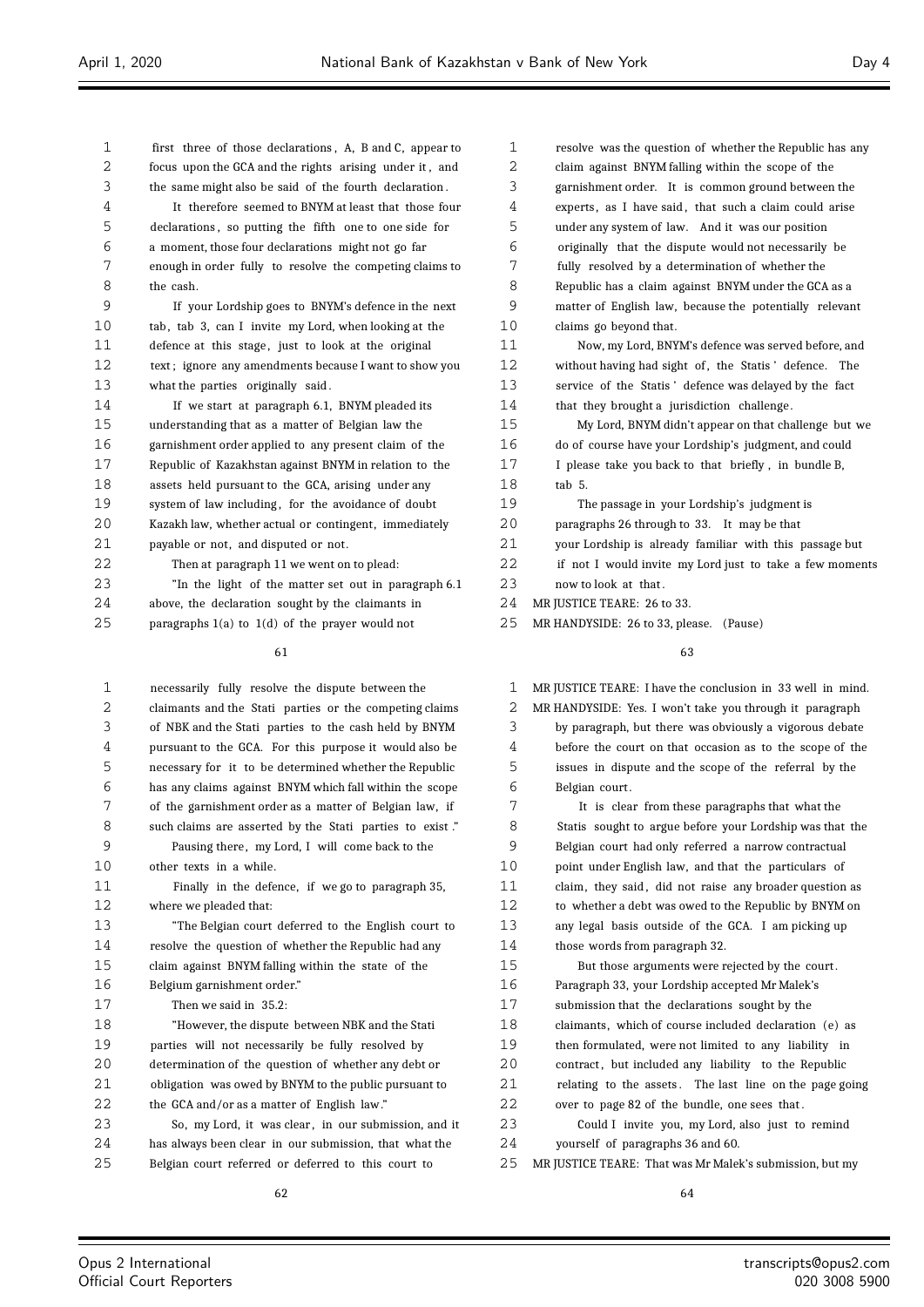first three of those declarations, A, B and C, appear to focus upon the GCA and the rights arising under it, and the same might also be said of the fourth declaration.

It therefore seemed to BNYM at least that those four declarations, so putting the fifth one to one side for a moment, those four declarations might not go far enough in order fully to resolve the competing claims to the cash.

If your Lordship goes to BNYM's defence in the next tab, tab 3, can I invite my Lord, when looking at the defence at this stage, just to look at the original text; ignore any amendments because I want to show you what the parties originally said.

If we start at paragraph 6.1, BNYM pleaded its understanding that as a matter of Belgian law the garnishment order applied to any present claim of the Republic of Kazakhstan against BNYM in relation to the assets held pursuant to the GCA, arising under any system of law including, for the avoidance of doubt Kazakh law, whether actual or contingent, immediately payable or not, and disputed or not.

Then at paragraph 11 we went on to plead:

"In the light of the matter set out in paragraph 6.1 above, the declaration sought by the claimants in paragraphs 1(a) to 1(d) of the prayer would not necessarily fully resolve the dispute between the claimants and the Stati parties or the competing claims of NBK and the Stati parties to the cash held by BNYM pursuant to the GCA. For this purpose it would also be necessary for it to be determined whether the Republic has any claims against BNYM which fall within the scope of the garnishment order as a matter of Belgian law, if such claims are asserted by the Stati parties to exist."

Pausing there, my Lord, I will come back to the other texts in a while.

Finally in the defence, if we go to paragraph 35, where we pleaded that:

"The Belgian court deferred to the English court to resolve the question of whether the Republic had any claim against BNYM falling within the state of the Belgium garnishment order."

Then we said in 35.2:

"However, the dispute between NBK and the Stati parties will not necessarily be fully resolved by determination of the question of whether any debt or obligation was owed by BNYM to the public pursuant to the GCA and/or as a matter of English law."

So, my Lord, it was clear, in our submission, and it has always been clear in our submission, that what the Belgian court referred or deferred to this court to resolve was the question of whether the Republic has any claim against BNYM falling within the scope of the garnishment order. It is common ground between the experts, as I have said, that such a claim could arise under any system of law. And it was our position originally that the dispute would not necessarily be fully resolved by a determination of whether the Republic has a claim against BNYM under the GCA as a matter of English law, because the potentially relevant claims go beyond that.

Now, my Lord, BNYM's defence was served before, and without having had sight of, the Statis' defence. The service of the Statis' defence was delayed by the fact that they brought a jurisdiction challenge.

My Lord, BNYM didn't appear on that challenge but we do of course have your Lordship's judgment, and could I please take you back to that briefly, in bundle B, tab 5.

The passage in your Lordship's judgment is paragraphs 26 through to 33. It may be that your Lordship is already familiar with this passage but if not I would invite my Lord just to take a few moments now to look at that.

MR JUSTICE TEARE: 26 to 33.

MR HANDYSIDE: 26 to 33, please. (Pause)

MR JUSTICE TEARE: I have the conclusion in 33 well in mind.

MR HANDYSIDE: Yes. I won't take you through it paragraph by paragraph, but there was obviously a vigorous debate before the court on that occasion as to the scope of the issues in dispute and the scope of the referral by the Belgian court.

It is clear from these paragraphs that what the Statis sought to argue before your Lordship was that the Belgian court had only referred a narrow contractual point under English law, and that the particulars of claim, they said, did not raise any broader question as to whether a debt was owed to the Republic by BNYM on any legal basis outside of the GCA. I am picking up those words from paragraph 32.

But those arguments were rejected by the court. Paragraph 33, your Lordship accepted Mr Malek's submission that the declarations sought by the claimants, which of course included declaration (e) as then formulated, were not limited to any liability in contract, but included any liability to the Republic relating to the assets. The last line on the page going over to page 82 of the bundle, one sees that.

Could I invite you, my Lord, also just to remind yourself of paragraphs 36 and 60.

MR JUSTICE TEARE: That was Mr Malek's submission, but my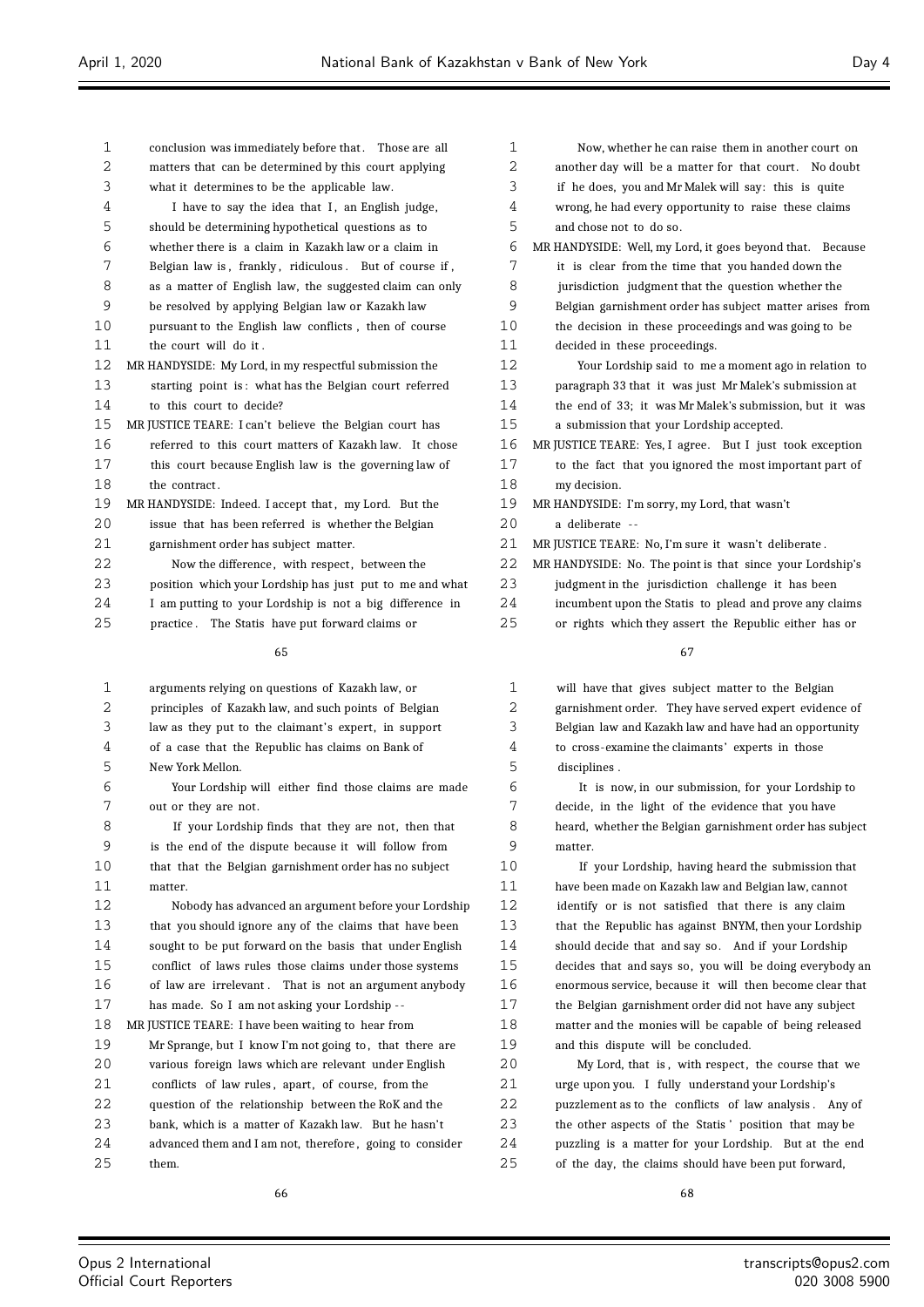conclusion was immediately before that. Those are all matters that can be determined by this court applying what it determines to be the applicable law.

I have to say the idea that I, an English judge, should be determining hypothetical questions as to whether there is a claim in Kazakh law or a claim in Belgian law is, frankly, ridiculous. But of course if, as a matter of English law, the suggested claim can only be resolved by applying Belgian law or Kazakh law pursuant to the English law conflicts, then of course the court will do it.

MR HANDYSIDE: My Lord, in my respectful submission the starting point is: what has the Belgian court referred to this court to decide?

MR JUSTICE TEARE: I can't believe the Belgian court has referred to this court matters of Kazakh law. It chose this court because English law is the governing law of the contract.

MR HANDYSIDE: Indeed. I accept that, my Lord. But the issue that has been referred is whether the Belgian garnishment order has subject matter.

Now the difference, with respect, between the position which your Lordship has just put to me and what I am putting to your Lordship is not a big difference in practice. The Statis have put forward claims or arguments relying on questions of Kazakh law, or principles of Kazakh law, and such points of Belgian law as they put to the claimant's expert, in support of a case that the Republic has claims on Bank of New York Mellon.

Your Lordship will either find those claims are made out or they are not.

If your Lordship finds that they are not, then that is the end of the dispute because it will follow from that that the Belgian garnishment order has no subject matter.

Nobody has advanced an argument before your Lordship that you should ignore any of the claims that have been sought to be put forward on the basis that under English conflict of laws rules those claims under those systems of law are irrelevant. That is not an argument anybody has made. So I am not asking your Lordship --

MR JUSTICE TEARE: I have been waiting to hear from Mr Sprange, but I know I'm not going to, that there are various foreign laws which are relevant under English conflicts of law rules, apart, of course, from the question of the relationship between the RoK and the bank, which is a matter of Kazakh law. But he hasn't advanced them and I am not, therefore, going to consider them.

Now, whether he can raise them in another court on another day will be a matter for that court. No doubt if he does, you and Mr Malek will say: this is quite wrong, he had every opportunity to raise these claims and chose not to do so.

MR HANDYSIDE: Well, my Lord, it goes beyond that. Because it is clear from the time that you handed down the jurisdiction judgment that the question whether the Belgian garnishment order has subject matter arises from the decision in these proceedings and was going to be decided in these proceedings.

Your Lordship said to me a moment ago in relation to paragraph 33 that it was just Mr Malek's submission at the end of 33; it was Mr Malek's submission, but it was a submission that your Lordship accepted.

MR JUSTICE TEARE: Yes, I agree. But I just took exception to the fact that you ignored the most important part of my decision.

MR HANDYSIDE: I'm sorry, my Lord, that wasn't a deliberate --

MR JUSTICE TEARE: No, I'm sure it wasn't deliberate.

MR HANDYSIDE: No. The point is that since your Lordship's judgment in the jurisdiction challenge it has been incumbent upon the Statis to plead and prove any claims or rights which they assert the Republic either has or will have that gives subject matter to the Belgian garnishment order. They have served expert evidence of Belgian law and Kazakh law and have had an opportunity to cross-examine the claimants' experts in those disciplines.

It is now, in our submission, for your Lordship to decide, in the light of the evidence that you have heard, whether the Belgian garnishment order has subject matter.

If your Lordship, having heard the submission that have been made on Kazakh law and Belgian law, cannot identify or is not satisfied that there is any claim that the Republic has against BNYM, then your Lordship should decide that and say so. And if your Lordship decides that and says so, you will be doing everybody an enormous service, because it will then become clear that the Belgian garnishment order did not have any subject matter and the monies will be capable of being released and this dispute will be concluded.

My Lord, that is, with respect, the course that we urge upon you. I fully understand your Lordship's puzzlement as to the conflicts of law analysis. Any of the other aspects of the Statis' position that may be puzzling is a matter for your Lordship. But at the end of the day, the claims should have been put forward,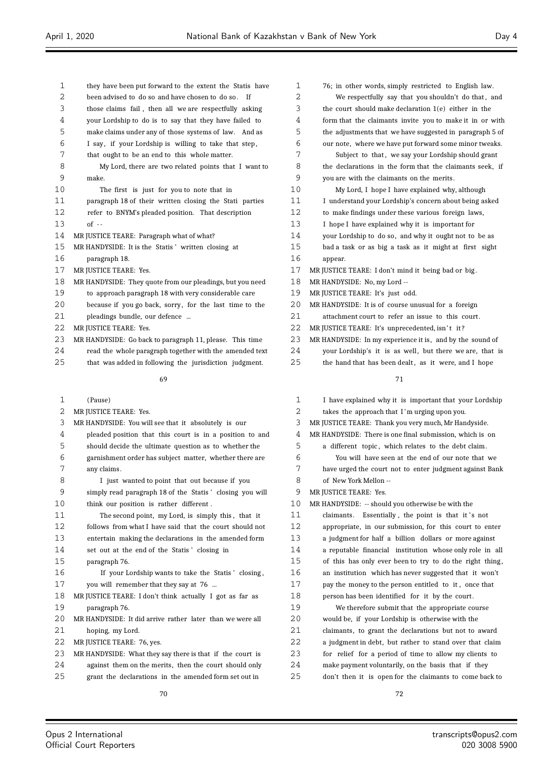they have been put forward to the extent the Statis have been advised to do so and have chosen to do so. If those claims fail, then all we are respectfully asking your Lordship to do is to say that they have failed to make claims under any of those systems of law. And as I say, if your Lordship is willing to take that step, that ought to be an end to this whole matter.

My Lord, there are two related points that I want to make.

The first is just for you to note that in paragraph 18 of their written closing the Stati parties refer to BNYM's pleaded position. That description of --

MR JUSTICE TEARE: Paragraph what of what?

MR HANDYSIDE: It is the Statis' written closing at paragraph 18.

MR JUSTICE TEARE: Yes.

MR HANDYSIDE: They quote from our pleadings, but you need to approach paragraph 18 with very considerable care because if you go back, sorry, for the last time to the pleadings bundle, our defence ...

MR JUSTICE TEARE: Yes.

MR HANDYSIDE: Go back to paragraph 11, please. This time read the whole paragraph together with the amended text that was added in following the jurisdiction judgment.

(Pause)

MR JUSTICE TEARE: Yes.

MR HANDYSIDE: You will see that it absolutely is our pleaded position that this court is in a position to and should decide the ultimate question as to whether the garnishment order has subject matter, whether there are any claims.

I just wanted to point that out because if you simply read paragraph 18 of the Statis' closing you will think our position is rather different.

The second point, my Lord, is simply this, that it follows from what I have said that the court should not entertain making the declarations in the amended form set out at the end of the Statis' closing in paragraph 76.

If your Lordship wants to take the Statis' closing, you will remember that they say at 76 ...

MR JUSTICE TEARE: I don't think actually I got as far as paragraph 76.

MR HANDYSIDE: It did arrive rather later than we were all hoping, my Lord.

MR JUSTICE TEARE: 76, yes.

MR HANDYSIDE: What they say there is that if the court is against them on the merits, then the court should only grant the declarations in the amended form set out in 76; in other words, simply restricted to English law.

We respectfully say that you shouldn't do that, and the court should make declaration 1(e) either in the form that the claimants invite you to make it in or with the adjustments that we have suggested in paragraph 5 of our note, where we have put forward some minor tweaks.

Subject to that, we say your Lordship should grant the declarations in the form that the claimants seek, if you are with the claimants on the merits.

My Lord, I hope I have explained why, although I understand your Lordship's concern about being asked to make findings under these various foreign laws, I hope I have explained why it is important for your Lordship to do so, and why it ought not to be as bad a task or as big a task as it might at first sight appear.

MR JUSTICE TEARE: I don't mind it being bad or big.

MR HANDYSIDE: No, my Lord --

MR JUSTICE TEARE: It's just odd.

MR HANDYSIDE: It is of course unusual for a foreign attachment court to refer an issue to this court.

MR JUSTICE TEARE: It's unprecedented, isn't it?

MR HANDYSIDE: In my experience it is, and by the sound of your Lordship's it is as well, but there we are, that is the hand that has been dealt, as it were, and I hope I have explained why it is important that your Lordship takes the approach that I'm urging upon you.

MR JUSTICE TEARE: Thank you very much, Mr Handyside.

MR HANDYSIDE: There is one final submission, which is on a different topic, which relates to the debt claim.

You will have seen at the end of our note that we have urged the court not to enter judgment against Bank of New York Mellon --

MR JUSTICE TEARE: Yes.

MR HANDYSIDE: -- should you otherwise be with the claimants. Essentially, the point is that it's not appropriate, in our submission, for this court to enter a judgment for half a billion dollars or more against a reputable financial institution whose only role in all of this has only ever been to try to do the right thing, an institution which has never suggested that it won't pay the money to the person entitled to it, once that person has been identified for it by the court.

We therefore submit that the appropriate course would be, if your Lordship is otherwise with the claimants, to grant the declarations but not to award a judgment in debt, but rather to stand over that claim for relief for a period of time to allow my clients to make payment voluntarily, on the basis that if they don't then it is open for the claimants to come back to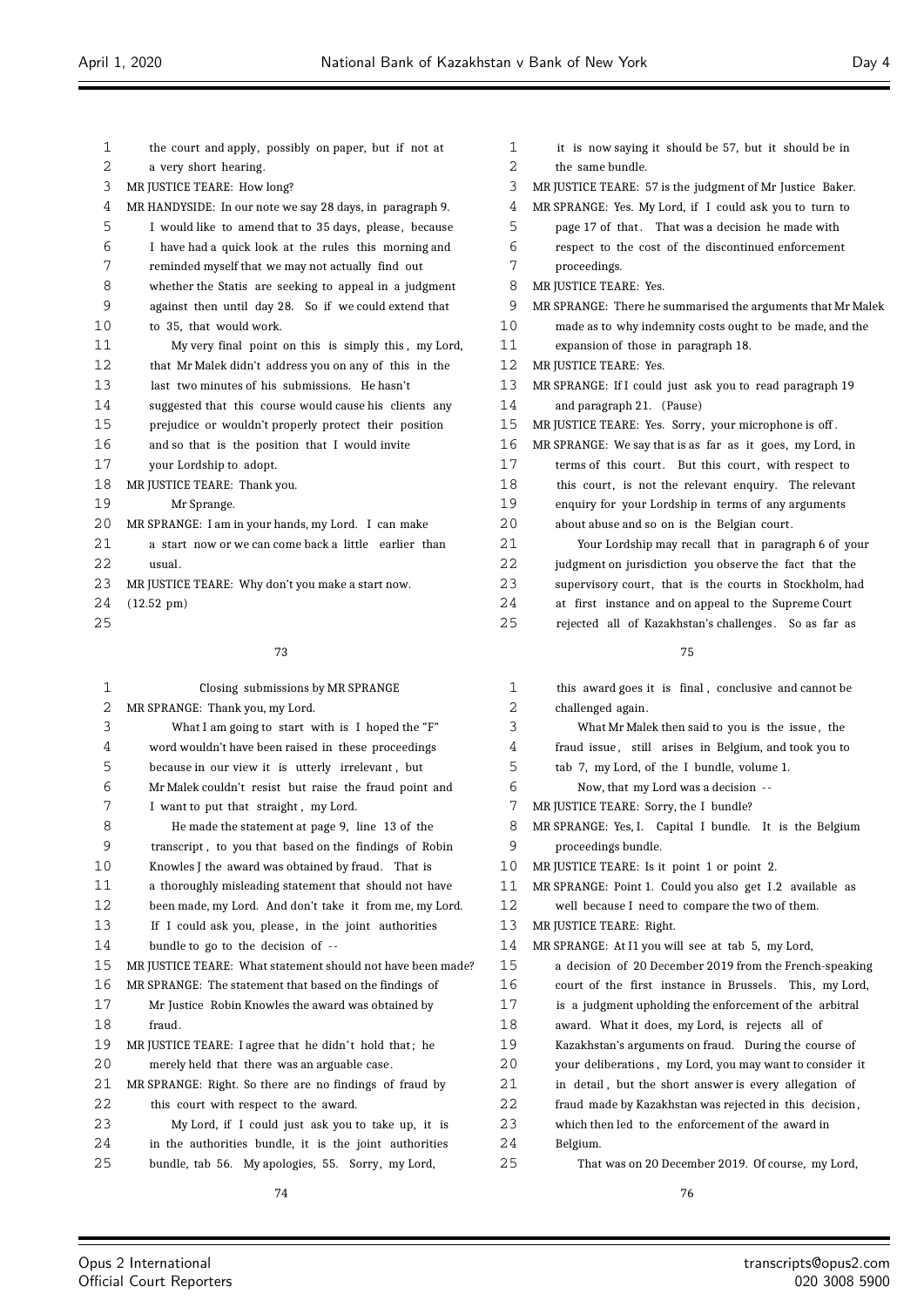the court and apply, possibly on paper, but if not at a very short hearing.

MR JUSTICE TEARE: How long?

MR HANDYSIDE: In our note we say 28 days, in paragraph 9. I would like to amend that to 35 days, please, because I have had a quick look at the rules this morning and reminded myself that we may not actually find out whether the Statis are seeking to appeal in a judgment against then until day 28. So if we could extend that to 35, that would work.

My very final point on this is simply this, my Lord, that Mr Malek didn't address you on any of this in the last two minutes of his submissions. He hasn't suggested that this course would cause his clients any prejudice or wouldn't properly protect their position and so that is the position that I would invite your Lordship to adopt.

MR JUSTICE TEARE: Thank you.

Mr Sprange.

MR SPRANGE: I am in your hands, my Lord. I can make a start now or we can come back a little earlier than usual.

MR JUSTICE TEARE: Why don't you make a start now.

(12.52 pm)

## Closing submissions by MR SPRANGE

MR SPRANGE: Thank you, my Lord.

What I am going to start with is I hoped the "F" word wouldn't have been raised in these proceedings because in our view it is utterly irrelevant, but Mr Malek couldn't resist but raise the fraud point and I want to put that straight, my Lord.

He made the statement at page 9, line 13 of the transcript, to you that based on the findings of Robin Knowles J the award was obtained by fraud. That is a thoroughly misleading statement that should not have been made, my Lord. And don't take it from me, my Lord. If I could ask you, please, in the joint authorities bundle to go to the decision of --

MR JUSTICE TEARE: What statement should not have been made?

MR SPRANGE: The statement that based on the findings of Mr Justice Robin Knowles the award was obtained by fraud.

MR JUSTICE TEARE: I agree that he didn't hold that; he merely held that there was an arguable case.

MR SPRANGE: Right. So there are no findings of fraud by this court with respect to the award.

My Lord, if I could just ask you to take up, it is in the authorities bundle, it is the joint authorities bundle, tab 56. My apologies, 55. Sorry, my Lord, it is now saying it should be 57, but it should be in the same bundle.

MR JUSTICE TEARE: 57 is the judgment of Mr Justice Baker.

MR SPRANGE: Yes. My Lord, if I could ask you to turn to page 17 of that. That was a decision he made with respect to the cost of the discontinued enforcement proceedings.

MR JUSTICE TEARE: Yes.

MR SPRANGE: There he summarised the arguments that Mr Malek made as to why indemnity costs ought to be made, and the expansion of those in paragraph 18.

MR JUSTICE TEARE: Yes.

MR SPRANGE: If I could just ask you to read paragraph 19 and paragraph 21. (Pause)

MR JUSTICE TEARE: Yes. Sorry, your microphone is off.

MR SPRANGE: We say that is as far as it goes, my Lord, in terms of this court. But this court, with respect to this court, is not the relevant enquiry. The relevant enquiry for your Lordship in terms of any arguments about abuse and so on is the Belgian court.

Your Lordship may recall that in paragraph 6 of your judgment on jurisdiction you observe the fact that the supervisory court, that is the courts in Stockholm, had at first instance and on appeal to the Supreme Court rejected all of Kazakhstan's challenges. So as far as this award goes it is final, conclusive and cannot be challenged again.

What Mr Malek then said to you is the issue, the fraud issue, still arises in Belgium, and took you to tab 7, my Lord, of the I bundle, volume 1.

Now, that my Lord was a decision --

MR JUSTICE TEARE: Sorry, the I bundle?

MR SPRANGE: Yes, I. Capital I bundle. It is the Belgium proceedings bundle.

MR JUSTICE TEARE: Is it point 1 or point 2.

MR SPRANGE: Point 1. Could you also get I.2 available as well because I need to compare the two of them.

MR JUSTICE TEARE: Right.

MR SPRANGE: At I1 you will see at tab 5, my Lord, a decision of 20 December 2019 from the French-speaking court of the first instance in Brussels. This, my Lord, is a judgment upholding the enforcement of the arbitral award. What it does, my Lord, is rejects all of Kazakhstan's arguments on fraud. During the course of your deliberations, my Lord, you may want to consider it in detail, but the short answer is every allegation of fraud made by Kazakhstan was rejected in this decision, which then led to the enforcement of the award in Belgium.

That was on 20 December 2019. Of course, my Lord,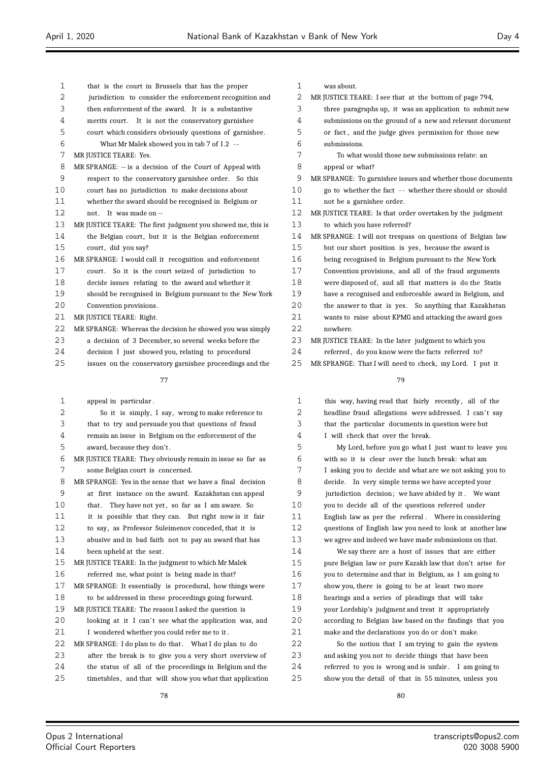that is the court in Brussels that has the proper jurisdiction to consider the enforcement recognition and then enforcement of the award. It is a substantive merits court. It is not the conservatory garnishee court which considers obviously questions of garnishee.

What Mr Malek showed you in tab 7 of I.2 --

MR JUSTICE TEARE: Yes.

MR SPRANGE: -- is a decision of the Court of Appeal with respect to the conservatory garnishee order. So this court has no jurisdiction to make decisions about whether the award should be recognised in Belgium or not. It was made on --

MR JUSTICE TEARE: The first judgment you showed me, this is the Belgian court, but it is the Belgian enforcement court, did you say?

MR SPRANGE: I would call it recognition and enforcement court. So it is the court seized of jurisdiction to decide issues relating to the award and whether it should be recognised in Belgium pursuant to the New York Convention provisions.

MR JUSTICE TEARE: Right.

MR SPRANGE: Whereas the decision he showed you was simply a decision of 3 December, so several weeks before the decision I just showed you, relating to procedural issues on the conservatory garnishee proceedings and the appeal in particular.

So it is simply, I say, wrong to make reference to that to try and persuade you that questions of fraud remain an issue in Belgium on the enforcement of the award, because they don't.

MR JUSTICE TEARE: They obviously remain in issue so far as some Belgian court is concerned.

MR SPRANGE: Yes in the sense that we have a final decision at first instance on the award. Kazakhstan can appeal that. They have not yet, so far as I am aware. So it is possible that they can. But right now is it fair to say, as Professor Suleimenov conceded, that it is abusive and in bad faith not to pay an award that has been upheld at the seat.

MR JUSTICE TEARE: In the judgment to which Mr Malek referred me, what point is being made in that?

MR SPRANGE: It essentially is procedural, how things were to be addressed in these proceedings going forward.

MR JUSTICE TEARE: The reason I asked the question is looking at it I can't see what the application was, and I wondered whether you could refer me to it.

MR SPRANGE: I do plan to do that. What I do plan to do after the break is to give you a very short overview of the status of all of the proceedings in Belgium and the timetables, and that will show you what that application was about.

MR JUSTICE TEARE: I see that at the bottom of page 794, three paragraphs up, it was an application to submit new submissions on the ground of a new and relevant document or fact, and the judge gives permission for those new submissions.

To what would those new submissions relate: an appeal or what?

MR SPRANGE: To garnishee issues and whether those documents go to whether the fact -- whether there should or should not be a garnishee order.

MR JUSTICE TEARE: Is that order overtaken by the judgment to which you have referred?

MR SPRANGE: I will not trespass on questions of Belgian law but our short position is yes, because the award is being recognised in Belgium pursuant to the New York Convention provisions, and all of the fraud arguments were disposed of, and all that matters is do the Statis have a recognised and enforceable award in Belgium, and the answer to that is yes. So anything that Kazakhstan wants to raise about KPMG and attacking the award goes nowhere.

MR JUSTICE TEARE: In the later judgment to which you referred, do you know were the facts referred to?

MR SPRANGE: That I will need to check, my Lord. I put it this way, having read that fairly recently, all of the headline fraud allegations were addressed. I can't say that the particular documents in question were but I will check that over the break.

My Lord, before you go what I just want to leave you with so it is clear over the lunch break: what am I asking you to decide and what are we not asking you to decide. In very simple terms we have accepted your jurisdiction decision; we have abided by it. We want you to decide all of the questions referred under English law as per the referral. Where in considering questions of English law you need to look at another law we agree and indeed we have made submissions on that.

We say there are a host of issues that are either pure Belgian law or pure Kazakh law that don't arise for you to determine and that in Belgium, as I am going to show you, there is going to be at least two more hearings and a series of pleadings that will take your Lordship's judgment and treat it appropriately according to Belgian law based on the findings that you make and the declarations you do or don't make.

So the notion that I am trying to gain the system and asking you not to decide things that have been referred to you is wrong and is unfair. I am going to show you the detail of that in 55 minutes, unless you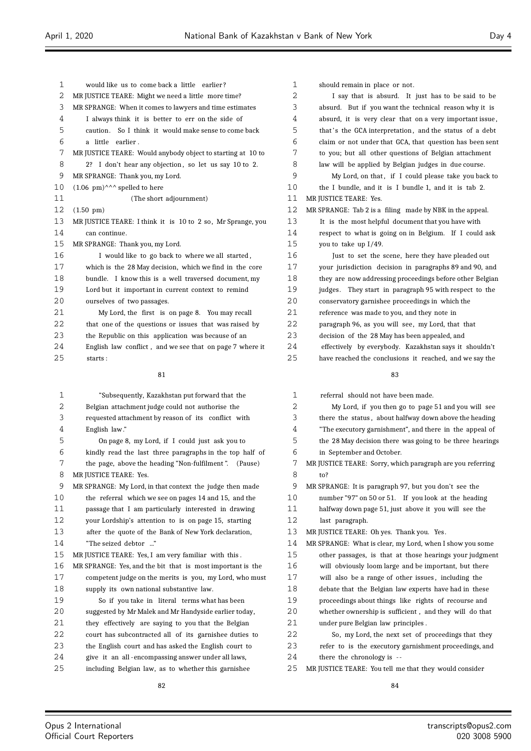would like us to come back a little earlier?

MR JUSTICE TEARE: Might we need a little more time?

MR SPRANGE: When it comes to lawyers and time estimates I always think it is better to err on the side of caution. So I think it would make sense to come back a little earlier.

MR JUSTICE TEARE: Would anybody object to starting at 10 to 2? I don't hear any objection, so let us say 10 to 2.

MR SPRANGE: Thank you, my Lord.

(1.06 pm)^^^ spelled to here

(The short adjournment)

(1.50 pm)

MR JUSTICE TEARE: I think it is 10 to 2 so, Mr Sprange, you can continue.

MR SPRANGE: Thank you, my Lord.

I would like to go back to where we all started, which is the 28 May decision, which we find in the core bundle. I know this is a well traversed document, my Lord but it important in current context to remind ourselves of two passages.

My Lord, the first is on page 8. You may recall that one of the questions or issues that was raised by the Republic on this application was because of an English law conflict, and we see that on page 7 where it starts:

"Subsequently, Kazakhstan put forward that the Belgian attachment judge could not authorise the requested attachment by reason of its conflict with English law."

On page 8, my Lord, if I could just ask you to kindly read the last three paragraphs in the top half of the page, above the heading "Non-fulfilment". (Pause)

MR JUSTICE TEARE: Yes.

MR SPRANGE: My Lord, in that context the judge then made the referral which we see on pages 14 and 15, and the passage that I am particularly interested in drawing your Lordship's attention to is on page 15, starting after the quote of the Bank of New York declaration, "The seized debtor ..."

MR JUSTICE TEARE: Yes, I am very familiar with this.

MR SPRANGE: Yes, and the bit that is most important is the competent judge on the merits is you, my Lord, who must supply its own national substantive law.

So if you take in literal terms what has been suggested by Mr Malek and Mr Handyside earlier today, they effectively are saying to you that the Belgian court has subcontracted all of its garnishee duties to the English court and has asked the English court to give it an all-encompassing answer under all laws, including Belgian law, as to whether this garnishee should remain in place or not.

I say that is absurd. It just has to be said to be absurd. But if you want the technical reason why it is absurd, it is very clear that on a very important issue, that's the GCA interpretation, and the status of a debt claim or not under that GCA, that question has been sent to you; but all other questions of Belgian attachment law will be applied by Belgian judges in due course.

My Lord, on that, if I could please take you back to the I bundle, and it is I bundle 1, and it is tab 2.

MR JUSTICE TEARE: Yes.

MR SPRANGE: Tab 2 is a filing made by NBK in the appeal. It is the most helpful document that you have with respect to what is going on in Belgium. If I could ask you to take up I/49.

Just to set the scene, here they have pleaded out your jurisdiction decision in paragraphs 89 and 90, and they are now addressing proceedings before other Belgian judges. They start in paragraph 95 with respect to the conservatory garnishee proceedings in which the reference was made to you, and they note in paragraph 96, as you will see, my Lord, that that decision of the 28 May has been appealed, and effectively by everybody. Kazakhstan says it shouldn't have reached the conclusions it reached, and we say the referral should not have been made.

My Lord, if you then go to page 51 and you will see there the status, about halfway down above the heading "The executory garnishment", and there in the appeal of the 28 May decision there was going to be three hearings in September and October.

MR JUSTICE TEARE: Sorry, which paragraph are you referring to?

MR SPRANGE: It is paragraph 97, but you don't see the number "97" on 50 or 51. If you look at the heading halfway down page 51, just above it you will see the last paragraph.

MR JUSTICE TEARE: Oh yes. Thank you. Yes.

MR SPRANGE: What is clear, my Lord, when I show you some other passages, is that at those hearings your judgment will obviously loom large and be important, but there will also be a range of other issues, including the debate that the Belgian law experts have had in these proceedings about things like rights of recourse and whether ownership is sufficient, and they will do that under pure Belgian law principles.

So, my Lord, the next set of proceedings that they refer to is the executory garnishment proceedings, and there the chronology is --

MR JUSTICE TEARE: You tell me that they would consider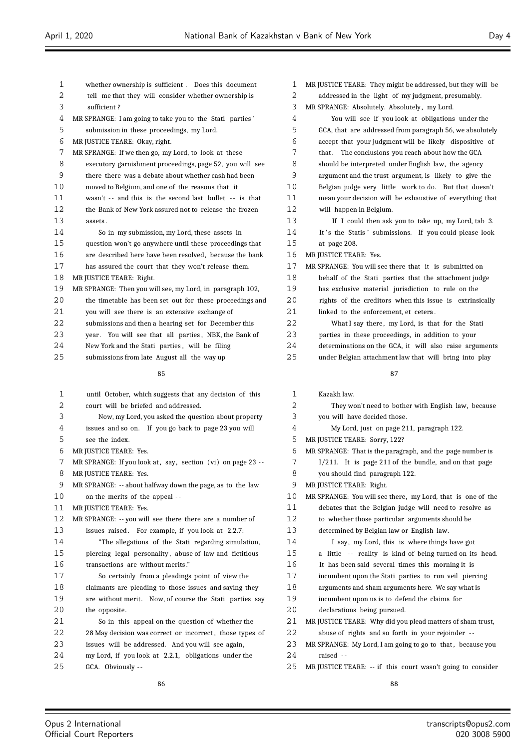whether ownership is sufficient. Does this document tell me that they will consider whether ownership is sufficient?

MR SPRANGE: I am going to take you to the Stati parties' submission in these proceedings, my Lord.

MR JUSTICE TEARE: Okay, right.

MR SPRANGE: If we then go, my Lord, to look at these executory garnishment proceedings, page 52, you will see there there was a debate about whether cash had been moved to Belgium, and one of the reasons that it wasn't -- and this is the second last bullet -- is that the Bank of New York assured not to release the frozen assets.

So in my submission, my Lord, these assets in question won't go anywhere until these proceedings that are described here have been resolved, because the bank has assured the court that they won't release them.

MR JUSTICE TEARE: Right.

MR SPRANGE: Then you will see, my Lord, in paragraph 102, the timetable has been set out for these proceedings and you will see there is an extensive exchange of submissions and then a hearing set for December this year. You will see that all parties, NBK, the Bank of New York and the Stati parties, will be filing submissions from late August all the way up until October, which suggests that any decision of this court will be briefed and addressed.

Now, my Lord, you asked the question about property issues and so on. If you go back to page 23 you will see the index.

MR JUSTICE TEARE: Yes.

MR SPRANGE: If you look at, say, section (vi) on page 23 --

MR JUSTICE TEARE: Yes.

MR SPRANGE: -- about halfway down the page, as to the law on the merits of the appeal --

MR JUSTICE TEARE: Yes.

MR SPRANGE: -- you will see there there are a number of issues raised. For example, if you look at 2.2.7:

"The allegations of the Stati regarding simulation, piercing legal personality, abuse of law and fictitious transactions are without merits."

So certainly from a pleadings point of view the claimants are pleading to those issues and saying they are without merit. Now, of course the Stati parties say the opposite.

So in this appeal on the question of whether the 28 May decision was correct or incorrect, those types of issues will be addressed. And you will see again, my Lord, if you look at 2.2.1, obligations under the GCA. Obviously --

MR JUSTICE TEARE: They might be addressed, but they will be addressed in the light of my judgment, presumably.

MR SPRANGE: Absolutely. Absolutely, my Lord.

You will see if you look at obligations under the GCA, that are addressed from paragraph 56, we absolutely accept that your judgment will be likely dispositive of that. The conclusions you reach about how the GCA should be interpreted under English law, the agency argument and the trust argument, is likely to give the Belgian judge very little work to do. But that doesn't mean your decision will be exhaustive of everything that will happen in Belgium.

If I could then ask you to take up, my Lord, tab 3. It's the Statis' submissions. If you could please look at page 208.

MR JUSTICE TEARE: Yes.

MR SPRANGE: You will see there that it is submitted on behalf of the Stati parties that the attachment judge has exclusive material jurisdiction to rule on the rights of the creditors when this issue is extrinsically linked to the enforcement, et cetera.

What I say there, my Lord, is that for the Stati parties in these proceedings, in addition to your determinations on the GCA, it will also raise arguments under Belgian attachment law that will bring into play Kazakh law.

They won't need to bother with English law, because you will have decided those.

My Lord, just on page 211, paragraph 122.

MR JUSTICE TEARE: Sorry, 122?

MR SPRANGE: That is the paragraph, and the page number is I/211. It is page 211 of the bundle, and on that page you should find paragraph 122.

MR JUSTICE TEARE: Right.

MR SPRANGE: You will see there, my Lord, that is one of the debates that the Belgian judge will need to resolve as to whether those particular arguments should be determined by Belgian law or English law.

I say, my Lord, this is where things have got a little -- reality is kind of being turned on its head. It has been said several times this morning it is incumbent upon the Stati parties to run veil piercing arguments and sham arguments here. We say what is incumbent upon us is to defend the claims for declarations being pursued.

MR JUSTICE TEARE: Why did you plead matters of sham trust, abuse of rights and so forth in your rejoinder --

MR SPRANGE: My Lord, I am going to go to that, because you raised --

MR JUSTICE TEARE: -- if this court wasn't going to consider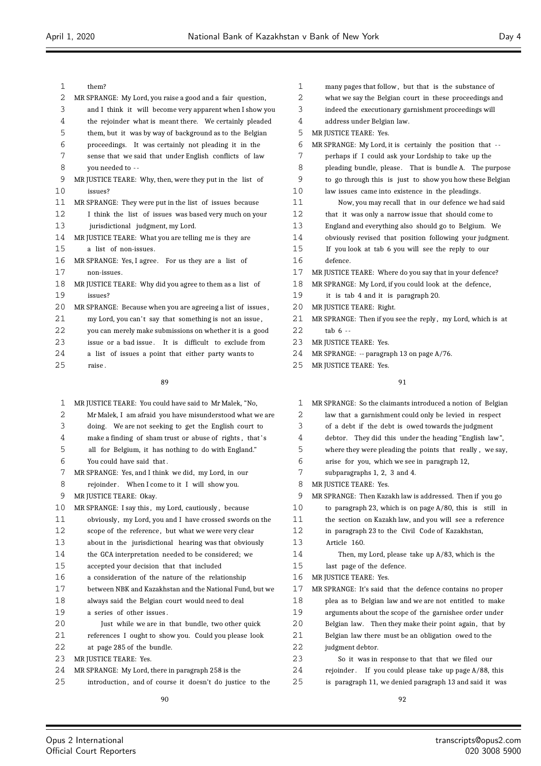them?

MR SPRANGE: My Lord, you raise a good and a fair question, and I think it will become very apparent when I show you the rejoinder what is meant there. We certainly pleaded them, but it was by way of background as to the Belgian proceedings. It was certainly not pleading it in the sense that we said that under English conflicts of law you needed to --

MR JUSTICE TEARE: Why, then, were they put in the list of issues?

MR SPRANGE: They were put in the list of issues because I think the list of issues was based very much on your jurisdictional judgment, my Lord.

MR JUSTICE TEARE: What you are telling me is they are a list of non-issues.

MR SPRANGE: Yes, I agree. For us they are a list of non-issues.

MR JUSTICE TEARE: Why did you agree to them as a list of issues?

MR SPRANGE: Because when you are agreeing a list of issues, my Lord, you can't say that something is not an issue, you can merely make submissions on whether it is a good issue or a bad issue. It is difficult to exclude from a list of issues a point that either party wants to raise.

MR JUSTICE TEARE: You could have said to Mr Malek, "No, Mr Malek, I am afraid you have misunderstood what we are doing. We are not seeking to get the English court to make a finding of sham trust or abuse of rights, that's all for Belgium, it has nothing to do with England." You could have said that.

MR SPRANGE: Yes, and I think we did, my Lord, in our rejoinder. When I come to it I will show you.

MR JUSTICE TEARE: Okay.

MR SPRANGE: I say this, my Lord, cautiously, because obviously, my Lord, you and I have crossed swords on the scope of the reference, but what we were very clear about in the jurisdictional hearing was that obviously the GCA interpretation needed to be considered; we accepted your decision that that included a consideration of the nature of the relationship between NBK and Kazakhstan and the National Fund, but we always said the Belgian court would need to deal a series of other issues.

Just while we are in that bundle, two other quick references I ought to show you. Could you please look at page 285 of the bundle.

MR JUSTICE TEARE: Yes.

MR SPRANGE: My Lord, there in paragraph 258 is the introduction, and of course it doesn't do justice to the many pages that follow, but that is the substance of what we say the Belgian court in these proceedings and indeed the executionary garnishment proceedings will address under Belgian law.

MR JUSTICE TEARE: Yes.

MR SPRANGE: My Lord, it is certainly the position that -- perhaps if I could ask your Lordship to take up the pleading bundle, please. That is bundle A. The purpose to go through this is just to show you how these Belgian law issues came into existence in the pleadings.

Now, you may recall that in our defence we had said that it was only a narrow issue that should come to England and everything also should go to Belgium. We obviously revised that position following your judgment. If you look at tab 6 you will see the reply to our defence.

MR JUSTICE TEARE: Where do you say that in your defence?

MR SPRANGE: My Lord, if you could look at the defence, it is tab 4 and it is paragraph 20.

MR JUSTICE TEARE: Right.

MR SPRANGE: Then if you see the reply, my Lord, which is at tab 6 --

MR JUSTICE TEARE: Yes.

MR SPRANGE: -- paragraph 13 on page A/76.

MR JUSTICE TEARE: Yes.

MR SPRANGE: So the claimants introduced a notion of Belgian law that a garnishment could only be levied in respect of a debt if the debt is owed towards the judgment debtor. They did this under the heading "English law", where they were pleading the points that really, we say, arise for you, which we see in paragraph 12, subparagraphs 1, 2, 3 and 4.

MR JUSTICE TEARE: Yes.

MR SPRANGE: Then Kazakh law is addressed. Then if you go to paragraph 23, which is on page A/80, this is still in the section on Kazakh law, and you will see a reference in paragraph 23 to the Civil Code of Kazakhstan, Article 160.

Then, my Lord, please take up A/83, which is the last page of the defence.

MR JUSTICE TEARE: Yes.

MR SPRANGE: It's said that the defence contains no proper plea as to Belgian law and we are not entitled to make arguments about the scope of the garnishee order under Belgian law. Then they make their point again, that by Belgian law there must be an obligation owed to the judgment debtor.

So it was in response to that that we filed our rejoinder. If you could please take up page A/88, this is paragraph 11, we denied paragraph 13 and said it was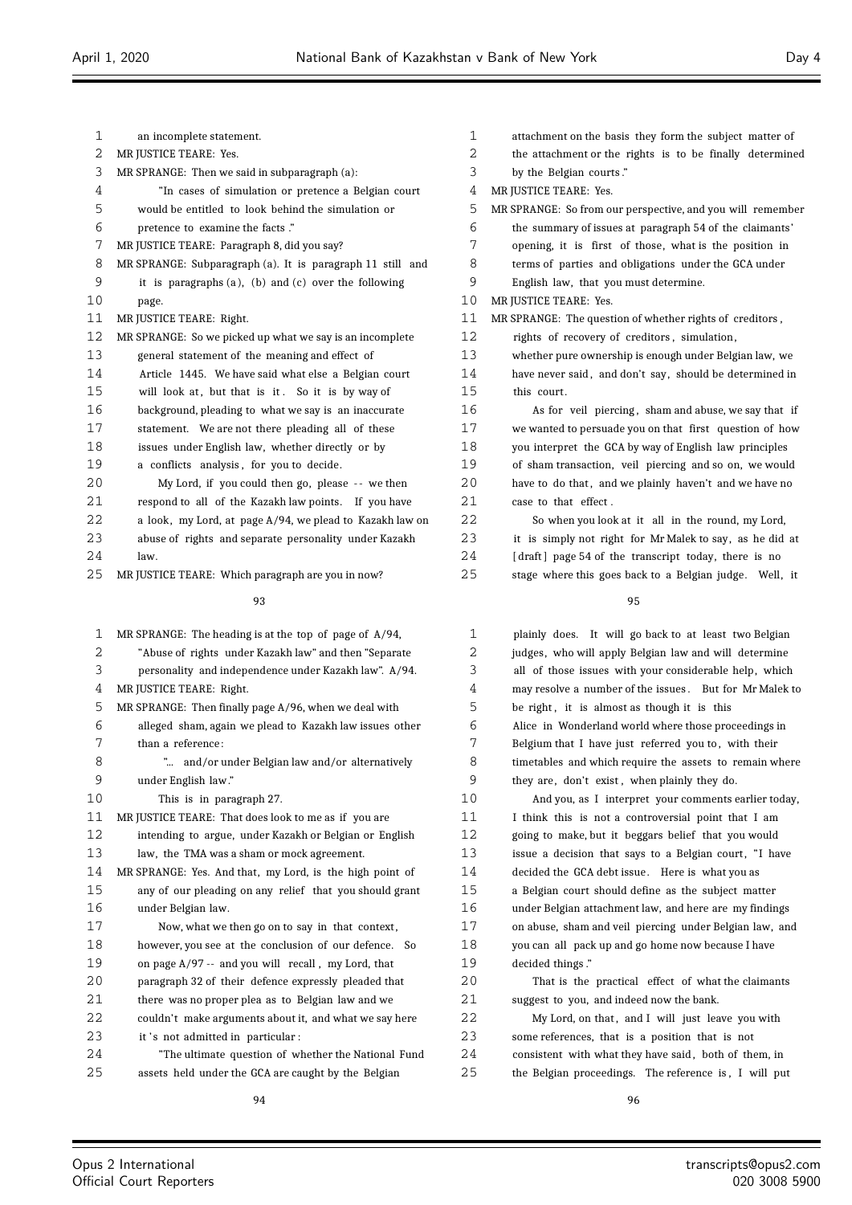an incomplete statement.

MR JUSTICE TEARE: Yes.

MR SPRANGE: Then we said in subparagraph (a):

"In cases of simulation or pretence a Belgian court would be entitled to look behind the simulation or pretence to examine the facts."

MR JUSTICE TEARE: Paragraph 8, did you say?

MR SPRANGE: Subparagraph (a). It is paragraph 11 still and it is paragraphs (a), (b) and (c) over the following page.

MR JUSTICE TEARE: Right.

MR SPRANGE: So we picked up what we say is an incomplete general statement of the meaning and effect of Article 1445. We have said what else a Belgian court will look at, but that is it. So it is by way of background, pleading to what we say is an inaccurate statement. We are not there pleading all of these issues under English law, whether directly or by a conflicts analysis, for you to decide.

My Lord, if you could then go, please -- we then respond to all of the Kazakh law points. If you have a look, my Lord, at page A/94, we plead to Kazakh law on abuse of rights and separate personality under Kazakh law.

MR JUSTICE TEARE: Which paragraph are you in now?

MR SPRANGE: The heading is at the top of page of A/94, "Abuse of rights under Kazakh law" and then "Separate personality and independence under Kazakh law". A/94.

MR JUSTICE TEARE: Right.

MR SPRANGE: Then finally page A/96, when we deal with alleged sham, again we plead to Kazakh law issues other than a reference:

"... and/or under Belgian law and/or alternatively under English law."

This is in paragraph 27.

MR JUSTICE TEARE: That does look to me as if you are intending to argue, under Kazakh or Belgian or English law, the TMA was a sham or mock agreement.

MR SPRANGE: Yes. And that, my Lord, is the high point of any of our pleading on any relief that you should grant under Belgian law.

Now, what we then go on to say in that context, however, you see at the conclusion of our defence. So on page A/97 -- and you will recall, my Lord, that paragraph 32 of their defence expressly pleaded that there was no proper plea as to Belgian law and we couldn't make arguments about it, and what we say here it's not admitted in particular:

"The ultimate question of whether the National Fund assets held under the GCA are caught by the Belgian attachment on the basis they form the subject matter of the attachment or the rights is to be finally determined by the Belgian courts."

MR JUSTICE TEARE: Yes.

MR SPRANGE: So from our perspective, and you will remember the summary of issues at paragraph 54 of the claimants' opening, it is first of those, what is the position in terms of parties and obligations under the GCA under English law, that you must determine.

MR JUSTICE TEARE: Yes.

MR SPRANGE: The question of whether rights of creditors, rights of recovery of creditors, simulation, whether pure ownership is enough under Belgian law, we have never said, and don't say, should be determined in this court.

As for veil piercing, sham and abuse, we say that if we wanted to persuade you on that first question of how you interpret the GCA by way of English law principles of sham transaction, veil piercing and so on, we would have to do that, and we plainly haven't and we have no case to that effect.

So when you look at it all in the round, my Lord, it is simply not right for Mr Malek to say, as he did at [draft] page 54 of the transcript today, there is no stage where this goes back to a Belgian judge. Well, it plainly does. It will go back to at least two Belgian judges, who will apply Belgian law and will determine all of those issues with your considerable help, which may resolve a number of the issues. But for Mr Malek to be right, it is almost as though it is this Alice in Wonderland world where those proceedings in Belgium that I have just referred you to, with their timetables and which require the assets to remain where they are, don't exist, when plainly they do.

And you, as I interpret your comments earlier today, I think this is not a controversial point that I am going to make, but it beggars belief that you would issue a decision that says to a Belgian court, "I have decided the GCA debt issue. Here is what you as a Belgian court should define as the subject matter under Belgian attachment law, and here are my findings on abuse, sham and veil piercing under Belgian law, and you can all pack up and go home now because I have decided things."

That is the practical effect of what the claimants suggest to you, and indeed now the bank.

My Lord, on that, and I will just leave you with some references, that is a position that is not consistent with what they have said, both of them, in the Belgian proceedings. The reference is, I will put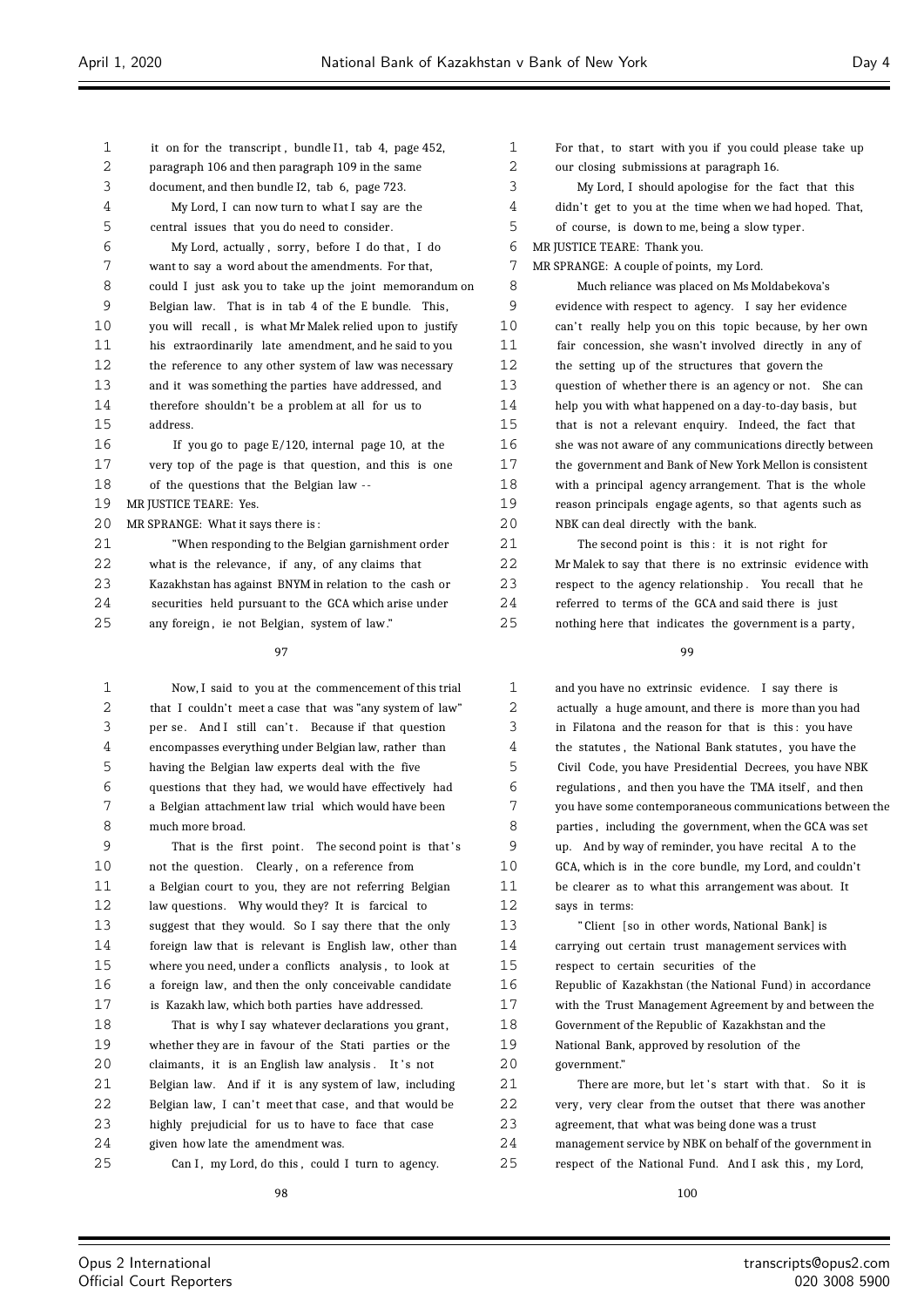it on for the transcript, bundle I1, tab 4, page 452, paragraph 106 and then paragraph 109 in the same document, and then bundle I2, tab 6, page 723.

My Lord, I can now turn to what I say are the central issues that you do need to consider.

My Lord, actually, sorry, before I do that, I do want to say a word about the amendments. For that, could I just ask you to take up the joint memorandum on Belgian law. That is in tab 4 of the E bundle. This, you will recall, is what Mr Malek relied upon to justify his extraordinarily late amendment, and he said to you the reference to any other system of law was necessary and it was something the parties have addressed, and therefore shouldn't be a problem at all for us to address.

If you go to page E/120, internal page 10, at the very top of the page is that question, and this is one of the questions that the Belgian law --

MR JUSTICE TEARE: Yes.

MR SPRANGE: What it says there is:

"When responding to the Belgian garnishment order what is the relevance, if any, of any claims that Kazakhstan has against BNYM in relation to the cash or securities held pursuant to the GCA which arise under any foreign, ie not Belgian, system of law."

Now, I said to you at the commencement of this trial that I couldn't meet a case that was "any system of law" per se. And I still can't. Because if that question encompasses everything under Belgian law, rather than having the Belgian law experts deal with the five questions that they had, we would have effectively had a Belgian attachment law trial which would have been much more broad.

That is the first point. The second point is that's not the question. Clearly, on a reference from a Belgian court to you, they are not referring Belgian law questions. Why would they? It is farcical to suggest that they would. So I say there that the only foreign law that is relevant is English law, other than where you need, under a conflicts analysis, to look at a foreign law, and then the only conceivable candidate is Kazakh law, which both parties have addressed.

That is why I say whatever declarations you grant, whether they are in favour of the Stati parties or the claimants, it is an English law analysis. It's not Belgian law. And if it is any system of law, including Belgian law, I can't meet that case, and that would be highly prejudicial for us to have to face that case given how late the amendment was.

Can I, my Lord, do this, could I turn to agency. For that, to start with you if you could please take up our closing submissions at paragraph 16.

My Lord, I should apologise for the fact that this didn't get to you at the time when we had hoped. That, of course, is down to me, being a slow typer.

MR JUSTICE TEARE: Thank you.

MR SPRANGE: A couple of points, my Lord.

Much reliance was placed on Ms Moldabekova's evidence with respect to agency. I say her evidence can't really help you on this topic because, by her own fair concession, she wasn't involved directly in any of the setting up of the structures that govern the question of whether there is an agency or not. She can help you with what happened on a day-to-day basis, but that is not a relevant enquiry. Indeed, the fact that she was not aware of any communications directly between the government and Bank of New York Mellon is consistent with a principal agency arrangement. That is the whole reason principals engage agents, so that agents such as NBK can deal directly with the bank.

The second point is this: it is not right for Mr Malek to say that there is no extrinsic evidence with respect to the agency relationship. You recall that he referred to terms of the GCA and said there is just nothing here that indicates the government is a party, and you have no extrinsic evidence. I say there is actually a huge amount, and there is more than you had in Filatona and the reason for that is this: you have the statutes, the National Bank statutes, you have the Civil Code, you have Presidential Decrees, you have NBK regulations, and then you have the TMA itself, and then you have some contemporaneous communications between the parties, including the government, when the GCA was set up. And by way of reminder, you have recital A to the GCA, which is in the core bundle, my Lord, and couldn't be clearer as to what this arrangement was about. It says in terms:

"Client [so in other words, National Bank] is carrying out certain trust management services with respect to certain securities of the Republic of Kazakhstan (the National Fund) in accordance with the Trust Management Agreement by and between the Government of the Republic of Kazakhstan and the National Bank, approved by resolution of the government."

There are more, but let's start with that. So it is very, very clear from the outset that there was another agreement, that what was being done was a trust management service by NBK on behalf of the government in respect of the National Fund. And I ask this, my Lord,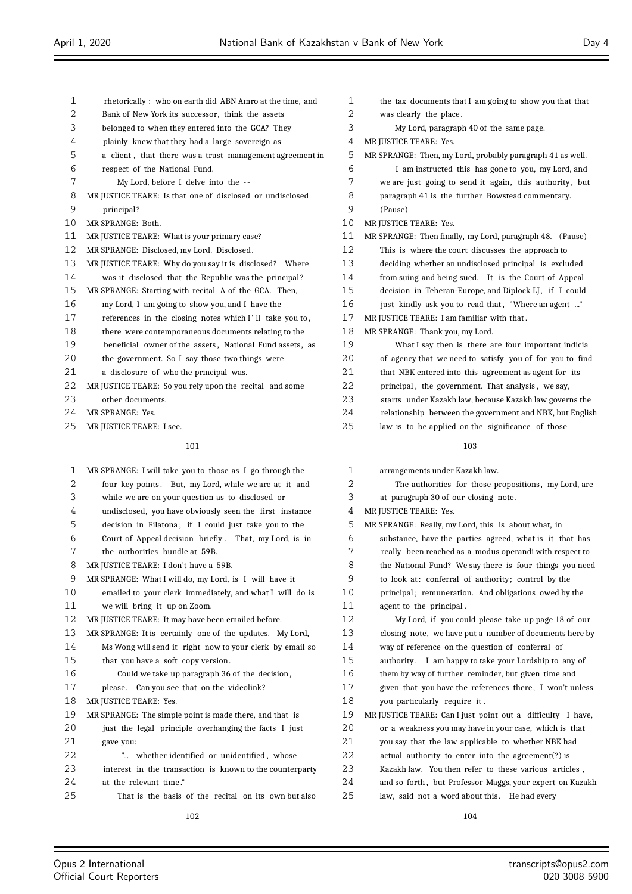rhetorically: who on earth did ABN Amro at the time, and Bank of New York its successor, think the assets belonged to when they entered into the GCA? They plainly knew that they had a large sovereign as a client, that there was a trust management agreement in respect of the National Fund.

My Lord, before I delve into the --

MR JUSTICE TEARE: Is that one of disclosed or undisclosed principal?

MR SPRANGE: Both.

MR JUSTICE TEARE: What is your primary case?

MR SPRANGE: Disclosed, my Lord. Disclosed.

MR JUSTICE TEARE: Why do you say it is disclosed? Where was it disclosed that the Republic was the principal?

MR SPRANGE: Starting with recital A of the GCA. Then, my Lord, I am going to show you, and I have the references in the closing notes which I'll take you to, there were contemporaneous documents relating to the beneficial owner of the assets, National Fund assets, as the government. So I say those two things were a disclosure of who the principal was.

MR JUSTICE TEARE: So you rely upon the recital and some other documents.

MR SPRANGE: Yes.

MR JUSTICE TEARE: I see.

MR SPRANGE: I will take you to those as I go through the four key points. But, my Lord, while we are at it and while we are on your question as to disclosed or undisclosed, you have obviously seen the first instance decision in Filatona; if I could just take you to the Court of Appeal decision briefly. That, my Lord, is in the authorities bundle at 59B.

MR JUSTICE TEARE: I don't have a 59B.

MR SPRANGE: What I will do, my Lord, is I will have it emailed to your clerk immediately, and what I will do is we will bring it up on Zoom.

MR JUSTICE TEARE: It may have been emailed before.

MR SPRANGE: It is certainly one of the updates. My Lord, Ms Wong will send it right now to your clerk by email so that you have a soft copy version.

Could we take up paragraph 36 of the decision, please. Can you see that on the videolink?

MR JUSTICE TEARE: Yes.

MR SPRANGE: The simple point is made there, and that is just the legal principle overhanging the facts I just gave you:

"... whether identified or unidentified, whose interest in the transaction is known to the counterparty at the relevant time."

That is the basis of the recital on its own but also the tax documents that I am going to show you that that was clearly the place.

My Lord, paragraph 40 of the same page.

MR JUSTICE TEARE: Yes.

MR SPRANGE: Then, my Lord, probably paragraph 41 as well.

I am instructed this has gone to you, my Lord, and we are just going to send it again, this authority, but paragraph 41 is the further Bowstead commentary.

(Pause)

MR JUSTICE TEARE: Yes.

MR SPRANGE: Then finally, my Lord, paragraph 48. (Pause)

This is where the court discusses the approach to deciding whether an undisclosed principal is excluded from suing and being sued. It is the Court of Appeal decision in Teheran-Europe, and Diplock LJ, if I could just kindly ask you to read that, "Where an agent ..."

MR JUSTICE TEARE: I am familiar with that.

MR SPRANGE: Thank you, my Lord.

What I say then is there are four important indicia of agency that we need to satisfy you of for you to find that NBK entered into this agreement as agent for its principal, the government. That analysis, we say, starts under Kazakh law, because Kazakh law governs the relationship between the government and NBK, but English law is to be applied on the significance of those arrangements under Kazakh law.

The authorities for those propositions, my Lord, are at paragraph 30 of our closing note.

MR JUSTICE TEARE: Yes.

MR SPRANGE: Really, my Lord, this is about what, in substance, have the parties agreed, what is it that has really been reached as a modus operandi with respect to the National Fund? We say there is four things you need to look at: conferral of authority; control by the principal; remuneration. And obligations owed by the agent to the principal.

My Lord, if you could please take up page 18 of our closing note, we have put a number of documents here by way of reference on the question of conferral of authority. I am happy to take your Lordship to any of them by way of further reminder, but given time and given that you have the references there, I won't unless you particularly require it.

MR JUSTICE TEARE: Can I just point out a difficulty I have, or a weakness you may have in your case, which is that you say that the law applicable to whether NBK had actual authority to enter into the agreement(?) is Kazakh law. You then refer to these various articles, and so forth, but Professor Maggs, your expert on Kazakh law, said not a word about this. He had every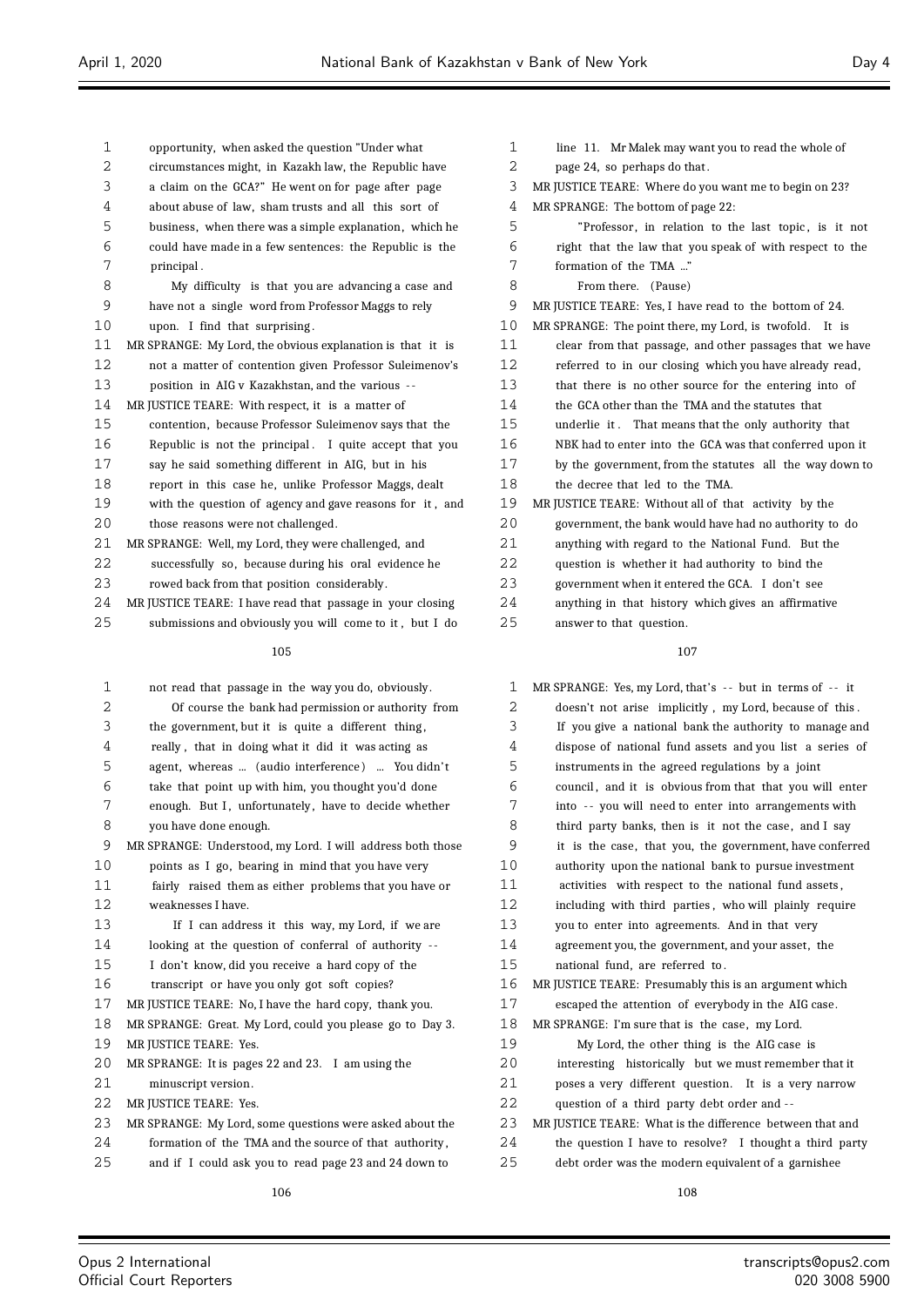opportunity, when asked the question "Under what circumstances might, in Kazakh law, the Republic have a claim on the GCA?" He went on for page after page about abuse of law, sham trusts and all this sort of business, when there was a simple explanation, which he could have made in a few sentences: the Republic is the principal.

My difficulty is that you are advancing a case and have not a single word from Professor Maggs to rely upon. I find that surprising.

MR SPRANGE: My Lord, the obvious explanation is that it is not a matter of contention given Professor Suleimenov's position in AIG v Kazakhstan, and the various --

MR JUSTICE TEARE: With respect, it is a matter of contention, because Professor Suleimenov says that the Republic is not the principal. I quite accept that you say he said something different in AIG, but in his report in this case he, unlike Professor Maggs, dealt with the question of agency and gave reasons for it, and those reasons were not challenged.

MR SPRANGE: Well, my Lord, they were challenged, and successfully so, because during his oral evidence he rowed back from that position considerably.

MR JUSTICE TEARE: I have read that passage in your closing submissions and obviously you will come to it, but I do not read that passage in the way you do, obviously.

Of course the bank had permission or authority from the government, but it is quite a different thing, really, that in doing what it did it was acting as agent, whereas ... (audio interference) ... You didn't take that point up with him, you thought you'd done enough. But I, unfortunately, have to decide whether you have done enough.

MR SPRANGE: Understood, my Lord. I will address both those points as I go, bearing in mind that you have very fairly raised them as either problems that you have or weaknesses I have.

If I can address it this way, my Lord, if we are looking at the question of conferral of authority -- I don't know, did you receive a hard copy of the transcript or have you only got soft copies?

MR JUSTICE TEARE: No, I have the hard copy, thank you.

MR SPRANGE: Great. My Lord, could you please go to Day 3.

MR JUSTICE TEARE: Yes.

MR SPRANGE: It is pages 22 and 23. I am using the minuscript version.

MR JUSTICE TEARE: Yes.

MR SPRANGE: My Lord, some questions were asked about the formation of the TMA and the source of that authority, and if I could ask you to read page 23 and 24 down to line 11. Mr Malek may want you to read the whole of page 24, so perhaps do that.

MR JUSTICE TEARE: Where do you want me to begin on 23?

MR SPRANGE: The bottom of page 22:

"Professor, in relation to the last topic, is it not right that the law that you speak of with respect to the formation of the TMA ..."

From there. (Pause)

MR JUSTICE TEARE: Yes, I have read to the bottom of 24.

MR SPRANGE: The point there, my Lord, is twofold. It is clear from that passage, and other passages that we have referred to in our closing which you have already read, that there is no other source for the entering into of the GCA other than the TMA and the statutes that underlie it. That means that the only authority that NBK had to enter into the GCA was that conferred upon it by the government, from the statutes all the way down to the decree that led to the TMA.

MR JUSTICE TEARE: Without all of that activity by the government, the bank would have had no authority to do anything with regard to the National Fund. But the question is whether it had authority to bind the government when it entered the GCA. I don't see anything in that history which gives an affirmative answer to that question.

MR SPRANGE: Yes, my Lord, that's -- but in terms of -- it doesn't not arise implicitly, my Lord, because of this. If you give a national bank the authority to manage and dispose of national fund assets and you list a series of instruments in the agreed regulations by a joint council, and it is obvious from that that you will enter into -- you will need to enter into arrangements with third party banks, then is it not the case, and I say it is the case, that you, the government, have conferred authority upon the national bank to pursue investment activities with respect to the national fund assets, including with third parties, who will plainly require you to enter into agreements. And in that very agreement you, the government, and your asset, the national fund, are referred to.

MR JUSTICE TEARE: Presumably this is an argument which escaped the attention of everybody in the AIG case.

MR SPRANGE: I'm sure that is the case, my Lord.

My Lord, the other thing is the AIG case is interesting historically but we must remember that it poses a very different question. It is a very narrow question of a third party debt order and --

MR JUSTICE TEARE: What is the difference between that and the question I have to resolve? I thought a third party debt order was the modern equivalent of a garnishee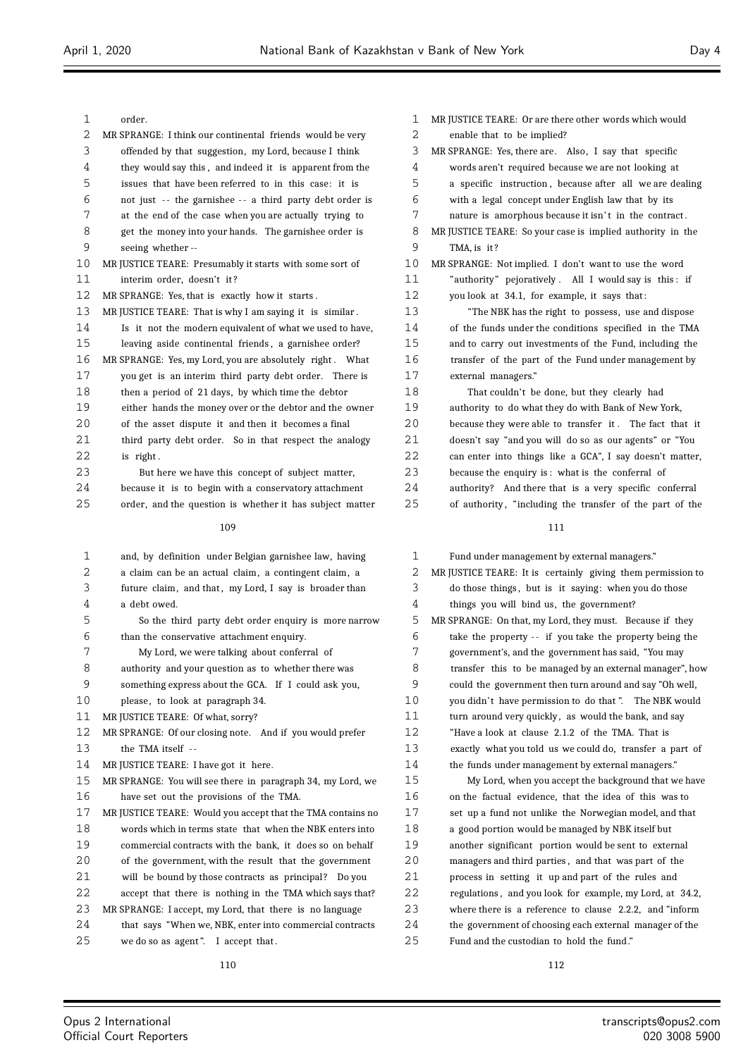order.

MR SPRANGE: I think our continental friends would be very offended by that suggestion, my Lord, because I think they would say this, and indeed it is apparent from the issues that have been referred to in this case: it is not just -- the garnishee -- a third party debt order is at the end of the case when you are actually trying to get the money into your hands. The garnishee order is seeing whether --

MR JUSTICE TEARE: Presumably it starts with some sort of interim order, doesn't it?

MR SPRANGE: Yes, that is exactly how it starts.

MR JUSTICE TEARE: That is why I am saying it is similar. Is it not the modern equivalent of what we used to have, leaving aside continental friends, a garnishee order?

MR SPRANGE: Yes, my Lord, you are absolutely right. What you get is an interim third party debt order. There is then a period of 21 days, by which time the debtor either hands the money over or the debtor and the owner of the asset dispute it and then it becomes a final third party debt order. So in that respect the analogy is right.

But here we have this concept of subject matter, because it is to begin with a conservatory attachment order, and the question is whether it has subject matter and, by definition under Belgian garnishee law, having a claim can be an actual claim, a contingent claim, a future claim, and that, my Lord, I say is broader than a debt owed.

So the third party debt order enquiry is more narrow than the conservative attachment enquiry.

My Lord, we were talking about conferral of authority and your question as to whether there was something express about the GCA. If I could ask you, please, to look at paragraph 34.

MR JUSTICE TEARE: Of what, sorry?

MR SPRANGE: Of our closing note. And if you would prefer the TMA itself --

MR JUSTICE TEARE: I have got it here.

MR SPRANGE: You will see there in paragraph 34, my Lord, we have set out the provisions of the TMA.

MR JUSTICE TEARE: Would you accept that the TMA contains no words which in terms state that when the NBK enters into commercial contracts with the bank, it does so on behalf of the government, with the result that the government will be bound by those contracts as principal? Do you accept that there is nothing in the TMA which says that?

MR SPRANGE: I accept, my Lord, that there is no language that says "When we, NBK, enter into commercial contracts we do so as agent". I accept that.

MR JUSTICE TEARE: Or are there other words which would enable that to be implied?

MR SPRANGE: Yes, there are. Also, I say that specific words aren't required because we are not looking at a specific instruction, because after all we are dealing with a legal concept under English law that by its nature is amorphous because it isn't in the contract.

MR JUSTICE TEARE: So your case is implied authority in the TMA, is it?

MR SPRANGE: Not implied. I don't want to use the word "authority" pejoratively. All I would say is this: if you look at 34.1, for example, it says that:

"The NBK has the right to possess, use and dispose of the funds under the conditions specified in the TMA and to carry out investments of the Fund, including the transfer of the part of the Fund under management by external managers."

That couldn't be done, but they clearly had authority to do what they do with Bank of New York, because they were able to transfer it. The fact that it doesn't say "and you will do so as our agents" or "You can enter into things like a GCA", I say doesn't matter, because the enquiry is: what is the conferral of authority? And there that is a very specific conferral of authority, "including the transfer of the part of the Fund under management by external managers."

MR JUSTICE TEARE: It is certainly giving them permission to do those things, but is it saying: when you do those things you will bind us, the government?

MR SPRANGE: On that, my Lord, they must. Because if they take the property -- if you take the property being the government's, and the government has said, "You may transfer this to be managed by an external manager", how could the government then turn around and say "Oh well, you didn't have permission to do that". The NBK would turn around very quickly, as would the bank, and say "Have a look at clause 2.1.2 of the TMA. That is exactly what you told us we could do, transfer a part of the funds under management by external managers."

My Lord, when you accept the background that we have on the factual evidence, that the idea of this was to set up a fund not unlike the Norwegian model, and that a good portion would be managed by NBK itself but another significant portion would be sent to external managers and third parties, and that was part of the process in setting it up and part of the rules and regulations, and you look for example, my Lord, at 34.2, where there is a reference to clause 2.2.2, and "inform the government of choosing each external manager of the Fund and the custodian to hold the fund."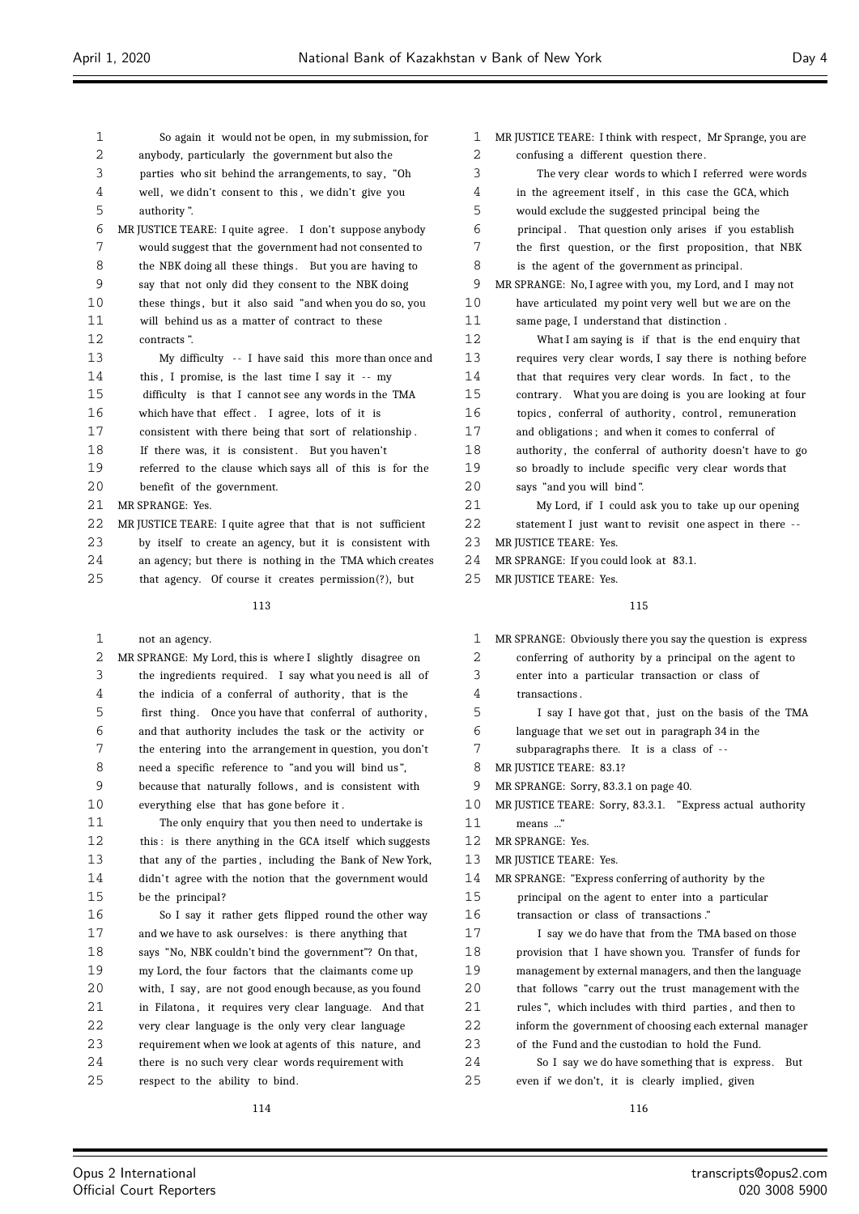So again it would not be open, in my submission, for anybody, particularly the government but also the parties who sit behind the arrangements, to say, "Oh well, we didn't consent to this, we didn't give you authority".

MR JUSTICE TEARE: I quite agree. I don't suppose anybody would suggest that the government had not consented to the NBK doing all these things. But you are having to say that not only did they consent to the NBK doing these things, but it also said "and when you do so, you will behind us as a matter of contract to these contracts".

My difficulty -- I have said this more than once and this, I promise, is the last time I say it -- my difficulty is that I cannot see any words in the TMA which have that effect. I agree, lots of it is consistent with there being that sort of relationship. If there was, it is consistent. But you haven't referred to the clause which says all of this is for the benefit of the government.

MR SPRANGE: Yes.

MR JUSTICE TEARE: I quite agree that that is not sufficient by itself to create an agency, but it is consistent with an agency; but there is nothing in the TMA which creates that agency. Of course it creates permission(?), but not an agency.

MR SPRANGE: My Lord, this is where I slightly disagree on the ingredients required. I say what you need is all of the indicia of a conferral of authority, that is the first thing. Once you have that conferral of authority, and that authority includes the task or the activity or the entering into the arrangement in question, you don't need a specific reference to "and you will bind us", because that naturally follows, and is consistent with everything else that has gone before it.

The only enquiry that you then need to undertake is this: is there anything in the GCA itself which suggests that any of the parties, including the Bank of New York, didn't agree with the notion that the government would be the principal?

So I say it rather gets flipped round the other way and we have to ask ourselves: is there anything that says "No, NBK couldn't bind the government"? On that, my Lord, the four factors that the claimants come up with, I say, are not good enough because, as you found in Filatona, it requires very clear language. And that very clear language is the only very clear language requirement when we look at agents of this nature, and there is no such very clear words requirement with respect to the ability to bind.

MR JUSTICE TEARE: I think with respect, Mr Sprange, you are confusing a different question there.

The very clear words to which I referred were words in the agreement itself, in this case the GCA, which would exclude the suggested principal being the principal. That question only arises if you establish the first question, or the first proposition, that NBK is the agent of the government as principal.

MR SPRANGE: No, I agree with you, my Lord, and I may not have articulated my point very well but we are on the same page, I understand that distinction.

What I am saying is if that is the end enquiry that requires very clear words, I say there is nothing before that that requires very clear words. In fact, to the contrary. What you are doing is you are looking at four topics, conferral of authority, control, remuneration and obligations; and when it comes to conferral of authority, the conferral of authority doesn't have to go so broadly to include specific very clear words that says "and you will bind".

My Lord, if I could ask you to take up our opening statement I just want to revisit one aspect in there --

MR JUSTICE TEARE: Yes.

MR SPRANGE: If you could look at 83.1.

MR JUSTICE TEARE: Yes.

MR SPRANGE: Obviously there you say the question is express conferring of authority by a principal on the agent to enter into a particular transaction or class of transactions.

I say I have got that, just on the basis of the TMA language that we set out in paragraph 34 in the subparagraphs there. It is a class of --

MR JUSTICE TEARE: 83.1?

MR SPRANGE: Sorry, 83.3.1 on page 40.

MR JUSTICE TEARE: Sorry, 83.3.1. "Express actual authority means ..."

MR SPRANGE: Yes.

MR JUSTICE TEARE: Yes.

MR SPRANGE: "Express conferring of authority by the principal on the agent to enter into a particular transaction or class of transactions."

I say we do have that from the TMA based on those provision that I have shown you. Transfer of funds for management by external managers, and then the language that follows "carry out the trust management with the rules", which includes with third parties, and then to inform the government of choosing each external manager of the Fund and the custodian to hold the Fund.

So I say we do have something that is express. But even if we don't, it is clearly implied, given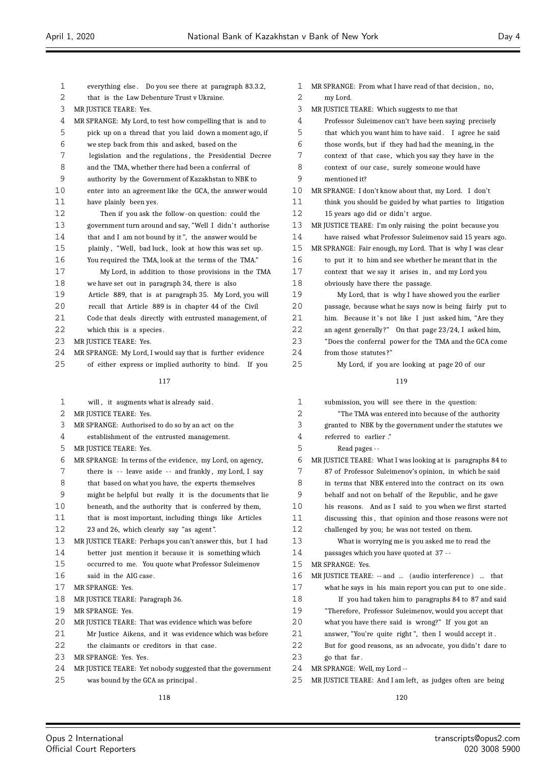everything else. Do you see there at paragraph 83.3.2, that is the Law Debenture Trust v Ukraine.

MR JUSTICE TEARE: Yes.

MR SPRANGE: My Lord, to test how compelling that is and to pick up on a thread that you laid down a moment ago, if we step back from this and asked, based on the legislation and the regulations, the Presidential Decree and the TMA, whether there had been a conferral of authority by the Government of Kazakhstan to NBK to enter into an agreement like the GCA, the answer would have plainly been yes.

Then if you ask the follow-on question: could the government turn around and say, "Well I didn't authorise that and I am not bound by it", the answer would be plainly, "Well, bad luck, look at how this was set up. You required the TMA, look at the terms of the TMA."

My Lord, in addition to those provisions in the TMA we have set out in paragraph 34, there is also Article 889, that is at paragraph 35. My Lord, you will recall that Article 889 is in chapter 44 of the Civil Code that deals directly with entrusted management, of which this is a species.

MR JUSTICE TEARE: Yes.

MR SPRANGE: My Lord, I would say that is further evidence of either express or implied authority to bind. If you will, it augments what is already said.

MR JUSTICE TEARE: Yes.

MR SPRANGE: Authorised to do so by an act on the establishment of the entrusted management.

MR JUSTICE TEARE: Yes.

MR SPRANGE: In terms of the evidence, my Lord, on agency, there is -- leave aside -- and frankly, my Lord, I say that based on what you have, the experts themselves might be helpful but really it is the documents that lie beneath, and the authority that is conferred by them, that is most important, including things like Articles 23 and 26, which clearly say "as agent".

MR JUSTICE TEARE: Perhaps you can't answer this, but I had better just mention it because it is something which occurred to me. You quote what Professor Suleimenov said in the AIG case.

MR SPRANGE: Yes.

MR JUSTICE TEARE: Paragraph 36.

MR SPRANGE: Yes.

MR JUSTICE TEARE: That was evidence which was before Mr Justice Aikens, and it was evidence which was before the claimants or creditors in that case.

MR SPRANGE: Yes. Yes.

MR JUSTICE TEARE: Yet nobody suggested that the government was bound by the GCA as principal.

MR SPRANGE: From what I have read of that decision, no, my Lord.

MR JUSTICE TEARE: Which suggests to me that Professor Suleimenov can't have been saying precisely that which you want him to have said. I agree he said those words, but if they had had the meaning, in the context of that case, which you say they have in the context of our case, surely someone would have mentioned it?

MR SPRANGE: I don't know about that, my Lord. I don't think you should be guided by what parties to litigation 15 years ago did or didn't argue.

MR JUSTICE TEARE: I'm only raising the point because you have raised what Professor Suleimenov said 15 years ago.

MR SPRANGE: Fair enough, my Lord. That is why I was clear to put it to him and see whether he meant that in the context that we say it arises in, and my Lord you obviously have there the passage.

My Lord, that is why I have showed you the earlier passage, because what he says now is being fairly put to him. Because it's not like I just asked him, "Are they an agent generally?" On that page 23/24, I asked him, "Does the conferral power for the TMA and the GCA come from those statutes?"

My Lord, if you are looking at page 20 of our submission, you will see there in the question:

"The TMA was entered into because of the authority granted to NBK by the government under the statutes we referred to earlier."

Read pages --

MR JUSTICE TEARE: What I was looking at is paragraphs 84 to 87 of Professor Suleimenov's opinion, in which he said in terms that NBK entered into the contract on its own behalf and not on behalf of the Republic, and he gave his reasons. And as I said to you when we first started discussing this, that opinion and those reasons were not challenged by you; he was not tested on them.

What is worrying me is you asked me to read the passages which you have quoted at 37 --

MR SPRANGE: Yes.

MR JUSTICE TEARE: -- and ... (audio interference) ... that what he says in his main report you can put to one side.

If you had taken him to paragraphs 84 to 87 and said "Therefore, Professor Suleimenov, would you accept that what you have there said is wrong?" If you got an answer, "You're quite right", then I would accept it. But for good reasons, as an advocate, you didn't dare to go that far.

MR SPRANGE: Well, my Lord --

MR JUSTICE TEARE: And I am left, as judges often are being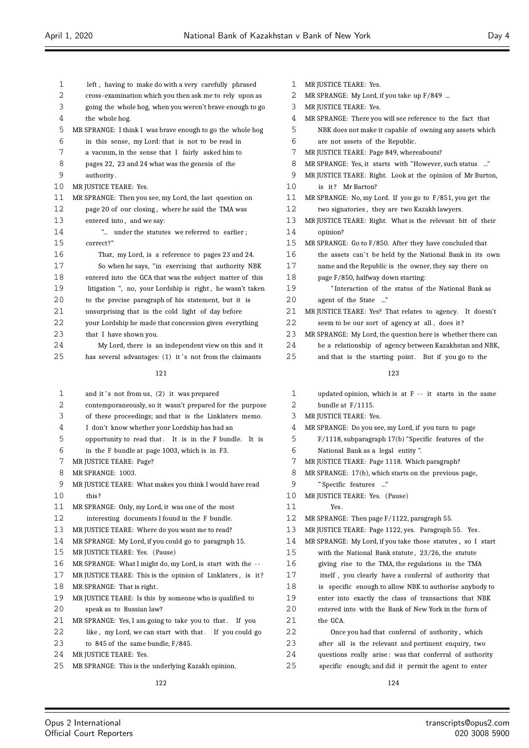left, having to make do with a very carefully phrased cross-examination which you then ask me to rely upon as going the whole hog, when you weren't brave enough to go the whole hog.

MR SPRANGE: I think I was brave enough to go the whole hog in this sense, my Lord: that is not to be read in a vacuum, in the sense that I fairly asked him to pages 22, 23 and 24 what was the genesis of the authority.

MR JUSTICE TEARE: Yes.

MR SPRANGE: Then you see, my Lord, the last question on page 20 of our closing, where he said the TMA was entered into, and we say:

"... under the statutes we referred to earlier; correct?"

That, my Lord, is a reference to pages 23 and 24.

So when he says, "in exercising that authority NBK entered into the GCA that was the subject matter of this litigation", no, your Lordship is right, he wasn't taken to the precise paragraph of his statement, but it is unsurprising that in the cold light of day before your Lordship he made that concession given everything that I have shown you.

My Lord, there is an independent view on this and it has several advantages: (1) it's not from the claimants and it's not from us, (2) it was prepared contemporaneously, so it wasn't prepared for the purpose of these proceedings; and that is the Linklaters memo. I don't know whether your Lordship has had an opportunity to read that. It is in the F bundle. It is in the F bundle at page 1003, which is in F3.

MR JUSTICE TEARE: Page?

MR SPRANGE: 1003.

MR JUSTICE TEARE: What makes you think I would have read this?

MR SPRANGE: Only, my Lord, it was one of the most interesting documents I found in the F bundle.

MR JUSTICE TEARE: Where do you want me to read?

MR SPRANGE: My Lord, if you could go to paragraph 15.

MR JUSTICE TEARE: Yes. (Pause)

MR SPRANGE: What I might do, my Lord, is start with the --

MR JUSTICE TEARE: This is the opinion of Linklaters, is it?

MR SPRANGE: That is right.

MR JUSTICE TEARE: Is this by someone who is qualified to speak as to Russian law?

MR SPRANGE: Yes, I am going to take you to that. If you like, my Lord, we can start with that. If you could go to 845 of the same bundle, F/845.

MR JUSTICE TEARE: Yes.

MR SPRANGE: This is the underlying Kazakh opinion.

MR JUSTICE TEARE: Yes.

MR SPRANGE: My Lord, if you take up F/849 ...

MR JUSTICE TEARE: Yes.

MR SPRANGE: There you will see reference to the fact that NBK does not make it capable of owning any assets which are not assets of the Republic.

MR JUSTICE TEARE: Page 849, whereabouts?

MR SPRANGE: Yes, it starts with "However, such status ..."

MR JUSTICE TEARE: Right. Look at the opinion of Mr Burton, is it? Mr Barton?

MR SPRANGE: No, my Lord. If you go to F/851, you get the two signatories, they are two Kazakh lawyers.

MR JUSTICE TEARE: Right. What is the relevant bit of their opinion?

MR SPRANGE: Go to F/850. After they have concluded that the assets can't be held by the National Bank in its own name and the Republic is the owner, they say there on page F/850, halfway down starting:

"Interaction of the status of the National Bank as agent of the State ..."

MR JUSTICE TEARE: Yes? That relates to agency. It doesn't seem to be our sort of agency at all, does it?

MR SPRANGE: My Lord, the question here is whether there can be a relationship of agency between Kazakhstan and NBK, and that is the starting point. But if you go to the updated opinion, which is at F -- it starts in the same bundle at F/1115.

MR JUSTICE TEARE: Yes.

MR SPRANGE: Do you see, my Lord, if you turn to page F/1118, subparagraph 17(b) "Specific features of the National Bank as a legal entity".

MR JUSTICE TEARE: Page 1118. Which paragraph?

MR SPRANGE: 17(b), which starts on the previous page, "Specific features ..."

MR JUSTICE TEARE: Yes. (Pause)

Yes.

MR SPRANGE: Then page F/1122, paragraph 55.

MR JUSTICE TEARE: Page 1122, yes. Paragraph 55. Yes.

MR SPRANGE: My Lord, if you take those statutes, so I start with the National Bank statute, 23/26, the statute giving rise to the TMA, the regulations in the TMA itself, you clearly have a conferral of authority that is specific enough to allow NBK to authorise anybody to enter into exactly the class of transactions that NBK entered into with the Bank of New York in the form of the GCA.

Once you had that conferral of authority, which after all is the relevant and pertinent enquiry, two questions really arise: was that conferral of authority specific enough; and did it permit the agent to enter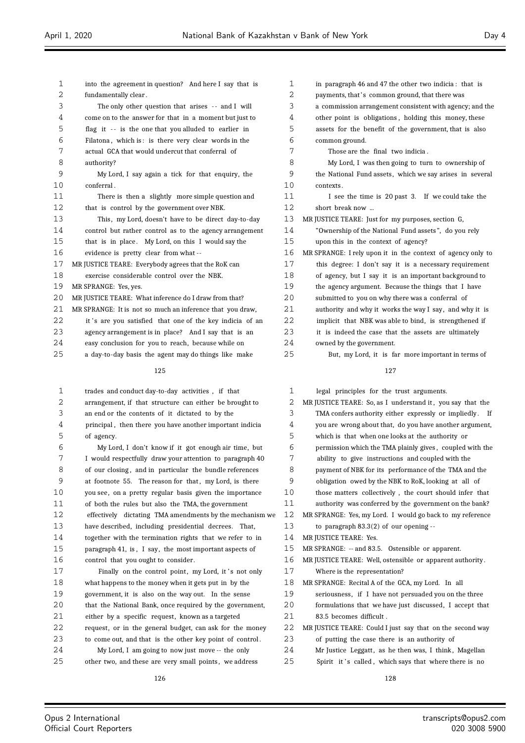into the agreement in question? And here I say that is fundamentally clear.

The only other question that arises -- and I will come on to the answer for that in a moment but just to flag it -- is the one that you alluded to earlier in Filatona, which is: is there very clear words in the actual GCA that would undercut that conferral of authority?

My Lord, I say again a tick for that enquiry, the conferral.

There is then a slightly more simple question and that is control by the government over NBK.

This, my Lord, doesn't have to be direct day-to-day control but rather control as to the agency arrangement that is in place. My Lord, on this I would say the evidence is pretty clear from what --

MR JUSTICE TEARE: Everybody agrees that the RoK can exercise considerable control over the NBK.

MR SPRANGE: Yes, yes.

MR JUSTICE TEARE: What inference do I draw from that?

MR SPRANGE: It is not so much an inference that you draw, it's are you satisfied that one of the key indicia of an agency arrangement is in place? And I say that is an easy conclusion for you to reach, because while on a day-to-day basis the agent may do things like make trades and conduct day-to-day activities, if that arrangement, if that structure can either be brought to an end or the contents of it dictated to by the principal, then there you have another important indicia of agency.

My Lord, I don't know if it got enough air time, but I would respectfully draw your attention to paragraph 40 of our closing, and in particular the bundle references at footnote 55. The reason for that, my Lord, is there you see, on a pretty regular basis given the importance of both the rules but also the TMA, the government effectively dictating TMA amendments by the mechanism we have described, including presidential decrees. That, together with the termination rights that we refer to in paragraph 41, is, I say, the most important aspects of control that you ought to consider.

Finally on the control point, my Lord, it's not only what happens to the money when it gets put in by the government, it is also on the way out. In the sense that the National Bank, once required by the government, either by a specific request, known as a targeted request, or in the general budget, can ask for the money to come out, and that is the other key point of control.

My Lord, I am going to now just move -- the only other two, and these are very small points, we address in paragraph 46 and 47 the other two indicia: that is payments, that's common ground, that there was a commission arrangement consistent with agency; and the other point is obligations, holding this money, these assets for the benefit of the government, that is also common ground.

Those are the final two indicia.

My Lord, I was then going to turn to ownership of the National Fund assets, which we say arises in several contexts.

I see the time is 20 past 3. If we could take the short break now ...

MR JUSTICE TEARE: Just for my purposes, section G, "Ownership of the National Fund assets", do you rely upon this in the context of agency?

MR SPRANGE: I rely upon it in the context of agency only to this degree: I don't say it is a necessary requirement of agency, but I say it is an important background to the agency argument. Because the things that I have submitted to you on why there was a conferral of authority and why it works the way I say, and why it is implicit that NBK was able to bind, is strengthened if it is indeed the case that the assets are ultimately owned by the government.

But, my Lord, it is far more important in terms of legal principles for the trust arguments.

MR JUSTICE TEARE: So, as I understand it, you say that the TMA confers authority either expressly or impliedly. If you are wrong about that, do you have another argument, which is that when one looks at the authority or permission which the TMA plainly gives, coupled with the ability to give instructions and coupled with the payment of NBK for its performance of the TMA and the obligation owed by the NBK to RoK, looking at all of those matters collectively, the court should infer that authority was conferred by the government on the bank?

MR SPRANGE: Yes, my Lord. I would go back to my reference to paragraph 83.3(2) of our opening --

MR JUSTICE TEARE: Yes.

MR SPRANGE: -- and 83.5. Ostensible or apparent.

MR JUSTICE TEARE: Well, ostensible or apparent authority. Where is the representation?

MR SPRANGE: Recital A of the GCA, my Lord. In all seriousness, if I have not persuaded you on the three formulations that we have just discussed, I accept that 83.5 becomes difficult.

MR JUSTICE TEARE: Could I just say that on the second way of putting the case there is an authority of Mr Justice Leggatt, as he then was, I think, Magellan Spirit it's called, which says that where there is no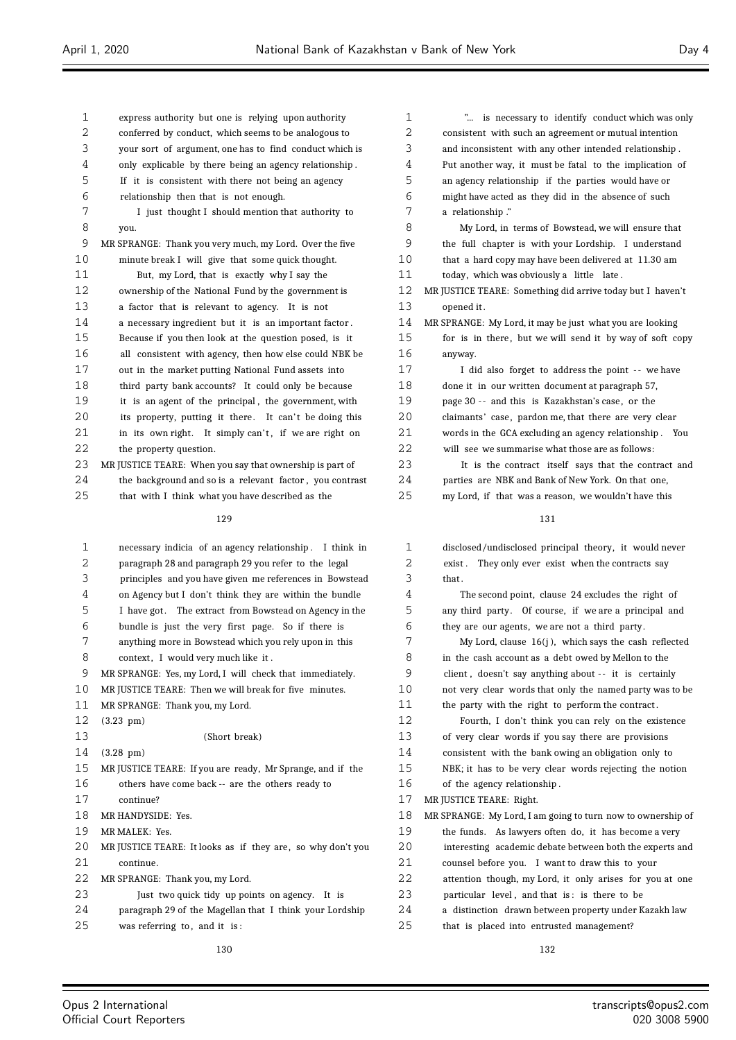express authority but one is relying upon authority conferred by conduct, which seems to be analogous to your sort of argument, one has to find conduct which is only explicable by there being an agency relationship. If it is consistent with there not being an agency relationship then that is not enough.

I just thought I should mention that authority to you.

MR SPRANGE: Thank you very much, my Lord. Over the five minute break I will give that some quick thought.

But, my Lord, that is exactly why I say the ownership of the National Fund by the government is a factor that is relevant to agency. It is not a necessary ingredient but it is an important factor. Because if you then look at the question posed, is it all consistent with agency, then how else could NBK be out in the market putting National Fund assets into third party bank accounts? It could only be because it is an agent of the principal, the government, with its property, putting it there. It can't be doing this in its own right. It simply can't, if we are right on the property question.

MR JUSTICE TEARE: When you say that ownership is part of the background and so is a relevant factor, you contrast that with I think what you have described as the necessary indicia of an agency relationship. I think in paragraph 28 and paragraph 29 you refer to the legal principles and you have given me references in Bowstead on Agency but I don't think they are within the bundle I have got. The extract from Bowstead on Agency in the bundle is just the very first page. So if there is anything more in Bowstead which you rely upon in this context, I would very much like it.

MR SPRANGE: Yes, my Lord, I will check that immediately.

MR JUSTICE TEARE: Then we will break for five minutes.

MR SPRANGE: Thank you, my Lord.

(3.23 pm)

(Short break)

(3.28 pm)

MR JUSTICE TEARE: If you are ready, Mr Sprange, and if the others have come back -- are the others ready to continue?

MR HANDYSIDE: Yes.

MR MALEK: Yes.

MR JUSTICE TEARE: It looks as if they are, so why don't you continue.

MR SPRANGE: Thank you, my Lord.

Just two quick tidy up points on agency. It is paragraph 29 of the Magellan that I think your Lordship was referring to, and it is:

"... is necessary to identify conduct which was only consistent with such an agreement or mutual intention and inconsistent with any other intended relationship. Put another way, it must be fatal to the implication of an agency relationship if the parties would have or might have acted as they did in the absence of such a relationship."

My Lord, in terms of Bowstead, we will ensure that the full chapter is with your Lordship. I understand that a hard copy may have been delivered at 11.30 am today, which was obviously a little late.

MR JUSTICE TEARE: Something did arrive today but I haven't opened it.

MR SPRANGE: My Lord, it may be just what you are looking for is in there, but we will send it by way of soft copy anyway.

I did also forget to address the point -- we have done it in our written document at paragraph 57, page 30 -- and this is Kazakhstan's case, or the claimants' case, pardon me, that there are very clear words in the GCA excluding an agency relationship. You will see we summarise what those are as follows:

It is the contract itself says that the contract and parties are NBK and Bank of New York. On that one, my Lord, if that was a reason, we wouldn't have this disclosed/undisclosed principal theory, it would never exist. They only ever exist when the contracts say that.

The second point, clause 24 excludes the right of any third party. Of course, if we are a principal and they are our agents, we are not a third party.

My Lord, clause 16(j), which says the cash reflected in the cash account as a debt owed by Mellon to the client, doesn't say anything about -- it is certainly not very clear words that only the named party was to be the party with the right to perform the contract.

Fourth, I don't think you can rely on the existence of very clear words if you say there are provisions consistent with the bank owing an obligation only to NBK; it has to be very clear words rejecting the notion of the agency relationship.

MR JUSTICE TEARE: Right.

MR SPRANGE: My Lord, I am going to turn now to ownership of the funds. As lawyers often do, it has become a very interesting academic debate between both the experts and counsel before you. I want to draw this to your attention though, my Lord, it only arises for you at one particular level, and that is: is there to be a distinction drawn between property under Kazakh law that is placed into entrusted management?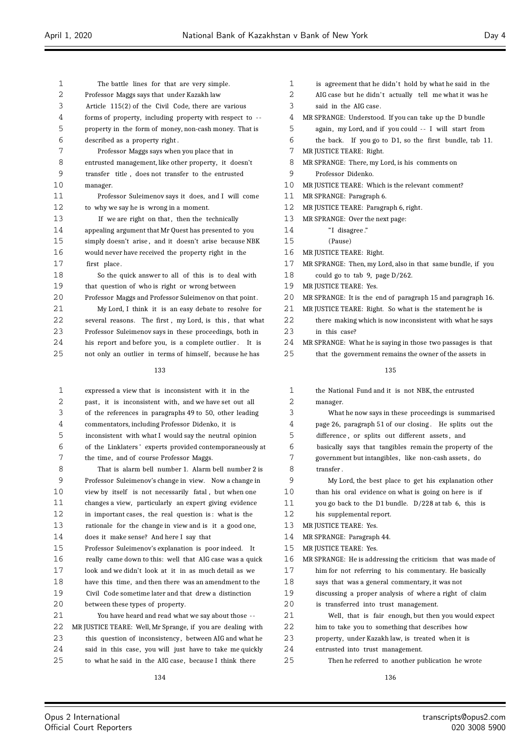The battle lines for that are very simple. Professor Maggs says that under Kazakh law Article 115(2) of the Civil Code, there are various forms of property, including property with respect to -- property in the form of money, non-cash money. That is described as a property right.

Professor Maggs says when you place that in entrusted management, like other property, it doesn't transfer title, does not transfer to the entrusted manager.

Professor Suleimenov says it does, and I will come to why we say he is wrong in a moment.

If we are right on that, then the technically appealing argument that Mr Quest has presented to you simply doesn't arise, and it doesn't arise because NBK would never have received the property right in the first place.

So the quick answer to all of this is to deal with that question of who is right or wrong between Professor Maggs and Professor Suleimenov on that point.

My Lord, I think it is an easy debate to resolve for several reasons. The first, my Lord, is this, that what Professor Suleimenov says in these proceedings, both in his report and before you, is a complete outlier. It is not only an outlier in terms of himself, because he has expressed a view that is inconsistent with it in the past, it is inconsistent with, and we have set out all of the references in paragraphs 49 to 50, other leading commentators, including Professor Didenko, it is inconsistent with what I would say the neutral opinion of the Linklaters' experts provided contemporaneously at the time, and of course Professor Maggs.

That is alarm bell number 1. Alarm bell number 2 is Professor Suleimenov's change in view. Now a change in view by itself is not necessarily fatal, but when one changes a view, particularly an expert giving evidence in important cases, the real question is: what is the rationale for the change in view and is it a good one, does it make sense? And here I say that Professor Suleimenov's explanation is poor indeed. It really came down to this: well that AIG case was a quick look and we didn't look at it in as much detail as we have this time, and then there was an amendment to the Civil Code sometime later and that drew a distinction between these types of property.

You have heard and read what we say about those --

MR JUSTICE TEARE: Well, Mr Sprange, if you are dealing with this question of inconsistency, between AIG and what he said in this case, you will just have to take me quickly to what he said in the AIG case, because I think there is agreement that he didn't hold by what he said in the AIG case but he didn't actually tell me what it was he said in the AIG case.

MR SPRANGE: Understood. If you can take up the D bundle again, my Lord, and if you could -- I will start from the back. If you go to D1, so the first bundle, tab 11.

MR JUSTICE TEARE: Right.

MR SPRANGE: There, my Lord, is his comments on Professor Didenko.

MR JUSTICE TEARE: Which is the relevant comment?

MR SPRANGE: Paragraph 6.

MR JUSTICE TEARE: Paragraph 6, right.

MR SPRANGE: Over the next page:

"I disagree."

(Pause)

MR JUSTICE TEARE: Right.

MR SPRANGE: Then, my Lord, also in that same bundle, if you could go to tab 9, page D/262.

MR JUSTICE TEARE: Yes.

MR SPRANGE: It is the end of paragraph 15 and paragraph 16.

MR JUSTICE TEARE: Right. So what is the statement he is there making which is now inconsistent with what he says in this case?

MR SPRANGE: What he is saying in those two passages is that that the government remains the owner of the assets in the National Fund and it is not NBK, the entrusted manager.

What he now says in these proceedings is summarised page 26, paragraph 51 of our closing. He splits out the difference, or splits out different assets, and basically says that tangibles remain the property of the government but intangibles, like non-cash assets, do transfer.

My Lord, the best place to get his explanation other than his oral evidence on what is going on here is if you go back to the D1 bundle. D/228 at tab 6, this is his supplemental report.

MR JUSTICE TEARE: Yes.

MR SPRANGE: Paragraph 44.

MR JUSTICE TEARE: Yes.

MR SPRANGE: He is addressing the criticism that was made of him for not referring to his commentary. He basically says that was a general commentary, it was not discussing a proper analysis of where a right of claim is transferred into trust management.

Well, that is fair enough, but then you would expect him to take you to something that describes how property, under Kazakh law, is treated when it is entrusted into trust management.

Then he referred to another publication he wrote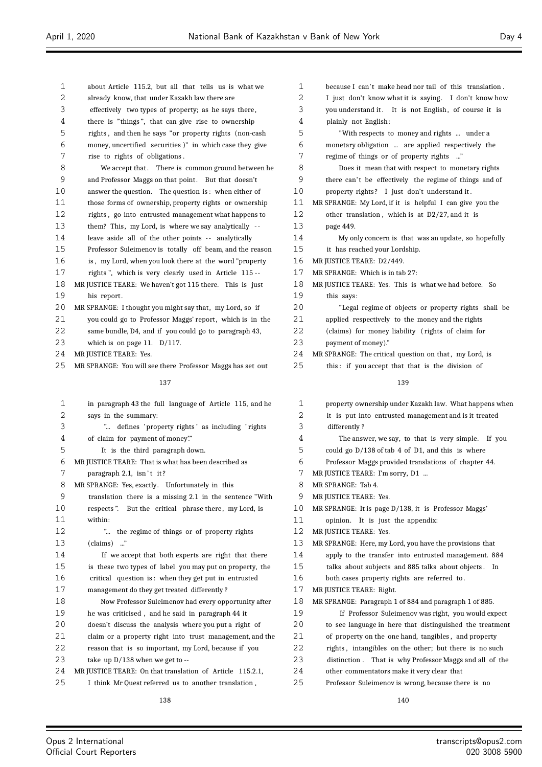about Article 115.2, but all that tells us is what we already know, that under Kazakh law there are effectively two types of property; as he says there, there is "things", that can give rise to ownership rights, and then he says "or property rights (non-cash money, uncertified securities)" in which case they give rise to rights of obligations.

We accept that. There is common ground between he and Professor Maggs on that point. But that doesn't answer the question. The question is: when either of those forms of ownership, property rights or ownership rights, go into entrusted management what happens to them? This, my Lord, is where we say analytically -- leave aside all of the other points -- analytically Professor Suleimenov is totally off beam, and the reason is, my Lord, when you look there at the word "property rights", which is very clearly used in Article 115 --

MR JUSTICE TEARE: We haven't got 115 there. This is just his report.

MR SPRANGE: I thought you might say that, my Lord, so if you could go to Professor Maggs' report, which is in the same bundle, D4, and if you could go to paragraph 43, which is on page 11. D/117.

MR JUSTICE TEARE: Yes.

MR SPRANGE: You will see there Professor Maggs has set out in paragraph 43 the full language of Article 115, and he says in the summary:

"... defines 'property rights' as including 'rights of claim for payment of money'."

It is the third paragraph down.

MR JUSTICE TEARE: That is what has been described as paragraph 2.1, isn't it?

MR SPRANGE: Yes, exactly. Unfortunately in this translation there is a missing 2.1 in the sentence "With respects". But the critical phrase there, my Lord, is within:

"... the regime of things or of property rights (claims) ..."

If we accept that both experts are right that there is these two types of label you may put on property, the critical question is: when they get put in entrusted management do they get treated differently?

Now Professor Suleimenov had every opportunity after he was criticised, and he said in paragraph 44 it doesn't discuss the analysis where you put a right of claim or a property right into trust management, and the reason that is so important, my Lord, because if you take up D/138 when we get to --

MR JUSTICE TEARE: On that translation of Article 115.2.1, I think Mr Quest referred us to another translation, because I can't make head nor tail of this translation. I just don't know what it is saying. I don't know how you understand it. It is not English, of course it is plainly not English:

"With respects to money and rights ... under a monetary obligation ... are applied respectively the regime of things or of property rights ..."

Does it mean that with respect to monetary rights there can't be effectively the regime of things and of property rights? I just don't understand it.

MR SPRANGE: My Lord, if it is helpful I can give you the other translation, which is at D2/27, and it is page 449.

My only concern is that was an update, so hopefully it has reached your Lordship.

MR JUSTICE TEARE: D2/449.

MR SPRANGE: Which is in tab 27:

MR JUSTICE TEARE: Yes. This is what we had before. So this says:

"Legal regime of objects or property rights shall be applied respectively to the money and the rights (claims) for money liability (rights of claim for payment of money)."

MR SPRANGE: The critical question on that, my Lord, is this: if you accept that that is the division of property ownership under Kazakh law. What happens when it is put into entrusted management and is it treated differently?

The answer, we say, to that is very simple. If you could go D/138 of tab 4 of D1, and this is where Professor Maggs provided translations of chapter 44.

MR JUSTICE TEARE: I'm sorry, D1 ...

MR SPRANGE: Tab 4.

MR JUSTICE TEARE: Yes.

MR SPRANGE: It is page D/138, it is Professor Maggs' opinion. It is just the appendix:

MR JUSTICE TEARE: Yes.

MR SPRANGE: Here, my Lord, you have the provisions that apply to the transfer into entrusted management. 884 talks about subjects and 885 talks about objects. In both cases property rights are referred to.

MR JUSTICE TEARE: Right.

MR SPRANGE: Paragraph 1 of 884 and paragraph 1 of 885.

If Professor Suleimenov was right, you would expect to see language in here that distinguished the treatment of property on the one hand, tangibles, and property rights, intangibles on the other; but there is no such distinction. That is why Professor Maggs and all of the other commentators make it very clear that Professor Suleimenov is wrong, because there is no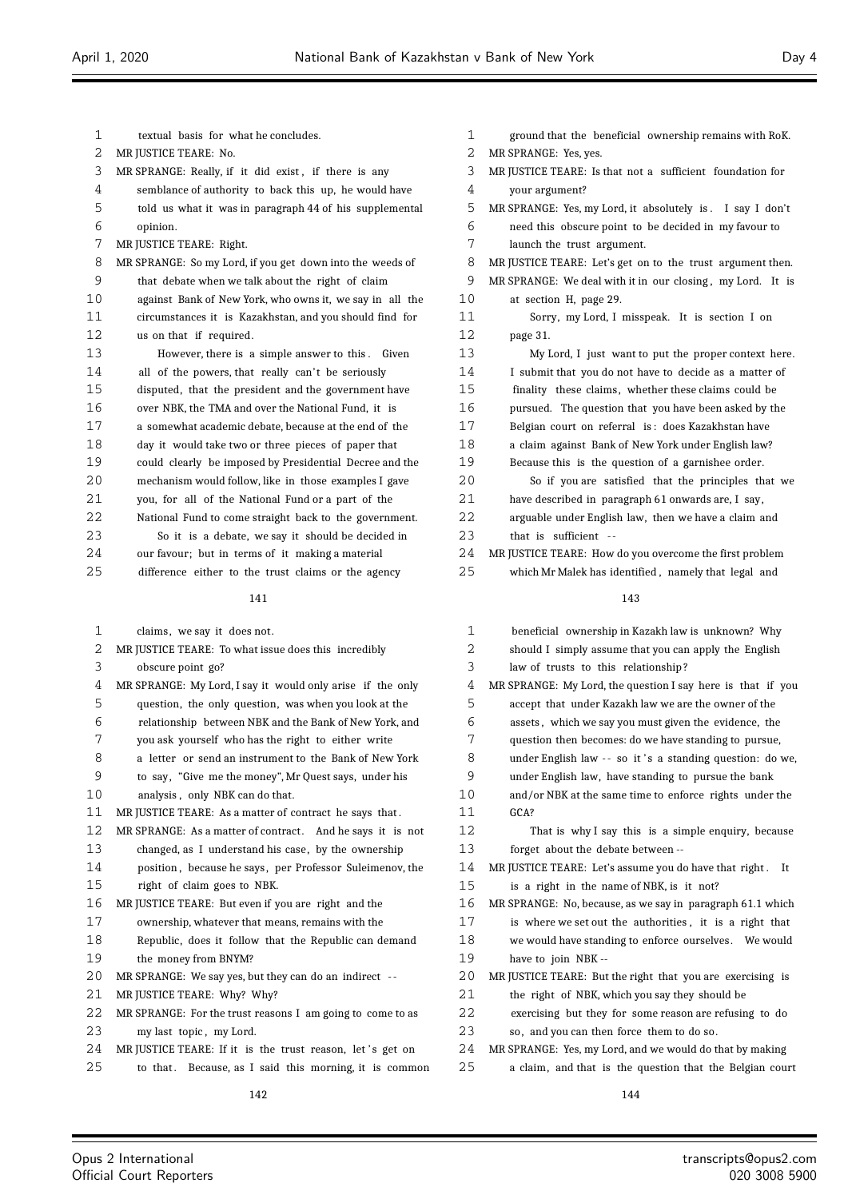textual basis for what he concludes.

MR JUSTICE TEARE: No.

MR SPRANGE: Really, if it did exist, if there is any semblance of authority to back this up, he would have told us what it was in paragraph 44 of his supplemental opinion.

MR JUSTICE TEARE: Right.

MR SPRANGE: So my Lord, if you get down into the weeds of that debate when we talk about the right of claim against Bank of New York, who owns it, we say in all the circumstances it is Kazakhstan, and you should find for us on that if required.

However, there is a simple answer to this. Given all of the powers, that really can't be seriously disputed, that the president and the government have over NBK, the TMA and over the National Fund, it is a somewhat academic debate, because at the end of the day it would take two or three pieces of paper that could clearly be imposed by Presidential Decree and the mechanism would follow, like in those examples I gave you, for all of the National Fund or a part of the National Fund to come straight back to the government.

So it is a debate, we say it should be decided in our favour; but in terms of it making a material difference either to the trust claims or the agency claims, we say it does not.

MR JUSTICE TEARE: To what issue does this incredibly obscure point go?

MR SPRANGE: My Lord, I say it would only arise if the only question, the only question, was when you look at the relationship between NBK and the Bank of New York, and you ask yourself who has the right to either write a letter or send an instrument to the Bank of New York to say, "Give me the money", Mr Quest says, under his analysis, only NBK can do that.

MR JUSTICE TEARE: As a matter of contract he says that.

MR SPRANGE: As a matter of contract. And he says it is not changed, as I understand his case, by the ownership position, because he says, per Professor Suleimenov, the right of claim goes to NBK.

MR JUSTICE TEARE: But even if you are right and the ownership, whatever that means, remains with the Republic, does it follow that the Republic can demand the money from BNYM?

MR SPRANGE: We say yes, but they can do an indirect --

MR JUSTICE TEARE: Why? Why?

MR SPRANGE: For the trust reasons I am going to come to as my last topic, my Lord.

MR JUSTICE TEARE: If it is the trust reason, let's get on to that. Because, as I said this morning, it is common ground that the beneficial ownership remains with RoK.

MR SPRANGE: Yes, yes.

MR JUSTICE TEARE: Is that not a sufficient foundation for your argument?

MR SPRANGE: Yes, my Lord, it absolutely is. I say I don't need this obscure point to be decided in my favour to launch the trust argument.

MR JUSTICE TEARE: Let's get on to the trust argument then.

MR SPRANGE: We deal with it in our closing, my Lord. It is at section H, page 29.

Sorry, my Lord, I misspeak. It is section I on page 31.

My Lord, I just want to put the proper context here. I submit that you do not have to decide as a matter of finality these claims, whether these claims could be pursued. The question that you have been asked by the Belgian court on referral is: does Kazakhstan have a claim against Bank of New York under English law? Because this is the question of a garnishee order.

So if you are satisfied that the principles that we have described in paragraph 61 onwards are, I say, arguable under English law, then we have a claim and that is sufficient --

MR JUSTICE TEARE: How do you overcome the first problem which Mr Malek has identified, namely that legal and beneficial ownership in Kazakh law is unknown? Why should I simply assume that you can apply the English law of trusts to this relationship?

MR SPRANGE: My Lord, the question I say here is that if you accept that under Kazakh law we are the owner of the assets, which we say you must given the evidence, the question then becomes: do we have standing to pursue, under English law -- so it's a standing question: do we, under English law, have standing to pursue the bank and/or NBK at the same time to enforce rights under the GCA?

That is why I say this is a simple enquiry, because forget about the debate between --

MR JUSTICE TEARE: Let's assume you do have that right. It is a right in the name of NBK, is it not?

MR SPRANGE: No, because, as we say in paragraph 61.1 which is where we set out the authorities, it is a right that we would have standing to enforce ourselves. We would have to join NBK --

MR JUSTICE TEARE: But the right that you are exercising is the right of NBK, which you say they should be exercising but they for some reason are refusing to do so, and you can then force them to do so.

MR SPRANGE: Yes, my Lord, and we would do that by making a claim, and that is the question that the Belgian court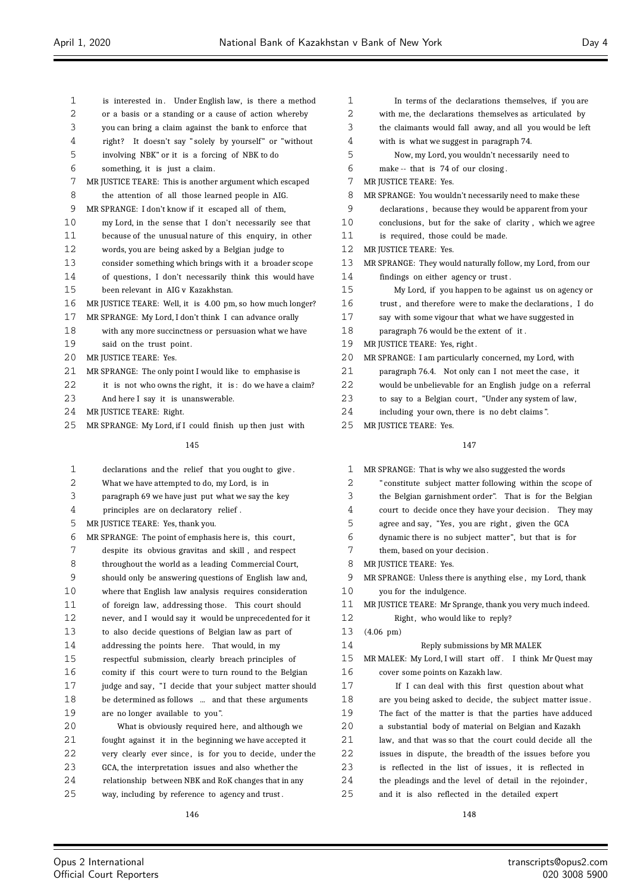is interested in. Under English law, is there a method or a basis or a standing or a cause of action whereby you can bring a claim against the bank to enforce that right? It doesn't say "solely by yourself" or "without involving NBK" or it is a forcing of NBK to do something, it is just a claim.

MR JUSTICE TEARE: This is another argument which escaped the attention of all those learned people in AIG.

MR SPRANGE: I don't know if it escaped all of them, my Lord, in the sense that I don't necessarily see that because of the unusual nature of this enquiry, in other words, you are being asked by a Belgian judge to consider something which brings with it a broader scope of questions, I don't necessarily think this would have been relevant in AIG v Kazakhstan.

MR JUSTICE TEARE: Well, it is 4.00 pm, so how much longer?

MR SPRANGE: My Lord, I don't think I can advance orally with any more succinctness or persuasion what we have said on the trust point.

MR JUSTICE TEARE: Yes.

MR SPRANGE: The only point I would like to emphasise is it is not who owns the right, it is: do we have a claim? And here I say it is unanswerable.

MR JUSTICE TEARE: Right.

MR SPRANGE: My Lord, if I could finish up then just with declarations and the relief that you ought to give. What we have attempted to do, my Lord, is in paragraph 69 we have just put what we say the key principles are on declaratory relief.

MR JUSTICE TEARE: Yes, thank you.

MR SPRANGE: The point of emphasis here is, this court, despite its obvious gravitas and skill, and respect throughout the world as a leading Commercial Court, should only be answering questions of English law and, where that English law analysis requires consideration of foreign law, addressing those. This court should never, and I would say it would be unprecedented for it to also decide questions of Belgian law as part of addressing the points here. That would, in my respectful submission, clearly breach principles of comity if this court were to turn round to the Belgian judge and say, "I decide that your subject matter should be determined as follows ... and that these arguments are no longer available to you".

What is obviously required here, and although we fought against it in the beginning we have accepted it very clearly ever since, is for you to decide, under the GCA, the interpretation issues and also whether the relationship between NBK and RoK changes that in any way, including by reference to agency and trust.

In terms of the declarations themselves, if you are with me, the declarations themselves as articulated by the claimants would fall away, and all you would be left with is what we suggest in paragraph 74.

Now, my Lord, you wouldn't necessarily need to make -- that is 74 of our closing.

MR JUSTICE TEARE: Yes.

MR SPRANGE: You wouldn't necessarily need to make these declarations, because they would be apparent from your conclusions, but for the sake of clarity, which we agree is required, those could be made.

MR JUSTICE TEARE: Yes.

MR SPRANGE: They would naturally follow, my Lord, from our findings on either agency or trust.

My Lord, if you happen to be against us on agency or trust, and therefore were to make the declarations, I do say with some vigour that what we have suggested in paragraph 76 would be the extent of it.

MR JUSTICE TEARE: Yes, right.

MR SPRANGE: I am particularly concerned, my Lord, with paragraph 76.4. Not only can I not meet the case, it would be unbelievable for an English judge on a referral to say to a Belgian court, "Under any system of law, including your own, there is no debt claims".

MR JUSTICE TEARE: Yes.

MR SPRANGE: That is why we also suggested the words "constitute subject matter following within the scope of the Belgian garnishment order". That is for the Belgian court to decide once they have your decision. They may agree and say, "Yes, you are right, given the GCA dynamic there is no subject matter", but that is for them, based on your decision.

MR JUSTICE TEARE: Yes.

MR SPRANGE: Unless there is anything else, my Lord, thank you for the indulgence.

MR JUSTICE TEARE: Mr Sprange, thank you very much indeed. Right, who would like to reply?

(4.06 pm)

## Reply submissions by MR MALEK

MR MALEK: My Lord, I will start off. I think Mr Quest may cover some points on Kazakh law.

If I can deal with this first question about what are you being asked to decide, the subject matter issue. The fact of the matter is that the parties have adduced a substantial body of material on Belgian and Kazakh law, and that was so that the court could decide all the issues in dispute, the breadth of the issues before you is reflected in the list of issues, it is reflected in the pleadings and the level of detail in the rejoinder, and it is also reflected in the detailed expert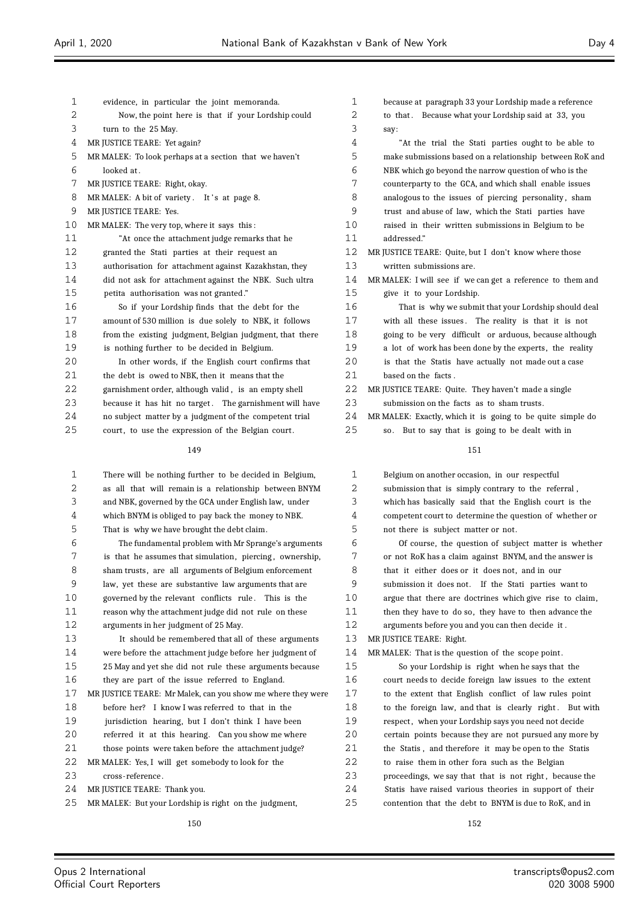evidence, in particular the joint memoranda.

Now, the point here is that if your Lordship could turn to the 25 May.

MR JUSTICE TEARE: Yet again?

MR MALEK: To look perhaps at a section that we haven't looked at.

MR JUSTICE TEARE: Right, okay.

MR MALEK: A bit of variety. It's at page 8.

MR JUSTICE TEARE: Yes.

MR MALEK: The very top, where it says this:

"At once the attachment judge remarks that he granted the Stati parties at their request an authorisation for attachment against Kazakhstan, they did not ask for attachment against the NBK. Such ultra petita authorisation was not granted."

So if your Lordship finds that the debt for the amount of 530 million is due solely to NBK, it follows from the existing judgment, Belgian judgment, that there is nothing further to be decided in Belgium.

In other words, if the English court confirms that the debt is owed to NBK, then it means that the garnishment order, although valid, is an empty shell because it has hit no target. The garnishment will have no subject matter by a judgment of the competent trial court, to use the expression of the Belgian court.

There will be nothing further to be decided in Belgium, as all that will remain is a relationship between BNYM and NBK, governed by the GCA under English law, under which BNYM is obliged to pay back the money to NBK. That is why we have brought the debt claim.

The fundamental problem with Mr Sprange's arguments is that he assumes that simulation, piercing, ownership, sham trusts, are all arguments of Belgium enforcement law, yet these are substantive law arguments that are governed by the relevant conflicts rule. This is the reason why the attachment judge did not rule on these arguments in her judgment of 25 May.

It should be remembered that all of these arguments were before the attachment judge before her judgment of 25 May and yet she did not rule these arguments because they are part of the issue referred to England.

MR JUSTICE TEARE: Mr Malek, can you show me where they were before her? I know I was referred to that in the jurisdiction hearing, but I don't think I have been referred it at this hearing. Can you show me where those points were taken before the attachment judge?

MR MALEK: Yes, I will get somebody to look for the cross-reference.

MR JUSTICE TEARE: Thank you.

MR MALEK: But your Lordship is right on the judgment, because at paragraph 33 your Lordship made a reference to that. Because what your Lordship said at 33, you say:

"At the trial the Stati parties ought to be able to make submissions based on a relationship between RoK and NBK which go beyond the narrow question of who is the counterparty to the GCA, and which shall enable issues analogous to the issues of piercing personality, sham trust and abuse of law, which the Stati parties have raised in their written submissions in Belgium to be addressed."

MR JUSTICE TEARE: Quite, but I don't know where those written submissions are.

MR MALEK: I will see if we can get a reference to them and give it to your Lordship.

That is why we submit that your Lordship should deal with all these issues. The reality is that it is not going to be very difficult or arduous, because although a lot of work has been done by the experts, the reality is that the Statis have actually not made out a case based on the facts.

MR JUSTICE TEARE: Quite. They haven't made a single submission on the facts as to sham trusts.

MR MALEK: Exactly, which it is going to be quite simple do so. But to say that is going to be dealt with in Belgium on another occasion, in our respectful submission that is simply contrary to the referral, which has basically said that the English court is the competent court to determine the question of whether or not there is subject matter or not.

Of course, the question of subject matter is whether or not RoK has a claim against BNYM, and the answer is that it either does or it does not, and in our submission it does not. If the Stati parties want to argue that there are doctrines which give rise to claim, then they have to do so, they have to then advance the arguments before you and you can then decide it.

MR JUSTICE TEARE: Right.

MR MALEK: That is the question of the scope point.

So your Lordship is right when he says that the court needs to decide foreign law issues to the extent to the extent that English conflict of law rules point to the foreign law, and that is clearly right. But with respect, when your Lordship says you need not decide certain points because they are not pursued any more by the Statis, and therefore it may be open to the Statis to raise them in other fora such as the Belgian proceedings, we say that that is not right, because the Statis have raised various theories in support of their contention that the debt to BNYM is due to RoK, and in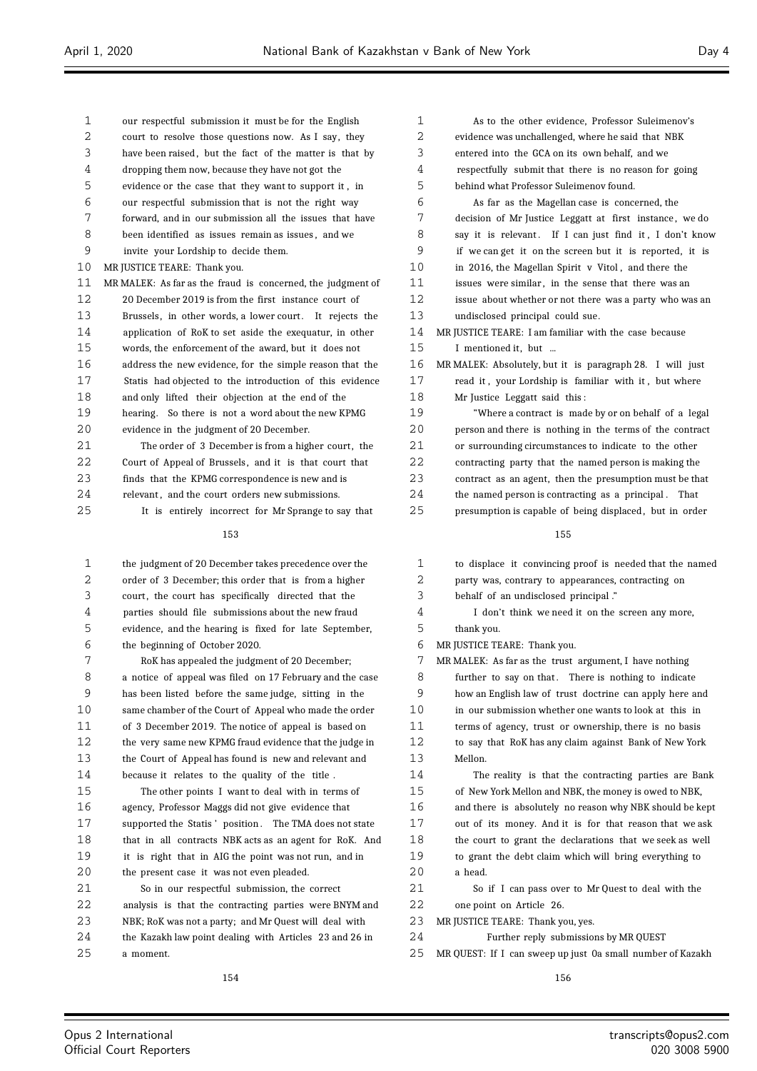our respectful submission it must be for the English court to resolve those questions now. As I say, they have been raised, but the fact of the matter is that by dropping them now, because they have not got the evidence or the case that they want to support it, in our respectful submission that is not the right way forward, and in our submission all the issues that have been identified as issues remain as issues, and we invite your Lordship to decide them.

MR JUSTICE TEARE: Thank you.

MR MALEK: As far as the fraud is concerned, the judgment of 20 December 2019 is from the first instance court of Brussels, in other words, a lower court. It rejects the application of RoK to set aside the exequatur, in other words, the enforcement of the award, but it does not address the new evidence, for the simple reason that the Statis had objected to the introduction of this evidence and only lifted their objection at the end of the hearing. So there is not a word about the new KPMG evidence in the judgment of 20 December.

The order of 3 December is from a higher court, the Court of Appeal of Brussels, and it is that court that finds that the KPMG correspondence is new and is relevant, and the court orders new submissions.

It is entirely incorrect for Mr Sprange to say that the judgment of 20 December takes precedence over the order of 3 December; this order that is from a higher court, the court has specifically directed that the parties should file submissions about the new fraud evidence, and the hearing is fixed for late September, the beginning of October 2020.

RoK has appealed the judgment of 20 December; a notice of appeal was filed on 17 February and the case has been listed before the same judge, sitting in the same chamber of the Court of Appeal who made the order of 3 December 2019. The notice of appeal is based on the very same new KPMG fraud evidence that the judge in the Court of Appeal has found is new and relevant and because it relates to the quality of the title.

The other points I want to deal with in terms of agency, Professor Maggs did not give evidence that supported the Statis' position. The TMA does not state that in all contracts NBK acts as an agent for RoK. And it is right that in AIG the point was not run, and in the present case it was not even pleaded.

So in our respectful submission, the correct analysis is that the contracting parties were BNYM and NBK; RoK was not a party; and Mr Quest will deal with the Kazakh law point dealing with Articles 23 and 26 in a moment.

As to the other evidence, Professor Suleimenov's evidence was unchallenged, where he said that NBK entered into the GCA on its own behalf, and we respectfully submit that there is no reason for going behind what Professor Suleimenov found.

As far as the Magellan case is concerned, the decision of Mr Justice Leggatt at first instance, we do say it is relevant. If I can just find it, I don't know if we can get it on the screen but it is reported, it is in 2016, the Magellan Spirit v Vitol, and there the issues were similar, in the sense that there was an issue about whether or not there was a party who was an undisclosed principal could sue.

MR JUSTICE TEARE: I am familiar with the case because I mentioned it, but ...

MR MALEK: Absolutely, but it is paragraph 28. I will just read it, your Lordship is familiar with it, but where Mr Justice Leggatt said this:

"Where a contract is made by or on behalf of a legal person and there is nothing in the terms of the contract or surrounding circumstances to indicate to the other contracting party that the named person is making the contract as an agent, then the presumption must be that the named person is contracting as a principal. That presumption is capable of being displaced, but in order to displace it convincing proof is needed that the named party was, contrary to appearances, contracting on behalf of an undisclosed principal."

I don't think we need it on the screen any more, thank you.

MR JUSTICE TEARE: Thank you.

MR MALEK: As far as the trust argument, I have nothing further to say on that. There is nothing to indicate how an English law of trust doctrine can apply here and in our submission whether one wants to look at this in terms of agency, trust or ownership, there is no basis to say that RoK has any claim against Bank of New York Mellon.

The reality is that the contracting parties are Bank of New York Mellon and NBK, the money is owed to NBK, and there is absolutely no reason why NBK should be kept out of its money. And it is for that reason that we ask the court to grant the declarations that we seek as well to grant the debt claim which will bring everything to a head.

So if I can pass over to Mr Quest to deal with the one point on Article 26.

MR JUSTICE TEARE: Thank you, yes.

Further reply submissions by MR QUEST

MR QUEST: If I can sweep up just 0a small number of Kazakh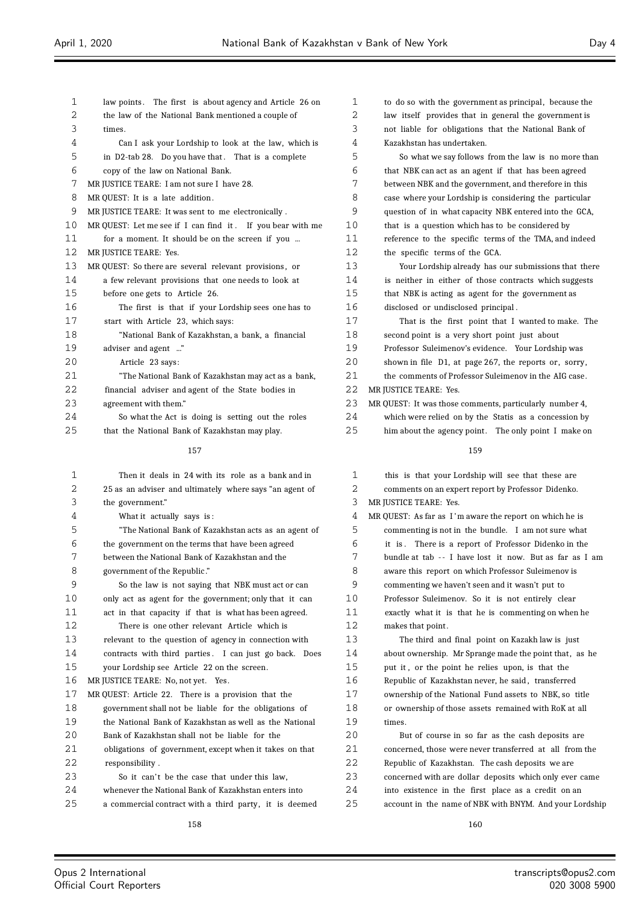law points. The first is about agency and Article 26 on the law of the National Bank mentioned a couple of times.

Can I ask your Lordship to look at the law, which is in D2-tab 28. Do you have that. That is a complete copy of the law on National Bank.

MR JUSTICE TEARE: I am not sure I have 28.

MR QUEST: It is a late addition.

MR JUSTICE TEARE: It was sent to me electronically.

MR QUEST: Let me see if I can find it. If you bear with me for a moment. It should be on the screen if you ...

MR JUSTICE TEARE: Yes.

MR QUEST: So there are several relevant provisions, or a few relevant provisions that one needs to look at before one gets to Article 26.

The first is that if your Lordship sees one has to start with Article 23, which says:

"National Bank of Kazakhstan, a bank, a financial adviser and agent ..."

Article 23 says:

"The National Bank of Kazakhstan may act as a bank, financial adviser and agent of the State bodies in agreement with them."

So what the Act is doing is setting out the roles that the National Bank of Kazakhstan may play.

Then it deals in 24 with its role as a bank and in 25 as an adviser and ultimately where says "an agent of the government."

What it actually says is:

"The National Bank of Kazakhstan acts as an agent of the government on the terms that have been agreed between the National Bank of Kazakhstan and the government of the Republic."

So the law is not saying that NBK must act or can only act as agent for the government; only that it can act in that capacity if that is what has been agreed.

There is one other relevant Article which is relevant to the question of agency in connection with contracts with third parties. I can just go back. Does your Lordship see Article 22 on the screen.

MR JUSTICE TEARE: No, not yet. Yes.

MR QUEST: Article 22. There is a provision that the government shall not be liable for the obligations of the National Bank of Kazakhstan as well as the National Bank of Kazakhstan shall not be liable for the obligations of government, except when it takes on that responsibility.

So it can't be the case that under this law, whenever the National Bank of Kazakhstan enters into a commercial contract with a third party, it is deemed to do so with the government as principal, because the law itself provides that in general the government is not liable for obligations that the National Bank of Kazakhstan has undertaken.

So what we say follows from the law is no more than that NBK can act as an agent if that has been agreed between NBK and the government, and therefore in this case where your Lordship is considering the particular question of in what capacity NBK entered into the GCA, that is a question which has to be considered by reference to the specific terms of the TMA, and indeed the specific terms of the GCA.

Your Lordship already has our submissions that there is neither in either of those contracts which suggests that NBK is acting as agent for the government as disclosed or undisclosed principal.

That is the first point that I wanted to make. The second point is a very short point just about Professor Suleimenov's evidence. Your Lordship was shown in file D1, at page 267, the reports or, sorry, the comments of Professor Suleimenov in the AIG case.

MR JUSTICE TEARE: Yes.

MR QUEST: It was those comments, particularly number 4, which were relied on by the Statis as a concession by him about the agency point. The only point I make on this is that your Lordship will see that these are comments on an expert report by Professor Didenko.

MR JUSTICE TEARE: Yes.

MR QUEST: As far as I'm aware the report on which he is commenting is not in the bundle. I am not sure what it is. There is a report of Professor Didenko in the bundle at tab -- I have lost it now. But as far as I am aware this report on which Professor Suleimenov is commenting we haven't seen and it wasn't put to Professor Suleimenov. So it is not entirely clear exactly what it is that he is commenting on when he makes that point.

The third and final point on Kazakh law is just about ownership. Mr Sprange made the point that, as he put it, or the point he relies upon, is that the Republic of Kazakhstan never, he said, transferred ownership of the National Fund assets to NBK, so title or ownership of those assets remained with RoK at all times.

But of course in so far as the cash deposits are concerned, those were never transferred at all from the Republic of Kazakhstan. The cash deposits we are concerned with are dollar deposits which only ever came into existence in the first place as a credit on an account in the name of NBK with BNYM. And your Lordship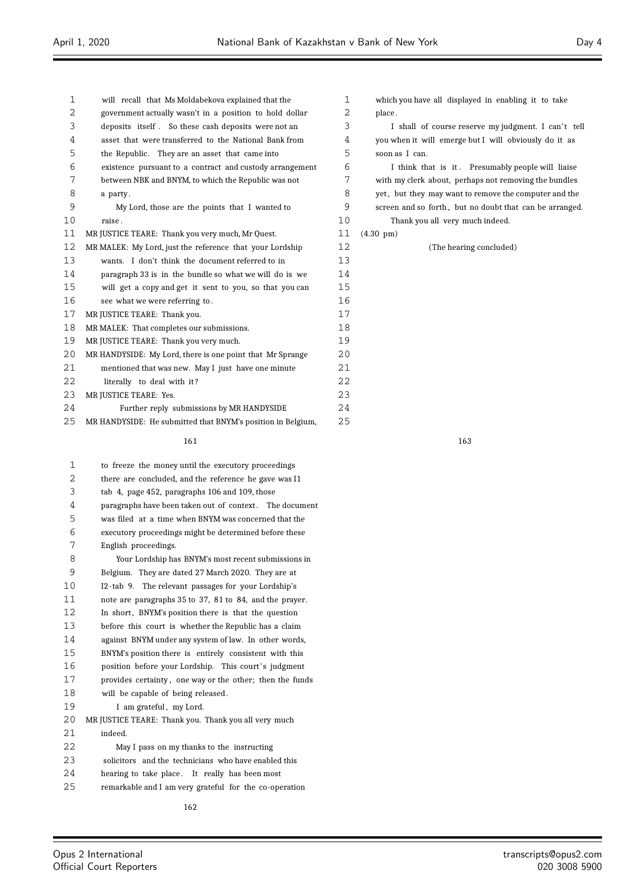will recall that Ms Moldabekova explained that the government actually wasn't in a position to hold dollar deposits itself. So these cash deposits were not an asset that were transferred to the National Bank from the Republic. They are an asset that came into existence pursuant to a contract and custody arrangement between NBK and BNYM, to which the Republic was not a party.

My Lord, those are the points that I wanted to raise.

MR JUSTICE TEARE: Thank you very much, Mr Quest.

MR MALEK: My Lord, just the reference that your Lordship wants. I don't think the document referred to in paragraph 33 is in the bundle so what we will do is we will get a copy and get it sent to you, so that you can see what we were referring to.

MR JUSTICE TEARE: Thank you.

MR MALEK: That completes our submissions.

MR JUSTICE TEARE: Thank you very much.

MR HANDYSIDE: My Lord, there is one point that Mr Sprange mentioned that was new. May I just have one minute literally to deal with it?

MR JUSTICE TEARE: Yes.

Further reply submissions by MR HANDYSIDE

MR HANDYSIDE: He submitted that BNYM's position in Belgium, to freeze the money until the executory proceedings there are concluded, and the reference he gave was I1 tab 4, page 452, paragraphs 106 and 109, those paragraphs have been taken out of context. The document was filed at a time when BNYM was concerned that the executory proceedings might be determined before these English proceedings.

Your Lordship has BNYM's most recent submissions in Belgium. They are dated 27 March 2020. They are at I2-tab 9. The relevant passages for your Lordship's note are paragraphs 35 to 37, 81 to 84, and the prayer. In short, BNYM's position there is that the question before this court is whether the Republic has a claim against BNYM under any system of law. In other words, BNYM's position there is entirely consistent with this position before your Lordship. This court's judgment provides certainty, one way or the other; then the funds will be capable of being released.

I am grateful, my Lord.

MR JUSTICE TEARE: Thank you. Thank you all very much indeed.

May I pass on my thanks to the instructing solicitors and the technicians who have enabled this hearing to take place. It really has been most remarkable and I am very grateful for the co-operation which you have all displayed in enabling it to take place.

I shall of course reserve my judgment. I can't tell you when it will emerge but I will obviously do it as soon as I can.

I think that is it. Presumably people will liaise with my clerk about, perhaps not removing the bundles yet, but they may want to remove the computer and the screen and so forth, but no doubt that can be arranged.

Thank you all very much indeed.

(4.30 pm)

(The hearing concluded)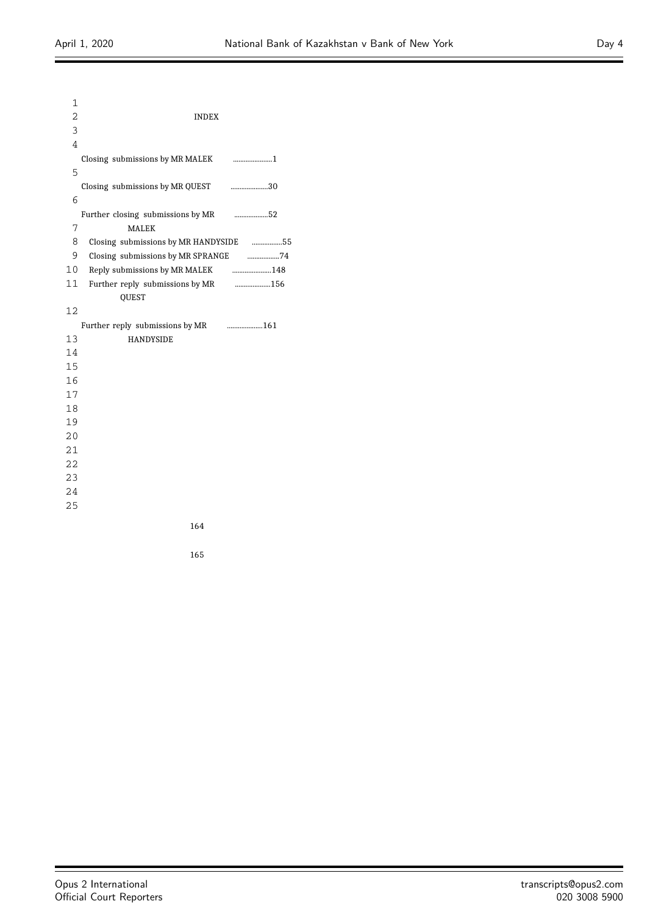INDEX

| Submission | Page |
|---|---|
| Closing submissions by MR MALEK | 1 |
| Closing submissions by MR QUEST | 30 |
| Further closing submissions by MR MALEK | 52 |
| Closing submissions by MR HANDYSIDE | 55 |
| Closing submissions by MR SPRANGE | 74 |
| Reply submissions by MR MALEK | 148 |
| Further reply submissions by MR QUEST | 156 |
| Further reply submissions by MR HANDYSIDE | 161 |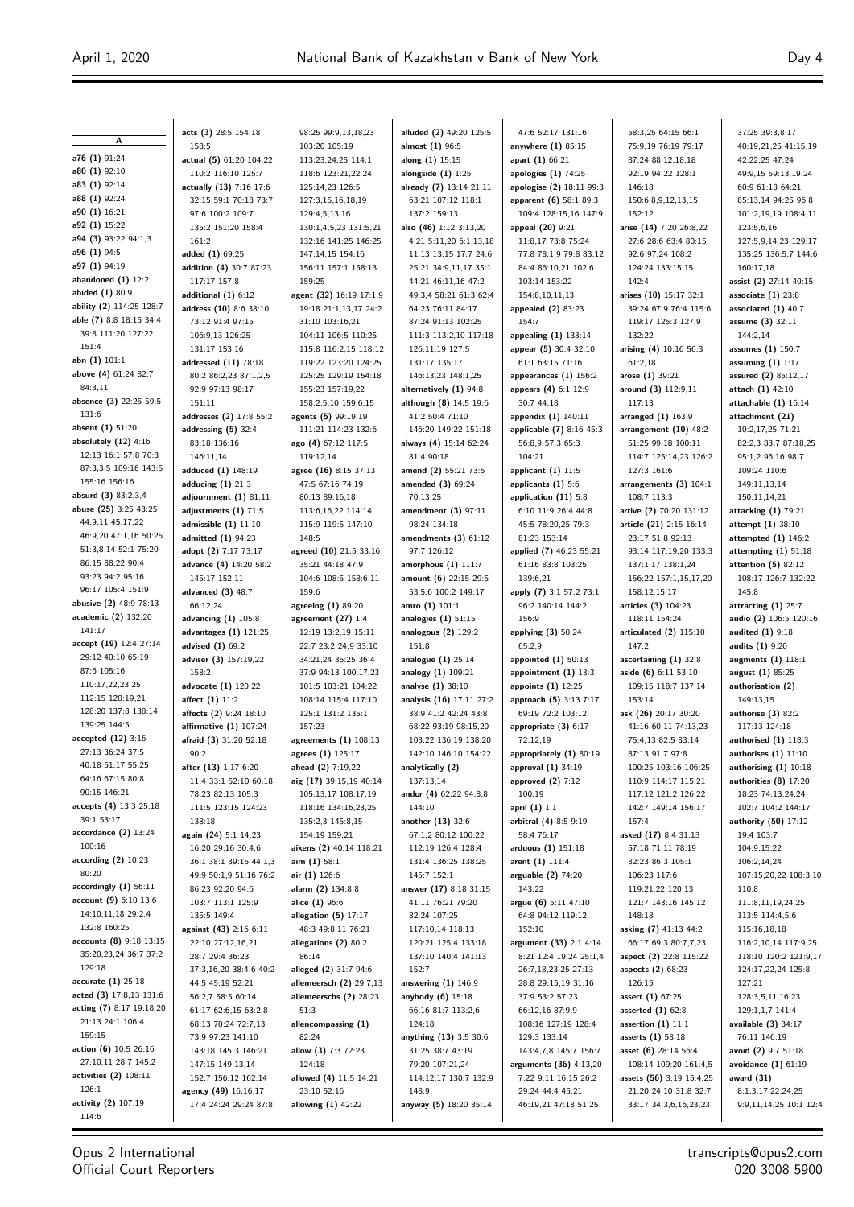## A

**a76 (1)** 91:24
**a80 (1)** 92:10
**a83 (1)** 92:14
**a88 (1)** 92:24
**a90 (1)** 16:21
**a92 (1)** 15:22
**a94 (3)** 93:22 94:1,3
**a96 (1)** 94:5
**a97 (1)** 94:19
**abandoned (1)** 12:2
**abided (1)** 80:9
**ability (2)** 114:25 128:7
**able (7)** 8:8 18:15 34:4 39:8 111:20 127:22 151:4
**abn (1)** 101:1
**above (4)** 61:24 82:7 84:3,11
**absence (3)** 22:25 59:5 131:6
**absent (1)** 51:20
**absolutely (12)** 4:16 12:13 16:1 57:8 70:3 87:3,3,5 109:16 143:5 155:16 156:16
**absurd (3)** 83:2,3,4
**abuse (25)** 3:25 43:25 44:9,11 45:17,22 46:9,20 47:1,16 50:25 51:3,8,14 52:1 75:20 86:15 88:22 90:4 93:23 94:2 95:16 96:17 105:4 151:9
**abusive (2)** 48:9 78:13
**academic (2)** 132:20 141:17
**accept (19)** 12:4 27:14 29:12 40:10 65:19 87:6 105:16 110:17,22,23,25 112:15 120:19,21 128:20 137:8 138:14 139:25 144:5
**accepted (12)** 3:16 27:13 36:24 37:5 40:18 51:17 55:25 64:16 67:15 80:8 90:15 146:21
**accepts (4)** 13:3 25:18 39:1 53:17
**accordance (2)** 13:24 100:16
**according (2)** 10:23 80:20
**accordingly (1)** 56:11
**account (9)** 6:10 13:6 14:10,11,18 29:2,4 132:8 160:25
**accounts (8)** 9:18 13:15 35:20,23,24 36:7 37:2 129:18
**accurate (1)** 25:18
**acted (3)** 17:8,13 131:6
**acting (7)** 8:17 19:18,20 21:13 24:1 106:4 159:15
**action (6)** 10:5 26:16 27:10,11 28:7 145:2
**activities (2)** 108:11 126:1
**activity (2)** 107:19 114:6
**acts (3)** 28:5 154:18 158:5
**actual (5)** 61:20 104:22 110:2 116:10 125:7
**actually (13)** 7:16 17:6 32:15 59:1 70:18 73:7 97:6 100:2 109:7 135:2 151:20 158:4 161:2
**added (1)** 69:25
**addition (4)** 30:7 87:23 117:17 157:8
**additional (1)** 6:12
**address (10)** 8:6 38:10 73:12 91:4 97:15 106:9,13 126:25 131:17 153:16
**addressed (11)** 78:18 80:2 86:2,23 87:1,2,5 92:9 97:13 98:17 151:11
**addresses (2)** 17:8 55:2
**addressing (5)** 32:4 83:18 136:16 146:11,14
**adduced (1)** 148:19
**adducing (1)** 21:3
**adjournment (1)** 81:11
**adjustments (1)** 71:5
**admissible (1)** 11:10
**admitted (1)** 94:23
**adopt (2)** 7:17 73:17
**advance (4)** 14:20 58:2 145:17 152:11
**advanced (3)** 48:7 66:12,24
**advancing (1)** 105:8
**advantages (1)** 121:25
**advised (1)** 69:2
**adviser (3)** 157:19,22 158:2
**advocate (1)** 120:22
**affect (1)** 11:2
**affects (2)** 9:24 18:10
**affirmative (1)** 107:24
**afraid (3)** 31:20 52:18 90:2
**after (13)** 1:17 6:20 11:4 33:1 52:10 60:18 78:23 82:13 105:3 111:5 123:15 124:23 138:18
**again (24)** 5:1 14:23 16:20 29:16 30:4,6 36:1 38:1 39:15 44:1,3 49:9 50:1,9 51:16 76:2 86:23 92:20 94:6 103:7 113:1 125:9 135:5 149:4
**against (43)** 2:16 6:11 22:10 27:12,16,21 28:7 29:4 36:23 37:3,16,20 38:4,6 40:2 44:5 45:19 52:21 56:2,7 58:5 60:14 61:17 62:6,15 63:2,8 68:13 70:24 72:7,13 73:9 97:23 141:10 143:18 145:3 146:21 147:15 149:13,14 152:7 156:12 162:14
**agency (49)** 16:16,17 17:4 24:24 29:24 87:8 98:25 99:9,13,18,23 103:20 105:19 113:23,24,25 114:1 118:6 123:21,22,24 125:14,23 126:5 127:3,15,16,18,19 129:4,5,13,16 130:1,4,5,23 131:5,21 132:16 141:25 146:25 147:14,15 154:16 156:11 157:1 158:13 159:25
**agent (32)** 16:19 17:1,9 19:18 21:1,13,17 24:2 31:10 103:16,21 104:11 106:5 110:25 115:8 116:2,15 118:12 119:22 123:20 124:25 125:25 129:19 154:18 155:23 157:19,22 158:2,5,10 159:6,15
**agents (5)** 99:19,19 111:21 114:23 132:6
**ago (4)** 67:12 117:5 119:12,14
**agree (16)** 8:15 37:13 47:5 67:16 74:19 80:13 89:16,18 113:6,16,22 114:14 115:9 119:5 147:10 148:5
**agreed (10)** 21:5 33:16 35:21 44:18 47:9 104:6 108:5 158:6,11 159:6
**agreeing (1)** 89:20
**agreement (27)** 1:4 12:19 13:2,19 15:11 22:7 23:2 24:9 33:10 34:21,24 35:25 36:4 37:9 94:13 100:17,23 101:5 103:21 104:22 108:14 115:4 117:10 125:1 131:2 135:1 157:23
**agreements (1)** 108:13
**agrees (1)** 125:17
**ahead (2)** 7:19,22
**aig (17)** 39:15,19 40:14 105:13,17 108:17,19 118:16 134:16,23,25 135:2,3 145:8,15 154:19 159:21
**aikens (2)** 40:14 118:21
**aim (1)** 58:1
**air (1)** 126:6
**alarm (2)** 134:8,8
**alice (1)** 96:6
**allegation (5)** 17:17 48:3 49:8,11 76:21
**allegations (2)** 80:2 86:14
**alleged (2)** 31:7 94:6
**allemeersch (2)** 29:7,13
**allemeerschs (2)** 28:23 51:3
**allencompassing (1)** 82:24
**allow (3)** 7:3 72:23 124:18
**allowed (4)** 11:5 14:21 23:10 52:16
**allowing (1)** 42:22
**alluded (2)** 49:20 125:5
**almost (1)** 96:5
**along (1)** 15:15
**alongside (1)** 1:25
**already (7)** 13:14 21:11 63:21 107:12 118:1 137:2 159:13
**also (46)** 1:12 3:13,20 4:21 5:11,20 6:1,13,18 11:13 13:15 17:7 24:6 25:21 34:9,11,17 35:1 44:21 46:11,16 47:2 49:3,4 58:21 61:3 62:4 64:23 76:11 84:17 87:24 91:13 102:25 111:3 113:2,10 117:18 126:11,19 127:5 131:17 135:17 146:13,23 148:1,25
**alternatively (1)** 94:8
**although (8)** 14:5 19:6 41:2 50:4 71:10 146:20 149:22 151:18
**always (4)** 15:14 62:24 81:4 90:18
**amend (2)** 55:21 73:5
**amended (3)** 69:24 70:13,25
**amendment (3)** 97:11 98:24 134:18
**amendments (3)** 61:12 97:7 126:12
**amorphous (1)** 111:7
**amount (6)** 22:15 29:5 53:5,6 100:2 149:17
**amro (1)** 101:1
**analogies (1)** 51:15
**analogous (2)** 129:2 151:8
**analogue (1)** 25:14
**analogy (1)** 109:21
**analyse (1)** 38:10
**analysis (16)** 17:11 27:2 38:9 41:2 42:24 43:8 68:22 93:19 98:15,20 103:22 136:19 138:20 142:10 146:10 154:22
**analytically (2)** 137:13,14
**andor (4)** 62:22 94:8,8 144:10
**another (13)** 32:6 67:1,2 80:12 100:22 112:19 126:4 128:4 131:4 136:25 138:25 145:7 152:1
**answer (17)** 8:18 31:15 41:11 76:21 79:20 82:24 107:25 117:10,14 118:13 120:21 125:4 133:18 137:10 140:4 141:13 152:7
**answering (1)** 146:9
**anybody (6)** 15:18 66:16 81:7 113:2,6 124:18
**anything (13)** 3:5 30:6 31:25 38:7 43:19 79:20 107:21,24 114:12,17 130:7 132:9 148:9
**anyway (5)** 18:20 35:14 47:6 52:17 131:16
**anywhere (1)** 85:15
**apart (1)** 66:21
**apologies (1)** 74:25
**apologise (2)** 18:11 99:3
**apparent (6)** 58:1 89:3 109:4 128:15,16 147:9
**appeal (20)** 9:21 11:8,17 73:8 75:24 77:8 78:1,9 79:8 83:12 84:4 86:10,21 102:6 103:14 153:22 154:8,10,11,13
**appealed (2)** 83:23 154:7
**appealing (1)** 133:14
**appear (5)** 30:4 32:10 61:1 63:15 71:16
**appearances (1)** 156:2
**appears (4)** 6:1 12:9 30:7 44:18
**appendix (1)** 140:11
**applicable (7)** 8:16 45:3 56:8,9 57:3 65:3 104:21
**applicant (1)** 11:5
**applicants (1)** 5:6
**application (11)** 5:8 6:10 11:9 26:4 44:8 45:5 78:20,25 79:3 81:23 153:14
**applied (7)** 46:23 55:21 61:16 83:8 103:25 139:6,21
**apply (7)** 3:1 57:2 73:1 96:2 140:14 144:2 156:9
**applying (3)** 50:24 65:2,9
**appointed (1)** 50:13
**appointment (1)** 13:3
**appoints (1)** 12:25
**approach (5)** 3:13 7:17 69:19 72:2 103:12
**appropriate (3)** 6:17 72:12,19
**appropriately (1)** 80:19
**approval (1)** 34:19
**approved (2)** 7:12 100:19
**april (1)** 1:1
**arbitral (4)** 8:5 9:19 58:4 76:17
**arduous (1)** 151:18
**arent (1)** 111:4
**arguable (2)** 74:20 143:22
**argue (6)** 5:11 47:10 64:8 94:12 119:12 152:10
**argument (33)** 2:1 4:14 8:21 12:4 19:24 25:1,4 26:7,18,23,25 27:13 28:8 29:15,19 31:16 37:9 53:2 57:23 66:12,16 87:9,9 108:16 127:19 128:4 129:3 133:14 143:4,7,8 145:7 156:7
**arguments (36)** 4:13,20 7:22 9:11 16:15 26:2 29:24 44:4 45:21 46:19,21 47:18 51:25 58:3,25 64:15 66:1 75:9,19 76:19 79:17 87:24 88:12,18,18 92:19 94:22 128:1 146:18 150:6,8,9,12,13,15 152:12
**arise (14)** 7:20 26:8,22 27:6 28:6 63:4 80:15 92:6 97:24 108:2 124:24 133:15,15 142:4
**arises (10)** 15:17 32:1 39:24 67:9 76:4 115:6 119:17 125:3 127:9 132:22
**arising (4)** 10:16 56:3 61:2,18
**arose (1)** 39:21
**around (3)** 112:9,11 117:13
**arranged (1)** 163:9
**arrangement (10)** 48:2 51:25 99:18 100:11 114:7 125:14,23 126:2 127:3 161:6
**arrangements (3)** 104:1 108:7 113:3
**arrive (2)** 70:20 131:12
**article (21)** 2:15 16:14 23:17 51:8 92:13 93:14 117:19,20 133:3 137:1,17 138:1,24 156:22 157:1,15,17,20 158:12,15,17
**articles (3)** 104:23 118:11 154:24
**articulated (2)** 115:10 147:2
**ascertaining (1)** 32:8
**aside (6)** 6:11 53:10 109:15 118:7 137:14 153:14
**ask (26)** 20:17 30:20 41:16 60:11 74:13,23 75:4,13 82:5 83:14 87:13 91:7 97:8 100:25 103:16 106:25 110:9 114:17 115:21 117:12 121:2 126:22 142:7 149:14 156:17 157:4
**asked (17)** 8:4 31:13 57:18 71:11 78:19 82:23 86:3 105:1 106:23 117:6 119:21,22 120:13 121:7 143:16 145:12 148:18
**asking (7)** 41:13 44:2 66:17 69:3 80:7,7,23
**aspect (2)** 22:8 115:22
**aspects (2)** 68:23 126:15
**assert (1)** 67:25
**asserted (1)** 62:8
**assertion (1)** 11:1
**asserts (1)** 58:18
**asset (6)** 28:14 56:4 108:14 109:20 161:4,5
**assets (56)** 3:19 15:4,25 21:20 24:10 31:8 32:7 33:17 34:3,6,16,23,23 37:25 39:3,8,17 40:19,21,25 41:15,19 42:22,25 47:24 49:9,15 59:13,19,24 60:9 61:18 64:21 85:13,14 94:25 96:8 101:2,19,19 108:4,11 123:5,6,16 127:5,9,14,23 129:17 135:25 136:5,7 144:6 160:17,18
**assist (2)** 27:14 40:15
**associate (1)** 23:8
**associated (1)** 40:7
**assume (3)** 32:11 144:2,14
**assumes (1)** 150:7
**assuming (1)** 1:17
**assured (2)** 85:12,17
**attach (1)** 42:10
**attachable (1)** 16:14
**attachment (21)** 10:2,17,25 71:21 82:2,3 83:7 87:18,25 95:1,2 96:16 98:7 109:24 110:6 149:11,13,14 150:11,14,21
**attacking (1)** 79:21
**attempt (1)** 38:10
**attempted (1)** 146:2
**attempting (1)** 51:18
**attention (5)** 82:12 108:17 126:7 132:22 145:8
**attracting (1)** 25:7
**audio (2)** 106:5 120:16
**audited (1)** 9:18
**audits (1)** 9:20
**augments (1)** 118:1
**august (1)** 85:25
**authorisation (2)** 149:13,15
**authorise (3)** 82:2 117:13 124:18
**authorised (1)** 118:3
**authorises (1)** 11:10
**authorising (1)** 10:18
**authorities (8)** 17:20 18:23 74:13,24,24 102:7 104:2 144:17
**authority (50)** 17:12 19:4 103:7 104:9,15,22 106:2,14,24 107:15,20,22 108:3,10 110:8 111:8,11,19,24,25 113:5 114:4,5,6 115:16,18,18 116:2,10,14 117:9,25 118:10 120:2 121:9,17 124:17,22,24 125:8 127:21 128:3,5,11,16,23 129:1,1,7 141:4
**available (3)** 34:17 76:11 146:19
**avoid (2)** 9:7 51:18
**avoidance (1)** 61:19
**award (31)** 8:1,3,17,22,24,25 9:9,11,14,25 10:1 12:4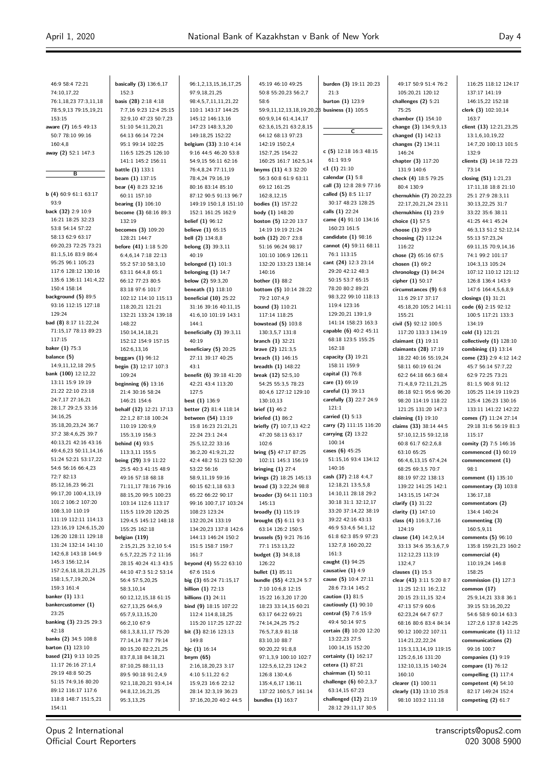46:9 58:4 72:21
74:10,17,22
76:1,18,23 77:3,11,18
78:5,9,13 79:15,19,21
153:15

**aware (7)** 16:5 49:13
50:7 78:10 99:16
160:4,8

**away (2)** 52:1 147:3

## B

**b (4)** 60:9 61:1 63:17
93:9

**back (32)** 2:9 10:9
16:21 18:25 32:23
53:8 54:14 57:22
58:13 62:9 63:17
69:20,23 72:25 73:21
81:1,5,16 83:9 86:4
95:25 96:1 105:23
117:6 128:12 130:16
135:6 136:11 141:4,22
150:4 158:14

**background (5)** 89:5
93:16 112:15 127:18
129:24

**bad (8)** 8:17 11:22,24
71:15,17 78:13 89:23
117:15

**baker (1)** 75:3

**balance (5)**
14:9,11,12,18 29:5

**bank (100)** 12:12,22
13:11 15:9 19:19
21:22 22:10 23:18
24:7,17 27:16,21
28:1,7 29:2,5 33:16
34:16,25
35:18,20,23,24 36:7
37:2 38:4,6,25 39:7
40:13,21 42:16 43:16
49:4,6,23 50:11,14,16
51:24 52:21 53:17,22
54:6 56:16 66:4,23
72:7 82:13
85:12,16,23 96:21
99:17,20 100:4,13,19
101:2 106:2 107:20
108:3,10 110:19
111:19 112:11 114:13
123:16,19 124:6,15,20
126:20 128:11 129:18
131:24 132:14 141:10
142:6,8 143:18 144:9
145:3 156:12,14
157:2,6,18,18,21,21,25
158:1,5,7,19,20,24
159:3 161:4

**banker (1)** 13:1

**bankercustomer (1)**
23:25

**banking (3)** 23:25 29:3
42:18

**banks (2)** 34:5 108:8

**barton (1)** 123:10

**based (21)** 9:13 10:25
11:17 26:16 27:1,4
29:19 48:8 50:25
51:15 74:9,16 80:20
89:12 116:17 117:6
118:8 148:7 151:5,21
154:11

**basically (3)** 136:6,17
152:3

**basis (28)** 2:18 4:18
7:7,16 9:23 12:4 25:15
32:9,10 47:23 50:7,23
51:10 54:11,20,21
64:13 66:14 72:24
95:1 99:14 102:25
116:5 125:25 126:10
141:1 145:2 156:11

**battle (1)** 133:1

**beam (1)** 137:15

**bear (4)** 8:23 32:16
60:11 157:10

**bearing (1)** 106:10

**become (3)** 68:16 89:3
132:19

**becomes (3)** 109:20
128:21 144:7

**before (41)** 1:18 5:20
6:4,6,14 7:18 22:13
55:2 57:10 58:3,10
63:11 64:4,8 65:1
66:12 77:23 80:5
83:18 97:6 101:7
102:12 114:10 115:13
118:20,21 121:21
132:21 133:24 139:18
148:22
150:14,14,18,21
152:12 154:9 157:15
162:6,13,16

**beggars (1)** 96:12

**begin (3)** 12:17 107:3
109:24

**beginning (6)** 13:16
21:4 30:16 58:24
146:21 154:6

**behalf (12)** 12:21 17:13
22:1,2 87:18 100:24
110:19 120:9,9
155:3,19 156:3

**behind (4)** 93:5
113:3,11 155:5

**being (29)** 3:9 11:22
25:5 40:3 41:15 48:9
49:16 57:18 68:18
71:11,17 78:16 79:16
88:15,20 99:5 100:23
103:14 112:6 113:17
115:5 119:20 120:25
129:4,5 145:12 148:18
155:25 162:18

**belgian (119)**
2:15,21,25 3:2,10 5:4
6:5,7,22,25 7:2 11:16
28:15 40:24 41:3 43:5
44:10 47:3 51:2 53:14
56:4 57:5,20,25
58:3,10,14
60:12,12,15,18 61:15
62:7,13,25 64:6,9
65:7,9,13,15,20
66:2,10 67:9
68:1,3,8,11,17 75:20
77:14,14 78:7 79:14
80:15,20 82:2,21,25
83:7,8,18 84:18,21
87:10,25 88:11,13
89:5 90:18 91:2,4,9
92:1,18,20,21 93:4,14
94:8,12,16,21,25
95:3,13,25

96:1,2,13,15,16,17,25
97:9,18,21,25
98:4,5,7,11,11,21,22
110:1 143:17 144:25
145:12 146:13,16
147:23 148:3,3,20
149:18,25 152:22

**belgium (33)** 3:10 4:14
9:16 44:5 46:20 53:8
54:9,15 56:11 62:16
76:4,8,24 77:11,19
78:4,24 79:16,19
80:16 83:14 85:10
87:12 90:5 91:13 96:7
149:19 150:1,8 151:10
152:1 161:25 162:9

**belief (1)** 96:12

**believe (1)** 65:15

**bell (2)** 134:8,8

**belong (3)** 39:3,11
40:19

**belonged (1)** 101:3

**belonging (1)** 14:7

**below (2)** 59:3,20

**beneath (1)** 118:10

**beneficial (10)** 25:22
31:16 39:16 40:11,15
41:6,10 101:19 143:1
144:1

**beneficially (3)** 39:3,11
40:19

**beneficiary (5)** 20:25
27:11 39:17 40:25
43:1

**benefit (6)** 39:18 41:20
42:21 43:4 113:20
127:5

**best (1)** 136:9

**better (2)** 81:4 118:14

**between (54)** 13:19
15:8 16:23 21:21,21
22:24 23:1 24:4
25:5,12,22 33:16
36:2,20 41:9,21,22
42:4 48:2 51:23 52:20
53:22 56:16
58:9,11,19 59:16
60:15 62:1,18 63:3
65:22 66:22 90:17
99:16 100:7,17 103:24
108:23 123:24
132:20,24 133:19
134:20,23 137:8 142:6
144:13 146:24 150:2
151:5 158:7 159:7
161:7

**beyond (4)** 55:22 63:10
67:6 151:6

**big (3)** 65:24 71:15,17

**billion (1)** 72:13

**billions (1)** 24:11

**bind (9)** 18:15 107:22
112:4 114:8,18,24
115:20 117:25 127:22

**bit (3)** 82:16 123:13
149:8

**bjc (1)** 16:14

**bnym (65)**
2:16,18,20,23 3:17
4:10 5:11,22 6:2
15:9,23 16:6 22:12
28:14 32:3,19 36:23
37:16,20,20 40:2 44:5

45:19 46:10 49:25
50:8 55:20,23 56:2,7
58:6
59:9,11,12,13,18,19,20,23
60:9,9,14 61:4,14,17
62:3,6,15,21 63:2,8,15
64:12 68:13 97:23
142:19 150:2,4
152:7,25 154:22
160:25 161:7 162:5,14

**bnyms (11)** 4:3 32:20
56:3 60:8 61:9 63:11
69:12 161:25
162:8,12,15

**bodies (1)** 157:22

**body (1)** 148:20

**boston (5)** 12:20 13:7
14:19 19:19 21:24

**both (12)** 20:7 23:8
51:16 96:24 98:17
101:10 106:9 126:11
132:20 133:23 138:14
140:16

**bother (1)** 88:2

**bottom (5)** 10:14 28:22
79:2 107:4,9

**bound (3)** 110:21
117:14 118:25

**bowstead (5)** 103:8
130:3,5,7 131:8

**branch (1)** 32:21

**brave (2)** 121:3,5

**breach (1)** 146:15

**breadth (1)** 148:22

**break (12)** 52:5,10
54:25 55:3,5 78:23
80:4,6 127:12 129:10
130:10,13

**brief (1)** 46:2

**briefed (1)** 86:2

**briefly (7)** 10:7,13 42:2
47:20 58:13 63:17
102:6

**bring (5)** 47:17 87:25
102:11 145:3 156:19

**bringing (1)** 27:4

**brings (2)** 18:25 145:13

**broad (3)** 3:22,24 98:8

**broader (3)** 64:11 110:3
145:13

**broadly (1)** 115:19

**brought (5)** 6:11 9:3
63:14 126:2 150:5

**brussels (5)** 9:21 76:16
77:1 153:13,22

**budget (3)** 34:8,18
126:22

**bullet (1)** 85:11

**bundle (55)** 4:23,24 5:7
7:10 10:6,8 12:15
15:22 16:3,20 17:20
18:23 33:14,15 60:21
63:17 64:22 69:21
74:14,24,25 75:2
76:5,7,8,9 81:18
83:10,10 88:7
90:20,22 91:8,8
97:1,3,9 100:10 102:7
122:5,6,12,23 124:2
126:8 130:4,6
135:4,6,17 136:11
137:22 160:5,7 161:14

**bundles (1)** 163:7

**burden (3)** 19:11 20:23
21:3

**burton (1)** 123:9

**business (1)** 105:5

## C

**c (5)** 12:18 16:3 48:15
61:3 93:9

**c1 (1)** 21:10

**calendar (1)** 5:8

**call (3)** 12:8 28:9 77:16

**called (5)** 8:5 11:17
30:17 48:23 128:25

**calls (1)** 22:24

**came (4)** 91:10 134:16
160:23 161:5

**candidate (1)** 98:16

**cannot (4)** 59:11 68:11
76:1 113:15

**cant (24)** 12:3 23:14
29:20 42:12 48:3
50:15 53:7 65:15
78:20 80:2 89:21
98:3,22 99:10 118:13
119:4 123:16
129:20,21 139:1,9
141:14 158:23 163:3

**capable (6)** 40:2 45:11
68:18 123:5 155:25
162:18

**capacity (3)** 19:21
158:11 159:9

**capital (1)** 76:8

**care (1)** 69:19

**careful (1)** 39:13

**carefully (3)** 22:7 24:9
121:1

**carried (1)** 5:13

**carry (2)** 111:15 116:20

**carrying (2)** 13:22
100:14

**cases (6)** 45:25
51:15,16 93:4 134:12
140:16

**cash (37)** 2:18 4:4,7
12:18,21 13:5,5,8
14:10,11 28:18 29:2
30:18 31:1 32:12,17
33:20 37:14,22 38:19
39:22 42:16 43:13
46:9 53:4,6 54:1,12
61:8 62:3 85:9 97:23
132:7,8 160:20,22
161:3

**caught (1)** 94:25

**causative (1)** 4:9

**cause (5)** 10:4 27:11
28:6 73:14 145:2

**caution (1)** 81:5

**cautiously (1)** 90:10

**central (5)** 7:6 15:9
49:4 50:14 97:5

**certain (8)** 10:20 12:20
13:22,23 27:5
100:14,15 152:20

**certainty (1)** 162:17

**cetera (1)** 87:21

**chairman (1)** 50:11

**challenge (6)** 60:2,3,7
63:14,15 67:23

**challenged (12)** 21:19
28:12 29:11,17 30:5

49:17 50:9 51:4 76:2
105:20,21 120:12

**challenges (2)** 5:21
75:25

**chamber (1)** 154:10

**change (3)** 134:9,9,13

**changed (1)** 142:13

**changes (2)** 134:11
146:24

**chapter (3)** 117:20
131:9 140:6

**check (4)** 18:5 79:25
80:4 130:9

**chernukhin (7)** 20:22,23
22:17,20,21,24 23:11

**chernukhins (1)** 23:9

**choice (1)** 57:5

**choose (1)** 29:9

**choosing (2)** 112:24
116:22

**chose (2)** 65:16 67:5

**chosen (1)** 69:2

**chronology (1)** 84:24

**cipher (1)** 50:17

**circumstances (9)** 6:8
11:6 29:17 37:17
45:18,20 105:2 141:11
155:21

**civil (5)** 92:12 100:5
117:20 133:3 134:19

**claimant (1)** 19:11

**claimants (28)** 17:19
18:22 40:16 55:19,24
58:11 60:19 61:24
62:2 64:18 66:3 68:4
71:4,8,9 72:11,21,25
86:18 92:1 95:6 96:20
98:20 114:19 118:22
121:25 131:20 147:3

**claiming (1)** 19:10

**claims (33)** 38:14 44:5
57:10,12,15 59:12,18
60:8 61:7 62:2,6,8
63:10 65:25
66:4,6,13,15 67:4,24
68:25 69:3,5 70:7
88:19 97:22 138:13
139:22 141:25 142:1
143:15,15 147:24

**clarify (1)** 31:22

**clarity (1)** 147:10

**class (4)** 116:3,7,16
124:19

**clause (14)** 14:2,9,14
33:13 34:6 35:3,6,7,9
112:12,23 113:19
132:4,7

**clauses (1)** 15:3

**clear (43)** 3:11 5:20 8:7
11:25 12:11 16:2,12
20:15 23:11,15 32:4
47:13 57:9 60:6
62:23,24 64:7 67:7
68:16 80:6 83:4 84:14
90:12 100:22 107:11
114:21,22,22,24
115:3,13,14,19 119:15
125:2,6,16 131:20
132:10,13,15 140:24
160:10

**clearer (1)** 100:11

**clearly (13)** 13:10 25:8
98:10 103:2 111:18

116:25 118:22 124:17
137:17 141:19
146:15,22 152:18

**clerk (3)** 102:10,14
163:7

**client (13)** 12:21,23,25
13:1,6,10,19,22
14:7,20 100:13 101:5
132:9

**clients (3)** 14:18 72:23
73:14

**closing (51)** 1:21,23
17:11,18 18:8 21:10
25:1 27:9 28:3,11
30:13,22,25 31:7
33:22 35:6 38:11
41:25 44:1 45:24
46:3,13 51:2 52:12,14
55:13 57:23,24
69:11,15 70:9,14,16
74:1 99:2 101:17
104:3,13 105:24
107:12 110:12 121:12
126:8 136:4 143:9
147:6 164:4,5,6,8,9

**closings (1)** 31:21

**code (6)** 2:15 92:12
100:5 117:21 133:3
134:19

**cold (1)** 121:21

**collectively (1)** 128:10

**combining (1)** 13:14

**come (23)** 2:9 4:12 14:2
45:7 56:14 57:7,22
62:9 72:25 73:21
81:1,5 90:8 91:12
105:25 114:19 119:23
125:4 126:23 130:16
133:11 141:22 142:22

**comes (7)** 11:24 27:14
29:18 31:6 56:19 81:3
115:17

**comity (2)** 7:5 146:16

**commenced (1)** 60:19

**commencement (1)**
98:1

**comment (1)** 135:10

**commentary (3)** 103:8
136:17,18

**commentators (2)**
134:4 140:24

**commenting (3)**
160:5,9,11

**comments (5)** 96:10
135:8 159:21,23 160:2

**commercial (4)**
110:19,24 146:8
158:25

**commission (1)** 127:3

**common (17)**
25:9,14,21 33:8 36:1
39:15 53:16,20,22
54:6 58:9 60:14 63:3
127:2,6 137:8 142:25

**communicate (1)** 11:12

**communications (2)**
99:16 100:7

**companies (1)** 9:19

**compare (1)** 76:12

**compelling (1)** 117:4

**competent (4)** 54:10
82:17 149:24 152:4

**competing (2)** 61:7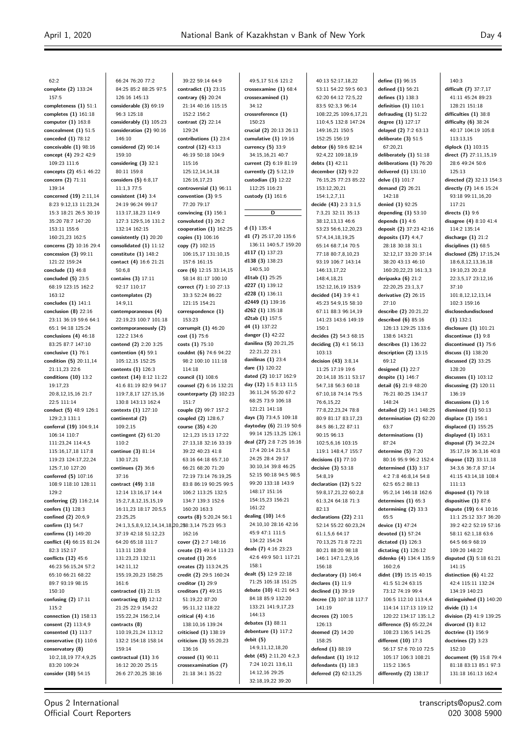62:2
**complete (2)** 133:24 157:5
**completeness (1)** 51:1
**completes (1)** 161:18
**computer (1)** 163:8
**concealment (1)** 51:5
**conceded (1)** 78:12
**conceivable (1)** 98:16
**concept (4)** 29:2 42:9 109:23 111:6
**concepts (2)** 45:1 46:22
**concern (2)** 71:11 139:14
**concerned (19)** 2:11,14 8:23 9:12,13 11:23,24 15:3 18:21 26:5 30:19 35:20 78:7 147:20 153:11 155:6 160:21,23 162:5
**concerns (2)** 10:16 29:4
**concession (3)** 99:11 121:22 159:24
**conclude (1)** 46:8
**concluded (5)** 23:5 68:19 123:15 162:2 163:12
**concludes (1)** 141:1
**conclusion (8)** 22:16 23:11 36:19 59:6 64:1 65:1 94:18 125:24
**conclusions (4)** 46:18 83:25 87:7 147:10
**conclusive (1)** 76:1
**condition (5)** 20:11,14 21:11,23 22:6
**conditions (10)** 13:2 19:17,23 20:8,12,15,16 21:7 22:5 111:14
**conduct (5)** 48:9 126:1 129:2,3 131:1
**conferral (19)** 104:9,14 106:14 110:7 111:23,24 114:4,5 115:16,17,18 117:8 119:23 124:17,22,24 125:7,10 127:20
**conferred (5)** 107:16 108:9 118:10 128:11 129:2
**conferring (2)** 116:2,14
**confers (1)** 128:3
**confined (2)** 20:6,9
**confirm (1)** 54:7
**confirms (1)** 149:20
**conflict (4)** 66:15 81:24 82:3 152:17
**conflicts (12)** 45:6 46:23 56:15,24 57:2 65:10 66:21 68:22 89:7 93:19 98:15 150:10
**confusing (2)** 17:11 115:2
**connection (1)** 158:13
**consent (2)** 113:4,9
**consented (1)** 113:7
**conservative (1)** 110:6
**conservatory (8)** 10:2,18,19 77:4,9,25 83:20 109:24
**consider (10)** 54:15 66:24 76:20 77:2 84:25 85:2 88:25 97:5 126:16 145:13
**considerable (3)** 69:19 96:3 125:18
**considerably (1)** 105:23
**consideration (2)** 90:16 146:10
**considered (2)** 90:14 159:10
**considering (3)** 32:1 80:11 159:8
**considers (5)** 6:8,17 11:1,3 77:5
**consistent (14)** 3:4 24:19 96:24 99:17 113:17,18,23 114:9 127:3 129:5,16 131:2 132:14 162:15
**consistently (1)** 20:20
**consolidated (1)** 11:12
**constitute (1)** 148:2
**contact (4)** 16:6 21:21 50:6,8
**contains (3)** 17:11 92:17 110:17
**contemplates (2)** 14:9,11
**contemporaneous (4)** 22:19,23 100:7 101:18
**contemporaneously (2)** 122:2 134:6
**contend (2)** 2:20 3:25
**contention (4)** 59:1 105:12,15 152:25
**contents (1)** 126:3
**context (14)** 8:12 11:22 41:6 81:19 82:9 94:17 119:7,8,17 127:15,16 130:8 143:13 162:4
**contexts (1)** 127:10
**continental (2)** 109:2,15
**contingent (2)** 61:20 110:2
**continue (3)** 81:14 130:17,21
**continues (2)** 36:6 37:16
**contract (49)** 3:18 12:14 13:16,17 14:4 15:2,7,8,12,15,15,19 16:11,23 18:17 20:5,5 23:25,25 24:1,3,5,8,9,12,14,14,18,20,25 28:3,14 75:23 95:3 37:19 42:18 51:12,23 64:20 65:18 111:7 113:11 120:8 131:23,23 132:11 142:11,12 155:19,20,23 158:25 161:6
**contracted (1)** 21:15
**contracting (8)** 12:12 21:25 22:9 154:22 155:22,24 156:2,14
**contracts (8)** 110:19,21,24 113:12 132:2 154:18 158:14 159:14
**contractual (11)** 3:6 16:12 20:20 25:15 26:6 27:20,25 38:16 39:22 59:14 64:9
**contradict (1)** 23:15
**contrary (6)** 20:24 21:14 40:16 115:15 152:2 156:2
**contrast (2)** 22:14 129:24
**contributions (1)** 23:4
**control (12)** 43:13 46:19 50:18 104:9 115:16 125:12,14,14,18 126:16,17,23
**controversial (1)** 96:11
**convention (3)** 9:5 77:20 79:17
**convincing (1)** 156:1
**convoluted (1)** 26:2
**cooperation (1)** 162:25
**copies (1)** 106:16
**copy (7)** 102:15 106:15,17 131:10,15 157:6 161:15
**core (6)** 12:15 33:14,15 58:14 81:17 100:10
**correct (7)** 1:10 27:13 33:3 52:24 86:22 121:15 154:21
**correspondence (1)** 153:23
**corrumpit (1)** 46:20
**cost (1)** 75:6
**costs (1)** 75:10
**couldnt (6)** 74:6 94:22 98:2 100:10 111:18 114:18
**council (1)** 108:6
**counsel (2)** 6:16 132:21
**counterparty (2)** 102:23 151:7
**couple (2)** 99:7 157:2
**coupled (2)** 128:6,7
**course (35)** 4:20 12:1,23 15:13 17:22 27:13,18 32:16 33:19 39:22 40:23 41:8 63:16 64:18 65:7,10 66:21 68:20 71:20 72:19 73:14 76:19,25 83:8 86:19 90:25 99:5 106:2 113:25 132:5 134:7 139:3 152:6 160:20 163:3
**courts (8)** 5:20,24 56:1 162:16
**cover (2)** 2:7 148:16
**create (2)** 49:14 113:23
**created (1)** 26:6
**creates (2)** 113:24,25
**credit (2)** 29:5 160:24
**creditor (1)** 29:9
**creditors (7)** 49:15 51:19,22 87:20 95:11,12 118:22
**critical (4)** 4:16 138:10,16 139:24
**criticised (1)** 138:19
**criticism (3)** 55:20,23 136:16
**crossed (1)** 90:11
**crossexamination (7)** 21:18 34:1 35:22 49:5,17 51:6 121:2
**crossexamine (1)** 68:4
**crossexamined (1)** 34:12
**crossreference (1)** 150:23
**crucial (2)** 20:13 26:13
**cumulative (1)** 19:16
**currency (5)** 33:9 34:15,16,21 40:7
**current (2)** 6:19 81:19
**currently (2)** 5:12,19
**custodian (3)** 12:22 112:25 116:23
**custody (1)** 161:6

## D

**d (1)** 135:4
**d1 (7)** 25:17,20 135:6 136:11 140:5,7 159:20
**d117 (1)** 137:23
**d138 (3)** 138:23 140:5,10
**d1tab (1)** 25:25
**d227 (1)** 139:12
**d228 (1)** 136:11
**d2449 (1)** 139:16
**d262 (1)** 135:18
**d2tab (1)** 157:5
**d4 (1)** 137:22
**danger (1)** 42:22
**danilina (5)** 20:21,25 22:21,22 23:1
**danilinas (1)** 23:4
**dare (1)** 120:22
**dated (2)** 10:17 162:9
**day (12)** 1:5 8:13 11:5 36:11,24 55:20 67:2 68:25 73:9 106:18 121:21 141:18
**days (3)** 73:4,5 109:18
**daytoday (6)** 21:19 50:6 99:14 125:13,25 126:1
**deal (27)** 2:8 7:25 16:16 17:4 20:14 21:5,8 24:25 28:4 29:17 30:10,14 39:8 46:25 52:15 90:18 94:5 98:5 99:20 133:18 143:9 148:17 151:16 154:15,23 156:21 161:22
**dealing (10)** 14:6 24:10,10 28:16 42:16 45:9 47:1 111:5 134:22 154:24
**deals (7)** 4:16 23:23 42:6 49:9 50:1 117:21 158:1
**dealt (5)** 12:9 22:18 71:25 105:18 151:25
**debate (10)** 41:21 64:3 84:18 85:9 132:20 133:21 141:9,17,23 144:13
**debates (1)** 88:11
**debenture (1)** 117:2
**debit (5)** 14:9,11,12,18,20
**debt (45)** 2:11,20 4:2,3 7:24 10:21 13:6,11 14:12,16 29:25 32:18,19,22 39:20 40:13 52:17,18,22 53:11 54:22 59:5 60:3 62:20 64:12 72:5,22 83:5 92:3,3 96:14 108:22,25 109:6,17,21 110:4,5 132:8 147:24 149:16,21 150:5 152:25 156:19
**debtor (6)** 59:6 82:14 92:4,22 109:18,19
**debts (1)** 42:11
**december (12)** 9:22 76:15,25 77:23 85:22 153:12,20,21 154:1,2,7,11
**decide (43)** 2:3 3:1,5 7:3,21 32:11 35:13 38:12,13,13 46:6 53:23 56:6,12,20,23 57:4,14,18,19,25 65:14 68:7,14 70:5 77:18 80:7,8,10,23 93:19 106:7 143:14 146:13,17,22 148:4,18,21 152:12,16,19 153:9
**decided (14)** 3:9 4:1 45:23 54:9,25 58:10 67:11 88:3 96:14,19 141:23 143:6 149:19 150:1
**decides (2)** 54:3 68:15
**deciding (3)** 4:1 56:13 103:13
**decision (43)** 3:8,14 11:25 17:19 19:6 20:14,18 35:11 53:17 54:7,18 56:3 60:10 67:10,18 74:14 75:5 76:6,15,22 77:8,22,23,24 78:8 80:9 81:17 83:17,23 84:5 86:1,22 87:11 90:15 96:13 102:5,6,16 103:15 119:1 148:4,7 155:7
**decisions (1)** 77:10
**decisive (3)** 53:18 54:8,19
**declaration (12)** 5:22 59:8,17,21,22 60:2,8 61:3,24 64:18 71:3 82:13
**declarations (22)** 2:11 52:14 55:22 60:23,24 61:1,5,6 64:17 70:13,25 71:8 72:21 80:21 88:20 98:18 146:1 147:1,2,9,16 156:18
**declaratory (1)** 146:4
**declares (1)** 11:9
**declined (1)** 39:19
**decree (3)** 107:18 117:7 141:19
**decrees (2)** 100:5 126:13
**deemed (2)** 14:20 158:25
**defend (1)** 88:19
**defendant (1)** 19:12
**defendants (1)** 18:3
**deferred (2)** 62:13,25
**define (1)** 96:15
**defined (1)** 56:21
**defines (1)** 138:3
**definition (1)** 110:1
**defrauding (1)** 51:22
**degree (1)** 127:17
**delayed (2)** 7:2 63:13
**deliberate (3)** 51:5 67:20,21
**deliberately (1)** 51:18
**deliberations (1)** 76:20
**delivered (1)** 131:10
**delve (1)** 101:7
**demand (2)** 26:21 142:18
**denied (1)** 92:25
**depending (1)** 53:10
**depends (1)** 4:6
**deposit (2)** 37:23 42:16
**deposits (17)** 4:4,7 28:18 30:18 31:1 32:12,17 33:20 37:14 38:20 43:13 46:10 160:20,22,23 161:3,3
**deripaska (6)** 21:2 22:20,25 23:1,3,7
**derivative (2)** 26:15 27:10
**describe (2)** 20:21,22
**described (6)** 85:16 126:13 129:25 133:6 138:6 143:21
**describes (1)** 136:22
**description (2)** 13:15 69:12
**designed (1)** 22:7
**despite (1)** 146:7
**detail (6)** 21:9 48:20 76:21 80:25 134:17 148:24
**detailed (2)** 14:1 148:25
**determination (2)** 62:20 63:7
**determinations (1)** 87:24
**determine (5)** 7:20 80:16 95:9 96:2 152:4
**determined (13)** 3:17 4:2 7:8 46:8,14 54:8 62:5 65:2 88:13 95:2,14 146:18 162:6
**determines (1)** 65:3
**determining (2)** 33:3 65:5
**device (1)** 47:24
**devoted (1)** 57:24
**dictated (1)** 126:3
**dictating (1)** 126:12
**didenko (4)** 134:4 135:9 160:2,6
**didnt (19)** 15:15 40:15 41:5 51:24 63:15 73:12 74:19 99:4 106:5 112:10 113:4,4 114:14 117:13 119:12 120:22 134:17 135:1,2
**difference (5)** 65:22,24 108:23 136:5 141:25
**different (10)** 17:3 56:17 57:6 70:10 72:5 105:17 106:3 108:21 115:2 136:5
**differently (2)** 138:17
140:3
**difficult (7)** 37:7,17 41:11 45:24 89:23 128:21 151:18
**difficulties (1)** 38:8
**difficulty (6)** 38:24 40:17 104:19 105:8 113:13,15
**diplock (1)** 103:15
**direct (7)** 27:11,15,19 28:6 49:24 50:6 125:13
**directed (2)** 32:13 154:3
**directly (7)** 14:6 15:24 93:18 99:11,16,20 117:21
**directs (1)** 9:6
**disagree (4)** 8:10 41:4 114:2 135:14
**discharge (1)** 21:2
**disciplines (1)** 68:5
**disclosed (25)** 17:15,24 18:6,8,12,13,16,18 19:10,23 20:2,8 22:3,5,17 23:12,16 37:10 101:8,12,12,13,14 102:3 159:16
**disclosedundisclosed (1)** 132:1
**disclosure (1)** 101:21
**discontinue (1)** 9:8
**discontinued (1)** 75:6
**discuss (1)** 138:20
**discussed (2)** 33:25 128:20
**discusses (1)** 103:12
**discussing (2)** 120:11 136:19
**discussions (1)** 1:6
**dismissed (1)** 50:13
**displace (1)** 156:1
**displaced (1)** 155:25
**displayed (1)** 163:1
**disposal (7)** 34:22,24 35:17,19 36:3,16 40:8
**dispose (12)** 33:11,18 34:3,6 36:7,8 37:14 41:15 43:14,18 108:4 111:13
**disposed (1)** 79:18
**dispositive (1)** 87:6
**dispute (19)** 6:4 10:16 11:1 25:12 33:7 36:20 39:2 42:2 52:19 57:16 58:11 62:1,18 63:6 64:5 66:9 68:19 109:20 148:22
**disputed (3)** 5:18 61:21 141:15
**distinction (6)** 41:22 42:4 115:11 132:24 134:19 140:23
**distinguished (1)** 140:20
**divide (1)** 1:4
**division (2)** 41:9 139:25
**divorced (1)** 8:12
**doctrine (1)** 156:9
**doctrines (2)** 3:23 152:10
**document (9)** 15:8 79:4 81:18 83:13 85:1 97:3 131:18 161:13 162:4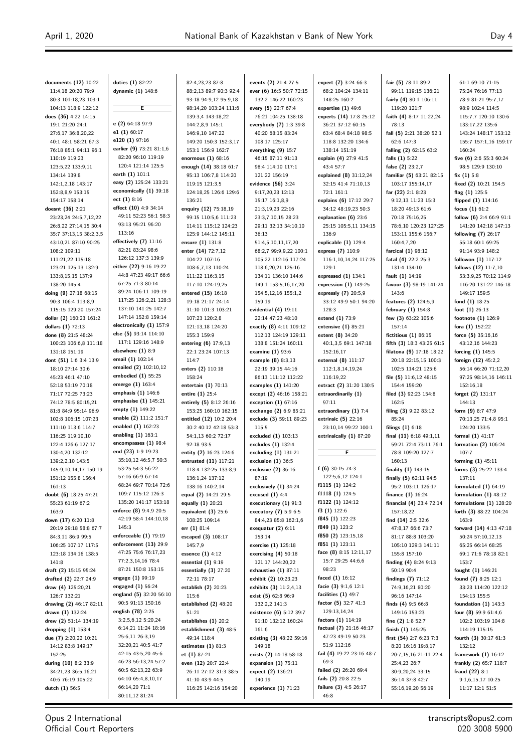**documents (12)** 10:22 11:4,18 20:20 79:9 80:3 101:18,23 103:1 104:13 118:9 122:12
**does (36)** 4:22 14:15 19:1 21:20 24:1 27:6,17 36:8,20,22 40:1 48:1 58:21 67:3 76:18 85:1 94:11 96:1 110:19 119:23 123:5,22 133:9,11 134:14 139:8 142:1,2,18 143:17 152:8,8,9 153:15 154:17 158:14
**doesnt (36)** 2:21 23:23,24 24:5,7,12,22 26:8,22 27:14,15 30:4 35:7 37:13,15 38:2,3,5 43:10,21 87:10 90:25 108:2 109:11 111:21,22 115:18 123:21 125:13 132:9 133:8,15,15 137:9 138:20 145:4
**doing (9)** 27:18 68:15 90:3 106:4 113:8,9 115:15 129:20 157:24
**dollar (2)** 160:23 161:2
**dollars (1)** 72:13
**done (8)** 21:5 48:24 100:23 106:6,8 111:18 131:18 151:19
**dont (51)** 1:6 3:4 13:9 18:10 27:14 30:6 45:23 46:1 47:10 52:18 53:19 70:18 71:17 72:25 73:23 74:12 78:5 80:15,21 81:8 84:9 95:14 96:9 102:8 106:15 107:23 111:10 113:6 114:7 116:25 119:10,10 122:4 126:6 127:17 130:4,20 132:12 139:2,2,10 143:5 145:9,10,14,17 150:19 151:12 155:8 156:4 161:13
**doubt (6)** 18:25 47:21 55:23 61:19 67:2 163:9
**down (17)** 6:20 11:8 20:19 29:18 58:8 67:7 84:3,11 86:9 99:5 106:25 107:17 117:5 123:18 134:16 138:5 141:8
**draft (2)** 15:15 95:24
**drafted (2)** 22:7 24:9
**draw (4)** 125:20,21 126:7 132:21
**drawing (2)** 46:17 82:11
**drawn (1)** 132:24
**drew (2)** 51:14 134:19
**dropping (1)** 153:4
**due (7)** 2:20,22 10:21 14:12 83:8 149:17 152:25
**during (10)** 8:2 33:9 34:21,23 36:5,16,21 40:6 76:19 105:22
**dutch (1)** 56:5
**duties (1)** 82:22
**dynamic (1)** 148:6

## E

**e (2)** 64:18 97:9
**e1 (1)** 60:17
**e120 (1)** 97:16
**earlier (9)** 73:21 81:1,6 82:20 96:10 119:19 120:4 121:14 125:5
**earth (1)** 101:1
**easy (2)** 125:24 133:21
**economically (1)** 39:18
**ect (1)** 8:16
**effect (10)** 4:9 34:14 49:11 52:23 56:1 58:3 93:13 95:21 96:20 113:16
**effectively (7)** 11:16 82:21 83:24 98:6 126:12 137:3 139:9
**either (22)** 9:16 19:22 44:8 47:23 49:17 66:6 67:25 71:3 80:14 89:24 106:11 109:19 117:25 126:2,21 128:3 137:10 141:25 142:7 147:14 152:8 159:14
**electronically (1)** 157:9
**else (5)** 93:14 114:10 117:1 129:16 148:9
**elsewhere (1)** 8:9
**email (1)** 102:14
**emailed (2)** 102:10,12
**embodied (1)** 55:25
**emerge (1)** 163:4
**emphasis (1)** 146:6
**emphasise (1)** 145:21
**empty (1)** 149:22
**enable (2)** 111:2 151:7
**enabled (1)** 162:23
**enabling (1)** 163:1
**encompasses (1)** 98:4
**end (23)** 1:9 19:23 35:10,12 46:5,7 50:3 53:25 54:3 56:22 57:16 66:9 67:14 68:24 69:7 70:14 72:6 109:7 115:12 126:3 135:20 141:17 153:18
**enforce (8)** 9:4,9 20:5 42:19 58:4 144:10,18 145:3
**enforceable (1)** 79:19
**enforcement (13)** 29:9 47:25 75:6 76:17,23 77:2,3,14,16 78:4 87:21 150:8 153:15
**engage (1)** 99:19
**engaged (1)** 56:24
**england (5)** 32:20 56:10 90:5 91:13 150:16
**english (78)** 2:25 3:2,5,6,12 5:20,24 6:14,21 11:24 18:16 25:6,11 26:3,19 32:20,21 40:5 41:7 42:15 43:5,20 45:6 46:23 56:13,24 57:2 60:5 62:13,22 63:9 64:10 65:4,8,10,17 66:14,20 71:1 80:11,12 81:24 82:4,23,23 87:8 88:2,13 89:7 90:3 92:4 93:18 94:9,12 95:9,18 98:14,20 103:24 111:6 139:3,4 143:18,22 144:2,8,9 145:1 146:9,10 147:22 149:20 150:3 152:3,17 153:1 156:9 162:7
**enormous (1)** 68:16
**enough (14)** 38:18 61:7 95:13 106:7,8 114:20 119:15 121:3,5 124:18,25 126:6 129:6 136:21
**enquiry (12)** 75:18,19 99:15 110:5,6 111:23 114:11 115:12 124:23 125:9 144:12 145:11
**ensure (1)** 131:8
**enter (14)** 72:7,12 104:22 107:16 108:6,7,13 110:24 111:22 116:3,15 117:10 124:19,25
**entered (15)** 16:18 19:18 21:17 24:14 31:10 101:3 103:21 107:23 120:2,8 121:13,18 124:20 155:3 159:9
**entering (6)** 17:9,13 22:1 23:24 107:13 114:7
**enters (2)** 110:18 158:24
**entertain (1)** 70:13
**entire (1)** 25:4
**entirely (5)** 8:12 26:16 153:25 160:10 162:15
**entitled (12)** 10:2 20:4 30:2 40:12 42:18 53:3 54:1,13 60:2 72:17 92:18 93:5
**entity (2)** 16:23 124:6
**entrusted (11)** 117:21 118:4 132:25 133:8,9 136:1,24 137:12 138:16 140:2,14
**equal (2)** 14:21 29:5
**equally (1)** 20:21
**equivalent (3)** 25:6 108:25 109:14
**err (1)** 81:4
**escaped (3)** 108:17 145:7,9
**essence (1)** 4:12
**essential (1)** 9:19
**essentially (3)** 27:20 72:11 78:17
**establish (2)** 20:23 115:6
**established (2)** 48:20 51:21
**establishes (1)** 20:2
**establishment (3)** 48:5 49:14 118:4
**estimates (1)** 81:3
**et (1)** 87:21
**even (12)** 20:7 22:4 26:11 27:12 31:3 38:5 41:10 43:9 44:5 116:25 142:16 154:20
**events (2)** 21:4 27:5
**ever (6)** 16:5 50:7 72:15 132:2 146:22 160:23
**every (5)** 22:7 67:4 76:21 104:25 138:18
**everybody (7)** 1:3 39:8 40:20 68:15 83:24 108:17 125:17
**everything (9)** 15:7 46:15 87:11 91:13 98:4 114:10 117:1 121:22 156:19
**evidence (56)** 3:24 9:17,20,23 12:13 15:17 16:1,8,9 21:3,19,23 22:16 23:3,7,10,15 28:23 29:11 32:13 34:10,10 36:13 51:4,5,10,11,17,20 68:2,7 99:9,9,22 100:1 105:22 112:16 117:24 118:6,20,21 125:16 134:11 136:10 144:6 149:1 153:5,16,16 154:5,12,16 155:1,2 159:19
**evidential (4)** 19:11 22:14 47:23 48:10
**exactly (8)** 4:11 109:12 112:13 124:19 129:11 138:8 151:24 160:11
**examine (1)** 93:6
**example (8)** 8:3,13 22:19 39:15 44:16 86:13 111:12 112:22
**examples (1)** 141:20
**except (2)** 46:16 158:21
**exception (1)** 67:16
**exchange (2)** 6:9 85:21
**exclude (3)** 59:11 89:23 115:5
**excluded (1)** 103:13
**excludes (1)** 132:4
**excluding (1)** 131:21
**exclusion (1)** 36:5
**exclusive (2)** 36:16 87:19
**exclusively (1)** 34:24
**excused (1)** 4:4
**executionary (1)** 91:3
**executory (7)** 5:9 6:5 84:4,23 85:8 162:1,6
**exequatur (2)** 6:11 153:14
**exercise (1)** 125:18
**exercising (4)** 50:18 121:17 144:20,22
**exhaustive (1)** 87:11
**exhibit (2)** 10:23,23
**exhibits (3)** 11:2,4,13
**exist (5)** 62:8 96:9 132:2,2 141:3
**existence (6)** 5:12 39:7 91:10 132:12 160:24 161:6
**existing (3)** 48:22 59:16 149:18
**exists (2)** 14:18 58:18
**expansion (1)** 75:11
**expect (2)** 136:21 140:19
**experience (1)** 71:23
**expert (7)** 3:24 66:3 68:2 104:24 134:11 148:25 160:2
**expertise (1)** 49:6
**experts (14)** 17:8 25:12 36:21 37:12 60:15 63:4 68:4 84:18 98:5 118:8 132:20 134:6 138:14 151:19
**explain (4)** 27:9 41:5 43:4 57:7
**explained (8)** 31:12,24 32:15 41:4 71:10,13 72:1 161:1
**explains (6)** 17:12 29:7 34:12 48:19,23 50:3
**explanation (6)** 23:6 25:15 105:5,11 134:15 136:9
**explicable (1)** 129:4
**express (7)** 110:9 116:1,10,14,24 117:25 129:1
**expressed (1)** 134:1
**expression (1)** 149:25
**expressly (7)** 20:5,9 33:12 49:9 50:1 94:20 128:3
**extend (1)** 73:9
**extensive (1)** 85:21
**extent (8)** 34:20 40:1,3,5 69:1 147:18 152:16,17
**external (8)** 111:17 112:1,8,14,19,24 116:19,22
**extract (2)** 31:20 130:5
**extraordinarily (1)** 97:11
**extraordinary (1)** 7:4
**extrinsic (5)** 22:16 23:10,14 99:22 100:1
**extrinsically (1)** 87:20

## F

**f (6)** 30:15 74:3 122:5,6,12 124:1
**f1115 (1)** 124:2
**f1118 (1)** 124:5
**f1122 (1)** 124:12
**f3 (1)** 122:6
**f845 (1)** 122:23
**f849 (1)** 123:2
**f850 (2)** 123:15,18
**f851 (1)** 123:11
**face (8)** 8:15 12:11,17 15:7 29:25 44:6,6 98:23
**faced (1)** 16:12
**facie (3)** 9:1,6 12:1
**facilities (1)** 49:7
**factor (5)** 32:7 41:3 129:13,24
**factors (1)** 114:19
**factual (7)** 21:16 46:17 47:23 49:19 50:23 51:9 112:16
**fail (4)** 19:22 23:16 48:7 69:3
**failed (2)** 26:20 69:4
**fails (2)** 20:8 22:5
**failure (3)** 4:5 26:17 46:8
**fair (5)** 78:11 89:2 99:11 119:15 136:21
**fairly (4)** 80:1 106:11 119:20 121:7
**faith (4)** 8:17 11:22,24 78:13
**fall (5)** 2:21 38:20 52:1 62:6 147:3
**falling (2)** 62:15 63:2
**falls (1)** 5:22
**false (2)** 23:2,7
**familiar (5)** 63:21 82:15 103:17 155:14,17
**far (22)** 2:1 8:23 9:12,13 11:23 15:3 18:20 49:13 61:6 70:18 75:16,25 78:6,10 120:23 127:25 153:11 155:6 156:7 160:4,7,20
**farcical (1)** 98:12
**fatal (4)** 22:2 25:3 131:4 134:10
**fault (1)** 14:19
**favour (3)** 98:19 141:24 143:6
**features (2)** 124:5,9
**february (1)** 154:8
**few (3)** 63:22 105:6 157:14
**fictitious (1)** 86:15
**fifth (3)** 18:3 43:25 61:5
**filatona (9)** 17:18 18:22 20:18 22:15,15 100:3 102:5 114:21 125:6
**file (5)** 11:6,12 48:15 154:4 159:20
**filed (3)** 92:23 154:8 162:5
**filing (3)** 9:22 83:12 85:24
**filings (1)** 6:18
**final (11)** 6:18 49:1,11 59:21 72:4 73:11 76:1 78:8 109:20 127:7 160:13
**finality (1)** 143:15
**finally (5)** 62:11 94:5 95:2 103:11 126:17
**finance (1)** 16:24
**financial (4)** 23:4 72:14 157:18,22
**find (14)** 2:5 32:6 47:8,17 66:6 73:7 81:17 88:8 103:20 105:10 129:3 141:11 155:8 157:10
**finding (4)** 8:24 9:13 50:19 90:4
**findings (7)** 71:12 74:9,16,21 80:20 96:16 147:14
**finds (4)** 9:5 66:8 149:16 153:23
**fine (2)** 1:8 52:7
**finish (1)** 145:25
**first (54)** 2:7 6:23 7:3 8:20 16:19 19:8,17 20:7,15,16 21:11 22:4 25:4,23 26:7 30:9,20,24 33:15 36:14 37:8 42:7 55:16,19,20 56:19 61:1 69:10 71:15 75:24 76:16 77:13 78:9 81:21 95:7,17 98:9 102:4 114:5 115:7,7 120:10 130:6 133:17,22 135:6 143:24 148:17 153:12 155:7 157:1,16 159:17 160:24
**five (6)** 2:6 55:3 60:24 98:5 129:9 130:10
**fix (1)** 5:8
**fixed (2)** 10:21 154:5
**flag (1)** 125:5
**flipped (1)** 114:16
**focus (1)** 61:2
**follow (6)** 2:4 66:9 91:1 141:20 142:18 147:13
**following (7)** 26:17 55:18 60:1 69:25 91:14 93:9 148:2
**followon (1)** 117:12
**follows (12)** 11:7,10 53:3,9,25 70:12 114:9 116:20 131:22 146:18 149:17 159:5
**fond (1)** 18:25
**foot (1)** 26:13
**footnote (1)** 126:9
**fora (1)** 152:22
**force (5)** 35:16,16 43:12,16 144:23
**forcing (1)** 145:5
**foreign (12)** 45:2,2 56:14 66:20 71:12,20 97:25 98:14,16 146:11 152:16,18
**forget (2)** 131:17 144:13
**form (9)** 8:7 47:9 70:13,25 71:4,8 95:1 124:20 133:5
**formal (1)** 41:17
**formation (2)** 106:24 107:7
**forming (1)** 45:11
**forms (3)** 25:22 133:4 137:11
**formulated (1)** 64:19
**formulation (1)** 48:12
**formulations (1)** 128:20
**forth (3)** 88:22 104:24 163:9
**forward (14)** 4:13 47:18 50:24 57:10,12,13 65:25 66:14 68:25 69:1 71:6 78:18 82:1 153:7
**fought (1)** 146:21
**found (7)** 8:25 12:1 33:23 114:20 122:12 154:13 155:5
**foundation (1)** 143:3
**four (8)** 59:9 61:4,6 102:2 103:19 104:8 114:19 115:15
**fourth (3)** 30:17 61:3 132:12
**framework (1)** 16:12
**frankly (2)** 65:7 118:7
**fraud (22)** 8:1 9:1,6,15,17 10:25 11:17 12:1 51:5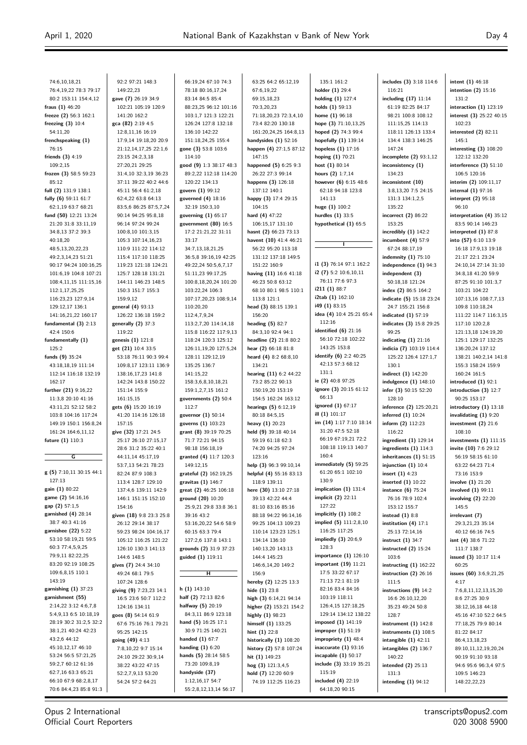74:6,10,18,21
76:4,19,22 78:3 79:17
80:2 153:11 154:4,12
**fraus (1)** 46:20
**freeze (2)** 56:3 162:1
**freezing (3)** 10:4
54:11,20
**frenchspeaking (1)**
76:15
**friends (3)** 4:19
109:2,15
**frozen (3)** 58:5 59:23
85:12
**full (2)** 131:9 138:1
**fully (6)** 59:11 61:7
62:1,19 63:7 68:21
**fund (50)** 12:21 13:24
21:20 31:8 33:11,19
34:8,13 37:2 39:3
40:18,20
48:5,13,20,22,23
49:2,3,14,23 51:21
90:17 94:24 100:16,25
101:6,19 104:8 107:21
108:4,11,15 111:15,16
112:1,17,25,25
116:23,23 127:9,14
129:12,17 136:1
141:16,21,22 160:17
**fundamental (3)** 2:13
42:4 150:6
**fundamentally (1)**
125:2
**funds (9)** 35:24
43:18,18,19 111:14
112:14 116:18 132:19
162:17
**further (21)** 9:16,22
11:3,8 20:10 41:16
43:11,21 52:12 58:2
103:8 104:16 117:24
149:19 150:1 156:8,24
161:24 164:6,11,12
**future (1)** 110:3

## G

**g (5)** 7:10,11 30:15 44:1
127:13
**gain (1)** 80:22
**game (2)** 54:16,16
**gap (2)** 57:1,5
**garnished (4)** 28:14
38:7 40:3 41:16
**garnishee (22)** 5:22
53:10 58:19,21 59:5
60:3 77:4,5,9,25
79:9,11 82:22,25
83:20 92:19 108:25
109:6,8,15 110:1
143:19
**garnishing (1)** 37:23
**garnishment (55)**
2:14,22 3:12 4:6,7,8
5:4,9,13 6:5 10:18,19
28:19 30:2 31:2,5 32:2
38:1,21 40:24 42:23
43:2,6 44:12
45:10,12,17 46:10
53:24 56:5 57:21,25
59:2,7 60:12 61:16
62:7,16 63:3 65:21
66:10 67:9 68:2,8,17
70:6 84:4,23 85:8 91:3
92:2 97:21 148:3
149:22,23
**gave (7)** 26:19 34:9
102:21 105:19 120:9
141:20 162:2
**gca (82)** 2:19 4:5
12:8,11,16 16:19
17:9,14 19:18,20 20:9
21:12,14,17,25 22:1,6
23:15 24:2,3,18
27:20,21 29:25
31:4,10 32:3,19 36:23
37:11 39:22 40:2 44:6
45:11 56:4 61:2,18
62:4,22 63:8 64:13
83:5,6 86:25 87:5,7,24
90:14 94:25 95:8,18
96:14 97:24 99:24
100:8,10 101:3,15
105:3 107:14,16,23
110:9 111:22 114:12
115:4 117:10 118:25
119:23 121:18 124:21
125:7 128:18 131:21
144:11 146:23 148:5
150:3 151:7 155:3
159:9,12
**general (4)** 93:13
126:22 136:18 159:2
**generally (2)** 37:3
119:22
**genesis (1)** 121:8
**get (21)** 10:4 33:5
53:18 76:11 90:3 99:4
109:8,17 123:11 136:9
138:16,17,23 141:8
142:24 143:8 150:22
151:14 155:9
161:15,15
**gets (6)** 15:20 16:19
41:20 114:16 126:18
157:15
**give (32)** 17:21 24:5
25:17 26:10 27:15,17
28:6 31:2 35:22 40:1
44:11,14 45:17,19
53:7,13 54:21 78:23
82:24 87:9 108:3
113:4 128:7 129:10
137:4,6 139:11 142:9
146:1 151:15 152:10
154:16
**given (18)** 9:8 23:3 25:8
26:12 29:14 38:17
59:23 98:24 104:16,17
105:12 116:25 121:22
126:10 130:3 141:13
144:6 148:5
**gives (7)** 24:4 34:10
49:24 68:1 79:5
107:24 128:6
**giving (9)** 7:23,23 14:1
16:5 23:6 50:7 112:2
124:16 134:11
**goes (8)** 54:14 61:9
67:6 75:16 76:1 79:21
95:25 142:15
**going (49)** 4:13
7:8,10,22 9:7 15:14
24:10 29:22 30:9,14
38:22 43:22 47:15
52:2,7,9,13 53:20
54:24 57:2 64:21
66:19,24 67:10 74:3
78:18 80:16,17,24
83:14 84:5 85:4
88:23,25 96:12 101:16
103:1,7 121:3 122:21
126:24 127:8 132:18
136:10 142:22
151:18,24,25 155:4
**gone (3)** 53:8 103:6
114:10
**good (9)** 1:3 38:17 48:3
89:2,22 112:18 114:20
120:22 134:13
**govern (1)** 99:12
**governed (4)** 18:16
32:19 150:3,10
**governing (1)** 65:17
**government (80)** 16:5
17:2 21:21,22 31:11
33:17
34:7,13,18,21,25
36:5,8 39:16,19 42:25
49:22,24 50:5,6,7,17
51:11,23 99:17,25
100:8,18,20,24 101:20
103:22,24 106:3
107:17,20,23 108:9,14
110:20,20
112:4,7,9,24
113:2,7,20 114:14,18
115:8 116:22 117:9,13
118:24 120:3 125:12
126:11,19,20 127:5,24
128:11 129:12,19
135:25 136:7
141:15,22
158:3,6,8,10,18,21
159:1,2,7,15 161:2
**governments (2)** 50:4
112:7
**governor (1)** 50:14
**governs (1)** 103:23
**grant (8)** 39:19 70:25
71:7 72:21 94:15
98:18 156:18,19
**granted (4)** 11:7 120:3
149:12,15
**grateful (2)** 162:19,25
**gravitas (1)** 146:7
**great (2)** 46:25 106:18
**ground (20)** 10:20
25:9,21 29:8 33:8 36:1
39:16 43:2
53:16,20,22 54:6 58:9
60:15 63:3 79:4
127:2,6 137:8 143:1
**grounds (2)** 31:9 37:23
**guided (1)** 119:11

## H

**h (1)** 143:10
**half (2)** 72:13 82:6
**halfway (5)** 20:19
84:3,11 86:9 123:18
**hand (5)** 16:25 17:1
30:9 71:25 140:21
**handed (1)** 67:7
**handing (1)** 6:20
**hands (5)** 28:14 58:5
73:20 109:8,19
**handyside (37)**
1:12,16,17 54:7
55:2,8,12,13,14 56:17
63:25 64:2 65:12,19
67:6,19,22
69:15,18,23
70:3,20,23
71:18,20,23 72:3,4,10
73:4 82:20 130:18
161:20,24,25 164:8,13
**handysides (1)** 52:16
**happen (4)** 27:1,5 87:12
147:15
**happened (5)** 6:25 9:3
26:22 27:3 99:14
**happens (3)** 126:18
137:12 140:1
**happy (3)** 17:4 29:15
104:15
**hard (4)** 47:22
106:15,17 131:10
**hasnt (2)** 66:23 73:13
**havent (10)** 41:4 46:21
56:22 95:20 113:18
131:12 137:18 149:5
151:22 160:9
**having (11)** 16:6 41:18
46:23 50:8 63:12
68:10 80:1 98:5 110:1
113:8 121:1
**head (3)** 88:15 139:1
156:20
**heading (5)** 82:7
84:3,10 92:4 94:1
**headline (2)** 21:8 80:2
**hear (2)** 66:18 81:8
**heard (4)** 8:2 68:8,10
134:21
**hearing (11)** 6:2 44:22
73:2 85:22 90:13
150:19,20 153:19
154:5 162:24 163:12
**hearings (5)** 6:12,19
80:18 84:5,15
**heavy (1)** 20:23
**held (9)** 39:18 40:14
59:19 61:18 62:3
74:20 94:25 97:24
123:16
**help (3)** 96:3 99:10,14
**helpful (4)** 55:16 83:13
118:9 139:11
**here (30)** 13:10 27:18
39:13 42:22 44:4
81:10 83:16 85:16
88:18 94:22 96:14,16
99:25 104:13 109:23
110:14 123:23 125:1
134:14 136:10
140:13,20 143:13
144:4 145:23
146:6,14,20 149:2
156:9
**hereby (2)** 12:25 13:3
**hide (1)** 23:8
**high (3)** 6:14,21 94:14
**higher (2)** 153:21 154:2
**highly (1)** 98:23
**himself (1)** 133:25
**hint (1)** 22:8
**historically (1)** 108:20
**history (2)** 57:8 107:24
**hit (1)** 149:23
**hog (3)** 121:3,4,5
**hold (7)** 12:20 60:9
74:19 112:25 116:23
135:1 161:2
**holder (1)** 29:4
**holding (1)** 127:4
**holds (1)** 59:13
**home (1)** 96:18
**hope (3)** 71:10,13,25
**hoped (2)** 74:3 99:4
**hopefully (1)** 139:14
**hopeless (1)** 17:16
**hoping (1)** 70:21
**host (1)** 80:14
**hours (2)** 1:7,14
**however (6)** 6:15 48:6
62:18 94:18 123:8
141:13
**huge (1)** 100:2
**hurdles (1)** 33:5
**hypothetical (1)** 65:5

## I

**i1 (3)** 76:14 97:1 162:2
**i2 (7)** 5:2 10:6,10,11
76:11 77:6 97:3
**i211 (1)** 88:7
**i2tab (1)** 162:10
**i49 (1)** 83:15
**idea (4)** 10:4 25:21 65:4
112:16
**identified (6)** 21:16
56:10 72:18 102:22
143:25 153:8
**identify (6)** 2:2 40:25
42:13 57:3 68:12
131:1
**ie (2)** 40:8 97:25
**ignore (3)** 20:15 61:12
66:13
**ignored (1)** 67:17
**ill (1)** 101:17
**im (14)** 1:17 7:10 18:14
31:20 47:5 52:18
66:19 67:19,21 72:2
108:18 119:13 140:7
160:4
**immediately (5)** 59:25
61:20 65:1 102:10
130:9
**implication (1)** 131:4
**implicit (2)** 22:11
127:22
**implicitly (1)** 108:2
**implied (5)** 111:2,8,10
116:25 117:25
**impliedly (3)** 20:6,9
128:3
**importance (1)** 126:10
**important (19)** 11:21
17:5 33:22 67:17
71:13 72:1 81:19
82:16 83:4 84:16
103:19 118:11
126:4,15 127:18,25
129:14 134:12 138:22
**imposed (1)** 141:19
**improper (1)** 51:19
**impropriety (1)** 48:4
**inaccurate (1)** 93:16
**incapable (1)** 50:17
**include (3)** 33:19 35:21
115:19
**included (4)** 22:19
64:18,20 90:15
**includes (3)** 3:18 114:6
116:21
**including (17)** 11:14
61:19 82:25 84:17
98:21 100:8 108:12
111:15,25 114:13
118:11 126:13 133:4
134:4 138:3 146:25
147:24
**incomplete (2)** 93:1,12
**inconsistency (1)**
134:23
**inconsistent (10)**
3:8,13,20 7:5 24:15
131:3 134:1,2,5
135:22
**incorrect (2)** 86:22
153:25
**incredibly (1)** 142:2
**incumbent (4)** 57:9
67:24 88:17,19
**indemnity (1)** 75:10
**independence (1)** 94:3
**independent (3)**
50:18,18 121:24
**index (2)** 86:5 164:2
**indicate (5)** 15:18 23:24
24:7 155:21 156:8
**indicated (1)** 57:19
**indicates (3)** 15:8 29:25
99:25
**indicating (1)** 21:16
**indicia (7)** 103:19 114:4
125:22 126:4 127:1,7
130:1
**indirect (1)** 142:20
**indulgence (1)** 148:10
**infer (3)** 50:15 52:20
128:10
**inference (2)** 125:20,21
**inferred (1)** 10:24
**inform (2)** 112:23
116:22
**ingredient (1)** 129:14
**ingredients (1)** 114:3
**inheritances (1)** 51:15
**injunction (1)** 10:4
**insert (1)** 4:23
**inserted (1)** 10:22
**instance (6)** 75:24
76:16 78:9 102:4
153:12 155:7
**instead (1)** 8:8
**institution (4)** 17:1
25:13 72:14,16
**instruct (1)** 34:7
**instructed (2)** 15:24
103:6
**instructing (1)** 162:22
**instruction (2)** 26:16
111:5
**instructions (9)** 14:2
16:6 26:10,12,20
35:23 49:24 50:8
128:7
**instrument (1)** 142:8
**instruments (1)** 108:5
**intangible (1)** 42:11
**intangibles (2)** 136:7
140:22
**intended (2)** 25:13
131:3
**intending (1)** 94:12
**intent (1)** 46:18
**intention (2)** 15:16
131:2
**interaction (1)** 123:19
**interest (3)** 25:22 40:15
102:23
**interested (2)** 82:11
145:1
**interesting (3)** 108:20
122:12 132:20
**interference (3)** 51:10
106:5 120:16
**interim (2)** 109:11,17
**internal (1)** 97:16
**interpret (2)** 95:18
96:10
**interpretation (4)** 35:12
83:5 90:14 146:23
**interpreted (1)** 87:8
**into (57)** 6:10 13:9
16:18 17:9,13 19:18
21:17 22:1 23:24
24:10,14 27:14 31:10
34:8,18 41:20 59:9
87:25 91:10 101:3,7
103:21 104:22
107:13,16 108:7,7,13
109:8 110:18,24
111:22 114:7 116:3,15
117:10 120:2,8
121:13,18 124:19,20
125:1 129:17 132:25
136:20,24 137:12
138:21 140:2,14 141:8
155:3 158:24 159:9
160:24 161:5
**introduced (1)** 92:1
**introduction (3)** 12:7
90:25 153:17
**introductory (1)** 13:18
**invalidating (1)** 9:20
**investment (2)** 21:6
108:10
**investments (1)** 111:15
**invite (10)** 7:6 29:12
56:19 58:15 61:10
63:22 64:23 71:4
73:16 153:9
**involve (1)** 21:20
**involved (1)** 99:11
**involving (2)** 22:20
145:5
**irrelevant (7)**
29:3,21,23 35:14
40:12 66:16 74:5
**isnt (4)** 38:6 71:22
111:7 138:7
**issued (3)** 10:17 11:4
60:25
**issues (60)** 3:6,9,21,25
4:17
7:6,8,11,12,13,15,20
8:6 27:25 30:9
38:12,16,18 44:18
45:16 47:10 52:2 64:5
77:18,25 79:9 80:14
81:22 84:17
86:4,13,18,23
89:10,11,12,19,20,24
90:19 91:10 93:18
94:6 95:6 96:3,4 97:5
109:5 146:23
148:22,22,23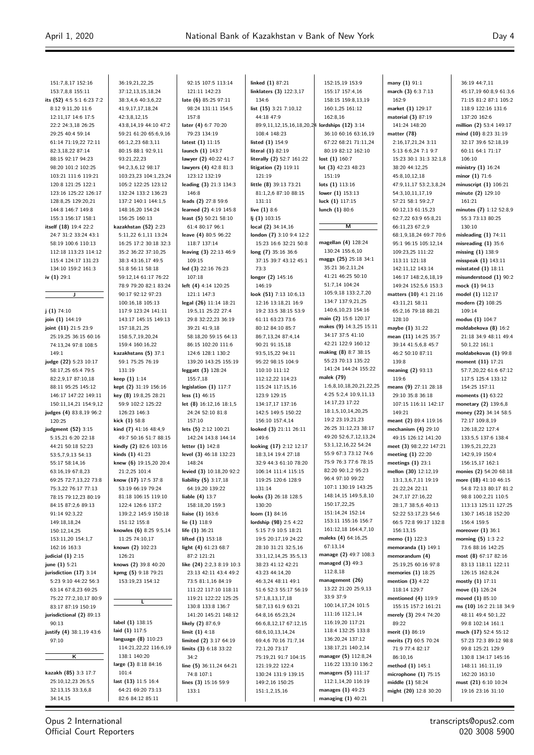151:7,8,17 152:16
153:7,8,8 155:11
**its (52)** 4:5 5:1 6:23 7:2
8:12 9:11,20 11:6
12:11,17 14:6 17:5
22:2 24:3,18 26:25
29:25 40:4 59:14
61:14 71:19,22 72:11
82:3,18,22 87:14
88:15 92:17 94:23
98:20 101:2 102:25
103:21 111:6 119:21
120:8 121:25 122:1
123:16 125:22 126:17
128:8,25 129:20,21
144:8 146:7 149:8
155:3 156:17 158:1
**itself (18)** 19:4 22:2
24:7 31:2 33:24 43:1
58:19 100:6 110:13
112:18 113:23 114:12
115:4 124:17 131:23
134:10 159:2 161:3
**iv (1)** 29:1

## J

**j (1)** 74:10
**join (1)** 144:19
**joint (11)** 21:5 23:9
25:19,25 36:15 60:16
74:13,24 97:8 108:5
149:1
**judge (22)** 5:23 10:17
58:17,25 65:4 79:5
82:2,9,17 87:10,18
88:11 95:25 145:12
146:17 147:22 149:11
150:11,14,21 154:9,12
**judges (4)** 83:8,19 96:2
120:25
**judgment (52)** 3:15
5:15,21 6:20 22:18
44:21 50:18 52:23
53:5,7,9,13 54:13
55:17 58:14,16
63:16,19 67:8,23
69:25 72:7,13,22 73:8
75:3,22 76:17 77:13
78:15 79:12,23 80:19
84:15 87:2,6 89:13
91:14 92:3,22
149:18,18,24
150:12,14,25
153:11,20 154:1,7
162:16 163:3
**judicial (1)** 2:15
**june (1)** 5:21
**jurisdiction (17)** 3:14
5:23 9:10 44:22 56:3
63:14 67:8,23 69:25
75:22 77:2,10,17 80:9
83:17 87:19 150:19
**jurisdictional (2)** 89:13
90:13
**justify (4)** 38:1,19 43:6
97:10

## K

**kazakh (85)** 3:3 17:7
25:10,12,23 26:5,5
32:13,15 33:3,6,8
34:14,15
36:19,21,22,25
37:12,13,15,18,24
38:3,4,6 40:3,6,22
41:9,17,17,18,24
42:3,8,12,15
43:8,14,19 44:10 47:2
59:21 61:20 65:6,9,16
66:1,2,23 68:3,11
80:15 88:1 92:9,11
93:21,22,23
94:2,3,6,12 98:17
103:23,23 104:1,23,24
105:2 122:25 123:12
132:24 133:2 136:23
137:2 140:1 144:1,5
148:16,20 154:24
156:25 160:13
**kazakhstan (52)** 2:23
5:11,22 6:1,11 13:24
16:25 17:2 30:18 32:3
35:2 36:22 37:10,25
38:3 43:16,17 49:5
51:8 56:11 58:18
59:12,14 61:17 76:22
78:9 79:20 82:1 83:14
90:17 92:12 97:23
100:16,18 105:13
117:9 123:24 141:11
143:17 145:15 149:13
157:18,21,25
158:5,7,19,20,24
159:4 160:16,22
**kazakhstans (5)** 37:1
59:1 75:25 76:19
131:19
**keep (1)** 1:14
**kept (2)** 31:19 156:16
**key (8)** 19:8,25 28:21
59:9 102:2 125:22
126:23 146:3
**kick (1)** 58:8
**kind (7)** 41:16 48:4,9
49:7 50:16 51:7 88:15
**kindly (2)** 82:6 103:16
**kinds (1)** 41:23
**knew (6)** 19:15,20 20:4
21:2,25 101:4
**know (17)** 17:5 37:8
53:19 66:19 79:24
81:18 106:15 119:10
122:4 126:6 137:2
139:2,2 145:9 150:18
151:12 155:8
**knowles (6)** 8:25 9:5,14
11:25 74:10,17
**known (2)** 102:23
126:21
**knows (2)** 39:8 40:20
**kpmg (5)** 9:18 79:21
153:19,23 154:12

## L

**label (1)** 138:15
**laid (1)** 117:5
**language (8)** 110:23
114:21,22,22 116:6,19
138:1 140:20
**large (3)** 8:18 84:16
101:4
**last (13)** 11:5 16:4
64:21 69:20 73:13
82:6 84:12 85:11
92:15 107:5 113:14
121:11 142:23
**late (6)** 85:25 97:11
98:24 131:11 154:5
157:8
**later (4)** 6:7 70:20
79:23 134:19
**latest (1)** 11:15
**launch (1)** 143:7
**lawyer (2)** 40:22 41:7
**lawyers (4)** 42:8 81:3
123:12 132:19
**leading (3)** 21:3 134:3
146:8
**leads (2)** 27:8 59:6
**learned (2)** 4:19 145:8
**least (5)** 50:21 58:10
61:4 80:17 96:1
**leave (4)** 80:5 96:22
118:7 137:14
**leaving (3)** 22:13 46:9
109:15
**led (3)** 22:16 76:23
107:18
**left (4)** 4:14 120:25
121:1 147:3
**legal (26)** 11:14 18:21
19:5,11 25:22 27:4
29:8 32:22,23 36:19
39:21 41:9,18
58:18,20 59:15 64:13
86:15 102:20 111:6
124:6 128:1 130:2
139:20 143:25 155:19
**leggatt (3)** 128:24
155:7,18
**legislation (1)** 117:7
**less (1)** 46:15
**let (8)** 16:12,16 18:1,5
24:24 52:10 81:8
157:10
**lets (5)** 2:12 100:21
142:24 143:8 144:14
**letter (1)** 142:8
**level (3)** 46:18 132:23
148:24
**levied (3)** 10:18,20 92:2
**liability (5)** 3:17,18
64:19,20 139:22
**liable (4)** 13:7
158:18,20 159:3
**liaise (1)** 163:6
**lie (1)** 118:9
**life (1)** 36:21
**lifted (1)** 153:18
**light (4)** 61:23 68:7
87:2 121:21
**like (24)** 2:2,3 8:19 10:3
23:13 42:11 43:4 49:2
73:5 81:1,16 84:19
111:22 117:10 118:11
119:21 122:22 125:25
130:8 133:8 136:7
141:20 145:21 148:12
**likely (2)** 87:6,9
**limit (1)** 4:18
**limited (2)** 3:17 64:19
**limits (3)** 6:18 33:22
34:2
**line (5)** 36:11,24 64:21
74:8 107:1
**lines (3)** 15:16 59:9
133:1
**linked (1)** 87:21
**linklaters (3)** 122:3,17
134:6
**list (15)** 3:21 7:10,12
44:18 47:9
89:9,11,12,15,16,18,20,24
108:4 148:23
**listed (1)** 154:9
**literal (1)** 82:19
**literally (2)** 52:7 161:22
**litigation (2)** 119:11
121:19
**little (8)** 39:13 73:21
81:1,2,6 87:10 88:15
131:11
**live (1)** 8:6
**lj (1)** 103:15
**local (2)** 34:14,16
**london (7)** 3:10 9:4 12:2
15:23 16:6 32:21 50:8
**long (7)** 35:16 36:6
37:15 39:7 43:12 45:1
73:3
**longer (2)** 145:16
146:19
**look (51)** 7:13 10:6,13
12:16 13:18,21 16:9
19:2 33:5 38:15 53:9
61:11 63:23 73:6
80:12 84:10 85:7
86:7,13,24 87:4,14
90:21 91:15,18
93:5,15,22 94:11
95:22 98:15 104:9
110:10 111:12
112:12,22 114:23
115:24 117:15,16
123:9 129:15
134:17,17 137:16
142:5 149:5 150:22
156:10 157:4,14
**looked (3)** 21:11 26:11
149:6
**looking (17)** 2:12 12:17
18:3,14 19:4 27:18
32:9 44:3 61:10 78:20
106:14 111:4 115:15
119:25 120:6 128:9
131:14
**looks (3)** 26:18 128:5
130:20
**loom (1)** 84:16
**lordship (98)** 2:5 4:22
5:15 7:9 10:5 18:21
19:5 20:17,19 24:22
28:10 31:21 32:5,16
33:1,12,14,25 35:5,13
38:23 41:12 42:21
43:23 44:14,20
46:3,24 48:11 49:1
51:6 52:3 55:17 56:19
57:1,8,13,17,18
58:7,13 61:9 63:21
64:8,16 65:23,24
66:6,8,12,17 67:12,15
68:6,10,13,14,24
69:4,6 70:16 71:7,14
72:1,20 73:17
75:19,21 91:7 104:15
121:19,22 122:4
130:24 131:9 139:15
149:2,16 150:25
151:1,2,15,16
152:15,19 153:9
155:17 157:4,16
158:15 159:8,13,19
160:1,25 161:12
162:8,16
**lordships (12)** 3:14
36:10 60:16 63:16,19
67:22 68:21 71:11,24
80:19 82:12 162:10
**lost (1)** 160:7
**lot (3)** 42:23 48:23
151:19
**lots (1)** 113:16
**lower (1)** 153:13
**luck (1)** 117:15
**lunch (1)** 80:6

## M

**magellan (4)** 128:24
130:24 155:6,10
**maggs (25)** 25:18 34:1
35:21 36:2,11,24
41:21 46:25 50:10
51:7,14 104:24
105:9,18 133:2,7,20
134:7 137:9,21,25
140:6,10,23 154:16
**main (2)** 15:6 120:17
**makes (9)** 14:3,25 15:11
34:17 37:5 41:10
42:21 122:9 160:12
**making (8)** 8:7 38:15
55:23 70:13 135:22
141:24 144:24 155:22
**malek (79)**
1:6,8,10,18,20,21,22,25
4:25 5:2,4 10:9,11,13
14:17,23 17:22
18:1,5,10,14,20,25
19:2 23:19,21,23
26:25 31:12,23 38:17
49:20 52:6,7,12,13,24
53:1,12,16,22 54:24
55:9 67:3 73:12 74:6
75:9 76:3 77:6 78:15
82:20 90:1,2 95:23
96:4 97:10 99:22
107:1 130:19 143:25
148:14,15 149:5,8,10
150:17,22,25
151:14,24 152:14
153:11 155:16 156:7
161:12,18 164:4,7,10
**maleks (4)** 64:16,25
67:13,14
**manage (2)** 49:7 108:3
**managed (3)** 49:3
112:8,18
**management (26)**
13:22 21:20 25:9,13
33:9 37:9
100:14,17,24 101:5
111:16 112:1,14
116:19,20 117:21
118:4 132:25 133:8
136:20,24 137:12
138:17,21 140:2,14
**manager (5)** 112:8,24
116:22 133:10 136:2
**managers (5)** 111:17
112:1,14,20 116:19
**manages (1)** 49:23
**managing (1)** 40:21
**many (1)** 91:1
**march (3)** 6:3 7:13
162:9
**market (1)** 129:17
**material (3)** 87:19
141:24 148:20
**matter (78)**
2:16,17,21,24 3:11
5:13 6:6,24 7:1 9:7
15:23 30:1 31:3 32:1,8
38:20 44:12,25
45:8,10,12,18
47:9,11,17 53:2,3,8,24
54:3,10,11,17,19
57:21 58:1 59:2,7
60:12,13 61:15,23
62:7,22 63:9 65:8,21
66:11,23 67:2,9
68:1,9,18,24 69:7 70:6
95:1 96:15 105:12,14
109:23,25 111:22
113:11 121:18
142:11,12 143:14
146:17 148:2,6,18,19
149:24 152:5,6 153:3
**matters (10)** 4:1 21:16
43:11,21 58:11
65:2,16 79:18 88:21
128:10
**maybe (1)** 31:22
**mean (11)** 14:25 35:7
39:14 41:5,6,8 45:7
46:2 50:10 87:11
139:8
**meaning (2)** 93:13
119:6
**means (9)** 27:11 28:18
29:10 35:8 36:18
107:15 116:11 142:17
149:21
**meant (2)** 89:4 119:16
**mechanism (4)** 29:10
49:15 126:12 141:20
**meet (3)** 98:2,22 147:21
**meeting (1)** 22:20
**meetings (1)** 23:1
**mellon (30)** 12:12,19
13:1,3,6,7,11 19:19
21:22,24 22:11
24:7,17 27:16,22
28:1,7 38:5,6 40:13
52:22 53:17,23 54:6
66:5 72:8 99:17 132:8
156:13,15
**memo (1)** 122:3
**memoranda (1)** 149:1
**memorandum (4)**
25:19,25 60:16 97:8
**memories (1)** 18:25
**mention (3)** 4:22
118:14 129:7
**mentioned (4)** 119:9
155:15 157:2 161:21
**merely (3)** 29:4 74:20
89:22
**merit (1)** 86:19
**merits (7)** 60:5 70:24
71:9 77:4 82:17
86:10,16
**method (1)** 145:1
**microphone (1)** 75:15
**middle (1)** 58:24
**might (20)** 12:8 30:20
36:19 44:7,11
45:17,19 60:8,9 61:3,6
71:15 81:2 87:1 105:2
118:9 122:16 131:6
137:20 162:6
**million (2)** 53:4 149:17
**mind (10)** 8:23 31:19
32:17 39:6 52:18,19
60:11 64:1 71:17
106:10
**ministry (1)** 16:24
**minor (1)** 71:6
**minuscript (1)** 106:21
**minute (2)** 129:10
161:21
**minutes (7)** 1:12 52:8,9
55:3 73:13 80:25
130:10
**misleading (1)** 74:11
**misreading (1)** 35:6
**missing (1)** 138:9
**misspeak (1)** 143:11
**misstated (1)** 18:11
**misunderstood (1)** 90:2
**mock (1)** 94:13
**model (1)** 112:17
**modern (2)** 108:25
109:14
**modus (1)** 104:7
**moldabekova (8)** 16:2
21:18 34:9 48:11 49:4
50:1,22 161:1
**moldabekovas (1)** 99:8
**moment (11)** 17:21
57:7,20,22 61:6 67:12
117:5 125:4 133:12
154:25 157:11
**moments (1)** 63:22
**monetary (2)** 139:6,8
**money (22)** 34:14 58:5
72:17 109:8,19
126:18,22 127:4
133:5,5 137:6 138:4
139:5,21,22,23
142:9,19 150:4
156:15,17 162:1
**monies (2)** 54:20 68:18
**more (18)** 41:10 46:15
54:8 72:13 80:17 81:2
98:8 100:2,21 110:5
113:13 125:11 127:25
130:7 145:18 152:20
156:4 159:5
**moreover (1)** 36:1
**morning (5)** 1:3 2:2
73:6 88:16 142:25
**most (8)** 67:17 82:16
83:13 118:11 122:11
126:15 162:8,24
**mostly (1)** 17:11
**move (1)** 126:24
**moved (1)** 85:10
**ms (10)** 16:2 21:18 34:9
48:11 49:4 50:1,22
99:8 102:14 161:1
**much (17)** 52:4 55:12
57:23 72:3 89:12 98:8
99:8 125:21 129:9
130:8 134:17 145:16
148:11 161:11,19
162:20 163:10
**must (21)** 6:10 10:24
19:16 23:16 31:10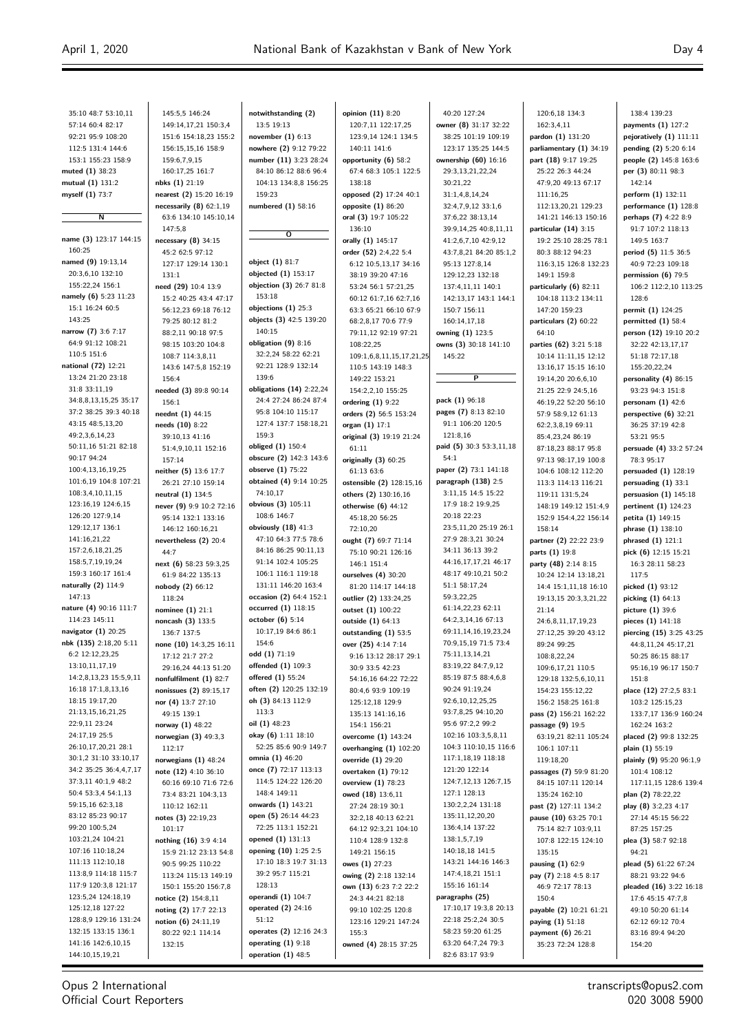35:10 48:7 53:10,11
57:14 60:4 82:17
92:21 95:9 108:20
112:5 131:4 144:6
153:1 155:23 158:9

**muted (1)** 38:23
**mutual (1)** 131:2
**myself (1)** 73:7

## N

**name (3)** 123:17 144:15
160:25
**named (9)** 19:13,14
20:3,6,10 132:10
155:22,24 156:1
**namely (6)** 5:23 11:23
15:1 16:24 60:5
143:25
**narrow (7)** 3:6 7:17
64:9 91:12 108:21
110:5 151:6
**national (72)** 12:21
13:24 21:20 23:18
31:8 33:11,19
34:8,8,13,15,25 35:17
37:2 38:25 39:3 40:18
43:15 48:5,13,20
49:2,3,6,14,23
50:11,16 51:21 82:18
90:17 94:24
100:4,13,16,19,25
101:6,19 104:8 107:21
108:3,4,10,11,15
123:16,19 124:6,15
126:20 127:9,14
129:12,17 136:1
141:16,21,22
157:2,6,18,21,25
158:5,7,19,19,24
159:3 160:17 161:4
**naturally (2)** 114:9
147:13
**nature (4)** 90:16 111:7
114:23 145:11
**navigator (1)** 20:25
**nbk (135)** 2:18,20 5:11
6:2 12:12,23,25
13:10,11,17,19
14:2,8,13,23 15:5,9,11
16:18 17:1,8,13,16
18:15 19:17,20
21:13,15,16,21,25
22:9,11 23:24
24:17,19 25:5
26:10,17,20,21 28:1
30:1,2 31:10 33:10,17
34:2 35:25 36:4,4,7,17
37:3,11 40:1,9 48:2
50:4 53:3,4 54:1,13
59:15,16 62:3,18
83:12 85:23 90:17
99:20 100:5,24
103:21,24 104:21
107:16 110:18,24
111:13 112:10,18
113:8,9 114:18 115:7
117:9 120:3,8 121:17
123:5,24 124:18,19
125:12,18 127:22
128:8,9 129:16 131:24
132:15 133:15 136:1
141:16 142:6,10,15
144:10,15,19,21
145:5,5 146:24
149:14,17,21 150:3,4
151:6 154:18,23 155:2
156:15,15,16 158:9
159:6,7,9,15
160:17,25 161:7
**nbks (1)** 21:19
**nearest (2)** 15:20 16:19
**necessarily (8)** 62:1,19
63:6 134:10 145:10,14
147:5,8
**necessary (8)** 34:15
45:2 62:5 97:12
127:17 129:14 130:1
131:1
**need (29)** 10:4 13:9
15:2 40:25 43:4 47:17
56:12,23 69:18 76:12
79:25 80:12 81:2
88:2,11 90:18 97:5
98:15 103:20 104:8
108:7 114:3,8,11
143:6 147:5,8 152:19
156:4
**needed (3)** 89:8 90:14
156:1
**neednt (1)** 44:15
**needs (10)** 8:22
39:10,13 41:16
51:4,9,10,11 152:16
157:14
**neither (5)** 13:6 17:7
26:21 27:10 159:14
**neutral (1)** 134:5
**never (9)** 9:9 10:2 72:16
95:14 132:1 133:16
146:12 160:16,21
**nevertheless (2)** 20:4
44:7
**next (6)** 58:23 59:3,25
61:9 84:22 135:13
**nobody (2)** 66:12
118:24
**nominee (1)** 21:1
**noncash (3)** 133:5
136:7 137:5
**none (10)** 14:3,25 16:11
17:12 21:7 27:2
29:16,24 44:13 51:20
**nonfulfilment (1)** 82:7
**nonissues (2)** 89:15,17
**nor (4)** 13:7 27:10
49:15 139:1
**norway (1)** 48:22
**norwegian (3)** 49:3,3
112:17
**norwegians (1)** 48:24
**note (12)** 4:10 36:10
60:16 69:10 71:6 72:6
73:4 83:21 104:3,13
110:12 162:11
**notes (3)** 22:19,23
101:17
**nothing (16)** 3:9 4:14
15:9 21:12 23:13 54:8
90:5 99:25 110:22
113:24 115:13 149:19
150:1 155:20 156:7,8
**notice (2)** 154:8,11
**noting (2)** 17:7 22:13
**notion (6)** 24:11,19
80:22 92:1 114:14
132:15
**notwithstanding (2)**
13:5 19:13
**november (1)** 6:13
**nowhere (2)** 9:12 79:22
**number (11)** 3:23 28:24
84:10 86:12 88:6 96:4
104:13 134:8,8 156:25
159:23
**numbered (1)** 58:16

## O

**object (1)** 81:7
**objected (1)** 153:17
**objection (3)** 26:7 81:8
153:18
**objections (1)** 25:3
**objects (3)** 42:5 139:20
140:15
**obligation (9)** 8:16
32:2,24 58:22 62:21
92:21 128:9 132:14
139:6
**obligations (14)** 2:22,24
24:4 27:24 86:24 87:4
95:8 104:10 115:17
127:4 137:7 158:18,21
159:3
**obliged (1)** 150:4
**obscure (2)** 142:3 143:6
**observe (1)** 75:22
**obtained (4)** 9:14 10:25
74:10,17
**obvious (3)** 105:11
108:6 146:7
**obviously (18)** 41:3
47:10 64:3 77:5 78:6
84:16 86:25 90:11,13
91:14 102:4 105:25
106:1 116:1 119:18
131:11 146:20 163:4
**occasion (2)** 64:4 152:1
**occurred (1)** 118:15
**october (6)** 5:14
10:17,19 84:6 86:1
154:6
**odd (1)** 71:19
**offended (1)** 109:3
**offered (1)** 55:24
**often (2)** 120:25 132:19
**oh (3)** 84:13 112:9
113:3
**oil (1)** 48:23
**okay (6)** 1:11 18:10
52:25 85:6 90:9 149:7
**omnia (1)** 46:20
**once (7)** 72:17 113:13
114:5 124:22 126:20
148:4 149:11
**onwards (1)** 143:21
**open (5)** 26:14 44:23
72:25 113:1 152:21
**opened (1)** 131:13
**opening (10)** 1:25 2:5
17:10 18:3 19:7 31:13
39:2 95:7 115:21
128:13
**operandi (1)** 104:7
**operated (2)** 24:16
51:12
**operates (2)** 12:16 24:3
**operating (1)** 9:18
**operation (1)** 48:5
**opinion (11)** 8:20
120:7,11 122:17,25
123:9,14 124:1 134:5
140:11 141:6
**opportunity (6)** 58:2
67:4 68:3 105:1 122:5
138:18
**opposed (2)** 17:24 40:1
**opposite (1)** 86:20
**oral (3)** 19:7 105:22
136:10
**orally (1)** 145:17
**order (52)** 2:4,22 5:4
6:12 10:5,13,17 34:16
38:19 39:20 47:16
53:24 56:1 57:21,25
60:12 61:7,16 62:7,16
63:3 65:21 66:10 67:9
68:2,8,17 70:6 77:9
79:11,12 92:19 97:21
108:22,25
109:1,6,8,11,15,17,21,25
110:5 143:19 148:3
149:22 153:21
154:2,2,10 155:25
**ordering (1)** 9:22
**orders (2)** 56:5 153:24
**organ (1)** 17:1
**original (3)** 19:19 21:24
61:11
**originally (3)** 60:25
61:13 63:6
**ostensible (2)** 128:15,16
**others (2)** 130:16,16
**otherwise (6)** 44:12
45:18,20 56:25
72:10,20
**ought (7)** 69:7 71:14
75:10 90:21 126:16
146:1 151:4
**ourselves (4)** 30:20
81:20 114:17 144:18
**outlier (2)** 133:24,25
**outset (1)** 100:22
**outside (1)** 64:13
**outstanding (1)** 53:5
**over (25)** 4:14 7:14
9:16 13:12 28:17 29:1
30:9 33:5 42:23
54:16,16 64:22 72:22
80:4,6 93:9 109:19
125:12,18 129:9
135:13 141:16,16
154:1 156:21
**overcome (1)** 143:24
**overhanging (1)** 102:20
**override (1)** 29:20
**overtaken (1)** 79:12
**overview (1)** 78:23
**owed (18)** 13:6,11
27:24 28:19 30:1
32:2,18 40:13 62:21
64:12 92:3,21 104:10
110:4 128:9 132:8
149:21 156:15
**owes (1)** 27:23
**owing (2)** 2:18 132:14
**own (13)** 6:23 7:2 22:2
24:3 44:21 82:18
99:10 102:25 120:8
123:16 129:21 147:24
155:3
**owned (4)** 28:15 37:25
40:20 127:24
**owner (8)** 31:17 32:22
38:25 101:19 109:19
123:17 135:25 144:5
**ownership (60)** 16:16
29:3,13,21,22,24
30:21,22
31:1,4,8,14,24
32:4,7,9,12 33:1,6
37:6,22 38:13,14
39:9,14,25 40:8,11,11
41:2,6,7,10 42:9,12
43:7,8,21 84:20 85:1,2
95:13 127:8,14
129:12,23 132:18
137:4,11,11 140:1
142:13,17 143:1 144:1
150:7 156:11
160:14,17,18
**owning (1)** 123:5
**owns (3)** 30:18 141:10
145:22

## P

**pack (1)** 96:18
**pages (7)** 8:13 82:10
91:1 106:20 120:5
121:8,16
**paid (5)** 30:3 53:3,11,18
54:1
**paper (2)** 73:1 141:18
**paragraph (138)** 2:5
3:11,15 14:5 15:22
17:9 18:2 19:9,25
20:18 22:23
23:5,11,20 25:19 26:1
27:9 28:3,21 30:24
34:11 36:13 39:2
44:16,17,17,21 46:17
48:17 49:10,21 50:2
51:1 58:17,24
59:3,22,25
61:14,22,23 62:11
64:2,3,14,16 67:13
69:11,14,16,19,23,24
70:9,15,19 71:5 73:4
75:11,13,14,21
83:19,22 84:7,9,12
85:19 87:5 88:4,6,8
90:24 91:19,24
92:6,10,12,25,25
93:7,8,25 94:10,20
95:6 97:2,2 99:2
102:16 103:3,5,8,11
104:3 110:10,15 116:6
117:1,18,19 118:18
121:20 122:14
124:7,12,13 126:7,15
127:1 128:13
130:2,2,24 131:18
135:11,12,20,20
136:4,14 137:22
138:1,5,7,19
140:18,18 141:5
143:21 144:16 146:3
147:4,18,21 151:1
155:16 161:14
**paragraphs (25)**
17:10,17 19:3,8 20:13
22:18 25:2,24 30:5
58:23 59:20 61:25
63:20 64:7,24 79:3
82:6 83:17 93:9
120:6,18 134:3
162:3,4,11
**pardon (1)** 131:20
**parliamentary (1)** 34:19
**part (18)** 9:17 19:25
25:22 26:3 44:24
47:9,20 49:13 67:17
111:16,25
112:13,20,21 129:23
141:21 146:13 150:16
**particular (14)** 3:15
19:2 25:10 28:25 78:1
80:3 88:12 94:23
116:3,15 126:8 132:23
149:1 159:8
**particularly (6)** 82:11
104:18 113:2 134:11
147:20 159:23
**particulars (2)** 60:22
64:10
**parties (62)** 3:21 5:18
10:14 11:11,15 12:12
13:16,17 15:15 16:10
19:14,20 20:6,6,10
21:25 22:9 24:5,16
46:19,22 52:20 56:10
57:9 58:9,12 61:13
62:2,3,8,19 69:11
85:4,23,24 86:19
87:18,23 88:17 95:8
97:13 98:17,19 100:8
104:6 108:12 112:20
113:3 114:13 116:21
119:11 131:5,24
148:19 149:12 151:4,9
152:9 154:4,22 156:14
158:14
**partner (2)** 22:22 23:9
**parts (1)** 19:8
**party (48)** 2:14 8:15
10:24 12:14 13:18,21
14:4 15:1,11,18 16:10
19:13,15 20:3,3,21,22
21:14
24:6,8,11,17,19,23
27:12,25 39:20 43:12
89:24 99:25
108:8,22,24
109:6,17,21 110:5
129:18 132:5,6,10,11
154:23 155:12,22
156:2 158:25 161:8
**pass (2)** 156:21 162:22
**passage (9)** 19:5
63:19,21 82:11 105:24
106:1 107:11
119:18,20
**passages (7)** 59:9 81:20
84:15 107:11 120:14
135:24 162:10
**past (2)** 127:11 134:2
**pause (10)** 63:25 70:1
75:14 82:7 103:9,11
107:8 122:15 124:10
135:15
**pausing (1)** 62:9
**pay (7)** 2:18 4:5 8:17
46:9 72:17 78:13
150:4
**payable (2)** 10:21 61:21
**paying (1)** 51:18
**payment (6)** 26:21
35:23 72:24 128:8
138:4 139:23
**payments (1)** 127:2
**pejoratively (1)** 111:11
**pending (2)** 5:20 6:14
**people (2)** 145:8 163:6
**per (3)** 80:11 98:3
142:14
**perform (1)** 132:11
**performance (1)** 128:8
**perhaps (7)** 4:22 8:9
91:7 107:2 118:13
149:5 163:7
**period (5)** 11:5 36:5
40:9 72:23 109:18
**permission (6)** 79:5
106:2 112:2,10 113:25
128:6
**permit (1)** 124:25
**permitted (1)** 58:4
**person (12)** 19:10 20:2
32:22 42:13,17,17
51:18 72:17,18
155:20,22,24
**personality (4)** 86:15
93:23 94:3 151:8
**personam (1)** 42:6
**perspective (6)** 32:21
36:25 37:19 42:8
53:21 95:5
**persuade (4)** 33:2 57:24
78:3 95:17
**persuaded (1)** 128:19
**persuading (1)** 33:1
**persuasion (1)** 145:18
**pertinent (1)** 124:23
**petita (1)** 149:15
**phrase (1)** 138:10
**phrased (1)** 121:1
**pick (6)** 12:15 15:21
16:3 28:11 58:23
117:5
**picked (1)** 93:12
**picking (1)** 64:13
**picture (1)** 39:6
**pieces (1)** 141:18
**piercing (15)** 3:25 43:25
44:8,11,24 45:17,21
50:25 86:15 88:17
95:16,19 96:17 150:7
151:8
**place (12)** 27:2,5 83:1
103:2 125:15,23
133:7,17 136:9 160:24
162:24 163:2
**placed (2)** 99:8 132:25
**plain (1)** 55:19
**plainly (9)** 95:20 96:1,9
101:4 108:12
117:11,15 128:6 139:4
**plan (2)** 78:22,22
**play (8)** 3:2,23 4:17
27:14 45:15 56:22
87:25 157:25
**plea (3)** 58:7 92:18
94:21
**plead (5)** 61:22 67:24
88:21 93:22 94:6
**pleaded (16)** 3:22 16:18
17:6 45:15 47:7,8
49:10 50:20 61:14
62:12 69:12 70:4
83:16 89:4 94:20
154:20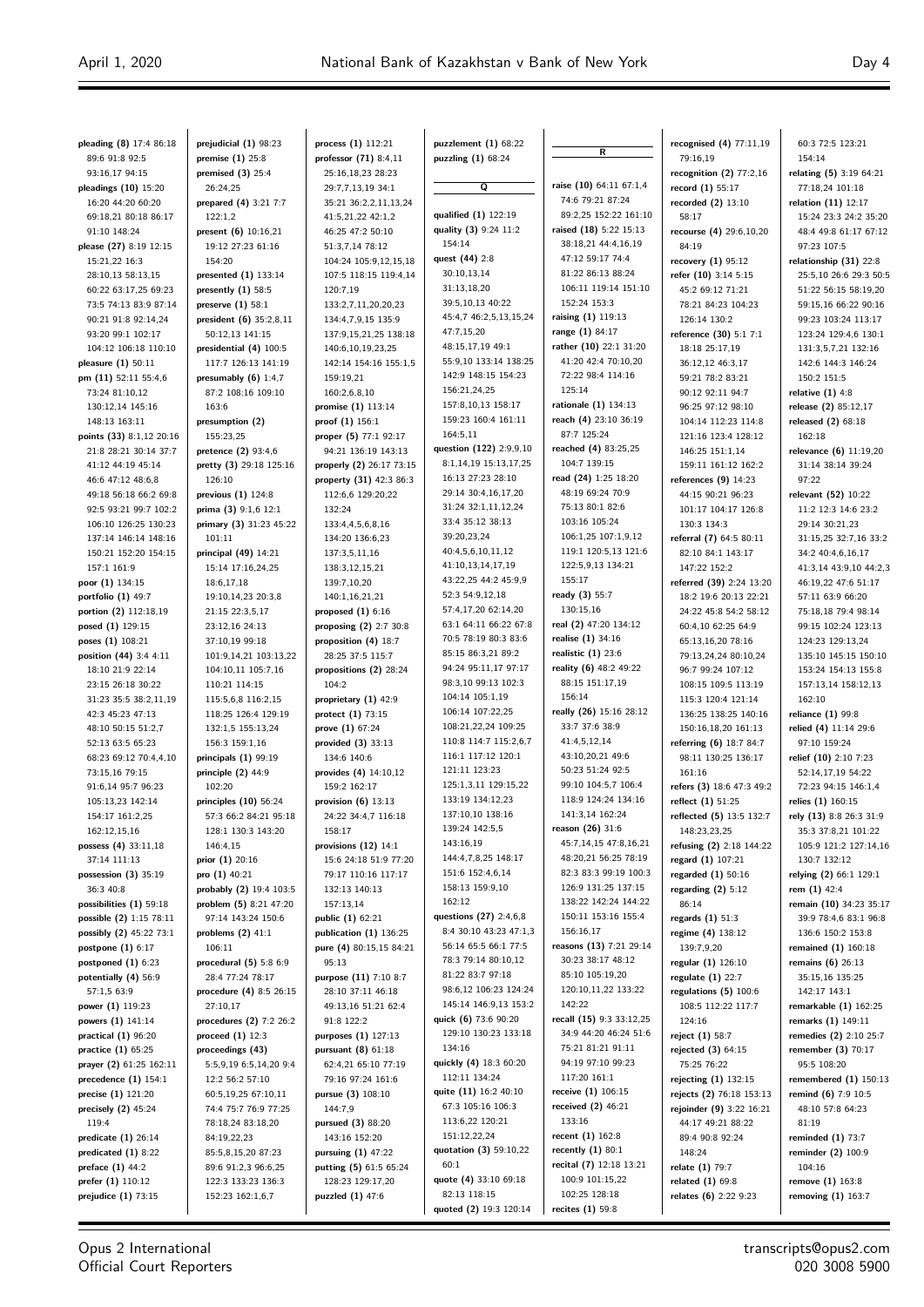**pleading (8)** 17:4 86:18 89:6 91:8 92:5 93:16,17 94:15
**pleadings (10)** 15:20 16:20 44:20 60:20 69:18,21 80:18 86:17 91:10 148:24
**please (27)** 8:19 12:15 15:21,22 16:3 28:10,13 58:13,15 60:22 63:17,25 69:23 73:5 74:13 83:9 87:14 90:21 91:8 92:14,24 93:20 99:1 102:17 104:12 106:18 110:10
**pleasure (1)** 50:11
**pm (11)** 52:11 55:4,6 73:24 81:10,12 130:12,14 145:16 148:13 163:11
**points (33)** 8:1,12 20:16 21:8 28:21 30:14 37:7 41:12 44:19 45:14 46:6 47:12 48:6,8 49:18 56:18 66:2 69:8 92:5 93:21 99:7 102:2 106:10 126:25 130:23 137:14 146:14 148:16 150:21 152:20 154:15 157:1 161:9
**poor (1)** 134:15
**portfolio (1)** 49:7
**portion (2)** 112:18,19
**posed (1)** 129:15
**poses (1)** 108:21
**position (44)** 3:4 4:11 18:10 21:9 22:14 23:15 26:18 30:22 31:23 35:5 38:2,11,19 42:3 45:23 47:13 48:10 50:15 51:2,7 52:13 63:5 65:23 68:23 69:12 70:4,4,10 73:15,16 79:15 91:6,14 95:7 96:23 105:13,23 142:14 154:17 161:2,25 162:12,15,16
**possess (4)** 33:11,18 37:14 111:13
**possession (3)** 35:19 36:3 40:8
**possibilities (1)** 59:18
**possible (2)** 1:15 78:11
**possibly (2)** 45:22 73:1
**postpone (1)** 6:17
**postponed (1)** 6:23
**potentially (4)** 56:9 57:1,5 63:9
**power (1)** 119:23
**powers (1)** 141:14
**practical (1)** 96:20
**practice (1)** 65:25
**prayer (2)** 61:25 162:11
**precedence (1)** 154:1
**precise (1)** 121:20
**precisely (2)** 45:24 119:4
**predicate (1)** 26:14
**predicated (1)** 8:22
**preface (1)** 44:2
**prefer (1)** 110:12
**prejudice (1)** 73:15
**prejudicial (1)** 98:23
**premise (1)** 25:8
**premised (3)** 25:4 26:24,25
**prepared (4)** 3:21 7:7 122:1,2
**present (6)** 10:16,21 19:12 27:23 61:16 154:20
**presented (1)** 133:14
**presently (1)** 58:5
**preserve (1)** 58:1
**president (6)** 35:2,8,11 50:12,13 141:15
**presidential (4)** 100:5 117:7 126:13 141:19
**presumably (6)** 1:4,7 87:2 108:16 109:10 163:6
**presumption (2)** 155:23,25
**pretence (2)** 93:4,6
**pretty (3)** 29:18 125:16 126:10
**previous (1)** 124:8
**prima (3)** 9:1,6 12:1
**primary (3)** 31:23 45:22 101:11
**principal (49)** 14:21 15:14 17:16,24,25 18:6,17,18 19:10,14,23 20:3,8 21:15 22:3,5,17 23:12,16 24:13 37:10,19 99:18 101:9,14,21 103:13,22 104:10,11 105:7,16 110:21 114:15 115:5,6,8 116:2,15 118:25 126:4 129:19 132:1,5 155:13,24 156:3 159:1,16
**principals (1)** 99:19
**principle (2)** 44:9 102:20
**principles (10)** 56:24 57:3 66:2 84:21 95:18 128:1 130:3 143:20 146:4,15
**prior (1)** 20:16
**pro (1)** 40:21
**probably (2)** 19:4 103:5
**problem (5)** 8:21 47:20 97:14 143:24 150:6
**problems (2)** 41:1 106:11
**procedural (5)** 5:8 6:9 28:4 77:24 78:17
**procedure (4)** 8:5 26:15 27:10,17
**procedures (2)** 7:2 26:2
**proceed (1)** 12:3
**proceedings (43)** 5:5,9,19 6:5,14,20 9:4 12:2 56:2 57:10 60:5,19,25 67:10,11 74:4 75:7 76:9 77:25 78:18,24 83:18,20 84:19,22,23 85:5,8,15,20 87:23 89:6 91:2,3 96:6,25 122:3 133:23 136:3 152:23 162:1,6,7
**process (1)** 112:21
**professor (71)** 8:4,11 25:16,18,23 28:23 29:7,7,13,19 34:1 35:21 36:2,2,11,13,24 41:5,21,22 42:1,2 46:25 47:2 50:10 51:3,7,14 78:12 104:24 105:9,12,15,18 107:5 118:15 119:4,14 120:7,19 133:2,7,11,20,20,23 134:4,7,9,15 135:9 137:9,15,21,25 138:18 140:6,10,19,23,25 142:14 154:16 155:1,5 159:19,21 160:2,6,8,10
**promise (1)** 113:14
**proof (1)** 156:1
**proper (5)** 77:1 92:17 94:21 136:19 143:13
**properly (2)** 26:17 73:15
**property (31)** 42:3 86:3 112:6,6 129:20,22 132:24 133:4,4,5,6,8,16 134:20 136:6,23 137:3,5,11,16 138:3,12,15,21 139:7,10,20 140:1,16,21,21
**proposed (1)** 6:16
**proposing (2)** 2:7 30:8
**proposition (4)** 18:7 28:25 37:5 115:7
**propositions (2)** 28:24 104:2
**proprietary (1)** 42:9
**protect (1)** 73:15
**prove (1)** 67:24
**provided (3)** 33:13 134:6 140:6
**provides (4)** 14:10,12 159:2 162:17
**provision (6)** 13:13 24:22 34:4,7 116:18 158:17
**provisions (12)** 14:1 15:6 24:18 51:9 77:20 79:17 110:16 117:17 132:13 140:13 157:13,14
**public (1)** 62:21
**publication (1)** 136:25
**pure (4)** 80:15,15 84:21 95:13
**purpose (11)** 7:10 8:7 28:10 37:11 46:18 49:13,16 51:21 62:4 91:8 122:2
**purposes (1)** 127:13
**pursuant (8)** 61:18 62:4,21 65:10 77:19 79:16 97:24 161:6
**pursue (3)** 108:10 144:7,9
**pursued (3)** 88:20 143:16 152:20
**pursuing (1)** 47:22
**putting (5)** 61:5 65:24 128:23 129:17,20
**puzzled (1)** 47:6
**puzzlement (1)** 68:22
**puzzling (1)** 68:24

## Q

**qualified (1)** 122:19
**quality (3)** 9:24 11:2 154:14
**quest (44)** 2:8 30:10,13,14 31:13,18,20 39:5,10,13 40:22 45:4,7 46:2,5,13,15,24 47:7,15,20 48:15,17,19 49:1 55:9,10 133:14 138:25 142:9 148:15 154:23 156:21,24,25 157:8,10,13 158:17 159:23 160:4 161:11 164:5,11
**question (122)** 2:9,9,10 8:1,14,19 15:13,17,25 16:13 27:23 28:10 29:14 30:4,16,17,20 31:24 32:1,11,12,24 33:4 35:12 38:13 39:20,23,24 40:4,5,6,10,11,12 41:10,13,14,17,19 43:22,25 44:2 45:9,9 52:3 54:9,12,18 57:4,17,20 62:14,20 63:1 64:11 66:22 67:8 70:5 78:19 80:3 83:6 85:15 86:3,21 89:2 94:24 95:11,17 97:17 98:3,10 99:13 102:3 104:14 105:1,19 106:14 107:22,25 108:21,22,24 109:25 110:8 114:7 115:2,6,7 116:1 117:12 120:1 121:11 123:23 125:1,3,11 129:15,22 133:19 134:12,23 137:10,10 138:16 139:24 142:5,5 143:16,19 144:4,7,8,25 148:17 151:6 152:4,6,14 158:13 159:9,10 162:12
**questions (27)** 2:4,6,8 8:4 30:10 43:23 47:1,3 56:14 65:5 66:1 77:5 78:3 79:14 80:10,12 81:22 83:7 97:18 98:6,12 106:23 124:24 145:14 146:9,13 153:2
**quick (6)** 73:6 90:20 129:10 130:23 133:18 134:16
**quickly (4)** 18:3 60:20 112:11 134:24
**quite (11)** 16:2 40:10 67:3 105:16 106:3 113:6,22 120:21 151:12,22,24
**quotation (3)** 59:10,22 60:1
**quote (4)** 33:10 69:18 82:13 118:15
**quoted (2)** 19:3 120:14

## R

**raise (10)** 64:11 67:1,4 74:6 79:21 87:24 89:2,25 152:22 161:10
**raised (18)** 5:22 15:13 38:18,21 44:4,16,19 47:12 59:17 74:4 81:22 86:13 88:24 106:11 119:14 151:10 152:24 153:3
**raising (1)** 119:13
**range (1)** 84:17
**rather (10)** 22:1 31:20 41:20 42:4 70:10,20 72:22 98:4 114:16 125:14
**rationale (1)** 134:13
**reach (4)** 23:10 36:19 87:7 125:24
**reached (4)** 83:25,25 104:7 139:15
**read (24)** 1:25 18:20 48:19 69:24 70:9 75:13 80:1 82:6 103:16 105:24 106:1,25 107:1,9,12 119:1 120:5,13 121:6 122:5,9,13 134:21 155:17
**ready (3)** 55:7 130:15,16
**real (2)** 47:20 134:12
**realise (1)** 34:16
**realistic (1)** 23:6
**reality (6)** 48:2 49:22 88:15 151:17,19 156:14
**really (26)** 15:16 28:12 33:7 37:6 38:9 41:4,5,12,14 43:10,20,21 49:6 50:23 51:24 92:5 99:10 104:5,7 106:4 118:9 124:24 134:16 141:3,14 162:24
**reason (26)** 31:6 45:7,14,15 47:8,16,21 48:20,21 56:25 78:19 82:3 83:3 99:19 100:3 126:9 131:25 137:15 138:22 142:24 144:22 150:11 153:16 155:4 156:16,17
**reasons (13)** 7:21 29:14 30:23 38:17 48:12 85:10 105:19,20 120:10,11,22 133:22 142:22
**recall (15)** 9:3 33:12,25 34:9 44:20 46:24 51:6 75:21 81:21 91:11 94:19 97:10 99:23 117:20 161:1
**receive (1)** 106:15
**received (2)** 46:21 133:16
**recent (1)** 162:8
**recently (1)** 80:1
**recital (7)** 12:18 13:21 100:9 101:15,22 102:25 128:18
**recites (1)** 59:8
**recognised (4)** 77:11,19 79:16,19
**recognition (2)** 77:2,16
**record (1)** 55:17
**recorded (2)** 13:10 58:17
**recourse (4)** 29:6,10,20 84:19
**recovery (1)** 95:12
**refer (10)** 3:14 5:15 45:2 69:12 71:21 78:21 84:23 104:23 126:14 130:2
**reference (30)** 5:1 7:1 18:18 25:17,19 36:12,12 46:3,17 59:21 78:2 83:21 90:12 92:11 94:7 96:25 97:12 98:10 104:14 112:23 114:8 121:16 123:4 128:12 146:25 151:1,14 159:11 161:12 162:2
**references (9)** 14:23 44:15 90:21 96:23 101:17 104:17 126:8 130:3 134:3
**referral (7)** 64:5 80:11 82:10 84:1 143:17 147:22 152:2
**referred (39)** 2:24 13:20 18:2 19:6 20:13 22:21 24:22 45:8 54:2 58:12 60:4,10 62:25 64:9 65:13,16,20 78:16 79:13,24,24 80:10,24 96:7 99:24 107:12 108:15 109:5 113:19 115:3 120:4 121:14 136:25 138:25 140:16 150:16,18,20 161:13
**referring (6)** 18:7 84:7 98:11 130:25 136:17 161:16
**refers (3)** 18:6 47:3 49:2
**reflect (1)** 51:25
**reflected (5)** 13:5 132:7 148:23,23,25
**refusing (2)** 2:18 144:22
**regard (1)** 107:21
**regarded (1)** 50:16
**regarding (2)** 5:12 86:14
**regards (1)** 51:3
**regime (4)** 138:12 139:7,9,20
**regular (1)** 126:10
**regulate (1)** 22:7
**regulations (5)** 100:6 108:5 112:22 117:7 124:16
**reject (1)** 58:7
**rejected (3)** 64:15 75:25 76:22
**rejecting (1)** 132:15
**rejects (2)** 76:18 153:13
**rejoinder (9)** 3:22 16:21 44:17 49:21 88:22 89:4 90:8 92:24 148:24
**relate (1)** 79:7
**related (1)** 69:8
**relates (6)** 2:22 9:23 60:3 72:5 123:21 154:14
**relating (5)** 3:19 64:21 77:18,24 101:18
**relation (11)** 12:17 15:24 23:3 24:2 35:20 48:4 49:8 61:17 67:12 97:23 107:5
**relationship (31)** 22:8 25:5,10 26:6 29:3 50:5 51:22 56:15 58:19,20 59:15,16 66:22 90:16 99:23 103:24 113:17 123:24 129:4,6 130:1 131:3,5,7,21 132:16 142:6 144:3 146:24 150:2 151:5
**relative (1)** 4:8
**release (2)** 85:12,17
**released (2)** 68:18 162:18
**relevance (6)** 11:19,20 31:14 38:14 39:24 97:22
**relevant (52)** 10:22 11:2 12:3 14:6 23:2 29:14 30:21,23 31:15,25 32:7,16 33:2 34:2 40:4,6,16,17 41:3,14 43:9,10 44:2,3 46:19,22 47:6 51:17 57:11 63:9 66:20 75:18,18 79:4 98:14 99:15 102:24 123:13 124:23 129:13,24 135:10 145:15 150:10 153:24 154:13 155:8 157:13,14 158:12,13 162:10
**reliance (1)** 99:8
**relied (4)** 11:14 29:6 97:10 159:24
**relief (10)** 2:10 7:23 52:14,17,19 54:22 72:23 94:15 146:1,4
**relies (1)** 160:15
**rely (13)** 8:8 26:3 31:9 35:3 37:8,21 101:22 105:9 121:2 127:14,16 130:7 132:12
**relying (2)** 66:1 129:1
**rem (1)** 42:4
**remain (10)** 34:23 35:17 39:9 78:4,6 83:1 96:8 136:6 150:2 153:8
**remained (1)** 160:18
**remains (6)** 26:13 35:15,16 135:25 142:17 143:1
**remarkable (1)** 162:25
**remarks (1)** 149:11
**remedies (2)** 2:10 25:7
**remember (3)** 70:17 95:5 108:20
**remembered (1)** 150:13
**remind (6)** 7:9 10:5 48:10 57:8 64:23 81:19
**reminded (1)** 73:7
**reminder (2)** 100:9 104:16
**remove (1)** 163:8
**removing (1)** 163:7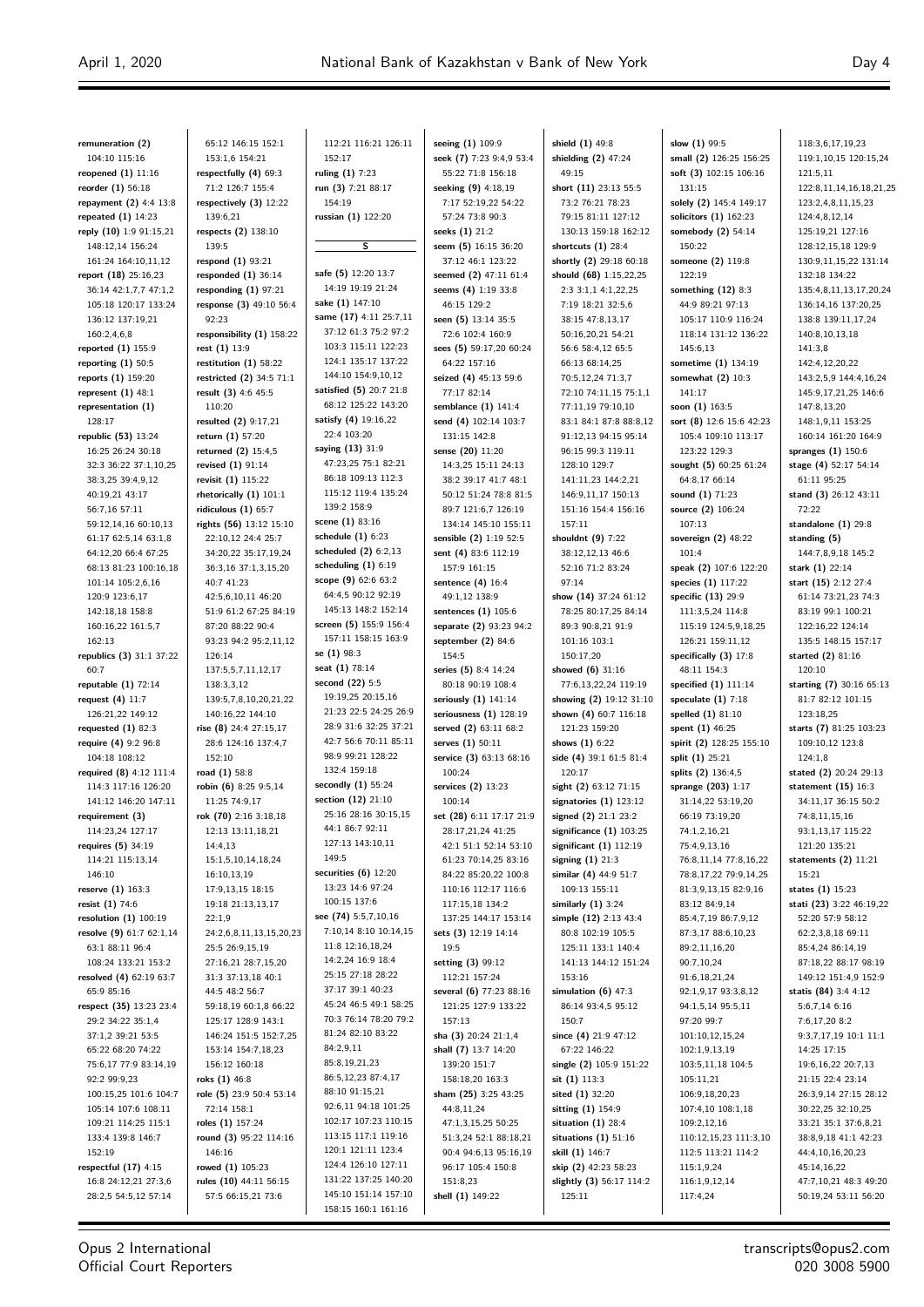**remuneration (2)** 104:10 115:16
**reopened (1)** 11:16
**reorder (1)** 56:18
**repayment (2)** 4:4 13:8
**repeated (1)** 14:23
**reply (10)** 1:9 91:15,21 148:12,14 156:24 161:24 164:10,11,12
**report (18)** 25:16,23 36:14 42:1,7,7 47:1,2 105:18 120:17 133:24 136:12 137:19,21 160:2,4,6,8
**reported (1)** 155:9
**reporting (1)** 50:5
**reports (1)** 159:20
**represent (1)** 48:1
**representation (1)** 128:17
**republic (53)** 13:24 16:25 26:24 30:18 32:3 36:22 37:1,10,25 38:3,25 39:4,9,12 40:19,21 43:17 56:7,16 57:11 59:12,14,16 60:10,13 61:17 62:5,14 63:1,8 64:12,20 66:4 67:25 68:13 81:23 100:16,18 101:14 105:2,6,16 120:9 123:6,17 142:18,18 158:8 160:16,22 161:5,7 162:13
**republics (3)** 31:1 37:22 60:7
**reputable (1)** 72:14
**request (4)** 11:7 126:21,22 149:12
**requested (1)** 82:3
**require (4)** 9:2 96:8 104:18 108:12
**required (8)** 4:12 111:4 114:3 117:16 126:20 141:12 146:20 147:11
**requirement (3)** 114:23,24 127:17
**requires (5)** 34:19 114:21 115:13,14 146:10
**reserve (1)** 163:3
**resist (1)** 74:6
**resolution (1)** 100:19
**resolve (9)** 61:7 62:1,14 63:1 88:11 96:4 108:24 133:21 153:2
**resolved (4)** 62:19 63:7 65:9 85:16
**respect (35)** 13:23 23:4 29:2 34:22 35:1,4 37:1,2 39:21 53:5 65:22 68:20 74:22 75:6,17 77:9 83:14,19 92:2 99:9,23 100:15,25 101:6 104:7 105:14 107:6 108:11 109:21 114:25 115:1 133:4 139:8 146:7 152:19
**respectful (17)** 4:15 16:8 24:12,21 27:3,6 28:2,5 54:5,12 57:14 65:12 146:15 152:1 153:1,6 154:21
**respectfully (4)** 69:3 71:2 126:7 155:4
**respectively (3)** 12:22 139:6,21
**respects (2)** 138:10 139:5
**respond (1)** 93:21
**responded (1)** 36:14
**responding (1)** 97:21
**response (3)** 49:10 56:4 92:23
**responsibility (1)** 158:22
**rest (1)** 13:9
**restitution (1)** 58:22
**restricted (2)** 34:5 71:1
**result (3)** 4:6 45:5 110:20
**resulted (2)** 9:17,21
**return (1)** 57:20
**returned (2)** 15:4,5
**revised (1)** 91:14
**revisit (1)** 115:22
**rhetorically (1)** 101:1
**ridiculous (1)** 65:7
**rights (56)** 13:12 15:10 22:10,12 24:4 25:7 34:20,22 35:17,19,24 36:3,16 37:1,3,15,20 40:7 41:23 42:5,6,10,11 46:20 51:9 61:2 67:25 84:19 87:20 88:22 90:4 93:23 94:2 95:2,11,12 126:14 137:5,5,7,11,12,17 138:3,3,12 139:5,7,8,10,20,21,22 140:16,22 144:10
**rise (8)** 24:4 27:15,17 28:6 124:16 137:4,7 152:10
**road (1)** 58:8
**robin (6)** 8:25 9:5,14 11:25 74:9,17
**rok (70)** 2:16 3:18,18 12:13 13:11,18,21 14:4,13 15:1,5,10,14,18,24 16:10,13,19 17:9,13,15 18:15 19:18 21:13,13,17 22:1,9 24:2,6,8,11,13,15,20,23 25:5 26:9,15,19 27:16,21 28:7,15,20 31:3 37:13,18 40:1 44:5 48:2 56:7 59:18,19 60:1,8 66:22 125:17 128:9 143:1 146:24 151:5 152:7,25 153:14 154:7,18,23 156:12 160:18
**roks (1)** 46:8
**role (5)** 23:9 50:4 53:14 72:14 158:1
**roles (1)** 157:24
**round (3)** 95:22 114:16 146:16
**rowed (1)** 105:23
**rules (10)** 44:11 56:15 57:5 66:15,21 73:6 112:21 116:21 126:11 152:17
**ruling (1)** 7:23
**run (3)** 7:21 88:17 154:19
**russian (1)** 122:20

## S

**safe (5)** 12:20 13:7 14:19 19:19 21:24
**sake (1)** 147:10
**same (17)** 4:11 25:7,11 37:12 61:3 75:2 97:2 103:3 115:11 122:23 124:1 135:17 137:22 144:10 154:9,10,12
**satisfied (5)** 20:7 21:8 68:12 125:22 143:20
**satisfy (4)** 19:16,22 22:4 103:20
**saying (13)** 31:9 47:23,25 75:1 82:21 86:18 109:13 112:3 115:12 119:4 135:24 139:2 158:9
**scene (1)** 83:16
**schedule (1)** 6:23
**scheduled (2)** 6:2,13
**scheduling (1)** 6:19
**scope (9)** 62:6 63:2 64:4,5 90:12 92:19 145:13 148:2 152:14
**screen (5)** 155:9 156:4 157:11 158:15 163:9
**se (1)** 98:3
**seat (1)** 78:14
**second (22)** 5:5 19:19,25 20:15,16 21:23 22:5 24:25 26:9 28:9 31:6 32:25 37:21 42:7 56:6 70:11 85:11 98:9 99:21 128:22 132:4 159:18
**secondly (1)** 55:24
**section (12)** 21:10 25:16 28:16 30:15,15 44:1 86:7 92:11 127:13 143:10,11 149:5
**securities (6)** 12:20 13:23 14:6 97:24 100:15 137:6
**see (74)** 5:5,7,10,16 7:10,14 8:10 10:14,15 11:8 12:16,18,24 14:2,24 16:9 18:4 25:15 27:18 28:22 37:17 39:1 40:23 45:24 46:5 49:1 58:25 70:3 76:14 78:20 79:2 81:24 82:10 83:22 84:2,9,11 85:8,19,21,23 86:5,12,23 87:4,17 88:10 91:15,21 92:6,11 94:18 101:25 102:17 107:23 110:15 113:15 117:1 119:16 120:1 121:11 123:4 124:4 126:10 127:11 131:22 137:25 140:20 145:10 151:14 157:10 158:15 160:1 161:16
**seeing (1)** 109:9
**seek (7)** 7:23 9:4,9 53:4 55:22 71:8 156:18
**seeking (9)** 4:18,19 7:17 52:19,22 54:22 57:24 73:8 90:3
**seeks (1)** 21:2
**seem (5)** 16:15 36:20 37:12 46:1 123:22
**seemed (2)** 47:11 61:4
**seems (4)** 1:19 33:8 46:15 129:2
**seen (5)** 13:14 35:5 72:6 102:4 160:9
**sees (5)** 59:17,20 60:24 64:22 157:16
**seized (4)** 45:13 59:6 77:17 82:14
**semblance (1)** 141:4
**send (4)** 102:14 103:7 131:15 142:8
**sense (20)** 11:20 14:3,25 15:11 24:13 38:2 39:17 41:7 48:1 50:12 51:24 78:8 81:5 89:7 121:6,7 126:19 134:14 145:10 155:11
**sensible (2)** 1:19 52:5
**sent (4)** 83:6 112:19 157:9 161:15
**sentence (4)** 16:4 49:1,12 138:9
**sentences (1)** 105:6
**separate (2)** 93:23 94:2
**september (2)** 84:6 154:5
**series (5)** 8:4 14:24 80:18 90:19 108:4
**seriously (1)** 141:14
**seriousness (1)** 128:19
**served (2)** 63:11 68:2
**serves (1)** 50:11
**service (3)** 63:13 68:16 100:24
**services (2)** 13:23 100:14
**set (28)** 6:11 17:17 21:9 28:17,21,24 41:25 42:1 51:1 52:14 53:10 61:23 70:14,25 83:16 84:22 85:20,22 100:8 110:16 112:17 116:6 117:15,18 134:2 137:25 144:17 153:14
**sets (3)** 12:19 14:14 19:5
**setting (3)** 99:12 112:21 157:24
**several (6)** 77:23 88:16 121:25 127:9 133:22 157:13
**sha (3)** 20:24 21:1,4
**shall (7)** 13:7 14:20 139:20 151:7 158:18,20 163:3
**sham (25)** 3:25 43:25 44:8,11,24 47:1,3,15,25 50:25 51:3,24 52:1 88:18,21 90:4 94:6,13 95:16,19 96:17 105:4 150:8 151:8,23
**shell (1)** 149:22
**shield (1)** 49:8
**shielding (2)** 47:24 49:15
**short (11)** 23:13 55:5 73:2 76:21 78:23 79:15 81:11 127:12 130:13 159:18 162:12
**shortcuts (1)** 28:4
**shortly (2)** 29:18 60:18
**should (68)** 1:15,22,25 2:3 3:1,1 4:1,22,25 7:19 18:21 32:5,6 38:15 47:8,13,17 50:16,20,21 54:21 56:6 58:4,12 65:5 66:13 68:14,25 70:5,12,24 71:3,7 72:10 74:11,15 75:1,1 77:11,19 79:10,10 83:1 84:1 87:8 88:8,12 91:12,13 94:15 95:14 96:15 99:3 119:11 128:10 129:7 141:11,23 144:2,21 146:9,11,17 150:13 151:16 154:4 156:16 157:11
**shouldnt (9)** 7:22 38:12,12,13 46:6 52:16 71:2 83:24 97:14
**show (14)** 37:24 61:12 78:25 80:17,25 84:14 89:3 90:8,21 91:9 101:16 103:1 150:17,20
**showed (6)** 31:16 77:6,13,22,24 119:19
**showing (2)** 19:12 31:10
**shown (4)** 60:7 116:18 121:23 159:20
**shows (1)** 6:22
**side (4)** 39:1 61:5 81:4 120:17
**sight (2)** 63:12 71:15
**signatories (1)** 123:12
**signed (2)** 21:1 23:2
**significance (1)** 103:25
**significant (1)** 112:19
**signing (1)** 21:3
**similar (4)** 44:9 51:7 109:13 155:11
**similarly (1)** 3:24
**simple (12)** 2:13 43:4 80:8 102:19 105:5 125:11 133:1 140:4 141:13 144:12 151:24 153:16
**simulation (6)** 47:3 86:14 93:4,5 95:12 150:7
**since (4)** 21:9 47:12 67:22 146:22
**single (2)** 105:9 151:22
**sit (1)** 113:3
**sited (1)** 32:20
**sitting (1)** 154:9
**situation (1)** 28:4
**situations (1)** 51:16
**skill (1)** 146:7
**skip (2)** 42:23 58:23
**slightly (3)** 56:17 114:2 125:11
**slow (1)** 99:5
**small (2)** 126:25 156:25
**soft (3)** 102:15 106:16 131:15
**solely (2)** 145:4 149:17
**solicitors (1)** 162:23
**somebody (2)** 54:14 150:22
**someone (2)** 119:8 122:19
**something (12)** 8:3 44:9 89:21 97:13 105:17 110:9 116:24 118:14 131:12 136:22 145:6,13
**sometime (1)** 134:19
**somewhat (2)** 10:3 141:17
**soon (1)** 163:5
**sort (8)** 12:6 15:6 42:23 105:4 109:10 113:17 123:22 129:3
**sought (5)** 60:25 61:24 64:8,17 66:14
**sound (1)** 71:23
**source (2)** 106:24 107:13
**sovereign (2)** 48:22 101:4
**speak (2)** 107:6 122:20
**species (1)** 117:22
**specific (13)** 29:9 111:3,5,24 114:8 115:19 124:5,9,18,25 126:21 159:11,12
**specifically (3)** 17:8 48:11 154:3
**specified (1)** 111:14
**speculate (1)** 7:18
**spelled (1)** 81:10
**spent (1)** 46:25
**spirit (2)** 128:25 155:10
**split (1)** 25:21
**splits (2)** 136:4,5
**sprange (203)** 1:17 31:14,22 53:19,20 66:19 73:19,20 74:1,2,16,21 75:4,9,13,16 76:8,11,14 77:8,16,22 78:8,17,22 79:9,14,25 81:3,9,13,15 82:9,16 83:12 84:9,14 85:4,7,19 86:7,9,12 87:3,17 88:6,10,23 89:2,11,16,20 90:7,10,24 91:6,18,21,24 92:1,9,17 93:3,8,12 94:1,5,14 95:5,11 97:20 99:7 101:10,12,15,24 102:1,9,13,19 103:5,11,18 104:5 105:11,21 106:9,18,20,23 107:4,10 108:1,18 109:2,12,16 110:12,15,23 111:3,10 112:5 113:21 114:2 115:1,9,24 116:1,9,12,14 117:4,24 118:3,6,17,19,23 119:1,10,15 120:15,24 121:5,11 122:8,11,14,16,18,21,25 123:2,4,8,11,15,23 124:4,8,12,14 125:19,21 127:16 128:12,15,18 129:9 130:9,11,15,22 131:14 132:18 134:22 135:4,8,11,13,17,20,24 136:14,16 137:20,25 138:8 139:11,17,24 140:8,10,13,18 141:3,8 142:4,12,20,22 143:2,5,9 144:4,16,24 145:9,17,21,25 146:6 147:8,13,20 148:1,9,11 153:25 160:14 161:20 164:9
**spranges (1)** 150:6
**stage (4)** 52:17 54:14 61:11 95:25
**stand (3)** 26:12 43:11 72:22
**standalone (1)** 29:8
**standing (5)** 144:7,8,9,18 145:2
**stark (1)** 22:14
**start (15)** 2:12 27:4 61:14 73:21,23 74:3 83:19 99:1 100:21 122:16,22 124:14 135:5 148:15 157:17
**started (2)** 81:16 120:10
**starting (7)** 30:16 65:13 81:7 82:12 101:15 123:18,25
**starts (7)** 81:25 103:23 109:10,12 123:8 124:1,8
**stated (2)** 20:24 29:13
**statement (15)** 16:3 34:11,17 36:15 50:2 74:8,11,15,16 93:1,13,17 115:22 121:20 135:21
**statements (2)** 11:21 15:21
**states (1)** 15:23
**stati (23)** 3:22 46:19,22 52:20 57:9 58:12 62:2,3,8,18 69:11 85:4,24 86:14,19 87:18,22 88:17 98:19 149:12 151:4,9 152:9
**statis (84)** 3:4 4:12 5:6,7,14 6:16 7:6,17,20 8:2 9:3,7,17,19 10:1 11:1 14:25 17:15 19:6,16,22 20:7,13 21:15 22:4 23:14 26:3,9,14 27:15 28:12 30:22,25 32:10,25 33:21 35:1 37:6,8,21 38:8,9,18 41:1 42:23 44:4,10,16,20,23 45:14,16,22 47:7,10,21 48:3 49:20 50:19,24 53:11 56:20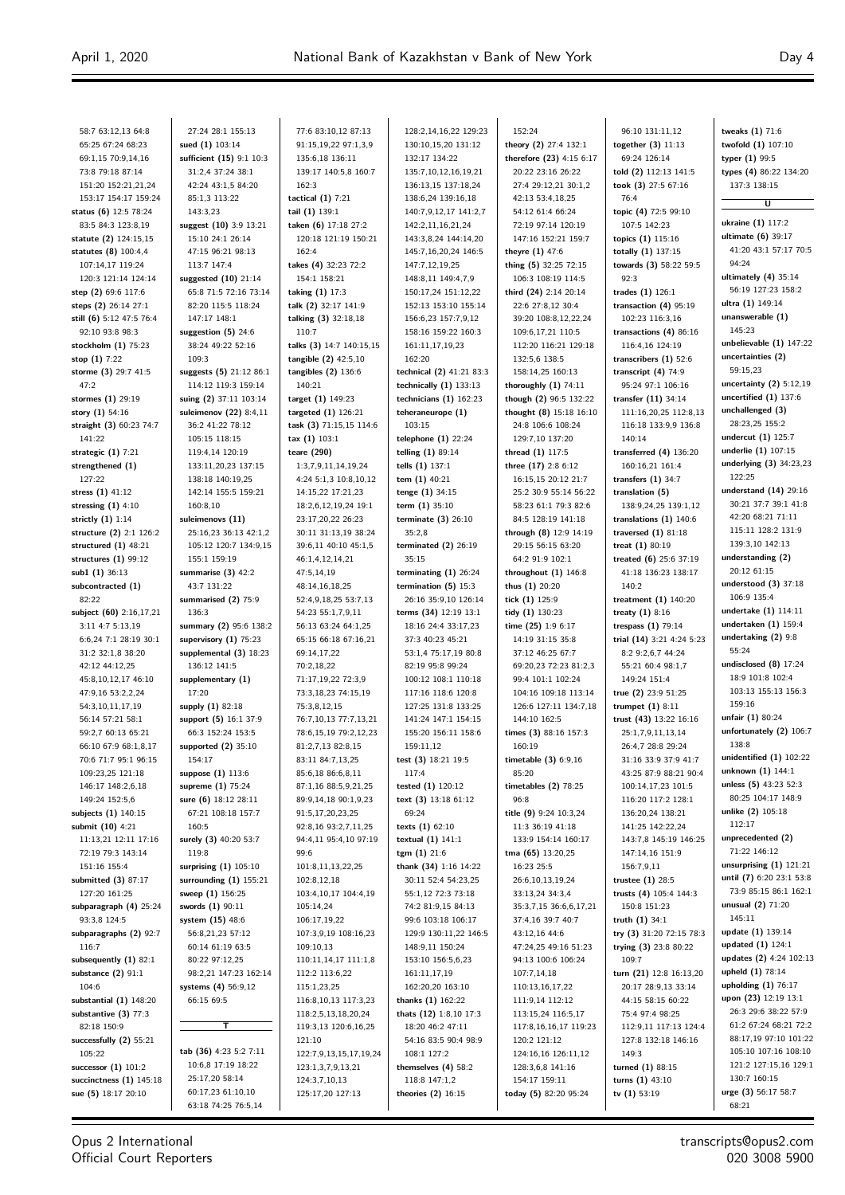58:7 63:12,13 64:8
65:25 67:24 68:23
69:1,15 70:9,14,16
73:8 79:18 87:14
151:20 152:21,21,24
153:17 154:17 159:24
**status (6)** 12:5 78:24
83:5 84:3 123:8,19
**statute (2)** 124:15,15
**statutes (8)** 100:4,4
107:14,17 119:24
120:3 121:14 124:14
**step (2)** 69:6 117:6
**steps (2)** 26:14 27:1
**still (6)** 5:12 47:5 76:4
92:10 93:8 98:3
**stockholm (1)** 75:23
**stop (1)** 7:22
**storme (3)** 29:7 41:5
47:2
**stormes (1)** 29:19
**story (1)** 54:16
**straight (3)** 60:23 74:7
141:22
**strategic (1)** 7:21
**strengthened (1)**
127:22
**stress (1)** 41:12
**stressing (1)** 4:10
**strictly (1)** 1:14
**structure (2)** 2:1 126:2
**structured (1)** 48:21
**structures (1)** 99:12
**sub1 (1)** 36:13
**subcontracted (1)**
82:22
**subject (60)** 2:16,17,21
3:11 4:7 5:13,19
6:6,24 7:1 28:19 30:1
31:2 32:1,8 38:20
42:12 44:12,25
45:8,10,12,17 46:10
47:9,16 53:2,2,24
54:3,10,11,17,19
56:14 57:21 58:1
59:2,7 60:13 65:21
66:10 67:9 68:1,8,17
70:6 71:7 95:1 96:15
109:23,25 121:18
146:17 148:2,6,18
149:24 152:5,6
**subjects (1)** 140:15
**submit (10)** 4:21
11:13,21 12:11 17:16
72:19 79:3 143:14
151:16 155:4
**submitted (3)** 87:17
127:20 161:25
**subparagraph (4)** 25:24
93:3,8 124:5
**subparagraphs (2)** 92:7
116:7
**subsequently (1)** 82:1
**substance (2)** 91:1
104:6
**substantial (1)** 148:20
**substantive (3)** 77:3
82:18 150:9
**successfully (2)** 55:21
105:22
**successor (1)** 101:2
**succinctness (1)** 145:18
**sue (5)** 18:17 20:10
27:24 28:1 155:13
**sued (1)** 103:14
**sufficient (15)** 9:1 10:3
31:2,4 37:24 38:1
42:24 43:1,5 84:20
85:1,3 113:22
143:3,23
**suggest (10)** 3:9 13:21
15:10 24:1 26:14
47:15 96:21 98:13
113:7 147:4
**suggested (10)** 21:14
65:8 71:5 72:16 73:14
82:20 115:5 118:24
147:17 148:1
**suggestion (5)** 24:6
38:24 49:22 52:16
109:3
**suggests (5)** 21:12 86:1
114:12 119:3 159:14
**suing (2)** 37:11 103:14
**suleimenov (22)** 8:4,11
36:2 41:22 78:12
105:15 118:15
119:4,14 120:19
133:11,20,23 137:15
138:18 140:19,25
142:14 155:5 159:21
160:8,10
**suleimenovs (11)**
25:16,23 36:13 42:1,2
105:12 120:7 134:9,15
155:1 159:19
**summarise (3)** 42:2
43:7 131:22
**summarised (2)** 75:9
136:3
**summary (2)** 95:6 138:2
**supervisory (1)** 75:23
**supplemental (3)** 18:23
136:12 141:5
**supplementary (1)**
17:20
**supply (1)** 82:18
**support (5)** 16:1 37:9
66:3 152:24 153:5
**supported (2)** 35:10
154:17
**suppose (1)** 113:6
**supreme (1)** 75:24
**sure (6)** 18:12 28:11
67:21 108:18 157:7
160:5
**surely (3)** 40:20 53:7
119:8
**surprising (1)** 105:10
**surrounding (1)** 155:21
**sweep (1)** 156:25
**swords (1)** 90:11
**system (15)** 48:6
56:8,21,23 57:12
60:14 61:19 63:5
80:22 97:12,25
98:2,21 147:23 162:14
**systems (4)** 56:9,12
66:15 69:5

## T

**tab (36)** 4:23 5:2 7:11
10:6,8 17:19 18:22
25:17,20 58:14
60:17,23 61:10,10
63:18 74:25 76:5,14
77:6 83:10,12 87:13
91:15,19,22 97:1,3,9
135:6,18 136:11
139:17 140:5,8 160:7
162:3
**tactical (1)** 7:21
**tail (1)** 139:1
**taken (6)** 17:18 27:2
120:18 121:19 150:21
162:4
**takes (4)** 32:23 72:2
154:1 158:21
**taking (1)** 17:3
**talk (2)** 32:17 141:9
**talking (3)** 32:18,18
110:7
**talks (3)** 14:7 140:15,15
**tangible (2)** 42:5,10
**tangibles (2)** 136:6
140:21
**target (1)** 149:23
**targeted (1)** 126:21
**task (3)** 71:15,15 114:6
**tax (1)** 103:1
**teare (290)**
1:3,7,9,11,14,19,24
4:24 5:1,3 10:8,10,12
14:15,22 17:21,23
18:2,6,12,19,24 19:1
23:17,20,22 26:23
30:11 31:13,19 38:24
39:6,11 40:10 45:1,5
46:1,4,12,14,21
47:5,14,19
48:14,16,18,25
52:4,9,18,25 53:7,13
54:23 55:1,7,9,11
56:13 63:24 64:1,25
65:15 66:18 67:16,21
69:14,17,22
70:2,18,22
71:17,19,22 72:3,9
73:3,18,23 74:15,19
75:3,8,12,15
76:7,10,13 77:7,13,21
78:6,15,19 79:2,12,23
81:2,7,13 82:8,15
83:11 84:7,13,25
85:6,18 86:6,8,11
87:1,16 88:5,9,21,25
89:9,14,18 90:1,9,23
91:5,17,20,23,25
92:8,16 93:2,7,11,25
94:4,11 95:4,10 97:19
99:6
101:8,11,13,22,25
102:8,12,18
103:4,10,17 104:4,19
105:14,24
106:17,19,22
107:3,9,19 108:16,23
109:10,13
110:11,14,17 111:1,8
112:2 113:6,22
115:1,23,25
116:8,10,13 117:3,23
118:2,5,13,18,20,24
119:3,13 120:6,16,25
121:10
122:7,9,13,15,17,19,24
123:1,3,7,9,13,21
124:3,7,10,13
125:17,20 127:13
128:2,14,16,22 129:23
130:10,15,20 131:12
132:17 134:22
135:7,10,12,16,19,21
136:13,15 137:18,24
138:6,24 139:16,18
140:7,9,12,17 141:2,7
142:2,11,16,21,24
143:3,8,24 144:14,20
145:7,16,20,24 146:5
147:7,12,19,25
148:8,11 149:4,7,9
150:17,24 151:12,22
152:13 153:10 155:14
156:6,23 157:7,9,12
158:16 159:22 160:3
161:11,17,19,23
162:20
**technical (2)** 41:21 83:3
**technically (1)** 133:13
**technicians (1)** 162:23
**teheraneurope (1)**
103:15
**telephone (1)** 22:24
**telling (1)** 89:14
**tells (1)** 137:1
**tem (1)** 40:21
**tenge (1)** 34:15
**term (1)** 35:10
**terminate (3)** 26:10
35:2,8
**terminated (2)** 26:19
35:15
**terminating (1)** 26:24
**termination (5)** 15:3
26:16 35:9,10 126:14
**terms (34)** 12:19 13:1
18:16 24:4 33:17,23
37:3 40:23 45:21
53:1,4 75:17,19 80:8
82:19 95:8 99:24
100:12 108:1 110:18
117:16 118:6 120:8
127:25 131:8 133:25
141:24 147:1 154:15
155:20 156:11 158:6
159:11,12
**test (3)** 18:21 19:5
117:4
**tested (1)** 120:12
**text (3)** 13:18 61:12
69:24
**texts (1)** 62:10
**textual (1)** 141:1
**tgm (1)** 21:6
**thank (34)** 1:16 14:22
30:11 52:4 54:23,25
55:1,12 72:3 73:18
74:2 81:9,15 84:13
99:6 103:18 106:17
129:9 130:11,22 146:5
148:9,11 150:24
153:10 156:5,6,23
161:11,17,19
162:20,20 163:10
**thanks (1)** 162:22
**thats (12)** 1:8,10 17:3
18:20 46:2 47:11
54:16 83:5 90:4 98:9
108:1 127:2
**themselves (4)** 58:2
118:8 147:1,2
**theories (2)** 16:15
152:24
**theory (2)** 27:4 132:1
**therefore (23)** 4:15 6:17
20:22 23:16 26:22
27:4 29:12,21 30:1,2
42:13 53:4,18,25
54:12 61:4 66:24
72:19 97:14 120:19
147:16 152:21 159:7
**theyre (1)** 47:6
**thing (5)** 32:25 72:15
106:3 108:19 114:5
**third (24)** 2:14 20:14
22:6 27:8,12 30:4
39:20 108:8,12,22,24
109:6,17,21 110:5
112:20 116:21 129:18
132:5,6 138:5
158:14,25 160:13
**thoroughly (1)** 74:11
**though (2)** 96:5 132:22
**thought (8)** 15:18 16:10
24:8 106:6 108:24
129:7,10 137:20
**thread (1)** 117:5
**three (17)** 2:8 6:12
16:15,15 20:12 21:7
25:2 30:9 55:16 56:22
58:23 61:1 79:3 82:6
84:5 128:19 141:18
**through (8)** 12:9 14:19
29:15 56:15 63:20
64:2 91:9 102:1
**throughout (1)** 146:8
**thus (1)** 20:20
**tick (1)** 125:9
**tidy (1)** 130:23
**time (25)** 1:9 6:17
14:19 31:15 35:8
37:12 46:25 67:7
69:20,23 72:23 81:2,3
99:4 101:1 102:24
104:16 109:18 113:14
126:6 127:11 134:7,18
144:10 162:5
**times (3)** 88:16 157:3
160:19
**timetable (3)** 6:9,16
85:20
**timetables (2)** 78:25
96:8
**title (9)** 9:24 10:3,24
11:3 36:19 41:18
133:9 154:14 160:17
**tma (65)** 13:20,25
16:23 25:5
26:6,10,13,19,24
33:13,24 34:3,4
35:3,7,15 36:6,6,17,21
37:4,16 39:7 40:7
43:12,16 44:6
47:24,25 49:16 51:23
94:13 100:6 106:24
107:7,14,18
110:13,16,17,22
111:9,14 112:12
113:15,24 116:5,17
117:8,16,16,17 119:23
120:2 121:12
124:16,16 126:11,12
128:3,6,8 141:16
154:17 159:11
**today (5)** 82:20 95:24
96:10 131:11,12
**together (3)** 11:13
69:24 126:14
**told (2)** 112:13 141:5
**took (3)** 27:5 67:16
76:4
**topic (4)** 72:5 99:10
107:5 142:23
**topics (1)** 115:16
**totally (1)** 137:15
**towards (3)** 58:22 59:5
92:3
**trades (1)** 126:1
**transaction (4)** 95:19
102:23 116:3,16
**transactions (4)** 86:16
116:4,16 124:19
**transcribers (1)** 52:6
**transcript (4)** 74:9
95:24 97:1 106:16
**transfer (11)** 34:14
111:16,20,25 112:8,13
116:18 133:9,9 136:8
140:14
**transferred (4)** 136:20
160:16,21 161:4
**transfers (1)** 34:7
**translation (5)**
138:9,24,25 139:1,12
**translations (1)** 140:6
**traversed (1)** 81:18
**treat (1)** 80:19
**treated (6)** 25:6 37:19
41:18 136:23 138:17
140:2
**treatment (1)** 140:20
**treaty (1)** 8:16
**trespass (1)** 79:14
**trial (14)** 3:21 4:24 5:23
8:2 9:2,6,7 44:24
55:21 60:4 98:1,7
149:24 151:4
**true (2)** 23:9 51:25
**trumpet (1)** 8:11
**trust (43)** 13:22 16:16
25:1,7,9,11,13,14
26:4,7 28:8 29:24
31:16 33:9 37:9 41:7
43:25 87:9 88:21 90:4
100:14,17,23 101:5
116:20 117:2 128:1
136:20,24 138:21
141:25 142:22,24
143:7,8 145:19 146:25
147:14,16 151:9
156:7,9,11
**trustee (1)** 28:5
**trusts (4)** 105:4 144:3
150:8 151:23
**truth (1)** 34:1
**try (3)** 31:20 72:15 78:3
**trying (3)** 23:8 80:22
109:7
**turn (21)** 12:8 16:13,20
20:17 28:9,13 33:14
44:15 58:15 60:22
75:4 97:4 98:25
112:9,11 117:13 124:4
127:8 132:18 146:16
149:3
**turned (1)** 88:15
**turns (1)** 43:10
**tv (1)** 53:19
**tweaks (1)** 71:6
**twofold (1)** 107:10
**typer (1)** 99:5
**types (4)** 86:22 134:20
137:3 138:15

## U

**ukraine (1)** 117:2
**ultimate (6)** 39:17
41:20 43:1 57:17 70:5
94:24
**ultimately (4)** 35:14
56:19 127:23 158:2
**ultra (1)** 149:14
**unanswerable (1)**
145:23
**unbelievable (1)** 147:22
**uncertainties (2)**
59:15,23
**uncertainty (2)** 5:12,19
**uncertified (1)** 137:6
**unchallenged (3)**
28:23,25 155:2
**undercut (1)** 125:7
**underlie (1)** 107:15
**underlying (3)** 34:23,23
122:25
**understand (14)** 29:16
30:21 37:7 39:1 41:8
42:20 68:21 71:11
115:11 128:2 131:9
139:3,10 142:13
**understanding (2)**
20:12 61:15
**understood (3)** 37:18
106:9 135:4
**undertake (1)** 114:11
**undertaken (1)** 159:4
**undertaking (2)** 9:8
55:24
**undisclosed (8)** 17:24
18:9 101:8 102:4
103:13 155:13 156:3
159:16
**unfair (1)** 80:24
**unfortunately (2)** 106:7
138:8
**unidentified (1)** 102:22
**unknown (1)** 144:1
**unless (5)** 43:23 52:3
80:25 104:17 148:9
**unlike (2)** 105:18
112:17
**unprecedented (2)**
71:22 146:12
**unsurprising (1)** 121:21
**until (7)** 6:20 23:1 53:8
73:9 85:15 86:1 162:1
**unusual (2)** 71:20
145:11
**update (1)** 139:14
**updated (1)** 124:1
**updates (2)** 4:24 102:13
**upheld (1)** 78:14
**upholding (1)** 76:17
**upon (23)** 12:19 13:1
26:3 29:6 38:22 57:9
61:2 67:24 68:21 72:2
88:17,19 97:10 101:22
105:10 107:16 108:10
121:2 127:15,16 129:1
130:7 160:15
**urge (3)** 56:17 58:7
68:21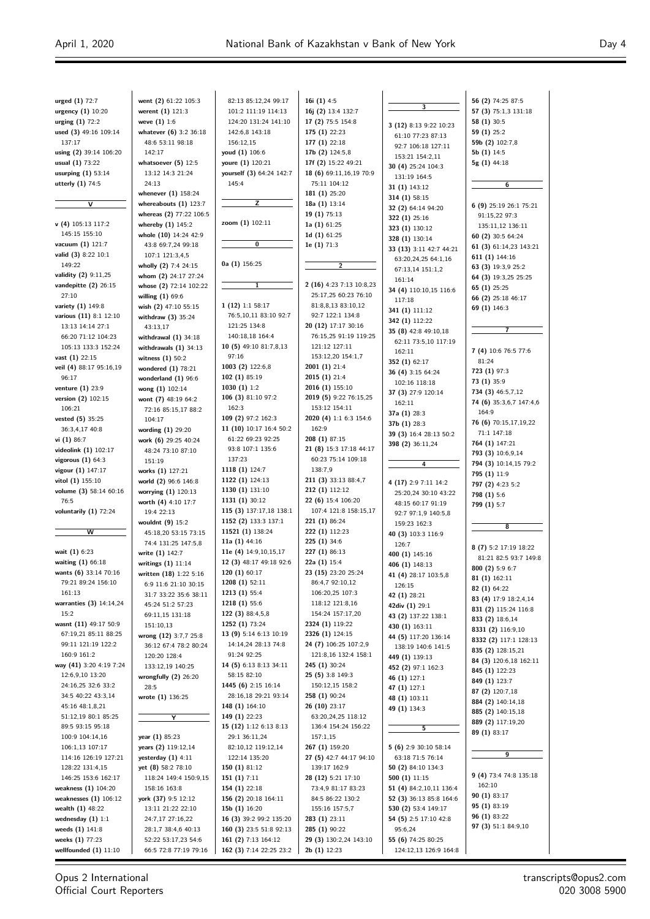**urged (1)** 72:7
**urgency (1)** 10:20
**urging (1)** 72:2
**used (3)** 49:16 109:14 137:17
**using (2)** 39:14 106:20
**usual (1)** 73:22
**usurping (1)** 53:14
**utterly (1)** 74:5

## V

**v (4)** 105:13 117:2 145:15 155:10
**vacuum (1)** 121:7
**valid (3)** 8:22 10:1 149:22
**validity (2)** 9:11,25
**vandepitte (2)** 26:15 27:10
**variety (1)** 149:8
**various (11)** 8:1 12:10 13:13 14:14 27:1 66:20 71:12 104:23 105:13 133:3 152:24
**vast (1)** 22:15
**veil (4)** 88:17 95:16,19 96:17
**venture (1)** 23:9
**version (2)** 102:15 106:21
**vested (5)** 35:25 36:3,4,17 40:8
**vi (1)** 86:7
**videolink (1)** 102:17
**vigorous (1)** 64:3
**vigour (1)** 147:17
**vitol (1)** 155:10
**volume (3)** 58:14 60:16 76:5
**voluntarily (1)** 72:24

## W

**wait (1)** 6:23
**waiting (1)** 66:18
**wants (6)** 33:14 70:16 79:21 89:24 156:10 161:13
**warranties (3)** 14:14,24 15:2
**wasnt (11)** 49:17 50:9 67:19,21 85:11 88:25 99:11 121:19 122:2 160:9 161:2
**way (41)** 3:20 4:19 7:24 12:6,9,10 13:20 24:16,25 32:6 33:2 34:5 40:22 43:3,14 45:16 48:1,8,21 51:12,19 80:1 85:25 89:5 93:15 95:18 100:9 104:14,16 106:1,13 107:17 114:16 126:19 127:21 128:22 131:4,15 146:25 153:6 162:17
**weakness (1)** 104:20
**weaknesses (1)** 106:12
**wealth (1)** 48:22
**wednesday (1)** 1:1
**weeds (1)** 141:8
**weeks (1)** 77:23
**wellfounded (1)** 11:10
**went (2)** 61:22 105:3
**werent (1)** 121:3
**weve (1)** 1:6
**whatever (6)** 3:2 36:18 48:6 53:11 98:18 142:17
**whatsoever (5)** 12:5 13:12 14:3 21:24 24:13
**whenever (1)** 158:24
**whereabouts (1)** 123:7
**whereas (2)** 77:22 106:5
**whereby (1)** 145:2
**whole (10)** 14:24 42:9 43:8 69:7,24 99:18 107:1 121:3,4,5
**wholly (2)** 7:4 24:15
**whom (2)** 24:17 27:24
**whose (2)** 72:14 102:22
**willing (1)** 69:6
**wish (2)** 47:10 55:15
**withdraw (3)** 35:24 43:13,17
**withdrawal (1)** 34:18
**withdrawals (1)** 34:13
**witness (1)** 50:2
**wondered (1)** 78:21
**wonderland (1)** 96:6
**wong (1)** 102:14
**wont (7)** 48:19 64:2 72:16 85:15,17 88:2 104:17
**wording (1)** 29:20
**work (6)** 29:25 40:24 48:24 73:10 87:10 151:19
**works (1)** 127:21
**world (2)** 96:6 146:8
**worrying (1)** 120:13
**worth (4)** 4:10 17:7 19:4 22:13
**wouldnt (9)** 15:2 45:18,20 53:15 73:15 74:4 131:25 147:5,8
**write (1)** 142:7
**writings (1)** 11:14
**written (18)** 1:22 5:16 6:9 11:6 21:10 30:15 31:7 33:22 35:6 38:11 45:24 51:2 57:23 69:11,15 131:18 151:10,13
**wrong (12)** 3:7,7 25:8 36:12 67:4 78:2 80:24 120:20 128:4 133:12,19 140:25
**wrongfully (2)** 26:20 28:5
**wrote (1)** 136:25

## Y

**year (1)** 85:23
**years (2)** 119:12,14
**yesterday (1)** 4:11
**yet (8)** 58:2 78:10 118:24 149:4 150:9,15 158:16 163:8
**york (37)** 9:5 12:12 13:11 21:22 22:10 24:7,17 27:16,22 28:1,7 38:4,6 40:13 52:22 53:17,23 54:6 66:5 72:8 77:19 79:16 82:13 85:12,24 99:17 101:2 111:19 114:13 124:20 131:24 141:10 142:6,8 143:18 156:12,15
**youd (1)** 106:6
**youre (1)** 120:21
**yourself (3)** 64:24 142:7 145:4

## Z

**zoom (1)** 102:11

## 0

**0a (1)** 156:25

## 1

**1 (12)** 1:1 58:17 76:5,10,11 83:10 92:7 121:25 134:8 140:18,18 164:4
**10 (5)** 49:10 81:7,8,13 97:16
**1003 (2)** 122:6,8
**102 (1)** 85:19
**1030 (1)** 1:2
**106 (3)** 81:10 97:2 162:3
**109 (2)** 97:2 162:3
**11 (10)** 10:17 16:4 50:2 61:22 69:23 92:25 93:8 107:1 135:6 137:23
**1118 (1)** 124:7
**1122 (1)** 124:13
**1130 (1)** 131:10
**1131 (1)** 30:12
**115 (3)** 137:17,18 138:1
**1152 (2)** 133:3 137:1
**11521 (1)** 138:24
**11a (1)** 44:16
**11e (4)** 14:9,10,15,17
**12 (3)** 48:17 49:18 92:6
**120 (1)** 60:17
**1208 (1)** 52:11
**1213 (1)** 55:4
**1218 (1)** 55:6
**122 (3)** 88:4,5,8
**1252 (1)** 73:24
**13 (9)** 5:14 6:13 10:19 14:14,24 28:13 74:8 91:24 92:25
**14 (5)** 6:13 8:13 34:11 58:15 82:10
**1445 (6)** 2:15 16:14 28:16,18 29:21 93:14
**148 (1)** 164:10
**149 (1)** 22:23
**15 (12)** 1:12 6:13 8:13 29:1 36:11,24 82:10,12 119:12,14 122:14 135:20
**150 (1)** 81:12
**151 (1)** 7:11
**154 (1)** 22:18
**156 (2)** 20:18 164:11
**15b (1)** 16:20
**16 (3)** 39:2 99:2 135:20
**160 (3)** 23:5 51:8 92:13
**161 (2)** 7:13 164:12
**162 (3)** 7:14 22:25 23:2
**16i (1)** 4:5
**16j (2)** 13:4 132:7
**17 (2)** 75:5 154:8
**175 (1)** 22:23
**177 (1)** 22:18
**17b (2)** 124:5,8
**17f (2)** 15:22 49:21
**18 (6)** 69:11,16,19 70:9 75:11 104:12
**181 (1)** 25:20
**18a (1)** 13:14
**19 (1)** 75:13
**1a (1)** 61:25
**1d (1)** 61:25
**1e (1)** 71:3

## 2

**2 (16)** 4:23 7:13 10:8,23 25:17,25 60:23 76:10 81:8,8,13 83:10,12 92:7 122:1 134:8
**20 (12)** 17:17 30:16 76:15,25 91:19 119:25 121:12 127:11 153:12,20 154:1,7
**2001 (1)** 21:4
**2015 (1)** 21:4
**2016 (1)** 155:10
**2019 (5)** 9:22 76:15,25 153:12 154:11
**2020 (4)** 1:1 6:3 154:6 162:9
**208 (1)** 87:15
**21 (8)** 15:3 17:18 44:17 60:23 75:14 109:18 138:7,9
**211 (3)** 33:13 88:4,7
**212 (1)** 112:12
**22 (6)** 15:4 106:20 107:4 121:8 158:15,17
**221 (1)** 86:24
**222 (1)** 112:23
**225 (1)** 34:6
**227 (1)** 86:13
**22a (1)** 15:4
**23 (15)** 23:20 25:24 86:4,7 92:10,12 106:20,25 107:3 118:12 121:8,16 154:24 157:17,20
**2324 (1)** 119:22
**2326 (1)** 124:15
**24 (7)** 106:25 107:2,9 121:8,16 132:4 158:1
**245 (1)** 30:24
**25 (5)** 3:8 149:3 150:12,15 158:2
**258 (1)** 90:24
**26 (10)** 23:17 63:20,24,25 118:12 136:4 154:24 156:22 157:1,15
**267 (1)** 159:20
**27 (5)** 42:7 44:17 94:10 139:17 162:9
**28 (12)** 5:21 17:10 73:4,9 81:17 83:23 84:5 86:22 130:2 155:16 157:5,7
**283 (1)** 23:11
**285 (1)** 90:22
**29 (3)** 130:2,24 143:10
**2b (1)** 12:23

## 3

**3 (12)** 8:13 9:22 10:23 61:10 77:23 87:13 92:7 106:18 127:11 153:21 154:2,11
**30 (4)** 25:24 104:3 131:19 164:5
**31 (1)** 143:12
**314 (1)** 58:15
**32 (2)** 64:14 94:20
**322 (1)** 25:16
**323 (1)** 130:12
**328 (1)** 130:14
**33 (13)** 3:11 42:7 44:21 63:20,24,25 64:1,16 67:13,14 151:1,2 161:14
**34 (4)** 110:10,15 116:6 117:18
**341 (1)** 111:12
**342 (1)** 112:22
**35 (8)** 42:8 49:10,18 62:11 73:5,10 117:19 162:11
**352 (1)** 62:17
**36 (4)** 3:15 64:24 102:16 118:18
**37 (3)** 27:9 120:14 162:11
**37a (1)** 28:3
**37b (1)** 28:3
**39 (3)** 16:4 28:13 50:2
**398 (2)** 36:11,24

## 4

**4 (17)** 2:9 7:11 14:2 25:20,24 30:10 43:22 48:15 60:17 91:19 92:7 97:1,9 140:5,8 159:23 162:3
**40 (3)** 103:3 116:9 126:7
**400 (1)** 145:16
**406 (1)** 148:13
**41 (4)** 28:17 103:5,8 126:15
**42 (1)** 28:21
**42div (1)** 29:1
**43 (2)** 137:22 138:1
**430 (1)** 163:11
**44 (5)** 117:20 136:14 138:19 140:6 141:5
**449 (1)** 139:13
**452 (2)** 97:1 162:3
**46 (1)** 127:1
**47 (1)** 127:1
**48 (1)** 103:11
**49 (1)** 134:3

## 5

**5 (6)** 2:9 30:10 58:14 63:18 71:5 76:14
**50 (2)** 84:10 134:3
**500 (1)** 11:15
**51 (4)** 84:2,10,11 136:4
**52 (3)** 36:13 85:8 164:6
**530 (2)** 53:4 149:17
**54 (5)** 2:5 17:10 42:8 95:6,24
**55 (6)** 74:25 80:25 124:12,13 126:9 164:8
**56 (2)** 74:25 87:5
**57 (3)** 75:1,3 131:18
**58 (1)** 30:5
**59 (1)** 25:2
**59b (2)** 102:7,8
**5b (1)** 14:5
**5g (1)** 44:18

## 6

**6 (9)** 25:19 26:1 75:21 91:15,22 97:3 135:11,12 136:11
**60 (2)** 30:5 64:24
**61 (3)** 61:14,23 143:21
**611 (1)** 144:16
**63 (3)** 19:3,9 25:2
**64 (3)** 19:3,25 25:25
**65 (1)** 25:25
**66 (2)** 25:18 46:17
**69 (1)** 146:3

## 7

**7 (4)** 10:6 76:5 77:6 81:24
**723 (1)** 97:3
**73 (1)** 35:9
**734 (3)** 46:5,7,12
**74 (6)** 35:3,6,7 147:4,6 164:9
**76 (6)** 70:15,17,19,22 71:1 147:18
**764 (1)** 147:21
**793 (3)** 10:6,9,14
**794 (3)** 10:14,15 79:2
**795 (1)** 11:9
**797 (2)** 4:23 5:2
**798 (1)** 5:6
**799 (1)** 5:7

## 8

**8 (7)** 5:2 17:19 18:22 81:21 82:5 93:7 149:8
**800 (2)** 5:9 6:7
**81 (1)** 162:11
**82 (1)** 64:22
**83 (4)** 17:9 18:2,4,14
**831 (2)** 115:24 116:8
**833 (2)** 18:6,14
**8331 (2)** 116:9,10
**8332 (2)** 117:1 128:13
**835 (2)** 128:15,21
**84 (3)** 120:6,18 162:11
**845 (1)** 122:23
**849 (1)** 123:7
**87 (2)** 120:7,18
**884 (2)** 140:14,18
**885 (2)** 140:15,18
**889 (2)** 117:19,20
**89 (1)** 83:17

## 9

**9 (4)** 73:4 74:8 135:18 162:10
**90 (1)** 83:17
**95 (1)** 83:19
**96 (1)** 83:22
**97 (3)** 51:1 84:9,10